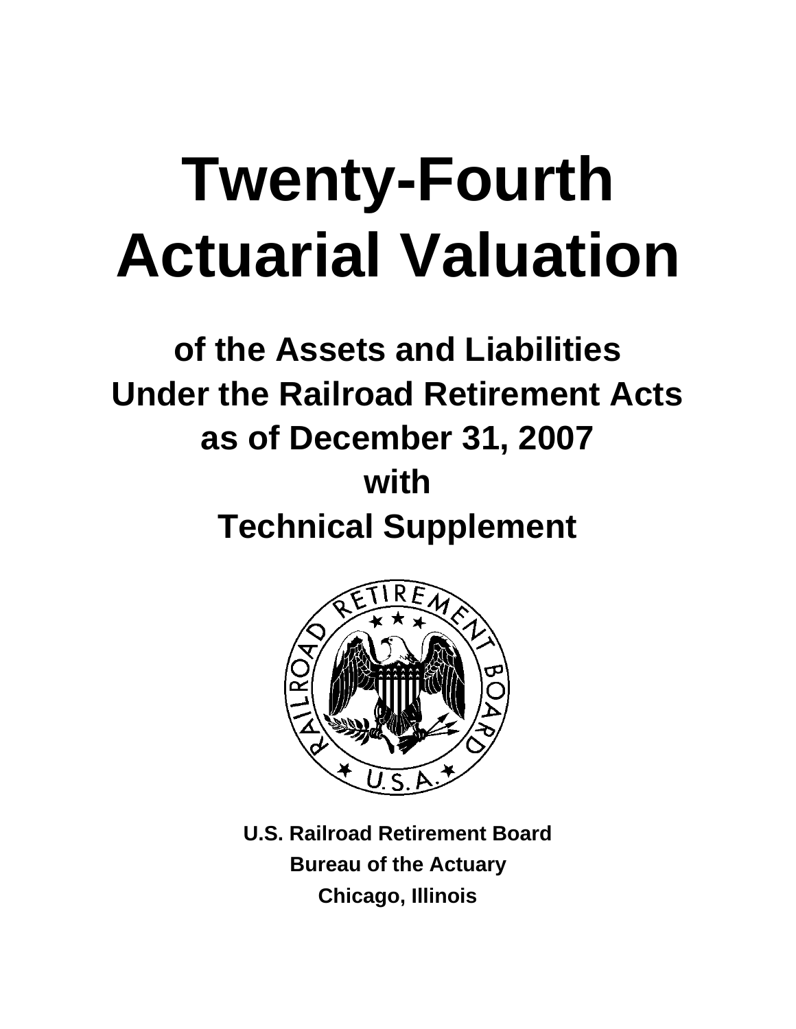# Twenty-Fourth Actuarial Valuation

## of the Assets and Liabilities Under the Railroad Retirement Acts as of December 31, 2007 with Technical Supplement

**U.S. Railroad Retirement Board**

**Bureau of the Actuary**

**Chicago, Illinois**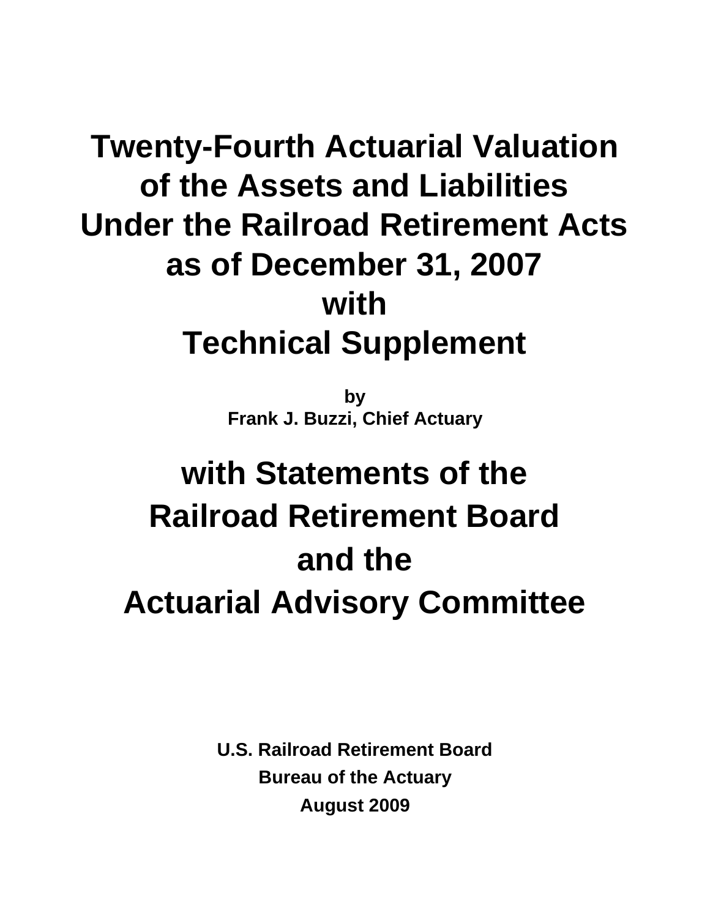# Twenty-Fourth Actuarial Valuation of the Assets and Liabilities Under the Railroad Retirement Acts as of December 31, 2007 with Technical Supplement

**by**
**Frank J. Buzzi, Chief Actuary**

# with Statements of the Railroad Retirement Board and the Actuarial Advisory Committee

**U.S. Railroad Retirement Board**
**Bureau of the Actuary**
**August 2009**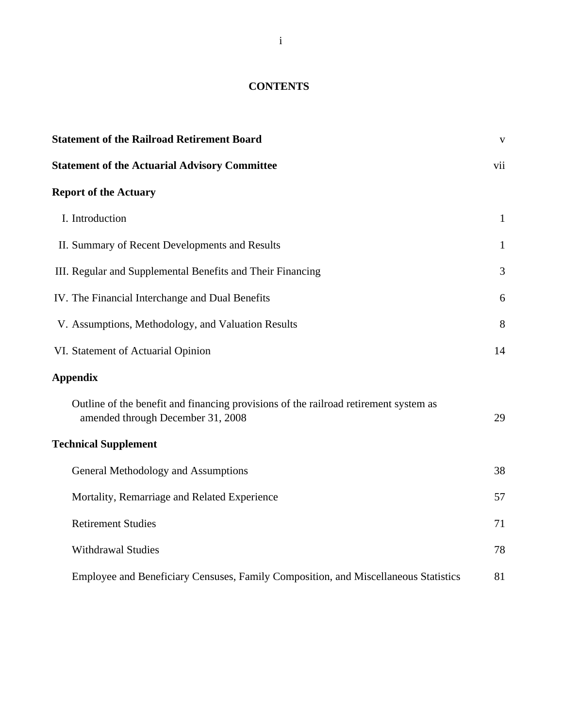# CONTENTS

| | |
|---|---|
| **Statement of the Railroad Retirement Board** | v |
| **Statement of the Actuarial Advisory Committee** | vii |
| **Report of the Actuary** | |
| I. Introduction | 1 |
| II. Summary of Recent Developments and Results | 1 |
| III. Regular and Supplemental Benefits and Their Financing | 3 |
| IV. The Financial Interchange and Dual Benefits | 6 |
| V. Assumptions, Methodology, and Valuation Results | 8 |
| VI. Statement of Actuarial Opinion | 14 |
| **Appendix** | |
| Outline of the benefit and financing provisions of the railroad retirement system as amended through December 31, 2008 | 29 |
| **Technical Supplement** | |
| General Methodology and Assumptions | 38 |
| Mortality, Remarriage and Related Experience | 57 |
| Retirement Studies | 71 |
| Withdrawal Studies | 78 |
| Employee and Beneficiary Censuses, Family Composition, and Miscellaneous Statistics | 81 |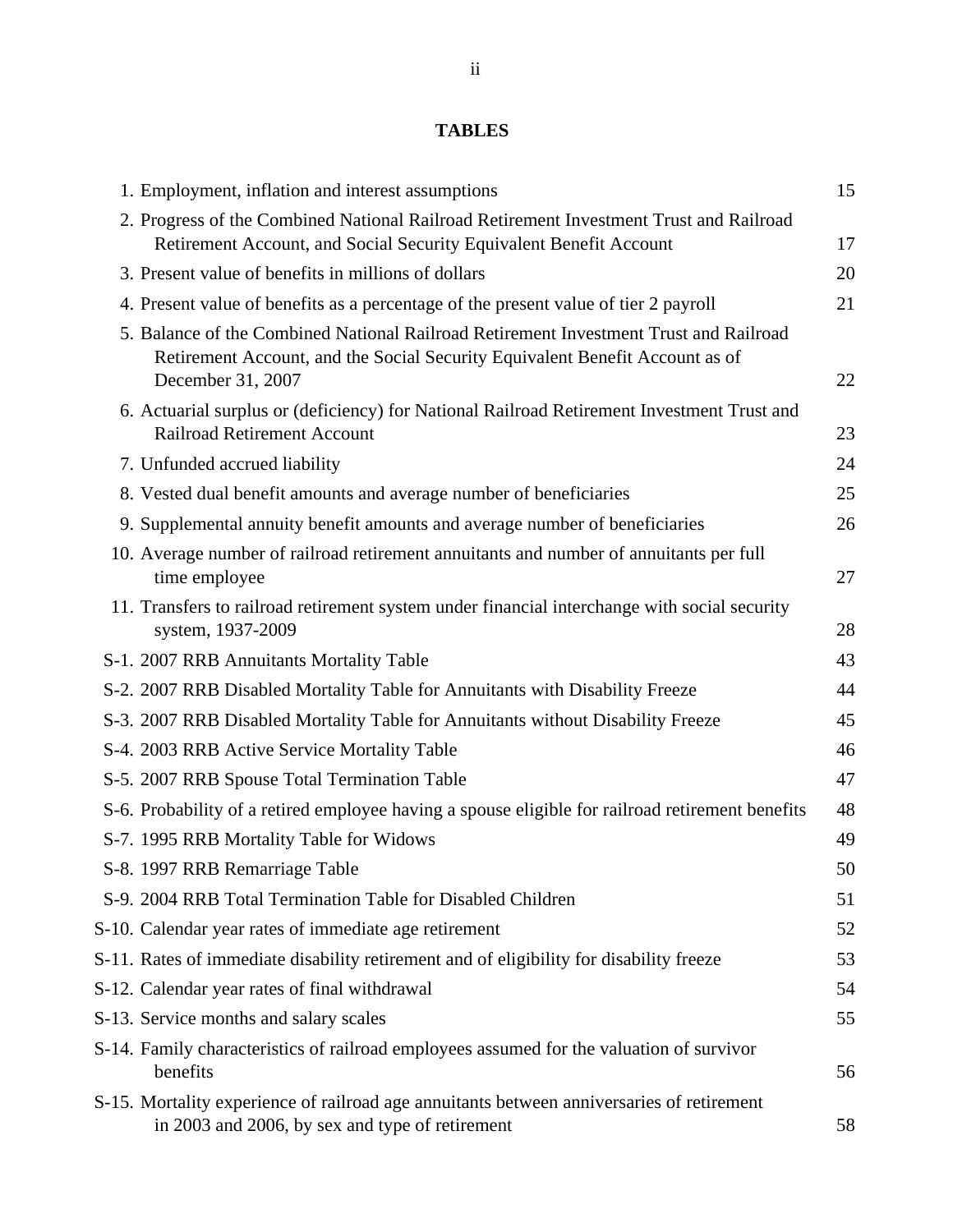## TABLES

| | |
|---|---|
| 1. Employment, inflation and interest assumptions | 15 |
| 2. Progress of the Combined National Railroad Retirement Investment Trust and Railroad Retirement Account, and Social Security Equivalent Benefit Account | 17 |
| 3. Present value of benefits in millions of dollars | 20 |
| 4. Present value of benefits as a percentage of the present value of tier 2 payroll | 21 |
| 5. Balance of the Combined National Railroad Retirement Investment Trust and Railroad Retirement Account, and the Social Security Equivalent Benefit Account as of December 31, 2007 | 22 |
| 6. Actuarial surplus or (deficiency) for National Railroad Retirement Investment Trust and Railroad Retirement Account | 23 |
| 7. Unfunded accrued liability | 24 |
| 8. Vested dual benefit amounts and average number of beneficiaries | 25 |
| 9. Supplemental annuity benefit amounts and average number of beneficiaries | 26 |
| 10. Average number of railroad retirement annuitants and number of annuitants per full time employee | 27 |
| 11. Transfers to railroad retirement system under financial interchange with social security system, 1937-2009 | 28 |
| S-1. 2007 RRB Annuitants Mortality Table | 43 |
| S-2. 2007 RRB Disabled Mortality Table for Annuitants with Disability Freeze | 44 |
| S-3. 2007 RRB Disabled Mortality Table for Annuitants without Disability Freeze | 45 |
| S-4. 2003 RRB Active Service Mortality Table | 46 |
| S-5. 2007 RRB Spouse Total Termination Table | 47 |
| S-6. Probability of a retired employee having a spouse eligible for railroad retirement benefits | 48 |
| S-7. 1995 RRB Mortality Table for Widows | 49 |
| S-8. 1997 RRB Remarriage Table | 50 |
| S-9. 2004 RRB Total Termination Table for Disabled Children | 51 |
| S-10. Calendar year rates of immediate age retirement | 52 |
| S-11. Rates of immediate disability retirement and of eligibility for disability freeze | 53 |
| S-12. Calendar year rates of final withdrawal | 54 |
| S-13. Service months and salary scales | 55 |
| S-14. Family characteristics of railroad employees assumed for the valuation of survivor benefits | 56 |
| S-15. Mortality experience of railroad age annuitants between anniversaries of retirement in 2003 and 2006, by sex and type of retirement | 58 |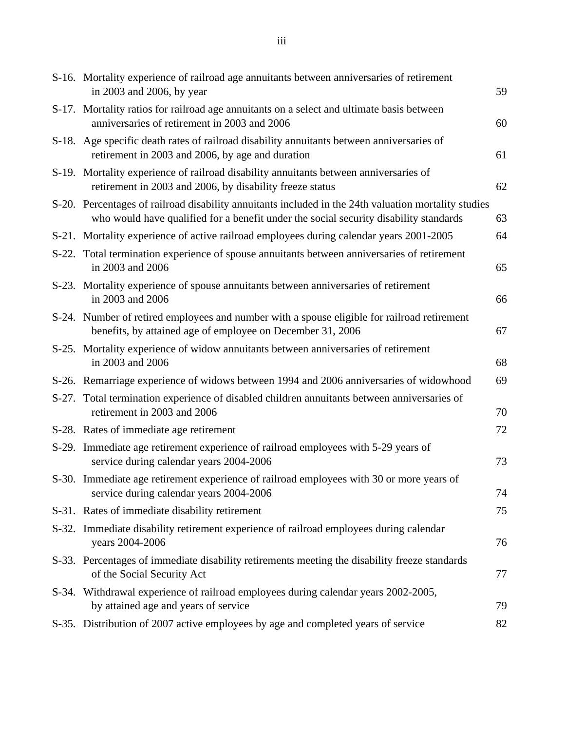| | | |
|---|---|---|
| S-16. | Mortality experience of railroad age annuitants between anniversaries of retirement in 2003 and 2006, by year | 59 |
| S-17. | Mortality ratios for railroad age annuitants on a select and ultimate basis between anniversaries of retirement in 2003 and 2006 | 60 |
| S-18. | Age specific death rates of railroad disability annuitants between anniversaries of retirement in 2003 and 2006, by age and duration | 61 |
| S-19. | Mortality experience of railroad disability annuitants between anniversaries of retirement in 2003 and 2006, by disability freeze status | 62 |
| S-20. | Percentages of railroad disability annuitants included in the 24th valuation mortality studies who would have qualified for a benefit under the social security disability standards | 63 |
| S-21. | Mortality experience of active railroad employees during calendar years 2001-2005 | 64 |
| S-22. | Total termination experience of spouse annuitants between anniversaries of retirement in 2003 and 2006 | 65 |
| S-23. | Mortality experience of spouse annuitants between anniversaries of retirement in 2003 and 2006 | 66 |
| S-24. | Number of retired employees and number with a spouse eligible for railroad retirement benefits, by attained age of employee on December 31, 2006 | 67 |
| S-25. | Mortality experience of widow annuitants between anniversaries of retirement in 2003 and 2006 | 68 |
| S-26. | Remarriage experience of widows between 1994 and 2006 anniversaries of widowhood | 69 |
| S-27. | Total termination experience of disabled children annuitants between anniversaries of retirement in 2003 and 2006 | 70 |
| S-28. | Rates of immediate age retirement | 72 |
| S-29. | Immediate age retirement experience of railroad employees with 5-29 years of service during calendar years 2004-2006 | 73 |
| S-30. | Immediate age retirement experience of railroad employees with 30 or more years of service during calendar years 2004-2006 | 74 |
| S-31. | Rates of immediate disability retirement | 75 |
| S-32. | Immediate disability retirement experience of railroad employees during calendar years 2004-2006 | 76 |
| S-33. | Percentages of immediate disability retirements meeting the disability freeze standards of the Social Security Act | 77 |
| S-34. | Withdrawal experience of railroad employees during calendar years 2002-2005, by attained age and years of service | 79 |
| S-35. | Distribution of 2007 active employees by age and completed years of service | 82 |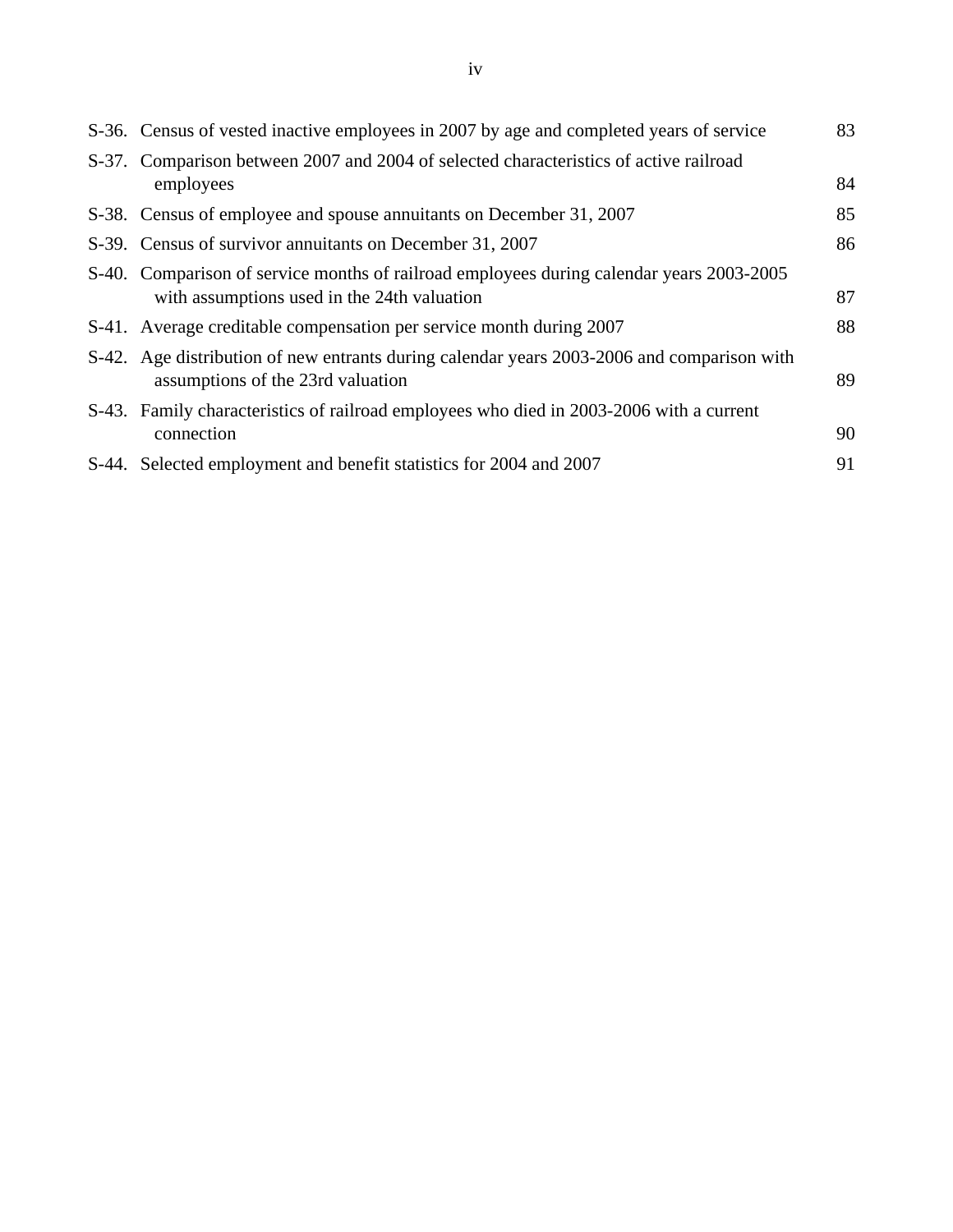| | | |
|---|---|---|
| S-36. | Census of vested inactive employees in 2007 by age and completed years of service | 83 |
| S-37. | Comparison between 2007 and 2004 of selected characteristics of active railroad employees | 84 |
| S-38. | Census of employee and spouse annuitants on December 31, 2007 | 85 |
| S-39. | Census of survivor annuitants on December 31, 2007 | 86 |
| S-40. | Comparison of service months of railroad employees during calendar years 2003-2005 with assumptions used in the 24th valuation | 87 |
| S-41. | Average creditable compensation per service month during 2007 | 88 |
| S-42. | Age distribution of new entrants during calendar years 2003-2006 and comparison with assumptions of the 23rd valuation | 89 |
| S-43. | Family characteristics of railroad employees who died in 2003-2006 with a current connection | 90 |
| S-44. | Selected employment and benefit statistics for 2004 and 2007 | 91 |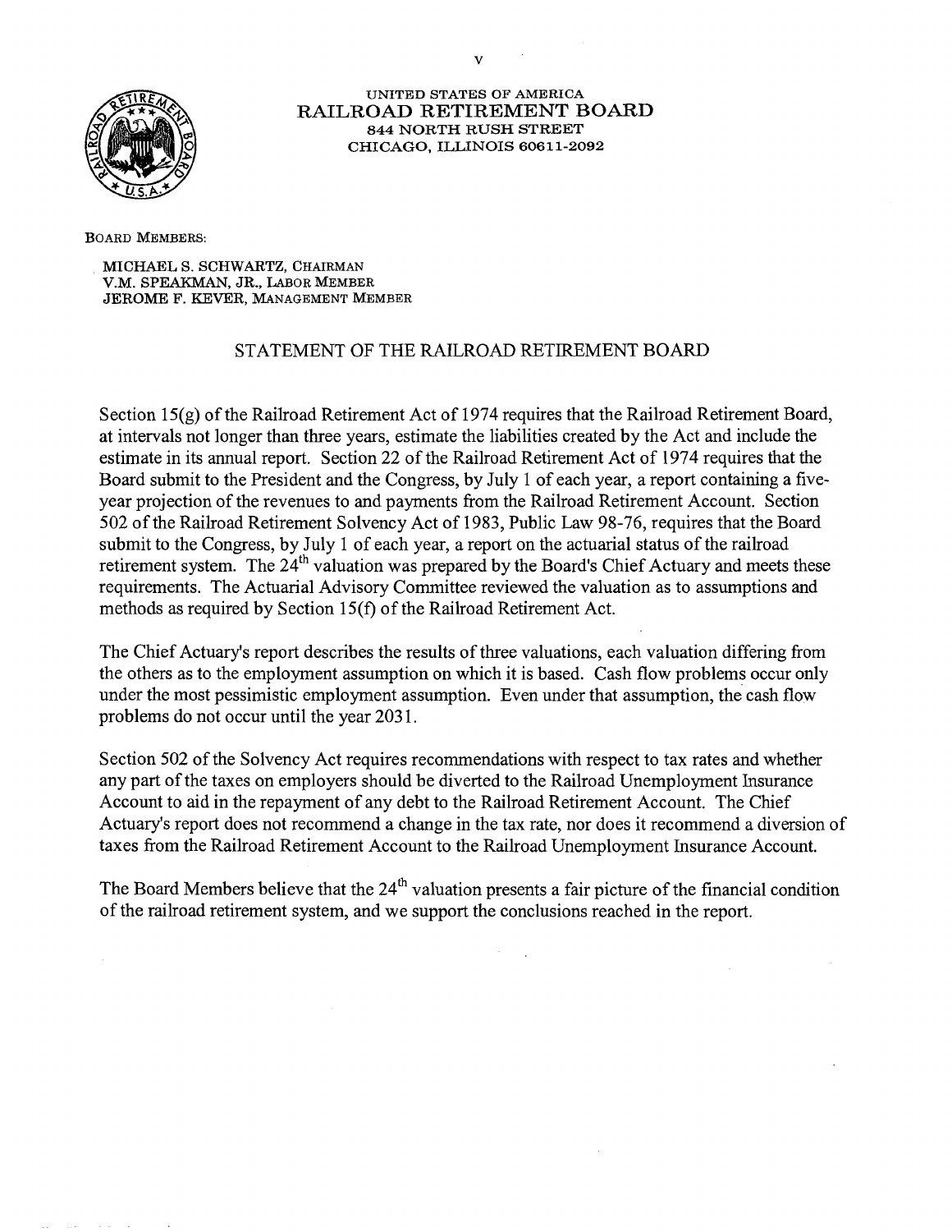UNITED STATES OF AMERICA

RAILROAD RETIREMENT BOARD

844 NORTH RUSH STREET

CHICAGO, ILLINOIS 60611-2092

BOARD MEMBERS:

MICHAEL S. SCHWARTZ, CHAIRMAN
V.M. SPEAKMAN, JR., LABOR MEMBER
JEROME F. KEVER, MANAGEMENT MEMBER

## STATEMENT OF THE RAILROAD RETIREMENT BOARD

Section 15(g) of the Railroad Retirement Act of 1974 requires that the Railroad Retirement Board, at intervals not longer than three years, estimate the liabilities created by the Act and include the estimate in its annual report. Section 22 of the Railroad Retirement Act of 1974 requires that the Board submit to the President and the Congress, by July 1 of each year, a report containing a five-year projection of the revenues to and payments from the Railroad Retirement Account. Section 502 of the Railroad Retirement Solvency Act of 1983, Public Law 98-76, requires that the Board submit to the Congress, by July 1 of each year, a report on the actuarial status of the railroad retirement system. The 24th valuation was prepared by the Board's Chief Actuary and meets these requirements. The Actuarial Advisory Committee reviewed the valuation as to assumptions and methods as required by Section 15(f) of the Railroad Retirement Act.

The Chief Actuary's report describes the results of three valuations, each valuation differing from the others as to the employment assumption on which it is based. Cash flow problems occur only under the most pessimistic employment assumption. Even under that assumption, the cash flow problems do not occur until the year 2031.

Section 502 of the Solvency Act requires recommendations with respect to tax rates and whether any part of the taxes on employers should be diverted to the Railroad Unemployment Insurance Account to aid in the repayment of any debt to the Railroad Retirement Account. The Chief Actuary's report does not recommend a change in the tax rate, nor does it recommend a diversion of taxes from the Railroad Retirement Account to the Railroad Unemployment Insurance Account.

The Board Members believe that the 24th valuation presents a fair picture of the financial condition of the railroad retirement system, and we support the conclusions reached in the report.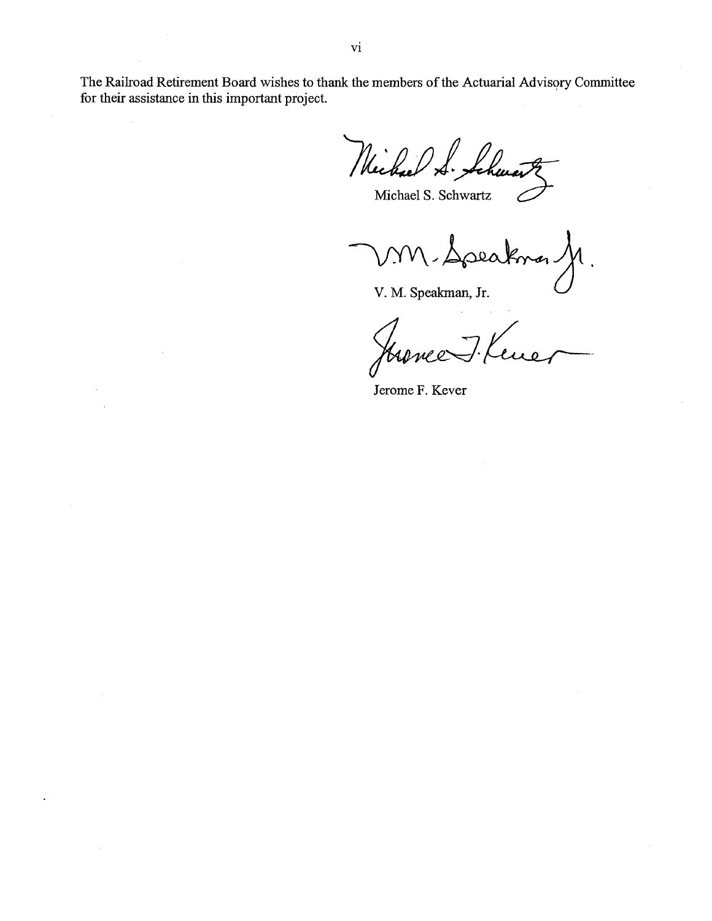The Railroad Retirement Board wishes to thank the members of the Actuarial Advisory Committee for their assistance in this important project.

Michael S. Schwartz

V. M. Speakman, Jr.

Jerome F. Kever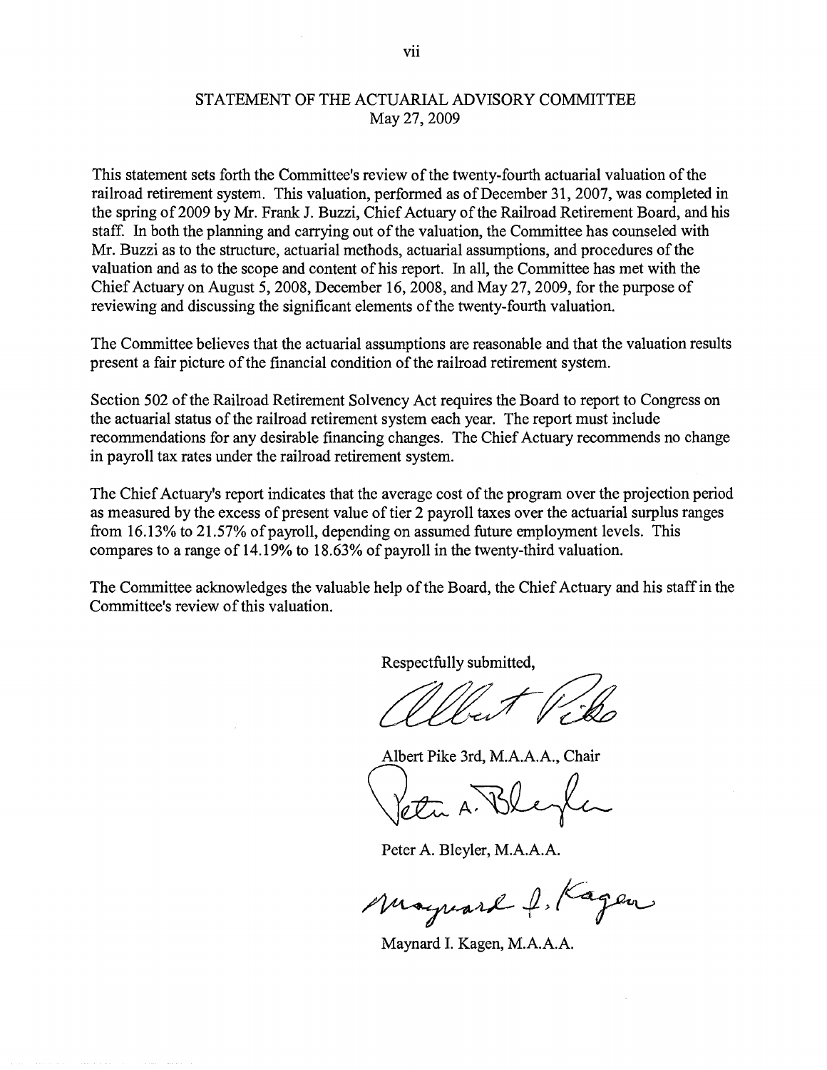## STATEMENT OF THE ACTUARIAL ADVISORY COMMITTEE
May 27, 2009

This statement sets forth the Committee's review of the twenty-fourth actuarial valuation of the railroad retirement system. This valuation, performed as of December 31, 2007, was completed in the spring of 2009 by Mr. Frank J. Buzzi, Chief Actuary of the Railroad Retirement Board, and his staff. In both the planning and carrying out of the valuation, the Committee has counseled with Mr. Buzzi as to the structure, actuarial methods, actuarial assumptions, and procedures of the valuation and as to the scope and content of his report. In all, the Committee has met with the Chief Actuary on August 5, 2008, December 16, 2008, and May 27, 2009, for the purpose of reviewing and discussing the significant elements of the twenty-fourth valuation.

The Committee believes that the actuarial assumptions are reasonable and that the valuation results present a fair picture of the financial condition of the railroad retirement system.

Section 502 of the Railroad Retirement Solvency Act requires the Board to report to Congress on the actuarial status of the railroad retirement system each year. The report must include recommendations for any desirable financing changes. The Chief Actuary recommends no change in payroll tax rates under the railroad retirement system.

The Chief Actuary's report indicates that the average cost of the program over the projection period as measured by the excess of present value of tier 2 payroll taxes over the actuarial surplus ranges from 16.13% to 21.57% of payroll, depending on assumed future employment levels. This compares to a range of 14.19% to 18.63% of payroll in the twenty-third valuation.

The Committee acknowledges the valuable help of the Board, the Chief Actuary and his staff in the Committee's review of this valuation.

Respectfully submitted,

Albert Pike 3rd, M.A.A.A., Chair

Peter A. Bleyler, M.A.A.A.

Maynard I. Kagen, M.A.A.A.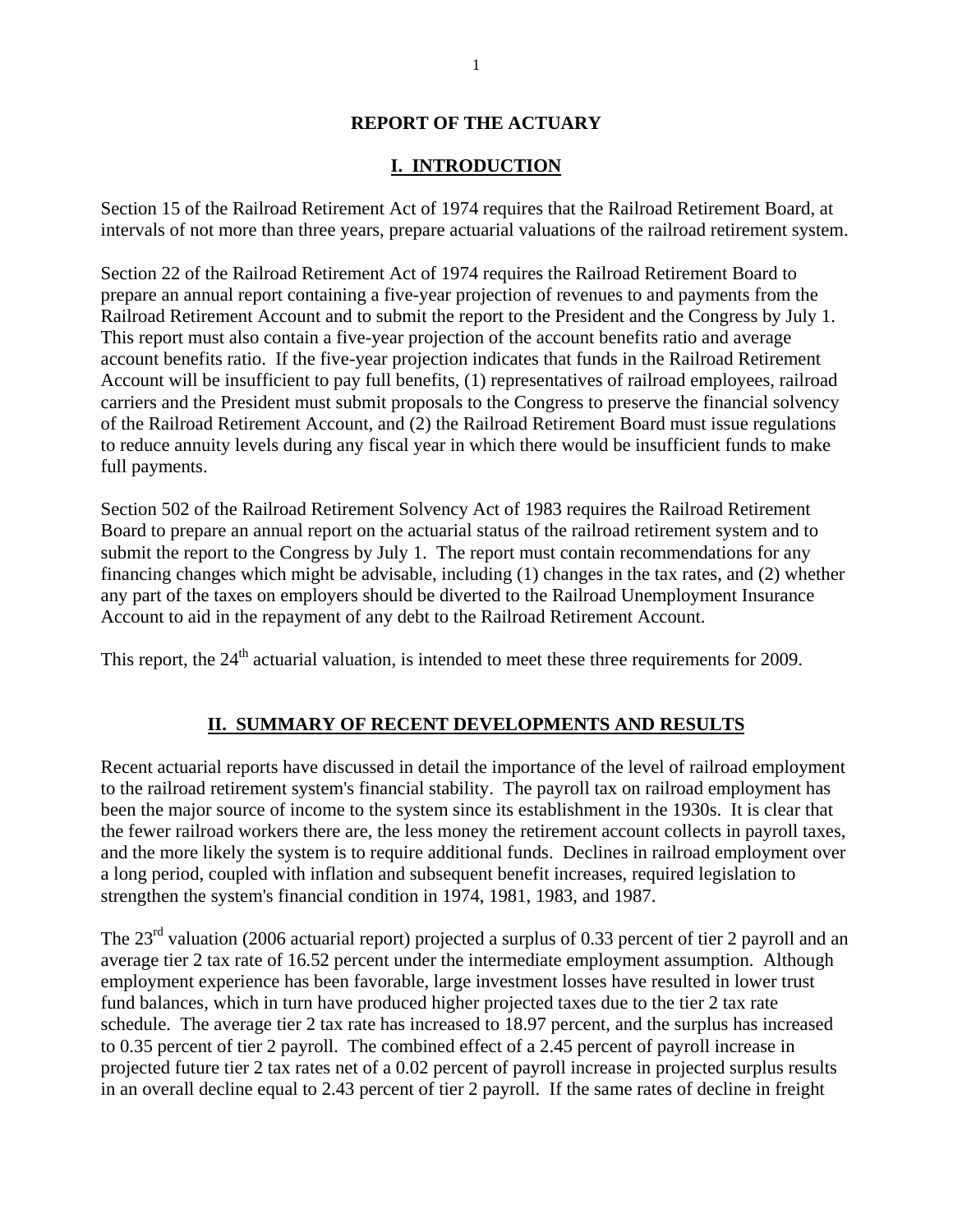# REPORT OF THE ACTUARY

## I. INTRODUCTION

Section 15 of the Railroad Retirement Act of 1974 requires that the Railroad Retirement Board, at intervals of not more than three years, prepare actuarial valuations of the railroad retirement system.

Section 22 of the Railroad Retirement Act of 1974 requires the Railroad Retirement Board to prepare an annual report containing a five-year projection of revenues to and payments from the Railroad Retirement Account and to submit the report to the President and the Congress by July 1. This report must also contain a five-year projection of the account benefits ratio and average account benefits ratio. If the five-year projection indicates that funds in the Railroad Retirement Account will be insufficient to pay full benefits, (1) representatives of railroad employees, railroad carriers and the President must submit proposals to the Congress to preserve the financial solvency of the Railroad Retirement Account, and (2) the Railroad Retirement Board must issue regulations to reduce annuity levels during any fiscal year in which there would be insufficient funds to make full payments.

Section 502 of the Railroad Retirement Solvency Act of 1983 requires the Railroad Retirement Board to prepare an annual report on the actuarial status of the railroad retirement system and to submit the report to the Congress by July 1. The report must contain recommendations for any financing changes which might be advisable, including (1) changes in the tax rates, and (2) whether any part of the taxes on employers should be diverted to the Railroad Unemployment Insurance Account to aid in the repayment of any debt to the Railroad Retirement Account.

This report, the 24th actuarial valuation, is intended to meet these three requirements for 2009.

## II. SUMMARY OF RECENT DEVELOPMENTS AND RESULTS

Recent actuarial reports have discussed in detail the importance of the level of railroad employment to the railroad retirement system's financial stability. The payroll tax on railroad employment has been the major source of income to the system since its establishment in the 1930s. It is clear that the fewer railroad workers there are, the less money the retirement account collects in payroll taxes, and the more likely the system is to require additional funds. Declines in railroad employment over a long period, coupled with inflation and subsequent benefit increases, required legislation to strengthen the system's financial condition in 1974, 1981, 1983, and 1987.

The 23rd valuation (2006 actuarial report) projected a surplus of 0.33 percent of tier 2 payroll and an average tier 2 tax rate of 16.52 percent under the intermediate employment assumption. Although employment experience has been favorable, large investment losses have resulted in lower trust fund balances, which in turn have produced higher projected taxes due to the tier 2 tax rate schedule. The average tier 2 tax rate has increased to 18.97 percent, and the surplus has increased to 0.35 percent of tier 2 payroll. The combined effect of a 2.45 percent of payroll increase in projected future tier 2 tax rates net of a 0.02 percent of payroll increase in projected surplus results in an overall decline equal to 2.43 percent of tier 2 payroll. If the same rates of decline in freight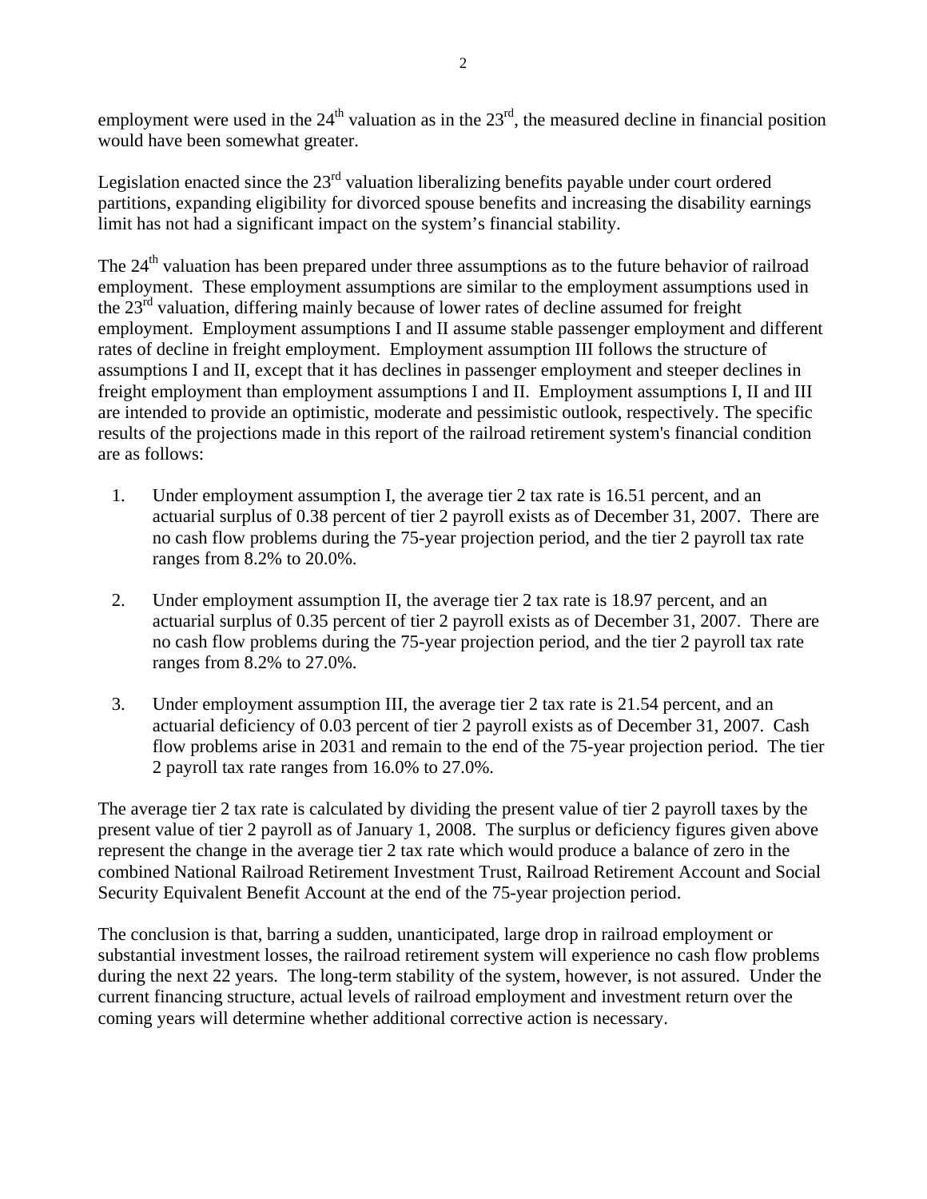employment were used in the 24th valuation as in the 23rd, the measured decline in financial position would have been somewhat greater.

Legislation enacted since the 23rd valuation liberalizing benefits payable under court ordered partitions, expanding eligibility for divorced spouse benefits and increasing the disability earnings limit has not had a significant impact on the system's financial stability.

The 24th valuation has been prepared under three assumptions as to the future behavior of railroad employment. These employment assumptions are similar to the employment assumptions used in the 23rd valuation, differing mainly because of lower rates of decline assumed for freight employment. Employment assumptions I and II assume stable passenger employment and different rates of decline in freight employment. Employment assumption III follows the structure of assumptions I and II, except that it has declines in passenger employment and steeper declines in freight employment than employment assumptions I and II. Employment assumptions I, II and III are intended to provide an optimistic, moderate and pessimistic outlook, respectively. The specific results of the projections made in this report of the railroad retirement system's financial condition are as follows:

1. Under employment assumption I, the average tier 2 tax rate is 16.51 percent, and an actuarial surplus of 0.38 percent of tier 2 payroll exists as of December 31, 2007. There are no cash flow problems during the 75-year projection period, and the tier 2 payroll tax rate ranges from 8.2% to 20.0%.

2. Under employment assumption II, the average tier 2 tax rate is 18.97 percent, and an actuarial surplus of 0.35 percent of tier 2 payroll exists as of December 31, 2007. There are no cash flow problems during the 75-year projection period, and the tier 2 payroll tax rate ranges from 8.2% to 27.0%.

3. Under employment assumption III, the average tier 2 tax rate is 21.54 percent, and an actuarial deficiency of 0.03 percent of tier 2 payroll exists as of December 31, 2007. Cash flow problems arise in 2031 and remain to the end of the 75-year projection period. The tier 2 payroll tax rate ranges from 16.0% to 27.0%.

The average tier 2 tax rate is calculated by dividing the present value of tier 2 payroll taxes by the present value of tier 2 payroll as of January 1, 2008. The surplus or deficiency figures given above represent the change in the average tier 2 tax rate which would produce a balance of zero in the combined National Railroad Retirement Investment Trust, Railroad Retirement Account and Social Security Equivalent Benefit Account at the end of the 75-year projection period.

The conclusion is that, barring a sudden, unanticipated, large drop in railroad employment or substantial investment losses, the railroad retirement system will experience no cash flow problems during the next 22 years. The long-term stability of the system, however, is not assured. Under the current financing structure, actual levels of railroad employment and investment return over the coming years will determine whether additional corrective action is necessary.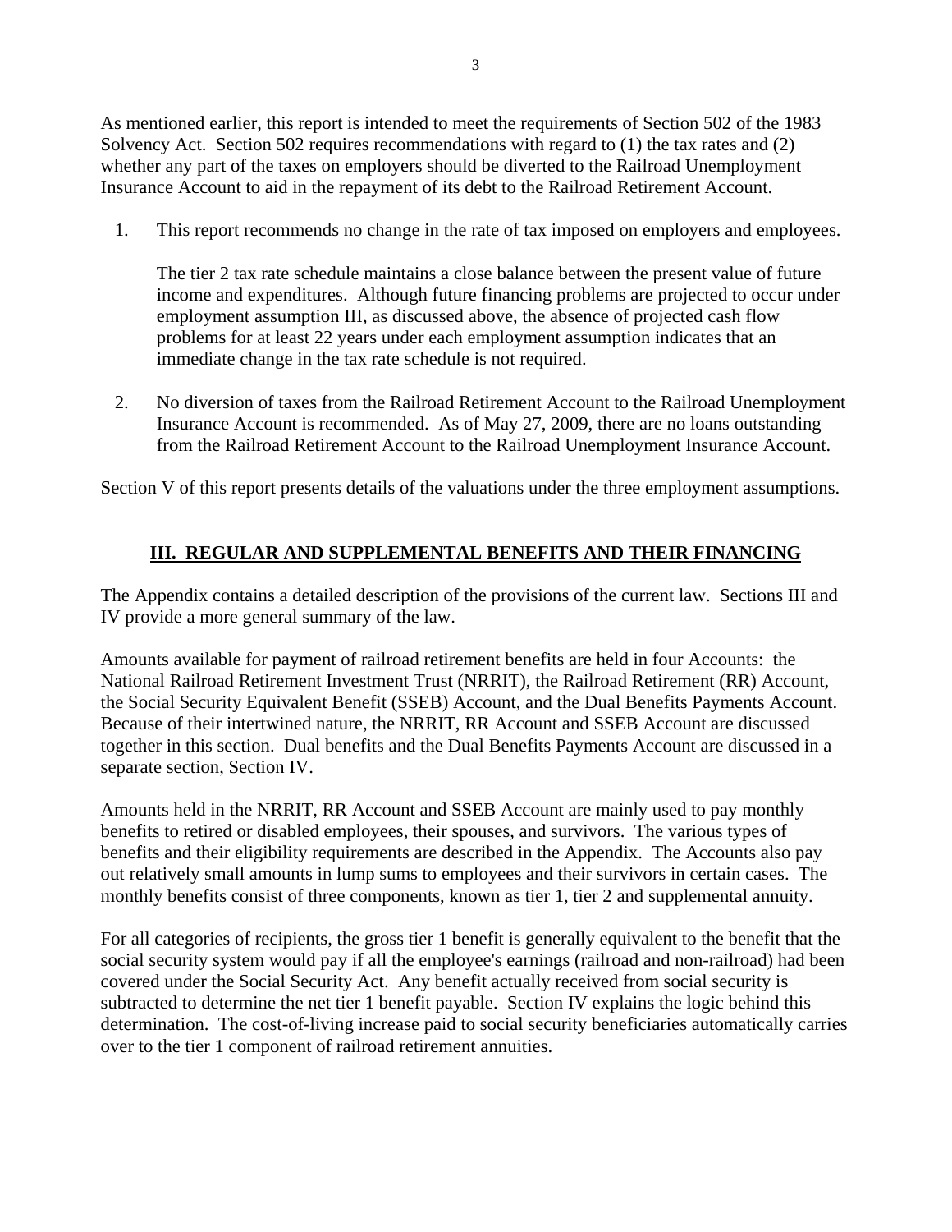As mentioned earlier, this report is intended to meet the requirements of Section 502 of the 1983 Solvency Act. Section 502 requires recommendations with regard to (1) the tax rates and (2) whether any part of the taxes on employers should be diverted to the Railroad Unemployment Insurance Account to aid in the repayment of its debt to the Railroad Retirement Account.

1. This report recommends no change in the rate of tax imposed on employers and employees.

   The tier 2 tax rate schedule maintains a close balance between the present value of future income and expenditures. Although future financing problems are projected to occur under employment assumption III, as discussed above, the absence of projected cash flow problems for at least 22 years under each employment assumption indicates that an immediate change in the tax rate schedule is not required.

2. No diversion of taxes from the Railroad Retirement Account to the Railroad Unemployment Insurance Account is recommended. As of May 27, 2009, there are no loans outstanding from the Railroad Retirement Account to the Railroad Unemployment Insurance Account.

Section V of this report presents details of the valuations under the three employment assumptions.

## III. REGULAR AND SUPPLEMENTAL BENEFITS AND THEIR FINANCING

The Appendix contains a detailed description of the provisions of the current law. Sections III and IV provide a more general summary of the law.

Amounts available for payment of railroad retirement benefits are held in four Accounts: the National Railroad Retirement Investment Trust (NRRIT), the Railroad Retirement (RR) Account, the Social Security Equivalent Benefit (SSEB) Account, and the Dual Benefits Payments Account. Because of their intertwined nature, the NRRIT, RR Account and SSEB Account are discussed together in this section. Dual benefits and the Dual Benefits Payments Account are discussed in a separate section, Section IV.

Amounts held in the NRRIT, RR Account and SSEB Account are mainly used to pay monthly benefits to retired or disabled employees, their spouses, and survivors. The various types of benefits and their eligibility requirements are described in the Appendix. The Accounts also pay out relatively small amounts in lump sums to employees and their survivors in certain cases. The monthly benefits consist of three components, known as tier 1, tier 2 and supplemental annuity.

For all categories of recipients, the gross tier 1 benefit is generally equivalent to the benefit that the social security system would pay if all the employee's earnings (railroad and non-railroad) had been covered under the Social Security Act. Any benefit actually received from social security is subtracted to determine the net tier 1 benefit payable. Section IV explains the logic behind this determination. The cost-of-living increase paid to social security beneficiaries automatically carries over to the tier 1 component of railroad retirement annuities.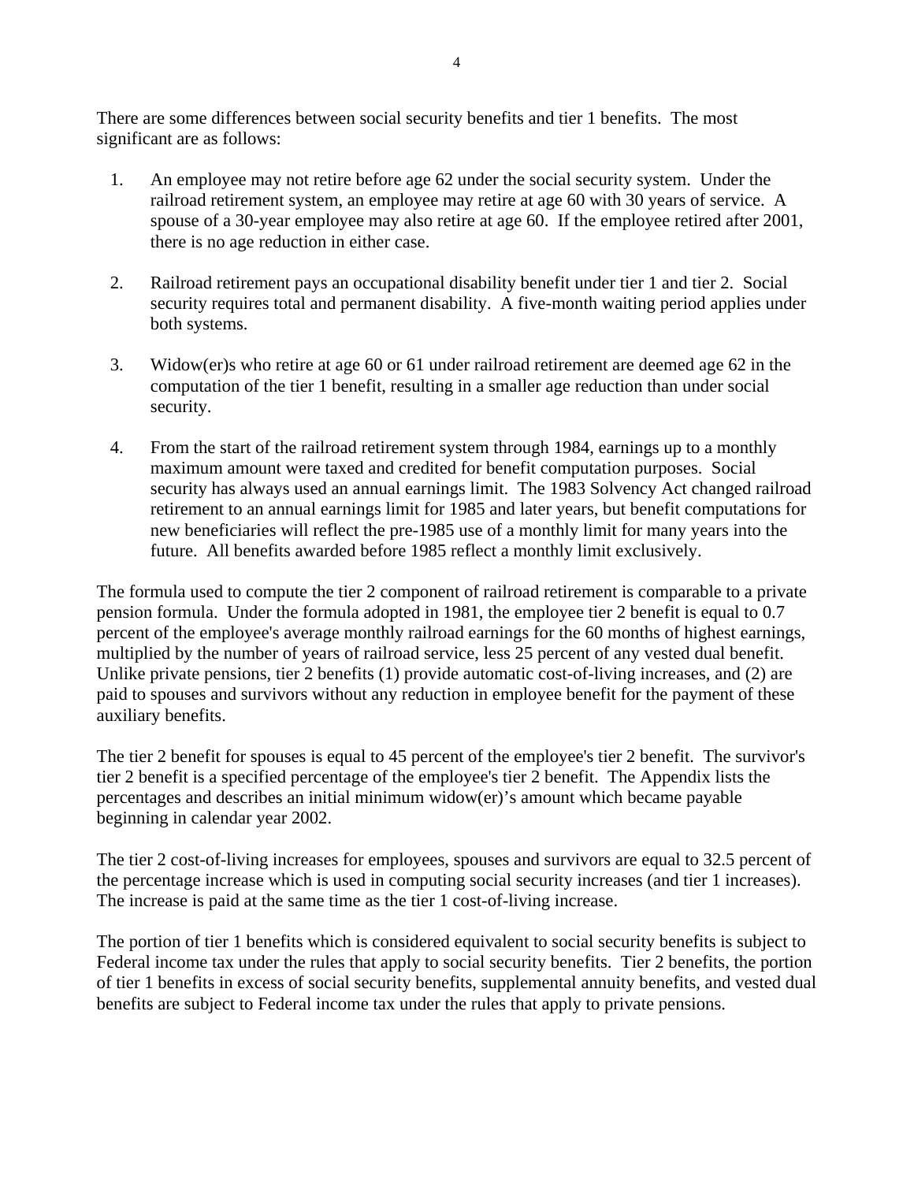There are some differences between social security benefits and tier 1 benefits. The most significant are as follows:

1. An employee may not retire before age 62 under the social security system. Under the railroad retirement system, an employee may retire at age 60 with 30 years of service. A spouse of a 30-year employee may also retire at age 60. If the employee retired after 2001, there is no age reduction in either case.

2. Railroad retirement pays an occupational disability benefit under tier 1 and tier 2. Social security requires total and permanent disability. A five-month waiting period applies under both systems.

3. Widow(er)s who retire at age 60 or 61 under railroad retirement are deemed age 62 in the computation of the tier 1 benefit, resulting in a smaller age reduction than under social security.

4. From the start of the railroad retirement system through 1984, earnings up to a monthly maximum amount were taxed and credited for benefit computation purposes. Social security has always used an annual earnings limit. The 1983 Solvency Act changed railroad retirement to an annual earnings limit for 1985 and later years, but benefit computations for new beneficiaries will reflect the pre-1985 use of a monthly limit for many years into the future. All benefits awarded before 1985 reflect a monthly limit exclusively.

The formula used to compute the tier 2 component of railroad retirement is comparable to a private pension formula. Under the formula adopted in 1981, the employee tier 2 benefit is equal to 0.7 percent of the employee's average monthly railroad earnings for the 60 months of highest earnings, multiplied by the number of years of railroad service, less 25 percent of any vested dual benefit. Unlike private pensions, tier 2 benefits (1) provide automatic cost-of-living increases, and (2) are paid to spouses and survivors without any reduction in employee benefit for the payment of these auxiliary benefits.

The tier 2 benefit for spouses is equal to 45 percent of the employee's tier 2 benefit. The survivor's tier 2 benefit is a specified percentage of the employee's tier 2 benefit. The Appendix lists the percentages and describes an initial minimum widow(er)'s amount which became payable beginning in calendar year 2002.

The tier 2 cost-of-living increases for employees, spouses and survivors are equal to 32.5 percent of the percentage increase which is used in computing social security increases (and tier 1 increases). The increase is paid at the same time as the tier 1 cost-of-living increase.

The portion of tier 1 benefits which is considered equivalent to social security benefits is subject to Federal income tax under the rules that apply to social security benefits. Tier 2 benefits, the portion of tier 1 benefits in excess of social security benefits, supplemental annuity benefits, and vested dual benefits are subject to Federal income tax under the rules that apply to private pensions.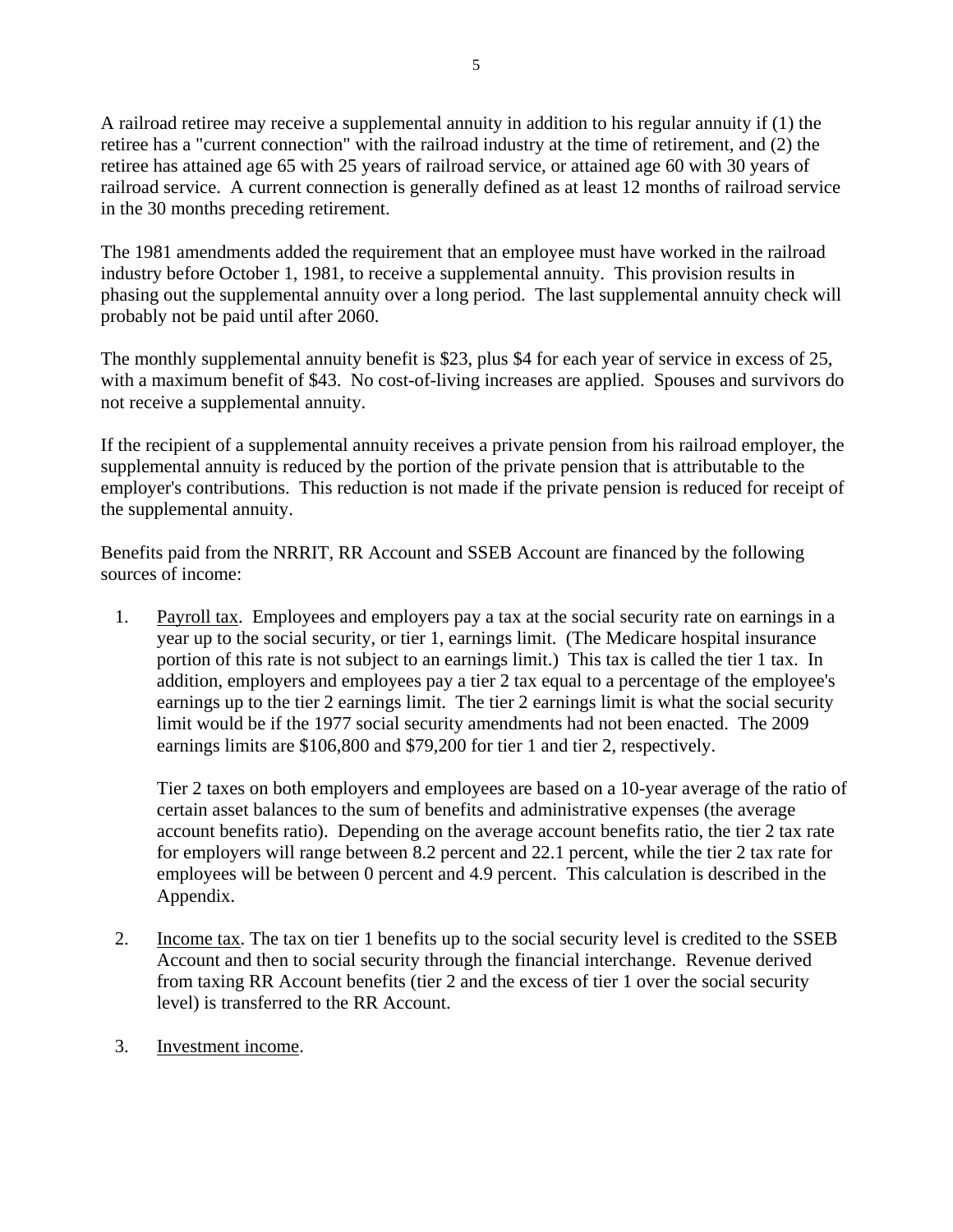A railroad retiree may receive a supplemental annuity in addition to his regular annuity if (1) the retiree has a "current connection" with the railroad industry at the time of retirement, and (2) the retiree has attained age 65 with 25 years of railroad service, or attained age 60 with 30 years of railroad service. A current connection is generally defined as at least 12 months of railroad service in the 30 months preceding retirement.

The 1981 amendments added the requirement that an employee must have worked in the railroad industry before October 1, 1981, to receive a supplemental annuity. This provision results in phasing out the supplemental annuity over a long period. The last supplemental annuity check will probably not be paid until after 2060.

The monthly supplemental annuity benefit is $23, plus $4 for each year of service in excess of 25, with a maximum benefit of $43. No cost-of-living increases are applied. Spouses and survivors do not receive a supplemental annuity.

If the recipient of a supplemental annuity receives a private pension from his railroad employer, the supplemental annuity is reduced by the portion of the private pension that is attributable to the employer's contributions. This reduction is not made if the private pension is reduced for receipt of the supplemental annuity.

Benefits paid from the NRRIT, RR Account and SSEB Account are financed by the following sources of income:

1. Payroll tax. Employees and employers pay a tax at the social security rate on earnings in a year up to the social security, or tier 1, earnings limit. (The Medicare hospital insurance portion of this rate is not subject to an earnings limit.) This tax is called the tier 1 tax. In addition, employers and employees pay a tier 2 tax equal to a percentage of the employee's earnings up to the tier 2 earnings limit. The tier 2 earnings limit is what the social security limit would be if the 1977 social security amendments had not been enacted. The 2009 earnings limits are $106,800 and $79,200 for tier 1 and tier 2, respectively.

   Tier 2 taxes on both employers and employees are based on a 10-year average of the ratio of certain asset balances to the sum of benefits and administrative expenses (the average account benefits ratio). Depending on the average account benefits ratio, the tier 2 tax rate for employers will range between 8.2 percent and 22.1 percent, while the tier 2 tax rate for employees will be between 0 percent and 4.9 percent. This calculation is described in the Appendix.

2. Income tax. The tax on tier 1 benefits up to the social security level is credited to the SSEB Account and then to social security through the financial interchange. Revenue derived from taxing RR Account benefits (tier 2 and the excess of tier 1 over the social security level) is transferred to the RR Account.

3. Investment income.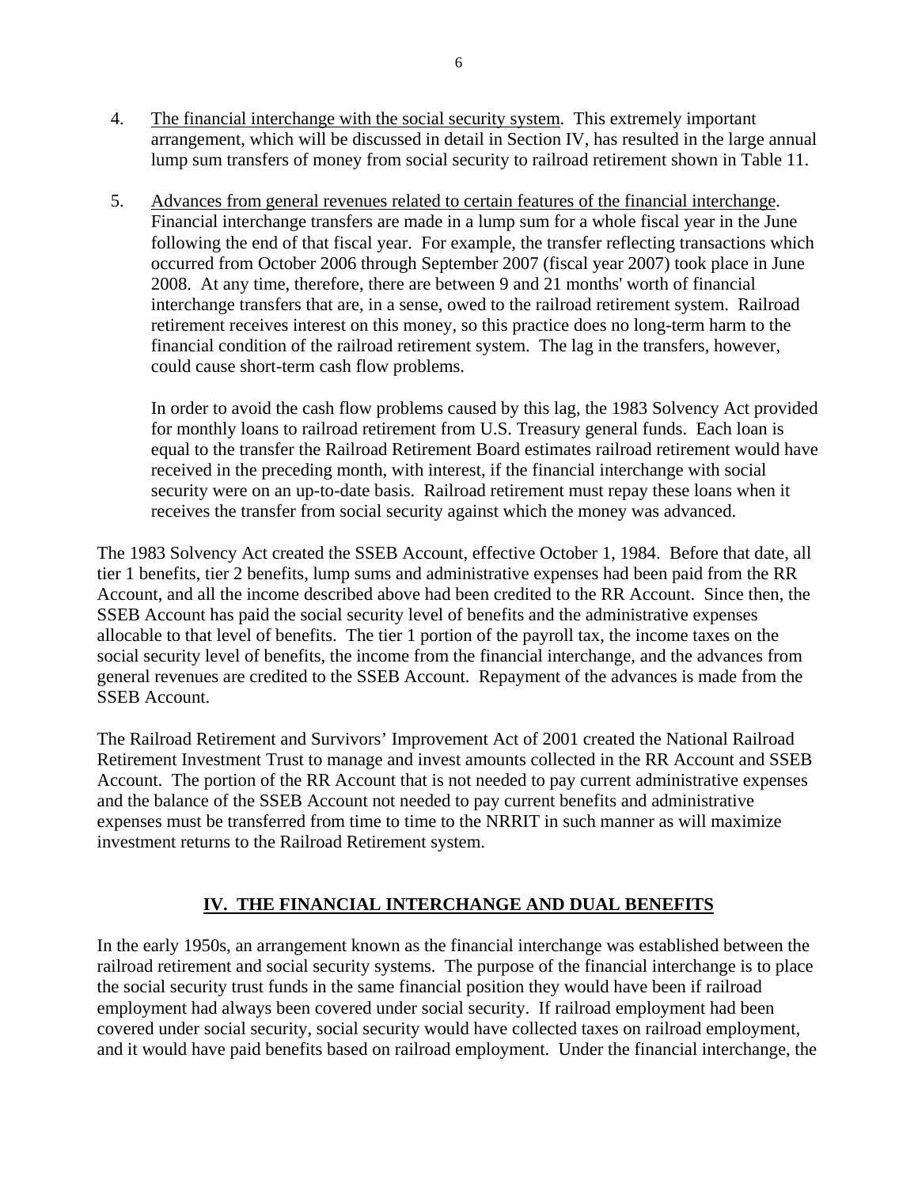4. <u>The financial interchange with the social security system</u>. This extremely important arrangement, which will be discussed in detail in Section IV, has resulted in the large annual lump sum transfers of money from social security to railroad retirement shown in Table 11.

5. <u>Advances from general revenues related to certain features of the financial interchange</u>. Financial interchange transfers are made in a lump sum for a whole fiscal year in the June following the end of that fiscal year. For example, the transfer reflecting transactions which occurred from October 2006 through September 2007 (fiscal year 2007) took place in June 2008. At any time, therefore, there are between 9 and 21 months' worth of financial interchange transfers that are, in a sense, owed to the railroad retirement system. Railroad retirement receives interest on this money, so this practice does no long-term harm to the financial condition of the railroad retirement system. The lag in the transfers, however, could cause short-term cash flow problems.

   In order to avoid the cash flow problems caused by this lag, the 1983 Solvency Act provided for monthly loans to railroad retirement from U.S. Treasury general funds. Each loan is equal to the transfer the Railroad Retirement Board estimates railroad retirement would have received in the preceding month, with interest, if the financial interchange with social security were on an up-to-date basis. Railroad retirement must repay these loans when it receives the transfer from social security against which the money was advanced.

The 1983 Solvency Act created the SSEB Account, effective October 1, 1984. Before that date, all tier 1 benefits, tier 2 benefits, lump sums and administrative expenses had been paid from the RR Account, and all the income described above had been credited to the RR Account. Since then, the SSEB Account has paid the social security level of benefits and the administrative expenses allocable to that level of benefits. The tier 1 portion of the payroll tax, the income taxes on the social security level of benefits, the income from the financial interchange, and the advances from general revenues are credited to the SSEB Account. Repayment of the advances is made from the SSEB Account.

The Railroad Retirement and Survivors' Improvement Act of 2001 created the National Railroad Retirement Investment Trust to manage and invest amounts collected in the RR Account and SSEB Account. The portion of the RR Account that is not needed to pay current administrative expenses and the balance of the SSEB Account not needed to pay current benefits and administrative expenses must be transferred from time to time to the NRRIT in such manner as will maximize investment returns to the Railroad Retirement system.

## IV. THE FINANCIAL INTERCHANGE AND DUAL BENEFITS

In the early 1950s, an arrangement known as the financial interchange was established between the railroad retirement and social security systems. The purpose of the financial interchange is to place the social security trust funds in the same financial position they would have been if railroad employment had always been covered under social security. If railroad employment had been covered under social security, social security would have collected taxes on railroad employment, and it would have paid benefits based on railroad employment. Under the financial interchange, the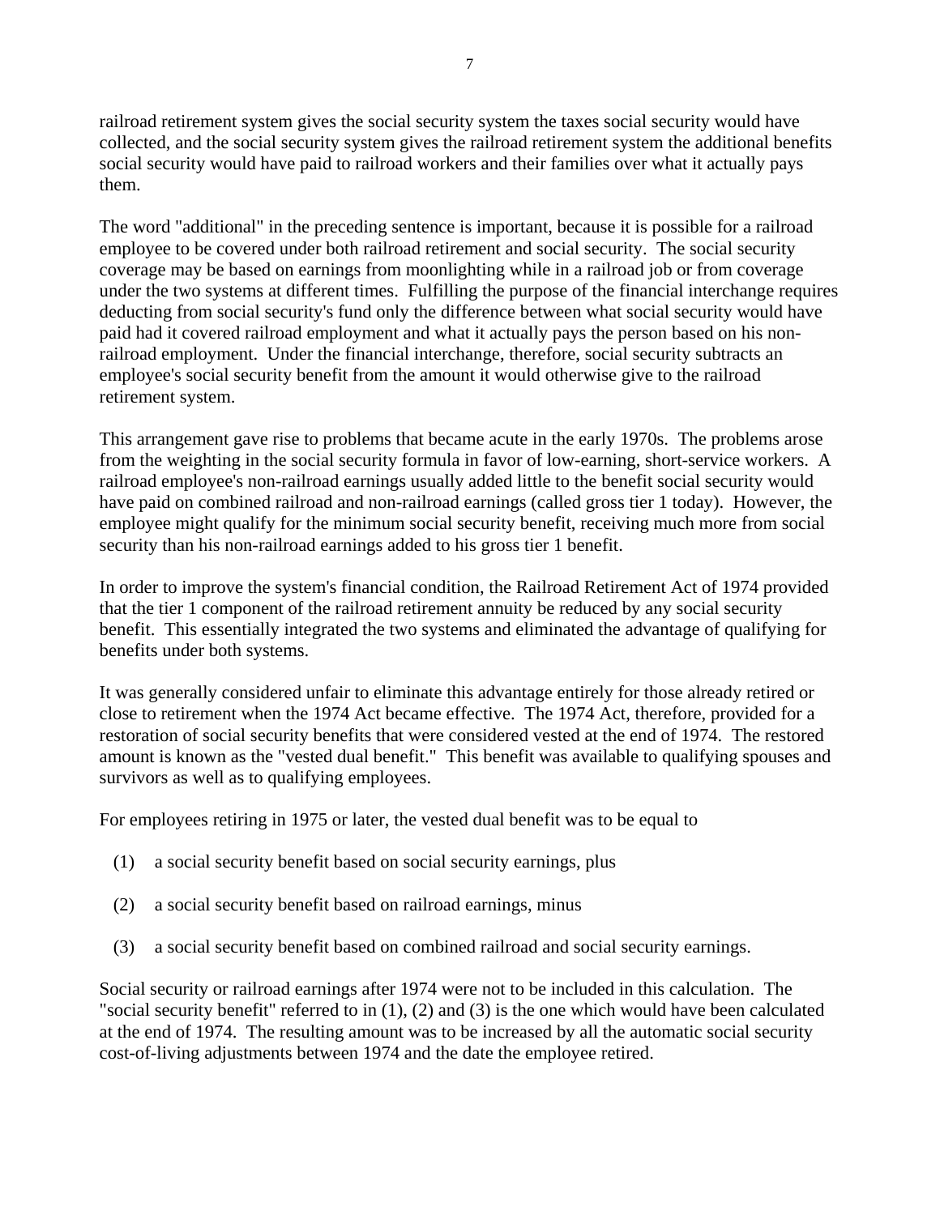railroad retirement system gives the social security system the taxes social security would have collected, and the social security system gives the railroad retirement system the additional benefits social security would have paid to railroad workers and their families over what it actually pays them.

The word "additional" in the preceding sentence is important, because it is possible for a railroad employee to be covered under both railroad retirement and social security. The social security coverage may be based on earnings from moonlighting while in a railroad job or from coverage under the two systems at different times. Fulfilling the purpose of the financial interchange requires deducting from social security's fund only the difference between what social security would have paid had it covered railroad employment and what it actually pays the person based on his non-railroad employment. Under the financial interchange, therefore, social security subtracts an employee's social security benefit from the amount it would otherwise give to the railroad retirement system.

This arrangement gave rise to problems that became acute in the early 1970s. The problems arose from the weighting in the social security formula in favor of low-earning, short-service workers. A railroad employee's non-railroad earnings usually added little to the benefit social security would have paid on combined railroad and non-railroad earnings (called gross tier 1 today). However, the employee might qualify for the minimum social security benefit, receiving much more from social security than his non-railroad earnings added to his gross tier 1 benefit.

In order to improve the system's financial condition, the Railroad Retirement Act of 1974 provided that the tier 1 component of the railroad retirement annuity be reduced by any social security benefit. This essentially integrated the two systems and eliminated the advantage of qualifying for benefits under both systems.

It was generally considered unfair to eliminate this advantage entirely for those already retired or close to retirement when the 1974 Act became effective. The 1974 Act, therefore, provided for a restoration of social security benefits that were considered vested at the end of 1974. The restored amount is known as the "vested dual benefit." This benefit was available to qualifying spouses and survivors as well as to qualifying employees.

For employees retiring in 1975 or later, the vested dual benefit was to be equal to

(1) a social security benefit based on social security earnings, plus

(2) a social security benefit based on railroad earnings, minus

(3) a social security benefit based on combined railroad and social security earnings.

Social security or railroad earnings after 1974 were not to be included in this calculation. The "social security benefit" referred to in (1), (2) and (3) is the one which would have been calculated at the end of 1974. The resulting amount was to be increased by all the automatic social security cost-of-living adjustments between 1974 and the date the employee retired.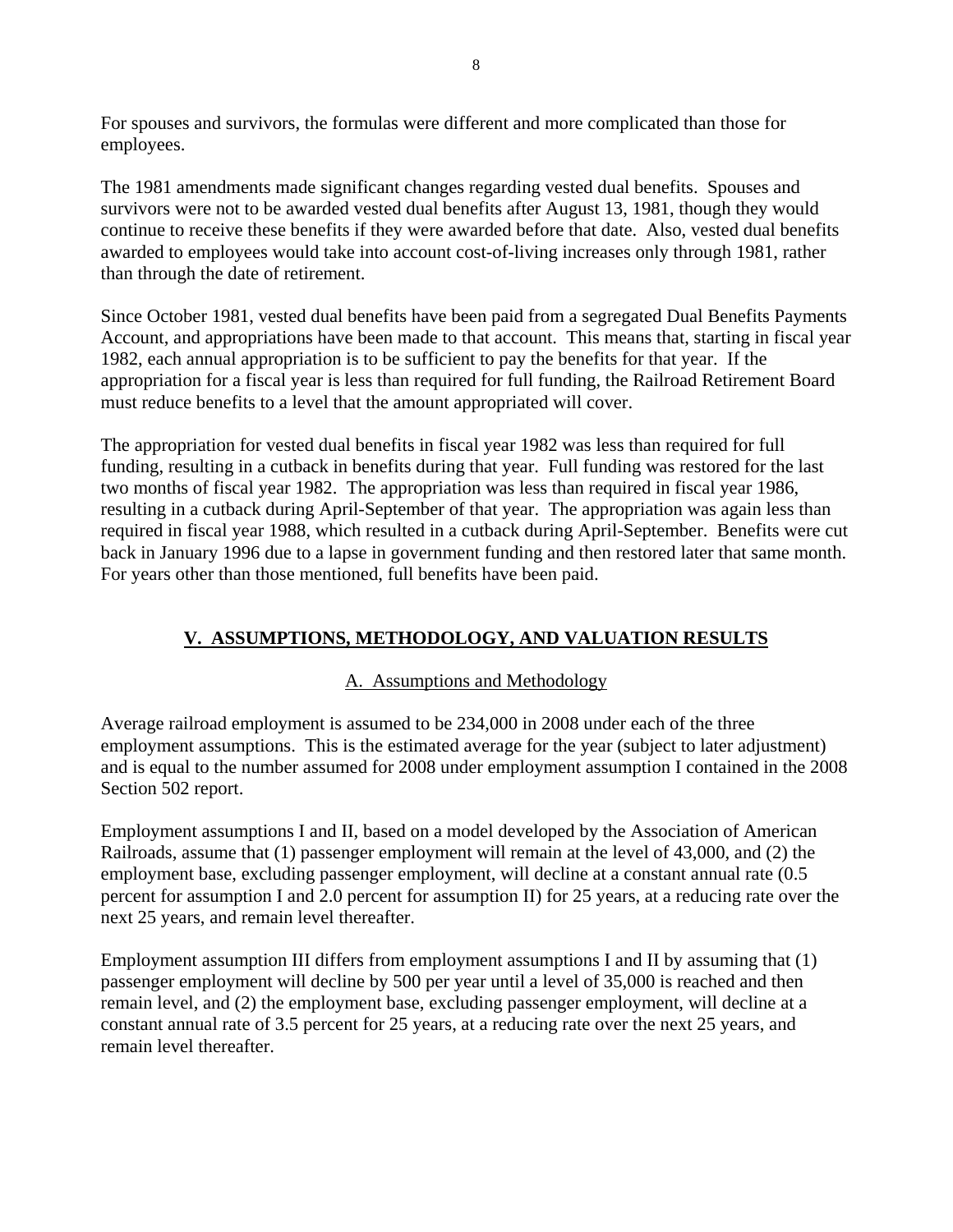For spouses and survivors, the formulas were different and more complicated than those for employees.

The 1981 amendments made significant changes regarding vested dual benefits. Spouses and survivors were not to be awarded vested dual benefits after August 13, 1981, though they would continue to receive these benefits if they were awarded before that date. Also, vested dual benefits awarded to employees would take into account cost-of-living increases only through 1981, rather than through the date of retirement.

Since October 1981, vested dual benefits have been paid from a segregated Dual Benefits Payments Account, and appropriations have been made to that account. This means that, starting in fiscal year 1982, each annual appropriation is to be sufficient to pay the benefits for that year. If the appropriation for a fiscal year is less than required for full funding, the Railroad Retirement Board must reduce benefits to a level that the amount appropriated will cover.

The appropriation for vested dual benefits in fiscal year 1982 was less than required for full funding, resulting in a cutback in benefits during that year. Full funding was restored for the last two months of fiscal year 1982. The appropriation was less than required in fiscal year 1986, resulting in a cutback during April-September of that year. The appropriation was again less than required in fiscal year 1988, which resulted in a cutback during April-September. Benefits were cut back in January 1996 due to a lapse in government funding and then restored later that same month. For years other than those mentioned, full benefits have been paid.

## V. ASSUMPTIONS, METHODOLOGY, AND VALUATION RESULTS

### A. Assumptions and Methodology

Average railroad employment is assumed to be 234,000 in 2008 under each of the three employment assumptions. This is the estimated average for the year (subject to later adjustment) and is equal to the number assumed for 2008 under employment assumption I contained in the 2008 Section 502 report.

Employment assumptions I and II, based on a model developed by the Association of American Railroads, assume that (1) passenger employment will remain at the level of 43,000, and (2) the employment base, excluding passenger employment, will decline at a constant annual rate (0.5 percent for assumption I and 2.0 percent for assumption II) for 25 years, at a reducing rate over the next 25 years, and remain level thereafter.

Employment assumption III differs from employment assumptions I and II by assuming that (1) passenger employment will decline by 500 per year until a level of 35,000 is reached and then remain level, and (2) the employment base, excluding passenger employment, will decline at a constant annual rate of 3.5 percent for 25 years, at a reducing rate over the next 25 years, and remain level thereafter.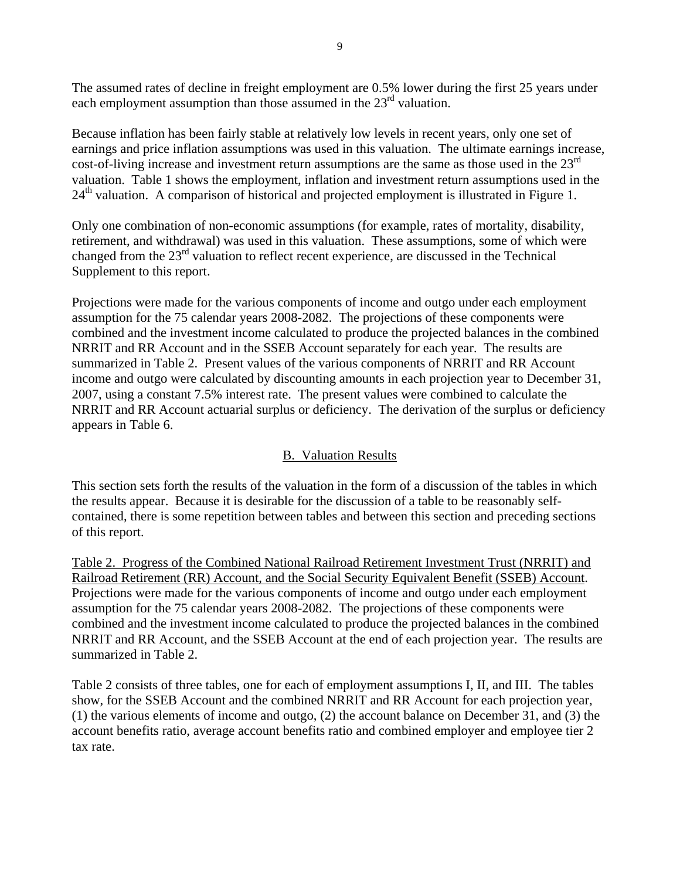The assumed rates of decline in freight employment are 0.5% lower during the first 25 years under each employment assumption than those assumed in the 23rd valuation.

Because inflation has been fairly stable at relatively low levels in recent years, only one set of earnings and price inflation assumptions was used in this valuation. The ultimate earnings increase, cost-of-living increase and investment return assumptions are the same as those used in the 23rd valuation. Table 1 shows the employment, inflation and investment return assumptions used in the 24th valuation. A comparison of historical and projected employment is illustrated in Figure 1.

Only one combination of non-economic assumptions (for example, rates of mortality, disability, retirement, and withdrawal) was used in this valuation. These assumptions, some of which were changed from the 23rd valuation to reflect recent experience, are discussed in the Technical Supplement to this report.

Projections were made for the various components of income and outgo under each employment assumption for the 75 calendar years 2008-2082. The projections of these components were combined and the investment income calculated to produce the projected balances in the combined NRRIT and RR Account and in the SSEB Account separately for each year. The results are summarized in Table 2. Present values of the various components of NRRIT and RR Account income and outgo were calculated by discounting amounts in each projection year to December 31, 2007, using a constant 7.5% interest rate. The present values were combined to calculate the NRRIT and RR Account actuarial surplus or deficiency. The derivation of the surplus or deficiency appears in Table 6.

## B. Valuation Results

This section sets forth the results of the valuation in the form of a discussion of the tables in which the results appear. Because it is desirable for the discussion of a table to be reasonably self-contained, there is some repetition between tables and between this section and preceding sections of this report.

Table 2. Progress of the Combined National Railroad Retirement Investment Trust (NRRIT) and Railroad Retirement (RR) Account, and the Social Security Equivalent Benefit (SSEB) Account. Projections were made for the various components of income and outgo under each employment assumption for the 75 calendar years 2008-2082. The projections of these components were combined and the investment income calculated to produce the projected balances in the combined NRRIT and RR Account, and the SSEB Account at the end of each projection year. The results are summarized in Table 2.

Table 2 consists of three tables, one for each of employment assumptions I, II, and III. The tables show, for the SSEB Account and the combined NRRIT and RR Account for each projection year, (1) the various elements of income and outgo, (2) the account balance on December 31, and (3) the account benefits ratio, average account benefits ratio and combined employer and employee tier 2 tax rate.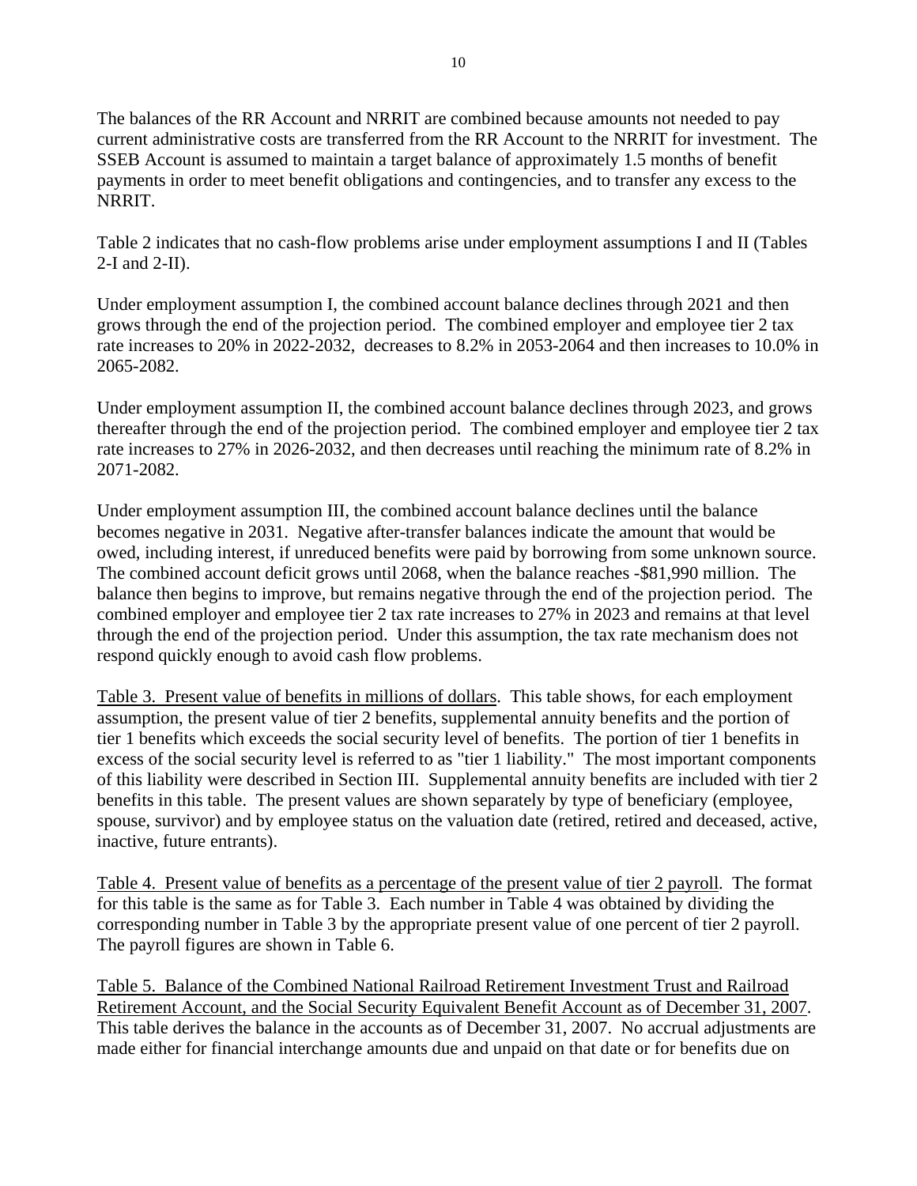The balances of the RR Account and NRRIT are combined because amounts not needed to pay current administrative costs are transferred from the RR Account to the NRRIT for investment. The SSEB Account is assumed to maintain a target balance of approximately 1.5 months of benefit payments in order to meet benefit obligations and contingencies, and to transfer any excess to the NRRIT.

Table 2 indicates that no cash-flow problems arise under employment assumptions I and II (Tables 2-I and 2-II).

Under employment assumption I, the combined account balance declines through 2021 and then grows through the end of the projection period. The combined employer and employee tier 2 tax rate increases to 20% in 2022-2032, decreases to 8.2% in 2053-2064 and then increases to 10.0% in 2065-2082.

Under employment assumption II, the combined account balance declines through 2023, and grows thereafter through the end of the projection period. The combined employer and employee tier 2 tax rate increases to 27% in 2026-2032, and then decreases until reaching the minimum rate of 8.2% in 2071-2082.

Under employment assumption III, the combined account balance declines until the balance becomes negative in 2031. Negative after-transfer balances indicate the amount that would be owed, including interest, if unreduced benefits were paid by borrowing from some unknown source. The combined account deficit grows until 2068, when the balance reaches -$81,990 million. The balance then begins to improve, but remains negative through the end of the projection period. The combined employer and employee tier 2 tax rate increases to 27% in 2023 and remains at that level through the end of the projection period. Under this assumption, the tax rate mechanism does not respond quickly enough to avoid cash flow problems.

Table 3. Present value of benefits in millions of dollars. This table shows, for each employment assumption, the present value of tier 2 benefits, supplemental annuity benefits and the portion of tier 1 benefits which exceeds the social security level of benefits. The portion of tier 1 benefits in excess of the social security level is referred to as "tier 1 liability." The most important components of this liability were described in Section III. Supplemental annuity benefits are included with tier 2 benefits in this table. The present values are shown separately by type of beneficiary (employee, spouse, survivor) and by employee status on the valuation date (retired, retired and deceased, active, inactive, future entrants).

Table 4. Present value of benefits as a percentage of the present value of tier 2 payroll. The format for this table is the same as for Table 3. Each number in Table 4 was obtained by dividing the corresponding number in Table 3 by the appropriate present value of one percent of tier 2 payroll. The payroll figures are shown in Table 6.

Table 5. Balance of the Combined National Railroad Retirement Investment Trust and Railroad Retirement Account, and the Social Security Equivalent Benefit Account as of December 31, 2007. This table derives the balance in the accounts as of December 31, 2007. No accrual adjustments are made either for financial interchange amounts due and unpaid on that date or for benefits due on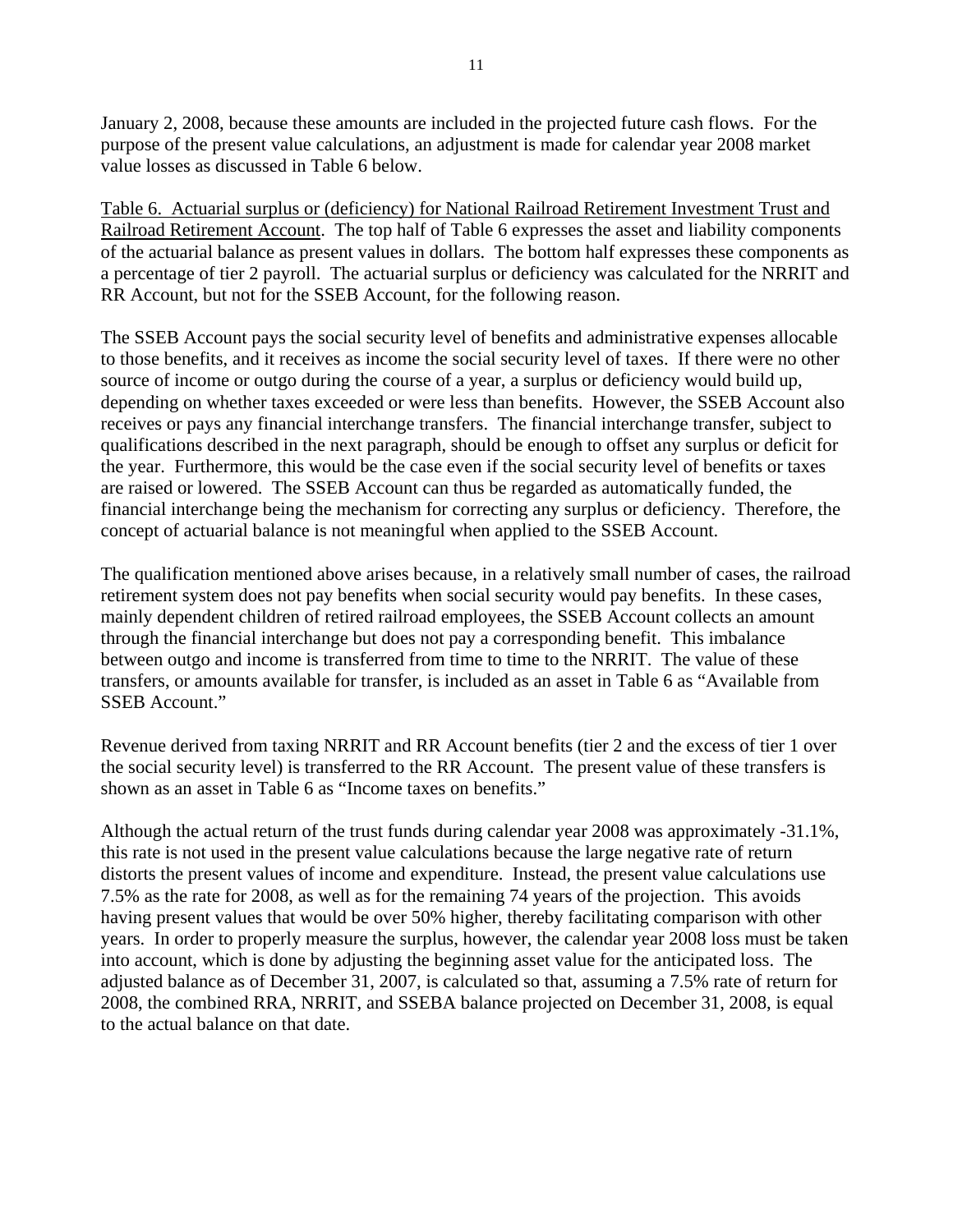January 2, 2008, because these amounts are included in the projected future cash flows. For the purpose of the present value calculations, an adjustment is made for calendar year 2008 market value losses as discussed in Table 6 below.

Table 6. Actuarial surplus or (deficiency) for National Railroad Retirement Investment Trust and Railroad Retirement Account. The top half of Table 6 expresses the asset and liability components of the actuarial balance as present values in dollars. The bottom half expresses these components as a percentage of tier 2 payroll. The actuarial surplus or deficiency was calculated for the NRRIT and RR Account, but not for the SSEB Account, for the following reason.

The SSEB Account pays the social security level of benefits and administrative expenses allocable to those benefits, and it receives as income the social security level of taxes. If there were no other source of income or outgo during the course of a year, a surplus or deficiency would build up, depending on whether taxes exceeded or were less than benefits. However, the SSEB Account also receives or pays any financial interchange transfers. The financial interchange transfer, subject to qualifications described in the next paragraph, should be enough to offset any surplus or deficit for the year. Furthermore, this would be the case even if the social security level of benefits or taxes are raised or lowered. The SSEB Account can thus be regarded as automatically funded, the financial interchange being the mechanism for correcting any surplus or deficiency. Therefore, the concept of actuarial balance is not meaningful when applied to the SSEB Account.

The qualification mentioned above arises because, in a relatively small number of cases, the railroad retirement system does not pay benefits when social security would pay benefits. In these cases, mainly dependent children of retired railroad employees, the SSEB Account collects an amount through the financial interchange but does not pay a corresponding benefit. This imbalance between outgo and income is transferred from time to time to the NRRIT. The value of these transfers, or amounts available for transfer, is included as an asset in Table 6 as "Available from SSEB Account."

Revenue derived from taxing NRRIT and RR Account benefits (tier 2 and the excess of tier 1 over the social security level) is transferred to the RR Account. The present value of these transfers is shown as an asset in Table 6 as "Income taxes on benefits."

Although the actual return of the trust funds during calendar year 2008 was approximately -31.1%, this rate is not used in the present value calculations because the large negative rate of return distorts the present values of income and expenditure. Instead, the present value calculations use 7.5% as the rate for 2008, as well as for the remaining 74 years of the projection. This avoids having present values that would be over 50% higher, thereby facilitating comparison with other years. In order to properly measure the surplus, however, the calendar year 2008 loss must be taken into account, which is done by adjusting the beginning asset value for the anticipated loss. The adjusted balance as of December 31, 2007, is calculated so that, assuming a 7.5% rate of return for 2008, the combined RRA, NRRIT, and SSEBA balance projected on December 31, 2008, is equal to the actual balance on that date.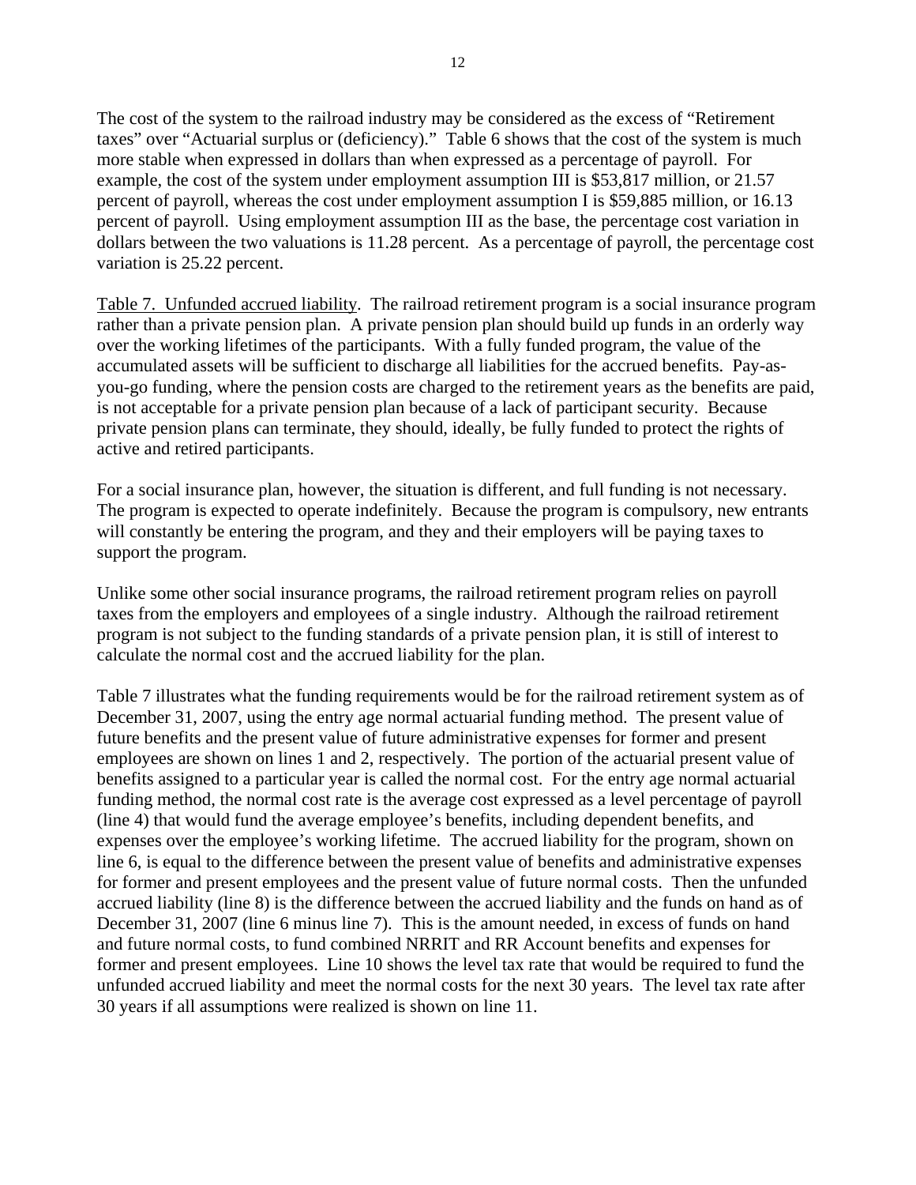The cost of the system to the railroad industry may be considered as the excess of "Retirement taxes" over "Actuarial surplus or (deficiency)." Table 6 shows that the cost of the system is much more stable when expressed in dollars than when expressed as a percentage of payroll. For example, the cost of the system under employment assumption III is $53,817 million, or 21.57 percent of payroll, whereas the cost under employment assumption I is $59,885 million, or 16.13 percent of payroll. Using employment assumption III as the base, the percentage cost variation in dollars between the two valuations is 11.28 percent. As a percentage of payroll, the percentage cost variation is 25.22 percent.

Table 7. Unfunded accrued liability. The railroad retirement program is a social insurance program rather than a private pension plan. A private pension plan should build up funds in an orderly way over the working lifetimes of the participants. With a fully funded program, the value of the accumulated assets will be sufficient to discharge all liabilities for the accrued benefits. Pay-as-you-go funding, where the pension costs are charged to the retirement years as the benefits are paid, is not acceptable for a private pension plan because of a lack of participant security. Because private pension plans can terminate, they should, ideally, be fully funded to protect the rights of active and retired participants.

For a social insurance plan, however, the situation is different, and full funding is not necessary. The program is expected to operate indefinitely. Because the program is compulsory, new entrants will constantly be entering the program, and they and their employers will be paying taxes to support the program.

Unlike some other social insurance programs, the railroad retirement program relies on payroll taxes from the employers and employees of a single industry. Although the railroad retirement program is not subject to the funding standards of a private pension plan, it is still of interest to calculate the normal cost and the accrued liability for the plan.

Table 7 illustrates what the funding requirements would be for the railroad retirement system as of December 31, 2007, using the entry age normal actuarial funding method. The present value of future benefits and the present value of future administrative expenses for former and present employees are shown on lines 1 and 2, respectively. The portion of the actuarial present value of benefits assigned to a particular year is called the normal cost. For the entry age normal actuarial funding method, the normal cost rate is the average cost expressed as a level percentage of payroll (line 4) that would fund the average employee's benefits, including dependent benefits, and expenses over the employee's working lifetime. The accrued liability for the program, shown on line 6, is equal to the difference between the present value of benefits and administrative expenses for former and present employees and the present value of future normal costs. Then the unfunded accrued liability (line 8) is the difference between the accrued liability and the funds on hand as of December 31, 2007 (line 6 minus line 7). This is the amount needed, in excess of funds on hand and future normal costs, to fund combined NRRIT and RR Account benefits and expenses for former and present employees. Line 10 shows the level tax rate that would be required to fund the unfunded accrued liability and meet the normal costs for the next 30 years. The level tax rate after 30 years if all assumptions were realized is shown on line 11.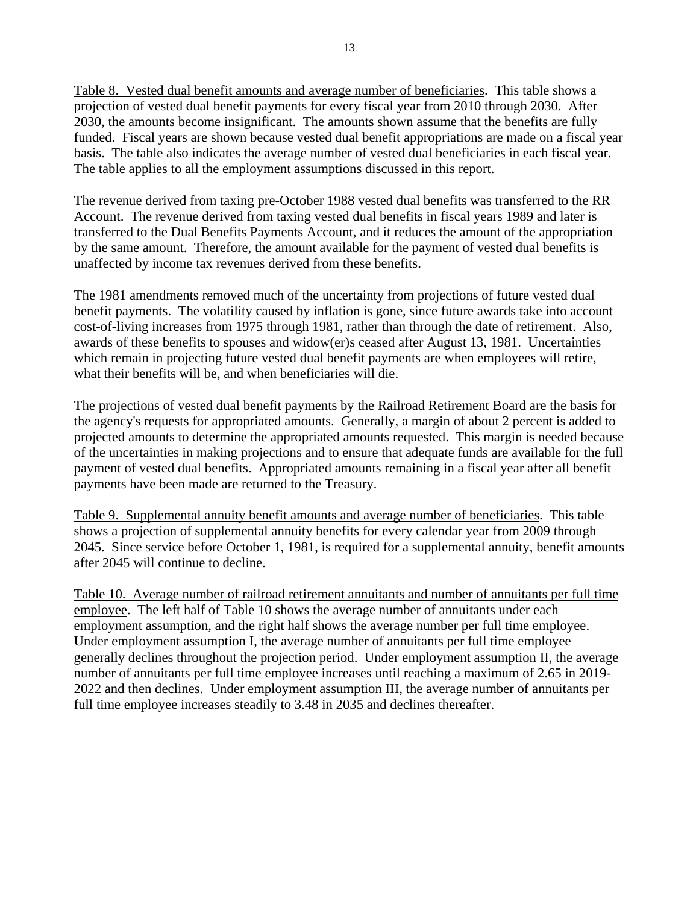Table 8. Vested dual benefit amounts and average number of beneficiaries. This table shows a projection of vested dual benefit payments for every fiscal year from 2010 through 2030. After 2030, the amounts become insignificant. The amounts shown assume that the benefits are fully funded. Fiscal years are shown because vested dual benefit appropriations are made on a fiscal year basis. The table also indicates the average number of vested dual beneficiaries in each fiscal year. The table applies to all the employment assumptions discussed in this report.

The revenue derived from taxing pre-October 1988 vested dual benefits was transferred to the RR Account. The revenue derived from taxing vested dual benefits in fiscal years 1989 and later is transferred to the Dual Benefits Payments Account, and it reduces the amount of the appropriation by the same amount. Therefore, the amount available for the payment of vested dual benefits is unaffected by income tax revenues derived from these benefits.

The 1981 amendments removed much of the uncertainty from projections of future vested dual benefit payments. The volatility caused by inflation is gone, since future awards take into account cost-of-living increases from 1975 through 1981, rather than through the date of retirement. Also, awards of these benefits to spouses and widow(er)s ceased after August 13, 1981. Uncertainties which remain in projecting future vested dual benefit payments are when employees will retire, what their benefits will be, and when beneficiaries will die.

The projections of vested dual benefit payments by the Railroad Retirement Board are the basis for the agency's requests for appropriated amounts. Generally, a margin of about 2 percent is added to projected amounts to determine the appropriated amounts requested. This margin is needed because of the uncertainties in making projections and to ensure that adequate funds are available for the full payment of vested dual benefits. Appropriated amounts remaining in a fiscal year after all benefit payments have been made are returned to the Treasury.

Table 9. Supplemental annuity benefit amounts and average number of beneficiaries. This table shows a projection of supplemental annuity benefits for every calendar year from 2009 through 2045. Since service before October 1, 1981, is required for a supplemental annuity, benefit amounts after 2045 will continue to decline.

Table 10. Average number of railroad retirement annuitants and number of annuitants per full time employee. The left half of Table 10 shows the average number of annuitants under each employment assumption, and the right half shows the average number per full time employee. Under employment assumption I, the average number of annuitants per full time employee generally declines throughout the projection period. Under employment assumption II, the average number of annuitants per full time employee increases until reaching a maximum of 2.65 in 2019-2022 and then declines. Under employment assumption III, the average number of annuitants per full time employee increases steadily to 3.48 in 2035 and declines thereafter.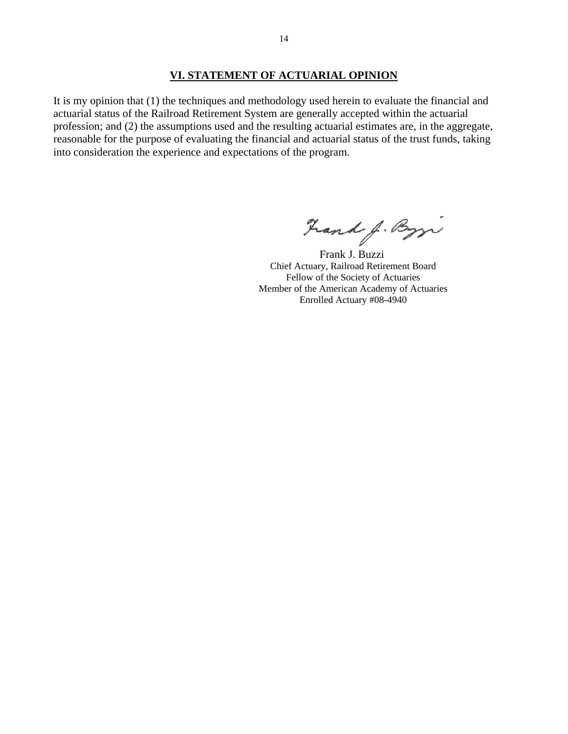## VI. STATEMENT OF ACTUARIAL OPINION

It is my opinion that (1) the techniques and methodology used herein to evaluate the financial and actuarial status of the Railroad Retirement System are generally accepted within the actuarial profession; and (2) the assumptions used and the resulting actuarial estimates are, in the aggregate, reasonable for the purpose of evaluating the financial and actuarial status of the trust funds, taking into consideration the experience and expectations of the program.

Frank J. Buzzi
Chief Actuary, Railroad Retirement Board
Fellow of the Society of Actuaries
Member of the American Academy of Actuaries
Enrolled Actuary #08-4940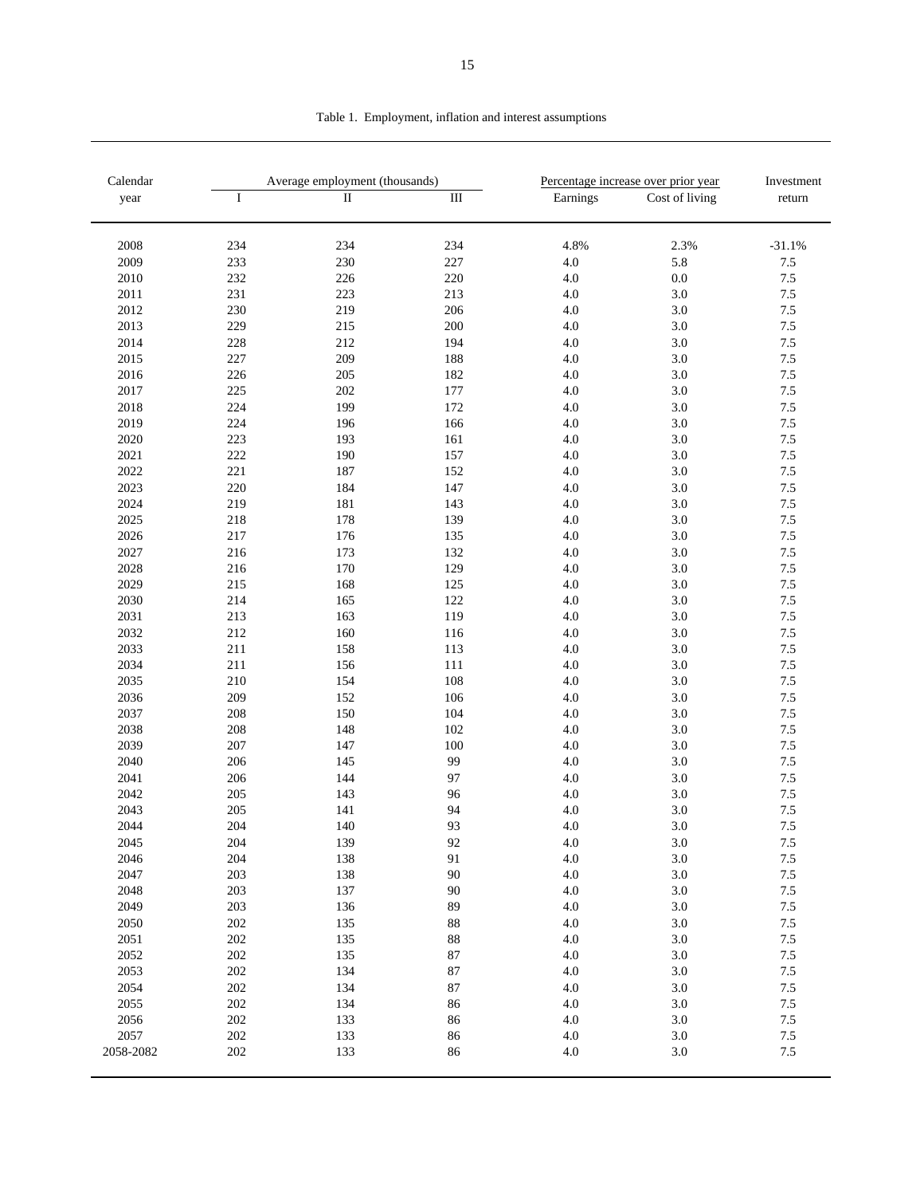Table 1. Employment, inflation and interest assumptions

| Calendar year | Average employment (thousands) | | | Percentage increase over prior year | | Investment return |
|---|---|---|---|---|---|---|
| | I | II | III | Earnings | Cost of living | |
| 2008 | 234 | 234 | 234 | 4.8% | 2.3% | -31.1% |
| 2009 | 233 | 230 | 227 | 4.0 | 5.8 | 7.5 |
| 2010 | 232 | 226 | 220 | 4.0 | 0.0 | 7.5 |
| 2011 | 231 | 223 | 213 | 4.0 | 3.0 | 7.5 |
| 2012 | 230 | 219 | 206 | 4.0 | 3.0 | 7.5 |
| 2013 | 229 | 215 | 200 | 4.0 | 3.0 | 7.5 |
| 2014 | 228 | 212 | 194 | 4.0 | 3.0 | 7.5 |
| 2015 | 227 | 209 | 188 | 4.0 | 3.0 | 7.5 |
| 2016 | 226 | 205 | 182 | 4.0 | 3.0 | 7.5 |
| 2017 | 225 | 202 | 177 | 4.0 | 3.0 | 7.5 |
| 2018 | 224 | 199 | 172 | 4.0 | 3.0 | 7.5 |
| 2019 | 224 | 196 | 166 | 4.0 | 3.0 | 7.5 |
| 2020 | 223 | 193 | 161 | 4.0 | 3.0 | 7.5 |
| 2021 | 222 | 190 | 157 | 4.0 | 3.0 | 7.5 |
| 2022 | 221 | 187 | 152 | 4.0 | 3.0 | 7.5 |
| 2023 | 220 | 184 | 147 | 4.0 | 3.0 | 7.5 |
| 2024 | 219 | 181 | 143 | 4.0 | 3.0 | 7.5 |
| 2025 | 218 | 178 | 139 | 4.0 | 3.0 | 7.5 |
| 2026 | 217 | 176 | 135 | 4.0 | 3.0 | 7.5 |
| 2027 | 216 | 173 | 132 | 4.0 | 3.0 | 7.5 |
| 2028 | 216 | 170 | 129 | 4.0 | 3.0 | 7.5 |
| 2029 | 215 | 168 | 125 | 4.0 | 3.0 | 7.5 |
| 2030 | 214 | 165 | 122 | 4.0 | 3.0 | 7.5 |
| 2031 | 213 | 163 | 119 | 4.0 | 3.0 | 7.5 |
| 2032 | 212 | 160 | 116 | 4.0 | 3.0 | 7.5 |
| 2033 | 211 | 158 | 113 | 4.0 | 3.0 | 7.5 |
| 2034 | 211 | 156 | 111 | 4.0 | 3.0 | 7.5 |
| 2035 | 210 | 154 | 108 | 4.0 | 3.0 | 7.5 |
| 2036 | 209 | 152 | 106 | 4.0 | 3.0 | 7.5 |
| 2037 | 208 | 150 | 104 | 4.0 | 3.0 | 7.5 |
| 2038 | 208 | 148 | 102 | 4.0 | 3.0 | 7.5 |
| 2039 | 207 | 147 | 100 | 4.0 | 3.0 | 7.5 |
| 2040 | 206 | 145 | 99 | 4.0 | 3.0 | 7.5 |
| 2041 | 206 | 144 | 97 | 4.0 | 3.0 | 7.5 |
| 2042 | 205 | 143 | 96 | 4.0 | 3.0 | 7.5 |
| 2043 | 205 | 141 | 94 | 4.0 | 3.0 | 7.5 |
| 2044 | 204 | 140 | 93 | 4.0 | 3.0 | 7.5 |
| 2045 | 204 | 139 | 92 | 4.0 | 3.0 | 7.5 |
| 2046 | 204 | 138 | 91 | 4.0 | 3.0 | 7.5 |
| 2047 | 203 | 138 | 90 | 4.0 | 3.0 | 7.5 |
| 2048 | 203 | 137 | 90 | 4.0 | 3.0 | 7.5 |
| 2049 | 203 | 136 | 89 | 4.0 | 3.0 | 7.5 |
| 2050 | 202 | 135 | 88 | 4.0 | 3.0 | 7.5 |
| 2051 | 202 | 135 | 88 | 4.0 | 3.0 | 7.5 |
| 2052 | 202 | 135 | 87 | 4.0 | 3.0 | 7.5 |
| 2053 | 202 | 134 | 87 | 4.0 | 3.0 | 7.5 |
| 2054 | 202 | 134 | 87 | 4.0 | 3.0 | 7.5 |
| 2055 | 202 | 134 | 86 | 4.0 | 3.0 | 7.5 |
| 2056 | 202 | 133 | 86 | 4.0 | 3.0 | 7.5 |
| 2057 | 202 | 133 | 86 | 4.0 | 3.0 | 7.5 |
| 2058-2082 | 202 | 133 | 86 | 4.0 | 3.0 | 7.5 |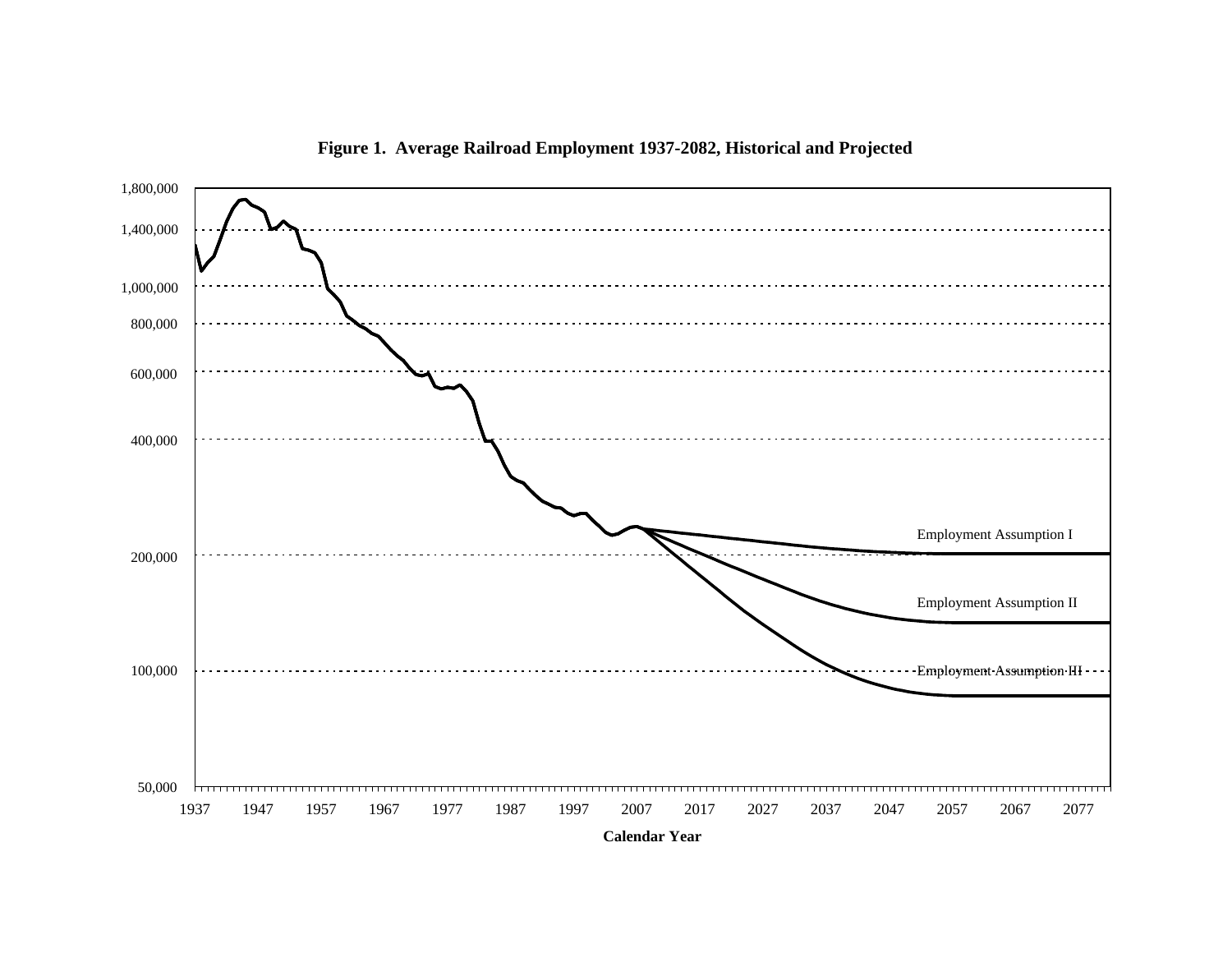**Figure 1. Average Railroad Employment 1937-2082, Historical and Projected**

Employment Assumption I

Employment Assumption II

Employment Assumption III

1,800,000
1,400,000
1,000,000
800,000
600,000
400,000
200,000
100,000
50,000

1937 1947 1957 1967 1977 1987 1997 2007 2017 2027 2037 2047 2057 2067 2077

**Calendar Year**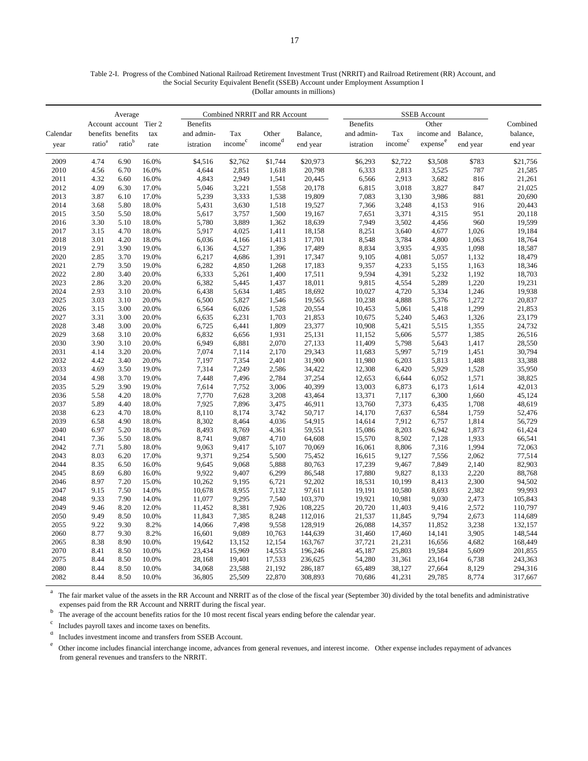Table 2-I. Progress of the Combined National Railroad Retirement Investment Trust (NRRIT) and Railroad Retirement (RR) Account, and the Social Security Equivalent Benefit (SSEB) Account under Employment Assumption I
(Dollar amounts in millions)

| | Average | | | Combined NRRIT and RR Account | | | | SSEB Account | | | | |
|---|---|---|---|---|---|---|---|---|---|---|---|---|
| Calendar year | Account benefits ratio[a] | account benefits ratio[b] | Tier 2 tax rate | Benefits and administration | Tax income[c] | Other income[d] | Balance, end year | Benefits and administration | Tax income[c] | Other income and expense[e] | Balance, end year | Combined balance, end year |
| 2009 | 4.74 | 6.90 | 16.0% | $4,516 | $2,762 | $1,744 | $20,973 | $6,293 | $2,722 | $3,508 | $783 | $21,756 |
| 2010 | 4.56 | 6.70 | 16.0% | 4,644 | 2,851 | 1,618 | 20,798 | 6,333 | 2,813 | 3,525 | 787 | 21,585 |
| 2011 | 4.32 | 6.60 | 16.0% | 4,843 | 2,949 | 1,541 | 20,445 | 6,566 | 2,913 | 3,682 | 816 | 21,261 |
| 2012 | 4.09 | 6.30 | 17.0% | 5,046 | 3,221 | 1,558 | 20,178 | 6,815 | 3,018 | 3,827 | 847 | 21,025 |
| 2013 | 3.87 | 6.10 | 17.0% | 5,239 | 3,333 | 1,538 | 19,809 | 7,083 | 3,130 | 3,986 | 881 | 20,690 |
| 2014 | 3.68 | 5.80 | 18.0% | 5,431 | 3,630 | 1,518 | 19,527 | 7,366 | 3,248 | 4,153 | 916 | 20,443 |
| 2015 | 3.50 | 5.50 | 18.0% | 5,617 | 3,757 | 1,500 | 19,167 | 7,651 | 3,371 | 4,315 | 951 | 20,118 |
| 2016 | 3.30 | 5.10 | 18.0% | 5,780 | 3,889 | 1,362 | 18,639 | 7,949 | 3,502 | 4,456 | 960 | 19,599 |
| 2017 | 3.15 | 4.70 | 18.0% | 5,917 | 4,025 | 1,411 | 18,158 | 8,251 | 3,640 | 4,677 | 1,026 | 19,184 |
| 2018 | 3.01 | 4.20 | 18.0% | 6,036 | 4,166 | 1,413 | 17,701 | 8,548 | 3,784 | 4,800 | 1,063 | 18,764 |
| 2019 | 2.91 | 3.90 | 19.0% | 6,136 | 4,527 | 1,396 | 17,489 | 8,834 | 3,935 | 4,935 | 1,098 | 18,587 |
| 2020 | 2.85 | 3.70 | 19.0% | 6,217 | 4,686 | 1,391 | 17,347 | 9,105 | 4,081 | 5,057 | 1,132 | 18,479 |
| 2021 | 2.79 | 3.50 | 19.0% | 6,282 | 4,850 | 1,268 | 17,183 | 9,357 | 4,233 | 5,155 | 1,163 | 18,346 |
| 2022 | 2.80 | 3.40 | 20.0% | 6,333 | 5,261 | 1,400 | 17,511 | 9,594 | 4,391 | 5,232 | 1,192 | 18,703 |
| 2023 | 2.86 | 3.20 | 20.0% | 6,382 | 5,445 | 1,437 | 18,011 | 9,815 | 4,554 | 5,289 | 1,220 | 19,231 |
| 2024 | 2.93 | 3.10 | 20.0% | 6,438 | 5,634 | 1,485 | 18,692 | 10,027 | 4,720 | 5,334 | 1,246 | 19,938 |
| 2025 | 3.03 | 3.10 | 20.0% | 6,500 | 5,827 | 1,546 | 19,565 | 10,238 | 4,888 | 5,376 | 1,272 | 20,837 |
| 2026 | 3.15 | 3.00 | 20.0% | 6,564 | 6,026 | 1,528 | 20,554 | 10,453 | 5,061 | 5,418 | 1,299 | 21,853 |
| 2027 | 3.31 | 3.00 | 20.0% | 6,635 | 6,231 | 1,703 | 21,853 | 10,675 | 5,240 | 5,463 | 1,326 | 23,179 |
| 2028 | 3.48 | 3.00 | 20.0% | 6,725 | 6,441 | 1,809 | 23,377 | 10,908 | 5,421 | 5,515 | 1,355 | 24,732 |
| 2029 | 3.68 | 3.10 | 20.0% | 6,832 | 6,656 | 1,931 | 25,131 | 11,152 | 5,606 | 5,577 | 1,385 | 26,516 |
| 2030 | 3.90 | 3.10 | 20.0% | 6,949 | 6,881 | 2,070 | 27,133 | 11,409 | 5,798 | 5,643 | 1,417 | 28,550 |
| 2031 | 4.14 | 3.20 | 20.0% | 7,074 | 7,114 | 2,170 | 29,343 | 11,683 | 5,997 | 5,719 | 1,451 | 30,794 |
| 2032 | 4.42 | 3.40 | 20.0% | 7,197 | 7,354 | 2,401 | 31,900 | 11,980 | 6,203 | 5,813 | 1,488 | 33,388 |
| 2033 | 4.69 | 3.50 | 19.0% | 7,314 | 7,249 | 2,586 | 34,422 | 12,308 | 6,420 | 5,929 | 1,528 | 35,950 |
| 2034 | 4.98 | 3.70 | 19.0% | 7,448 | 7,496 | 2,784 | 37,254 | 12,653 | 6,644 | 6,052 | 1,571 | 38,825 |
| 2035 | 5.29 | 3.90 | 19.0% | 7,614 | 7,752 | 3,006 | 40,399 | 13,003 | 6,873 | 6,173 | 1,614 | 42,013 |
| 2036 | 5.58 | 4.20 | 18.0% | 7,770 | 7,628 | 3,208 | 43,464 | 13,371 | 7,117 | 6,300 | 1,660 | 45,124 |
| 2037 | 5.89 | 4.40 | 18.0% | 7,925 | 7,896 | 3,475 | 46,911 | 13,760 | 7,373 | 6,435 | 1,708 | 48,619 |
| 2038 | 6.23 | 4.70 | 18.0% | 8,110 | 8,174 | 3,742 | 50,717 | 14,170 | 7,637 | 6,584 | 1,759 | 52,476 |
| 2039 | 6.58 | 4.90 | 18.0% | 8,302 | 8,464 | 4,036 | 54,915 | 14,614 | 7,912 | 6,757 | 1,814 | 56,729 |
| 2040 | 6.97 | 5.20 | 18.0% | 8,493 | 8,769 | 4,361 | 59,551 | 15,086 | 8,203 | 6,942 | 1,873 | 61,424 |
| 2041 | 7.36 | 5.50 | 18.0% | 8,741 | 9,087 | 4,710 | 64,608 | 15,570 | 8,502 | 7,128 | 1,933 | 66,541 |
| 2042 | 7.71 | 5.80 | 18.0% | 9,063 | 9,417 | 5,107 | 70,069 | 16,061 | 8,806 | 7,316 | 1,994 | 72,063 |
| 2043 | 8.03 | 6.20 | 17.0% | 9,371 | 9,254 | 5,500 | 75,452 | 16,615 | 9,127 | 7,556 | 2,062 | 77,514 |
| 2044 | 8.35 | 6.50 | 16.0% | 9,645 | 9,068 | 5,888 | 80,763 | 17,239 | 9,467 | 7,849 | 2,140 | 82,903 |
| 2045 | 8.69 | 6.80 | 16.0% | 9,922 | 9,407 | 6,299 | 86,548 | 17,880 | 9,827 | 8,133 | 2,220 | 88,768 |
| 2046 | 8.97 | 7.20 | 15.0% | 10,262 | 9,195 | 6,721 | 92,202 | 18,531 | 10,199 | 8,413 | 2,300 | 94,502 |
| 2047 | 9.15 | 7.50 | 14.0% | 10,678 | 8,955 | 7,132 | 97,611 | 19,191 | 10,580 | 8,693 | 2,382 | 99,993 |
| 2048 | 9.33 | 7.90 | 14.0% | 11,077 | 9,295 | 7,540 | 103,370 | 19,921 | 10,981 | 9,030 | 2,473 | 105,843 |
| 2049 | 9.46 | 8.20 | 12.0% | 11,452 | 8,381 | 7,926 | 108,225 | 20,720 | 11,403 | 9,416 | 2,572 | 110,797 |
| 2050 | 9.49 | 8.50 | 10.0% | 11,843 | 7,385 | 8,248 | 112,016 | 21,537 | 11,845 | 9,794 | 2,673 | 114,689 |
| 2055 | 9.22 | 9.30 | 8.2% | 14,066 | 7,498 | 9,558 | 128,919 | 26,088 | 14,357 | 11,852 | 3,238 | 132,157 |
| 2060 | 8.77 | 9.30 | 8.2% | 16,601 | 9,089 | 10,763 | 144,639 | 31,460 | 17,460 | 14,141 | 3,905 | 148,544 |
| 2065 | 8.38 | 8.90 | 10.0% | 19,642 | 13,152 | 12,154 | 163,767 | 37,721 | 21,231 | 16,656 | 4,682 | 168,449 |
| 2070 | 8.41 | 8.50 | 10.0% | 23,434 | 15,969 | 14,553 | 196,246 | 45,187 | 25,803 | 19,584 | 5,609 | 201,855 |
| 2075 | 8.44 | 8.50 | 10.0% | 28,168 | 19,401 | 17,533 | 236,625 | 54,280 | 31,361 | 23,164 | 6,738 | 243,363 |
| 2080 | 8.44 | 8.50 | 10.0% | 34,068 | 23,588 | 21,192 | 286,187 | 65,489 | 38,127 | 27,664 | 8,129 | 294,316 |
| 2082 | 8.44 | 8.50 | 10.0% | 36,805 | 25,509 | 22,870 | 308,893 | 70,686 | 41,231 | 29,785 | 8,774 | 317,667 |

[a] The fair market value of the assets in the RR Account and NRRIT as of the close of the fiscal year (September 30) divided by the total benefits and administrative expenses paid from the RR Account and NRRIT during the fiscal year.

[b] The average of the account benefits ratios for the 10 most recent fiscal years ending before the calendar year.

[c] Includes payroll taxes and income taxes on benefits.

[d] Includes investment income and transfers from SSEB Account.

[e] Other income includes financial interchange income, advances from general revenues, and interest income. Other expense includes repayment of advances from general revenues and transfers to the NRRIT.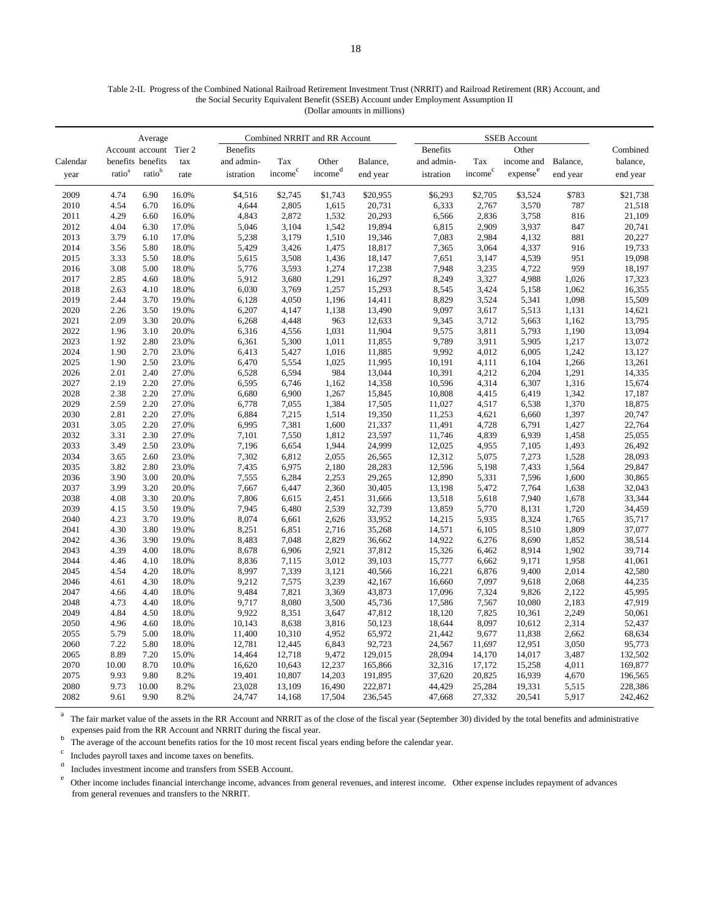Table 2-II. Progress of the Combined National Railroad Retirement Investment Trust (NRRIT) and Railroad Retirement (RR) Account, and the Social Security Equivalent Benefit (SSEB) Account under Employment Assumption II
(Dollar amounts in millions)

| Calendar year | Account benefits ratio[a] | Average account benefits ratio[b] | Tier 2 tax rate | Combined NRRIT and RR Account: Benefits and administration | Combined NRRIT and RR Account: Tax income[c] | Combined NRRIT and RR Account: Other income[d] | Combined NRRIT and RR Account: Balance, end year | SSEB Account: Benefits and administration | SSEB Account: Tax income[c] | SSEB Account: Other income and expense[e] | SSEB Account: Balance, end year | Combined balance, end year |
|---|---|---|---|---|---|---|---|---|---|---|---|---|
| 2009 | 4.74 | 6.90 | 16.0% | $4,516 | $2,745 | $1,743 | $20,955 | $6,293 | $2,705 | $3,524 | $783 | $21,738 |
| 2010 | 4.54 | 6.70 | 16.0% | 4,644 | 2,805 | 1,615 | 20,731 | 6,333 | 2,767 | 3,570 | 787 | 21,518 |
| 2011 | 4.29 | 6.60 | 16.0% | 4,843 | 2,872 | 1,532 | 20,293 | 6,566 | 2,836 | 3,758 | 816 | 21,109 |
| 2012 | 4.04 | 6.30 | 17.0% | 5,046 | 3,104 | 1,542 | 19,894 | 6,815 | 2,909 | 3,937 | 847 | 20,741 |
| 2013 | 3.79 | 6.10 | 17.0% | 5,238 | 3,179 | 1,510 | 19,346 | 7,083 | 2,984 | 4,132 | 881 | 20,227 |
| 2014 | 3.56 | 5.80 | 18.0% | 5,429 | 3,426 | 1,475 | 18,817 | 7,365 | 3,064 | 4,337 | 916 | 19,733 |
| 2015 | 3.33 | 5.50 | 18.0% | 5,615 | 3,508 | 1,436 | 18,147 | 7,651 | 3,147 | 4,539 | 951 | 19,098 |
| 2016 | 3.08 | 5.00 | 18.0% | 5,776 | 3,593 | 1,274 | 17,238 | 7,948 | 3,235 | 4,722 | 959 | 18,197 |
| 2017 | 2.85 | 4.60 | 18.0% | 5,912 | 3,680 | 1,291 | 16,297 | 8,249 | 3,327 | 4,988 | 1,026 | 17,323 |
| 2018 | 2.63 | 4.10 | 18.0% | 6,030 | 3,769 | 1,257 | 15,293 | 8,545 | 3,424 | 5,158 | 1,062 | 16,355 |
| 2019 | 2.44 | 3.70 | 19.0% | 6,128 | 4,050 | 1,196 | 14,411 | 8,829 | 3,524 | 5,341 | 1,098 | 15,509 |
| 2020 | 2.26 | 3.50 | 19.0% | 6,207 | 4,147 | 1,138 | 13,490 | 9,097 | 3,617 | 5,513 | 1,131 | 14,621 |
| 2021 | 2.09 | 3.30 | 20.0% | 6,268 | 4,448 | 963 | 12,633 | 9,345 | 3,712 | 5,663 | 1,162 | 13,795 |
| 2022 | 1.96 | 3.10 | 20.0% | 6,316 | 4,556 | 1,031 | 11,904 | 9,575 | 3,811 | 5,793 | 1,190 | 13,094 |
| 2023 | 1.92 | 2.80 | 23.0% | 6,361 | 5,300 | 1,011 | 11,855 | 9,789 | 3,911 | 5,905 | 1,217 | 13,072 |
| 2024 | 1.90 | 2.70 | 23.0% | 6,413 | 5,427 | 1,016 | 11,885 | 9,992 | 4,012 | 6,005 | 1,242 | 13,127 |
| 2025 | 1.90 | 2.50 | 23.0% | 6,470 | 5,554 | 1,025 | 11,995 | 10,191 | 4,111 | 6,104 | 1,266 | 13,261 |
| 2026 | 2.01 | 2.40 | 27.0% | 6,528 | 6,594 | 984 | 13,044 | 10,391 | 4,212 | 6,204 | 1,291 | 14,335 |
| 2027 | 2.19 | 2.20 | 27.0% | 6,595 | 6,746 | 1,162 | 14,358 | 10,596 | 4,314 | 6,307 | 1,316 | 15,674 |
| 2028 | 2.38 | 2.20 | 27.0% | 6,680 | 6,900 | 1,267 | 15,845 | 10,808 | 4,415 | 6,419 | 1,342 | 17,187 |
| 2029 | 2.59 | 2.20 | 27.0% | 6,778 | 7,055 | 1,384 | 17,505 | 11,027 | 4,517 | 6,538 | 1,370 | 18,875 |
| 2030 | 2.81 | 2.20 | 27.0% | 6,884 | 7,215 | 1,514 | 19,350 | 11,253 | 4,621 | 6,660 | 1,397 | 20,747 |
| 2031 | 3.05 | 2.20 | 27.0% | 6,995 | 7,381 | 1,600 | 21,337 | 11,491 | 4,728 | 6,791 | 1,427 | 22,764 |
| 2032 | 3.31 | 2.30 | 27.0% | 7,101 | 7,550 | 1,812 | 23,597 | 11,746 | 4,839 | 6,939 | 1,458 | 25,055 |
| 2033 | 3.49 | 2.50 | 23.0% | 7,196 | 6,654 | 1,944 | 24,999 | 12,025 | 4,955 | 7,105 | 1,493 | 26,492 |
| 2034 | 3.65 | 2.60 | 23.0% | 7,302 | 6,812 | 2,055 | 26,565 | 12,312 | 5,075 | 7,273 | 1,528 | 28,093 |
| 2035 | 3.82 | 2.80 | 23.0% | 7,435 | 6,975 | 2,180 | 28,283 | 12,596 | 5,198 | 7,433 | 1,564 | 29,847 |
| 2036 | 3.90 | 3.00 | 20.0% | 7,555 | 6,284 | 2,253 | 29,265 | 12,890 | 5,331 | 7,596 | 1,600 | 30,865 |
| 2037 | 3.99 | 3.20 | 20.0% | 7,667 | 6,447 | 2,360 | 30,405 | 13,198 | 5,472 | 7,764 | 1,638 | 32,043 |
| 2038 | 4.08 | 3.30 | 20.0% | 7,806 | 6,615 | 2,451 | 31,666 | 13,518 | 5,618 | 7,940 | 1,678 | 33,344 |
| 2039 | 4.15 | 3.50 | 19.0% | 7,945 | 6,480 | 2,539 | 32,739 | 13,859 | 5,770 | 8,131 | 1,720 | 34,459 |
| 2040 | 4.23 | 3.70 | 19.0% | 8,074 | 6,661 | 2,626 | 33,952 | 14,215 | 5,935 | 8,324 | 1,765 | 35,717 |
| 2041 | 4.30 | 3.80 | 19.0% | 8,251 | 6,851 | 2,716 | 35,268 | 14,571 | 6,105 | 8,510 | 1,809 | 37,077 |
| 2042 | 4.36 | 3.90 | 19.0% | 8,483 | 7,048 | 2,829 | 36,662 | 14,922 | 6,276 | 8,690 | 1,852 | 38,514 |
| 2043 | 4.39 | 4.00 | 18.0% | 8,678 | 6,906 | 2,921 | 37,812 | 15,326 | 6,462 | 8,914 | 1,902 | 39,714 |
| 2044 | 4.46 | 4.10 | 18.0% | 8,836 | 7,115 | 3,012 | 39,103 | 15,777 | 6,662 | 9,171 | 1,958 | 41,061 |
| 2045 | 4.54 | 4.20 | 18.0% | 8,997 | 7,339 | 3,121 | 40,566 | 16,221 | 6,876 | 9,400 | 2,014 | 42,580 |
| 2046 | 4.61 | 4.30 | 18.0% | 9,212 | 7,575 | 3,239 | 42,167 | 16,660 | 7,097 | 9,618 | 2,068 | 44,235 |
| 2047 | 4.66 | 4.40 | 18.0% | 9,484 | 7,821 | 3,369 | 43,873 | 17,096 | 7,324 | 9,826 | 2,122 | 45,995 |
| 2048 | 4.73 | 4.40 | 18.0% | 9,717 | 8,080 | 3,500 | 45,736 | 17,586 | 7,567 | 10,080 | 2,183 | 47,919 |
| 2049 | 4.84 | 4.50 | 18.0% | 9,922 | 8,351 | 3,647 | 47,812 | 18,120 | 7,825 | 10,361 | 2,249 | 50,061 |
| 2050 | 4.96 | 4.60 | 18.0% | 10,143 | 8,638 | 3,816 | 50,123 | 18,644 | 8,097 | 10,612 | 2,314 | 52,437 |
| 2055 | 5.79 | 5.00 | 18.0% | 11,400 | 10,310 | 4,952 | 65,972 | 21,442 | 9,677 | 11,838 | 2,662 | 68,634 |
| 2060 | 7.22 | 5.80 | 18.0% | 12,781 | 12,445 | 6,843 | 92,723 | 24,567 | 11,697 | 12,951 | 3,050 | 95,773 |
| 2065 | 8.89 | 7.20 | 15.0% | 14,464 | 12,718 | 9,472 | 129,015 | 28,094 | 14,170 | 14,017 | 3,487 | 132,502 |
| 2070 | 10.00 | 8.70 | 10.0% | 16,620 | 10,643 | 12,237 | 165,866 | 32,316 | 17,172 | 15,258 | 4,011 | 169,877 |
| 2075 | 9.93 | 9.80 | 8.2% | 19,401 | 10,807 | 14,203 | 191,895 | 37,620 | 20,825 | 16,939 | 4,670 | 196,565 |
| 2080 | 9.73 | 10.00 | 8.2% | 23,028 | 13,109 | 16,490 | 222,871 | 44,429 | 25,284 | 19,331 | 5,515 | 228,386 |
| 2082 | 9.61 | 9.90 | 8.2% | 24,747 | 14,168 | 17,504 | 236,545 | 47,668 | 27,332 | 20,541 | 5,917 | 242,462 |

[a] The fair market value of the assets in the RR Account and NRRIT as of the close of the fiscal year (September 30) divided by the total benefits and administrative expenses paid from the RR Account and NRRIT during the fiscal year.

[b] The average of the account benefits ratios for the 10 most recent fiscal years ending before the calendar year.

[c] Includes payroll taxes and income taxes on benefits.

[d] Includes investment income and transfers from SSEB Account.

[e] Other income includes financial interchange income, advances from general revenues, and interest income. Other expense includes repayment of advances from general revenues and transfers to the NRRIT.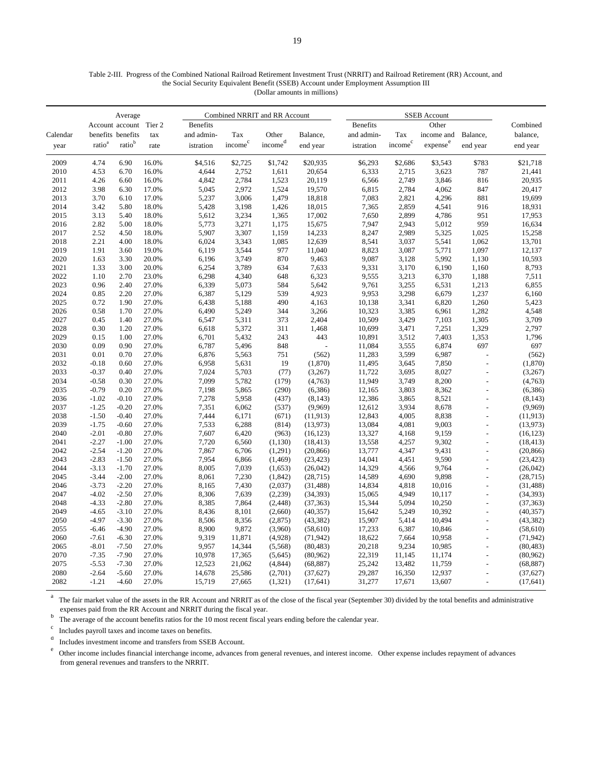Table 2-III. Progress of the Combined National Railroad Retirement Investment Trust (NRRIT) and Railroad Retirement (RR) Account, and the Social Security Equivalent Benefit (SSEB) Account under Employment Assumption III
(Dollar amounts in millions)

| | Average | | | Combined NRRIT and RR Account | | | | SSEB Account | | | | |
|---|---|---|---|---|---|---|---|---|---|---|---|---|
| Calendar year | Account benefits ratio[a] | Account benefits ratio[b] | Tier 2 tax rate | Benefits and administration | Tax income[c] | Other income[d] | Balance, end year | Benefits and administration | Tax income[c] | Other income and expense[e] | Balance, end year | Combined balance, end year |
| 2009 | 4.74 | 6.90 | 16.0% | $4,516 | $2,725 | $1,742 | $20,935 | $6,293 | $2,686 | $3,543 | $783 | $21,718 |
| 2010 | 4.53 | 6.70 | 16.0% | 4,644 | 2,752 | 1,611 | 20,654 | 6,333 | 2,715 | 3,623 | 787 | 21,441 |
| 2011 | 4.26 | 6.60 | 16.0% | 4,842 | 2,784 | 1,523 | 20,119 | 6,566 | 2,749 | 3,846 | 816 | 20,935 |
| 2012 | 3.98 | 6.30 | 17.0% | 5,045 | 2,972 | 1,524 | 19,570 | 6,815 | 2,784 | 4,062 | 847 | 20,417 |
| 2013 | 3.70 | 6.10 | 17.0% | 5,237 | 3,006 | 1,479 | 18,818 | 7,083 | 2,821 | 4,296 | 881 | 19,699 |
| 2014 | 3.42 | 5.80 | 18.0% | 5,428 | 3,198 | 1,426 | 18,015 | 7,365 | 2,859 | 4,541 | 916 | 18,931 |
| 2015 | 3.13 | 5.40 | 18.0% | 5,612 | 3,234 | 1,365 | 17,002 | 7,650 | 2,899 | 4,786 | 951 | 17,953 |
| 2016 | 2.82 | 5.00 | 18.0% | 5,773 | 3,271 | 1,175 | 15,675 | 7,947 | 2,943 | 5,012 | 959 | 16,634 |
| 2017 | 2.52 | 4.50 | 18.0% | 5,907 | 3,307 | 1,159 | 14,233 | 8,247 | 2,989 | 5,325 | 1,025 | 15,258 |
| 2018 | 2.21 | 4.00 | 18.0% | 6,024 | 3,343 | 1,085 | 12,639 | 8,541 | 3,037 | 5,541 | 1,062 | 13,701 |
| 2019 | 1.91 | 3.60 | 19.0% | 6,119 | 3,544 | 977 | 11,040 | 8,823 | 3,087 | 5,771 | 1,097 | 12,137 |
| 2020 | 1.63 | 3.30 | 20.0% | 6,196 | 3,749 | 870 | 9,463 | 9,087 | 3,128 | 5,992 | 1,130 | 10,593 |
| 2021 | 1.33 | 3.00 | 20.0% | 6,254 | 3,789 | 634 | 7,633 | 9,331 | 3,170 | 6,190 | 1,160 | 8,793 |
| 2022 | 1.10 | 2.70 | 23.0% | 6,298 | 4,340 | 648 | 6,323 | 9,555 | 3,213 | 6,370 | 1,188 | 7,511 |
| 2023 | 0.96 | 2.40 | 27.0% | 6,339 | 5,073 | 584 | 5,642 | 9,761 | 3,255 | 6,531 | 1,213 | 6,855 |
| 2024 | 0.85 | 2.20 | 27.0% | 6,387 | 5,129 | 539 | 4,923 | 9,953 | 3,298 | 6,679 | 1,237 | 6,160 |
| 2025 | 0.72 | 1.90 | 27.0% | 6,438 | 5,188 | 490 | 4,163 | 10,138 | 3,341 | 6,820 | 1,260 | 5,423 |
| 2026 | 0.58 | 1.70 | 27.0% | 6,490 | 5,249 | 344 | 3,266 | 10,323 | 3,385 | 6,961 | 1,282 | 4,548 |
| 2027 | 0.45 | 1.40 | 27.0% | 6,547 | 5,311 | 373 | 2,404 | 10,509 | 3,429 | 7,103 | 1,305 | 3,709 |
| 2028 | 0.30 | 1.20 | 27.0% | 6,618 | 5,372 | 311 | 1,468 | 10,699 | 3,471 | 7,251 | 1,329 | 2,797 |
| 2029 | 0.15 | 1.00 | 27.0% | 6,701 | 5,432 | 243 | 443 | 10,891 | 3,512 | 7,403 | 1,353 | 1,796 |
| 2030 | 0.09 | 0.90 | 27.0% | 6,787 | 5,496 | 848 | - | 11,084 | 3,555 | 6,874 | 697 | 697 |
| 2031 | 0.01 | 0.70 | 27.0% | 6,876 | 5,563 | 751 | (562) | 11,283 | 3,599 | 6,987 | - | (562) |
| 2032 | -0.18 | 0.60 | 27.0% | 6,958 | 5,631 | 19 | (1,870) | 11,495 | 3,645 | 7,850 | - | (1,870) |
| 2033 | -0.37 | 0.40 | 27.0% | 7,024 | 5,703 | (77) | (3,267) | 11,722 | 3,695 | 8,027 | - | (3,267) |
| 2034 | -0.58 | 0.30 | 27.0% | 7,099 | 5,782 | (179) | (4,763) | 11,949 | 3,749 | 8,200 | - | (4,763) |
| 2035 | -0.79 | 0.20 | 27.0% | 7,198 | 5,865 | (290) | (6,386) | 12,165 | 3,803 | 8,362 | - | (6,386) |
| 2036 | -1.02 | -0.10 | 27.0% | 7,278 | 5,958 | (437) | (8,143) | 12,386 | 3,865 | 8,521 | - | (8,143) |
| 2037 | -1.25 | -0.20 | 27.0% | 7,351 | 6,062 | (537) | (9,969) | 12,612 | 3,934 | 8,678 | - | (9,969) |
| 2038 | -1.50 | -0.40 | 27.0% | 7,444 | 6,171 | (671) | (11,913) | 12,843 | 4,005 | 8,838 | - | (11,913) |
| 2039 | -1.75 | -0.60 | 27.0% | 7,533 | 6,288 | (814) | (13,973) | 13,084 | 4,081 | 9,003 | - | (13,973) |
| 2040 | -2.01 | -0.80 | 27.0% | 7,607 | 6,420 | (963) | (16,123) | 13,327 | 4,168 | 9,159 | - | (16,123) |
| 2041 | -2.27 | -1.00 | 27.0% | 7,720 | 6,560 | (1,130) | (18,413) | 13,558 | 4,257 | 9,302 | - | (18,413) |
| 2042 | -2.54 | -1.20 | 27.0% | 7,867 | 6,706 | (1,291) | (20,866) | 13,777 | 4,347 | 9,431 | - | (20,866) |
| 2043 | -2.83 | -1.50 | 27.0% | 7,954 | 6,866 | (1,469) | (23,423) | 14,041 | 4,451 | 9,590 | - | (23,423) |
| 2044 | -3.13 | -1.70 | 27.0% | 8,005 | 7,039 | (1,653) | (26,042) | 14,329 | 4,566 | 9,764 | - | (26,042) |
| 2045 | -3.44 | -2.00 | 27.0% | 8,061 | 7,230 | (1,842) | (28,715) | 14,589 | 4,690 | 9,898 | - | (28,715) |
| 2046 | -3.73 | -2.20 | 27.0% | 8,165 | 7,430 | (2,037) | (31,488) | 14,834 | 4,818 | 10,016 | - | (31,488) |
| 2047 | -4.02 | -2.50 | 27.0% | 8,306 | 7,639 | (2,239) | (34,393) | 15,065 | 4,949 | 10,117 | - | (34,393) |
| 2048 | -4.33 | -2.80 | 27.0% | 8,385 | 7,864 | (2,448) | (37,363) | 15,344 | 5,094 | 10,250 | - | (37,363) |
| 2049 | -4.65 | -3.10 | 27.0% | 8,436 | 8,101 | (2,660) | (40,357) | 15,642 | 5,249 | 10,392 | - | (40,357) |
| 2050 | -4.97 | -3.30 | 27.0% | 8,506 | 8,356 | (2,875) | (43,382) | 15,907 | 5,414 | 10,494 | - | (43,382) |
| 2055 | -6.46 | -4.90 | 27.0% | 8,900 | 9,872 | (3,960) | (58,610) | 17,233 | 6,387 | 10,846 | - | (58,610) |
| 2060 | -7.61 | -6.30 | 27.0% | 9,319 | 11,871 | (4,928) | (71,942) | 18,622 | 7,664 | 10,958 | - | (71,942) |
| 2065 | -8.01 | -7.50 | 27.0% | 9,957 | 14,344 | (5,568) | (80,483) | 20,218 | 9,234 | 10,985 | - | (80,483) |
| 2070 | -7.35 | -7.90 | 27.0% | 10,978 | 17,365 | (5,645) | (80,962) | 22,319 | 11,145 | 11,174 | - | (80,962) |
| 2075 | -5.53 | -7.30 | 27.0% | 12,523 | 21,062 | (4,844) | (68,887) | 25,242 | 13,482 | 11,759 | - | (68,887) |
| 2080 | -2.64 | -5.60 | 27.0% | 14,678 | 25,586 | (2,701) | (37,627) | 29,287 | 16,350 | 12,937 | - | (37,627) |
| 2082 | -1.21 | -4.60 | 27.0% | 15,719 | 27,665 | (1,321) | (17,641) | 31,277 | 17,671 | 13,607 | - | (17,641) |

[a] The fair market value of the assets in the RR Account and NRRIT as of the close of the fiscal year (September 30) divided by the total benefits and administrative expenses paid from the RR Account and NRRIT during the fiscal year.

[b] The average of the account benefits ratios for the 10 most recent fiscal years ending before the calendar year.

[c] Includes payroll taxes and income taxes on benefits.

[d] Includes investment income and transfers from SSEB Account.

[e] Other income includes financial interchange income, advances from general revenues, and interest income. Other expense includes repayment of advances from general revenues and transfers to the NRRIT.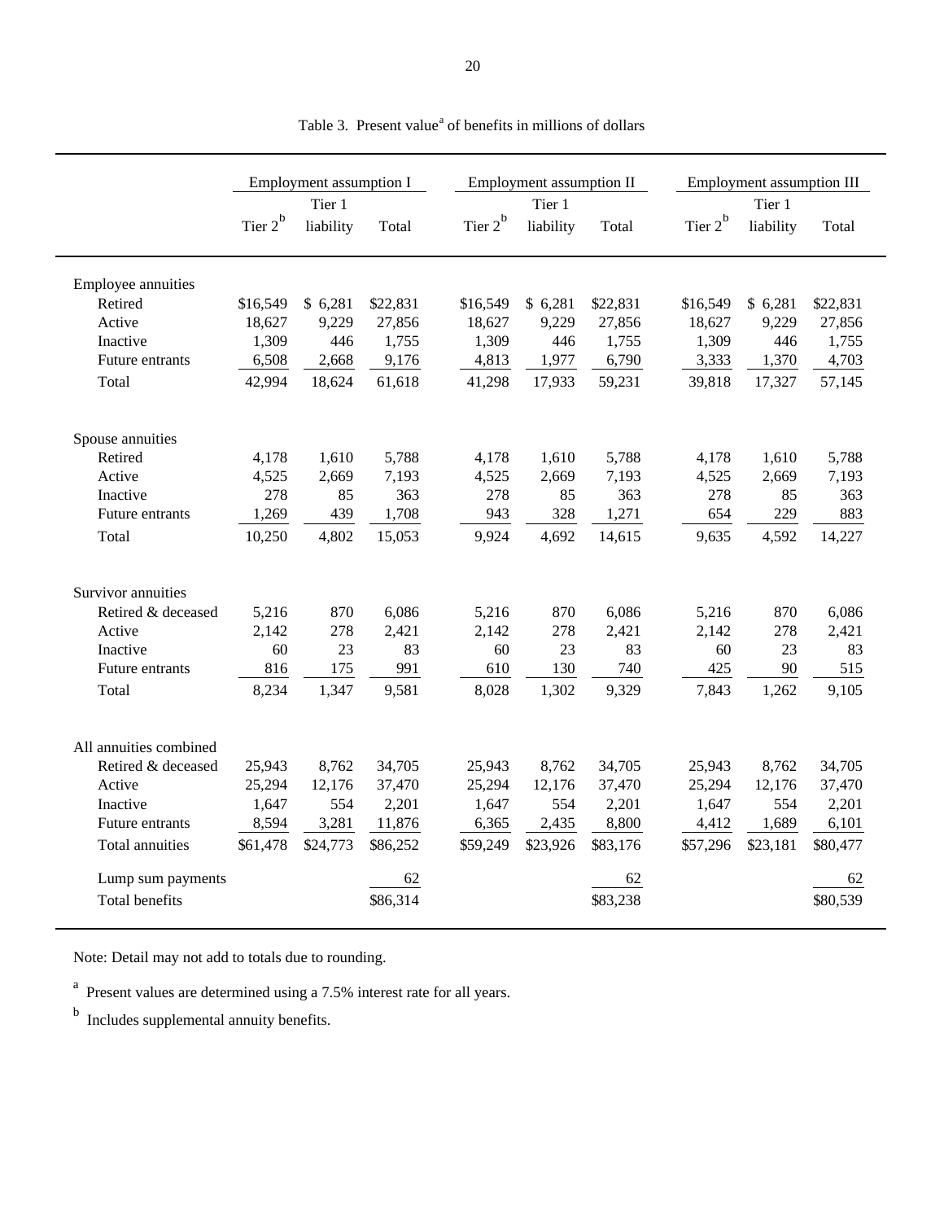Table 3. Present value[a] of benefits in millions of dollars

| | Employment assumption I | | | Employment assumption II | | | Employment assumption III | | |
|---|---|---|---|---|---|---|---|---|---|
| | Tier 2[b] | Tier 1 liability | Total | Tier 2[b] | Tier 1 liability | Total | Tier 2[b] | Tier 1 liability | Total |
| **Employee annuities** | | | | | | | | | |
| Retired | $16,549 | $ 6,281 | $22,831 | $16,549 | $ 6,281 | $22,831 | $16,549 | $ 6,281 | $22,831 |
| Active | 18,627 | 9,229 | 27,856 | 18,627 | 9,229 | 27,856 | 18,627 | 9,229 | 27,856 |
| Inactive | 1,309 | 446 | 1,755 | 1,309 | 446 | 1,755 | 1,309 | 446 | 1,755 |
| Future entrants | 6,508 | 2,668 | 9,176 | 4,813 | 1,977 | 6,790 | 3,333 | 1,370 | 4,703 |
| Total | 42,994 | 18,624 | 61,618 | 41,298 | 17,933 | 59,231 | 39,818 | 17,327 | 57,145 |
| **Spouse annuities** | | | | | | | | | |
| Retired | 4,178 | 1,610 | 5,788 | 4,178 | 1,610 | 5,788 | 4,178 | 1,610 | 5,788 |
| Active | 4,525 | 2,669 | 7,193 | 4,525 | 2,669 | 7,193 | 4,525 | 2,669 | 7,193 |
| Inactive | 278 | 85 | 363 | 278 | 85 | 363 | 278 | 85 | 363 |
| Future entrants | 1,269 | 439 | 1,708 | 943 | 328 | 1,271 | 654 | 229 | 883 |
| Total | 10,250 | 4,802 | 15,053 | 9,924 | 4,692 | 14,615 | 9,635 | 4,592 | 14,227 |
| **Survivor annuities** | | | | | | | | | |
| Retired & deceased | 5,216 | 870 | 6,086 | 5,216 | 870 | 6,086 | 5,216 | 870 | 6,086 |
| Active | 2,142 | 278 | 2,421 | 2,142 | 278 | 2,421 | 2,142 | 278 | 2,421 |
| Inactive | 60 | 23 | 83 | 60 | 23 | 83 | 60 | 23 | 83 |
| Future entrants | 816 | 175 | 991 | 610 | 130 | 740 | 425 | 90 | 515 |
| Total | 8,234 | 1,347 | 9,581 | 8,028 | 1,302 | 9,329 | 7,843 | 1,262 | 9,105 |
| **All annuities combined** | | | | | | | | | |
| Retired & deceased | 25,943 | 8,762 | 34,705 | 25,943 | 8,762 | 34,705 | 25,943 | 8,762 | 34,705 |
| Active | 25,294 | 12,176 | 37,470 | 25,294 | 12,176 | 37,470 | 25,294 | 12,176 | 37,470 |
| Inactive | 1,647 | 554 | 2,201 | 1,647 | 554 | 2,201 | 1,647 | 554 | 2,201 |
| Future entrants | 8,594 | 3,281 | 11,876 | 6,365 | 2,435 | 8,800 | 4,412 | 1,689 | 6,101 |
| Total annuities | $61,478 | $24,773 | $86,252 | $59,249 | $23,926 | $83,176 | $57,296 | $23,181 | $80,477 |
| Lump sum payments | | | 62 | | | 62 | | | 62 |
| Total benefits | | | $86,314 | | | $83,238 | | | $80,539 |

Note: Detail may not add to totals due to rounding.

[a] Present values are determined using a 7.5% interest rate for all years.

[b] Includes supplemental annuity benefits.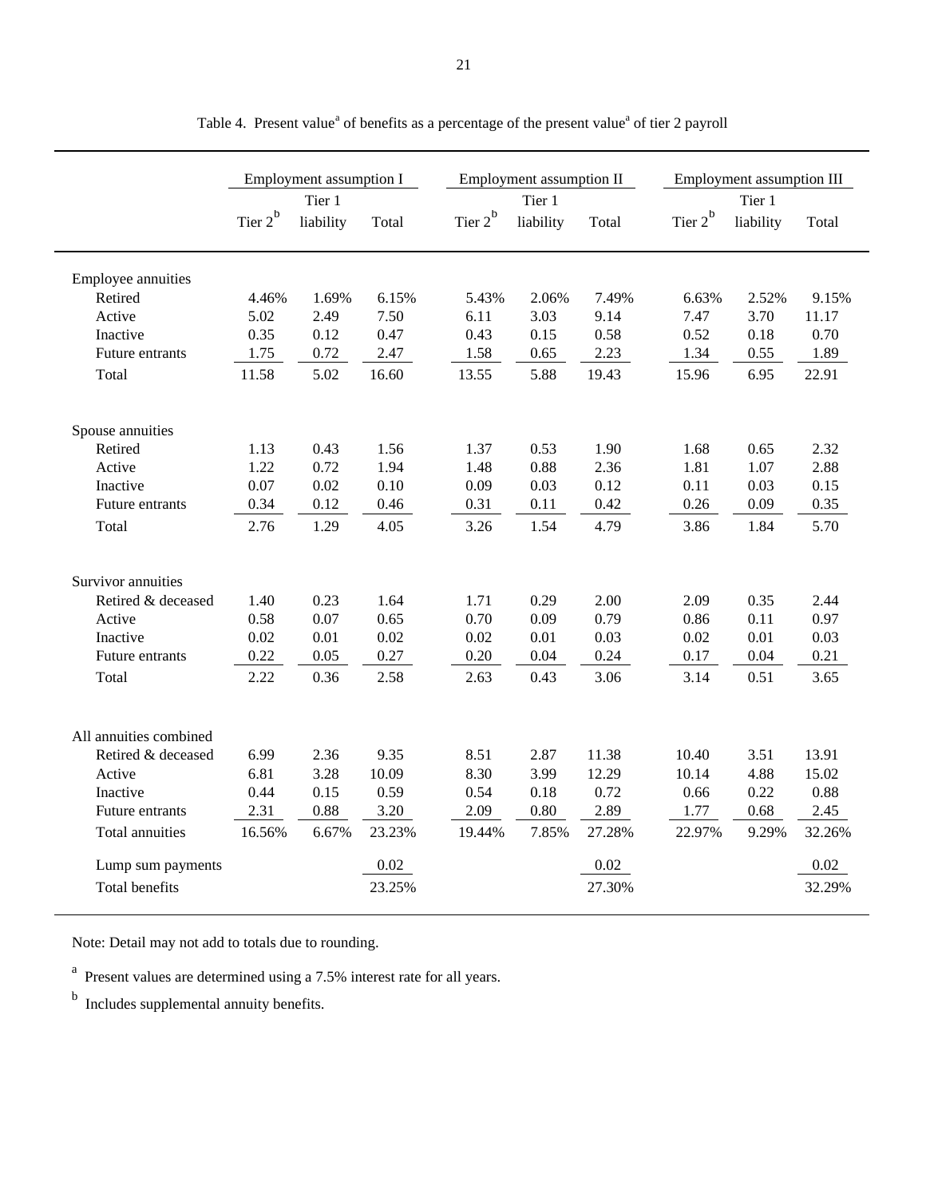Table 4. Present value[a] of benefits as a percentage of the present value[a] of tier 2 payroll

| | Employment assumption I | | | Employment assumption II | | | Employment assumption III | | |
|---|---|---|---|---|---|---|---|---|---|
| | Tier 2[b] | Tier 1 liability | Total | Tier 2[b] | Tier 1 liability | Total | Tier 2[b] | Tier 1 liability | Total |
| **Employee annuities** | | | | | | | | | |
| Retired | 4.46% | 1.69% | 6.15% | 5.43% | 2.06% | 7.49% | 6.63% | 2.52% | 9.15% |
| Active | 5.02 | 2.49 | 7.50 | 6.11 | 3.03 | 9.14 | 7.47 | 3.70 | 11.17 |
| Inactive | 0.35 | 0.12 | 0.47 | 0.43 | 0.15 | 0.58 | 0.52 | 0.18 | 0.70 |
| Future entrants | 1.75 | 0.72 | 2.47 | 1.58 | 0.65 | 2.23 | 1.34 | 0.55 | 1.89 |
| Total | 11.58 | 5.02 | 16.60 | 13.55 | 5.88 | 19.43 | 15.96 | 6.95 | 22.91 |
| **Spouse annuities** | | | | | | | | | |
| Retired | 1.13 | 0.43 | 1.56 | 1.37 | 0.53 | 1.90 | 1.68 | 0.65 | 2.32 |
| Active | 1.22 | 0.72 | 1.94 | 1.48 | 0.88 | 2.36 | 1.81 | 1.07 | 2.88 |
| Inactive | 0.07 | 0.02 | 0.10 | 0.09 | 0.03 | 0.12 | 0.11 | 0.03 | 0.15 |
| Future entrants | 0.34 | 0.12 | 0.46 | 0.31 | 0.11 | 0.42 | 0.26 | 0.09 | 0.35 |
| Total | 2.76 | 1.29 | 4.05 | 3.26 | 1.54 | 4.79 | 3.86 | 1.84 | 5.70 |
| **Survivor annuities** | | | | | | | | | |
| Retired & deceased | 1.40 | 0.23 | 1.64 | 1.71 | 0.29 | 2.00 | 2.09 | 0.35 | 2.44 |
| Active | 0.58 | 0.07 | 0.65 | 0.70 | 0.09 | 0.79 | 0.86 | 0.11 | 0.97 |
| Inactive | 0.02 | 0.01 | 0.02 | 0.02 | 0.01 | 0.03 | 0.02 | 0.01 | 0.03 |
| Future entrants | 0.22 | 0.05 | 0.27 | 0.20 | 0.04 | 0.24 | 0.17 | 0.04 | 0.21 |
| Total | 2.22 | 0.36 | 2.58 | 2.63 | 0.43 | 3.06 | 3.14 | 0.51 | 3.65 |
| **All annuities combined** | | | | | | | | | |
| Retired & deceased | 6.99 | 2.36 | 9.35 | 8.51 | 2.87 | 11.38 | 10.40 | 3.51 | 13.91 |
| Active | 6.81 | 3.28 | 10.09 | 8.30 | 3.99 | 12.29 | 10.14 | 4.88 | 15.02 |
| Inactive | 0.44 | 0.15 | 0.59 | 0.54 | 0.18 | 0.72 | 0.66 | 0.22 | 0.88 |
| Future entrants | 2.31 | 0.88 | 3.20 | 2.09 | 0.80 | 2.89 | 1.77 | 0.68 | 2.45 |
| Total annuities | 16.56% | 6.67% | 23.23% | 19.44% | 7.85% | 27.28% | 22.97% | 9.29% | 32.26% |
| Lump sum payments | | | 0.02 | | | 0.02 | | | 0.02 |
| Total benefits | | | 23.25% | | | 27.30% | | | 32.29% |

Note: Detail may not add to totals due to rounding.

[a] Present values are determined using a 7.5% interest rate for all years.

[b] Includes supplemental annuity benefits.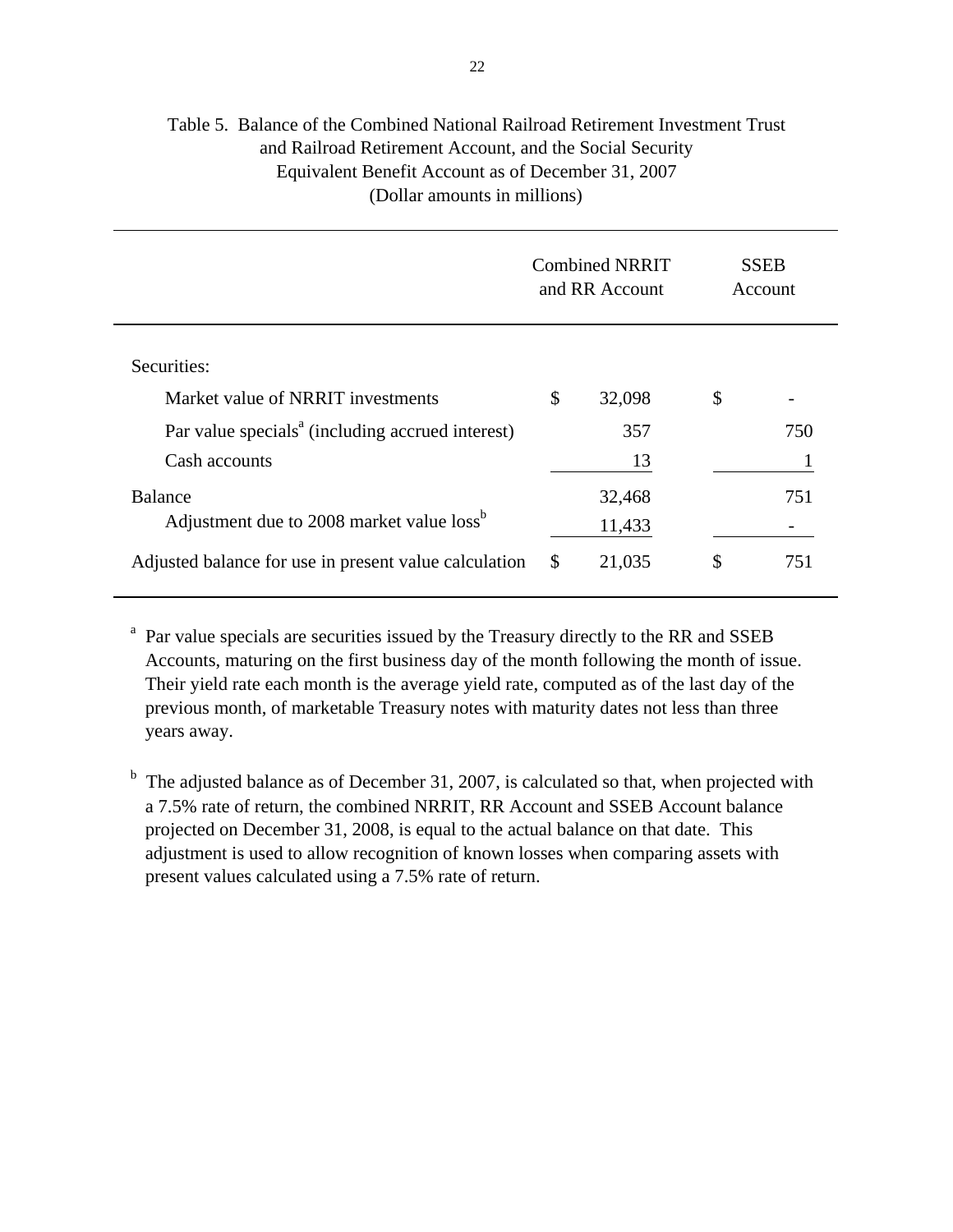Table 5. Balance of the Combined National Railroad Retirement Investment Trust and Railroad Retirement Account, and the Social Security Equivalent Benefit Account as of December 31, 2007
(Dollar amounts in millions)

| | Combined NRRIT and RR Account | SSEB Account |
|---|---|---|
| Securities: | | |
| Market value of NRRIT investments | $ 32,098 | $ - |
| Par value specials[a] (including accrued interest) | 357 | 750 |
| Cash accounts | 13 | 1 |
| Balance | 32,468 | 751 |
| Adjustment due to 2008 market value loss[b] | 11,433 | - |
| Adjusted balance for use in present value calculation | $ 21,035 | $ 751 |

[a] Par value specials are securities issued by the Treasury directly to the RR and SSEB Accounts, maturing on the first business day of the month following the month of issue. Their yield rate each month is the average yield rate, computed as of the last day of the previous month, of marketable Treasury notes with maturity dates not less than three years away.

[b] The adjusted balance as of December 31, 2007, is calculated so that, when projected with a 7.5% rate of return, the combined NRRIT, RR Account and SSEB Account balance projected on December 31, 2008, is equal to the actual balance on that date. This adjustment is used to allow recognition of known losses when comparing assets with present values calculated using a 7.5% rate of return.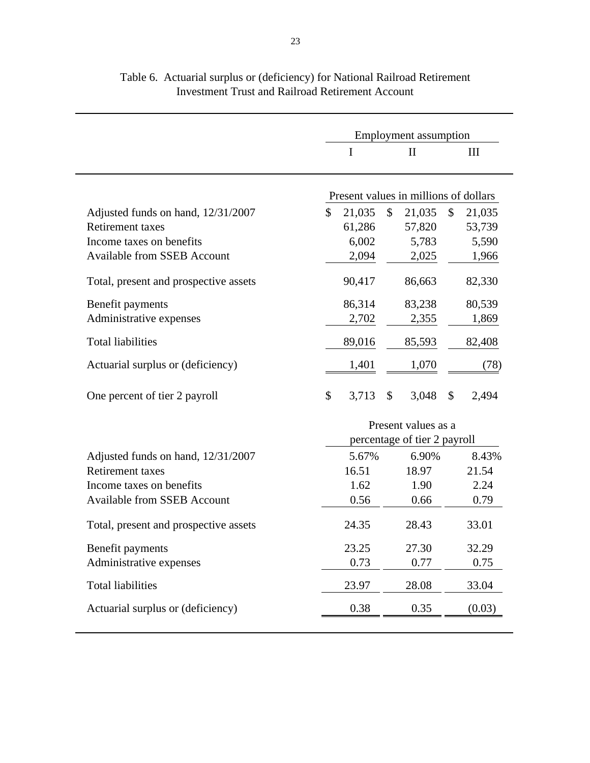Table 6. Actuarial surplus or (deficiency) for National Railroad Retirement Investment Trust and Railroad Retirement Account

| | Employment assumption | | |
|---|---|---|---|
| | I | II | III |
| | Present values in millions of dollars | | |
| Adjusted funds on hand, 12/31/2007 | $ 21,035 | $ 21,035 | $ 21,035 |
| Retirement taxes | 61,286 | 57,820 | 53,739 |
| Income taxes on benefits | 6,002 | 5,783 | 5,590 |
| Available from SSEB Account | 2,094 | 2,025 | 1,966 |
| Total, present and prospective assets | 90,417 | 86,663 | 82,330 |
| Benefit payments | 86,314 | 83,238 | 80,539 |
| Administrative expenses | 2,702 | 2,355 | 1,869 |
| Total liabilities | 89,016 | 85,593 | 82,408 |
| Actuarial surplus or (deficiency) | 1,401 | 1,070 | (78) |
| One percent of tier 2 payroll | $ 3,713 | $ 3,048 | $ 2,494 |
| | Present values as a percentage of tier 2 payroll | | |
| Adjusted funds on hand, 12/31/2007 | 5.67% | 6.90% | 8.43% |
| Retirement taxes | 16.51 | 18.97 | 21.54 |
| Income taxes on benefits | 1.62 | 1.90 | 2.24 |
| Available from SSEB Account | 0.56 | 0.66 | 0.79 |
| Total, present and prospective assets | 24.35 | 28.43 | 33.01 |
| Benefit payments | 23.25 | 27.30 | 32.29 |
| Administrative expenses | 0.73 | 0.77 | 0.75 |
| Total liabilities | 23.97 | 28.08 | 33.04 |
| Actuarial surplus or (deficiency) | 0.38 | 0.35 | (0.03) |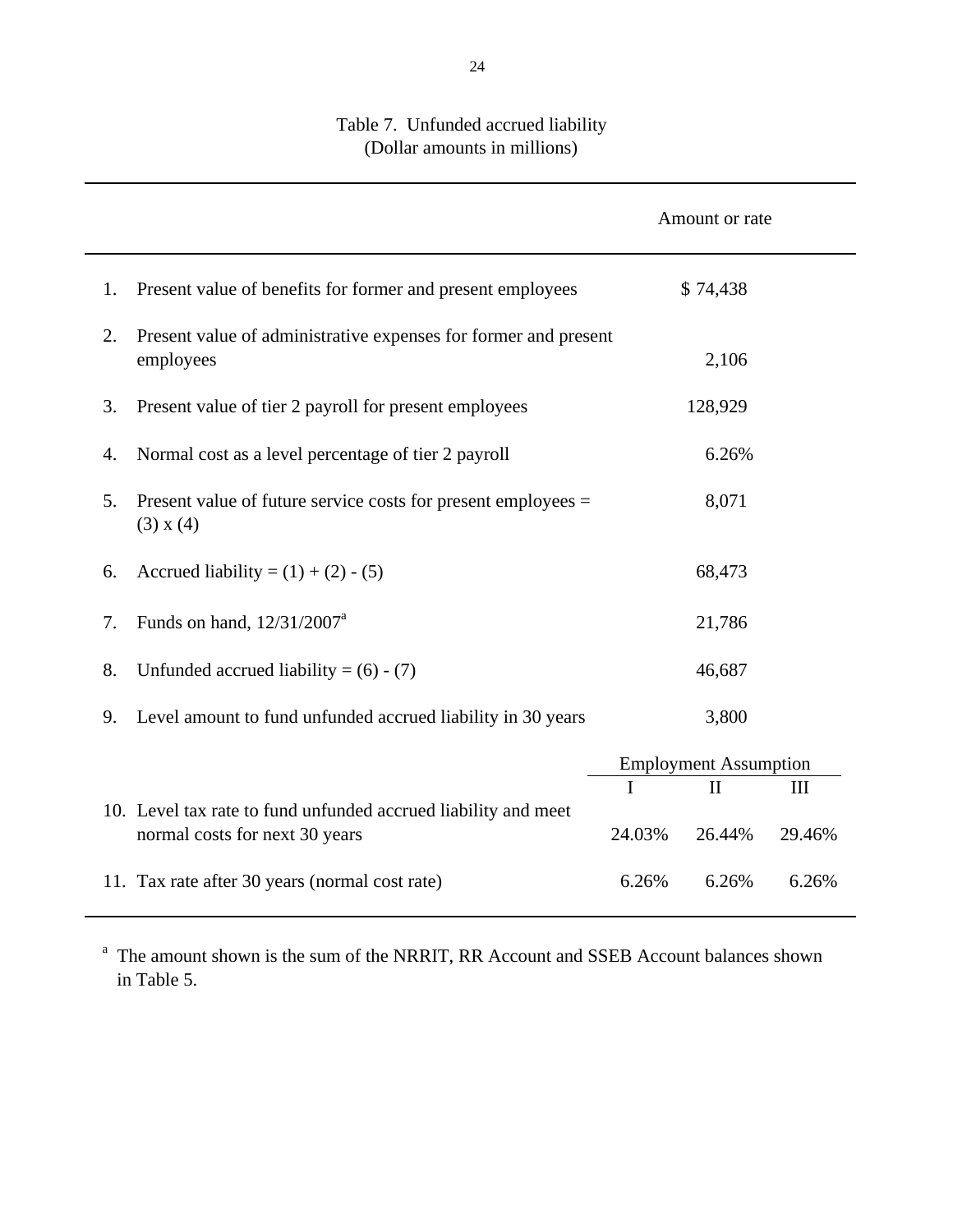Table 7. Unfunded accrued liability
(Dollar amounts in millions)

| | | Amount or rate | | |
|---|---|---|---|---|
| 1. | Present value of benefits for former and present employees | $ 74,438 | | |
| 2. | Present value of administrative expenses for former and present employees | 2,106 | | |
| 3. | Present value of tier 2 payroll for present employees | 128,929 | | |
| 4. | Normal cost as a level percentage of tier 2 payroll | 6.26% | | |
| 5. | Present value of future service costs for present employees = (3) x (4) | 8,071 | | |
| 6. | Accrued liability = (1) + (2) - (5) | 68,473 | | |
| 7. | Funds on hand, 12/31/2007[a] | 21,786 | | |
| 8. | Unfunded accrued liability = (6) - (7) | 46,687 | | |
| 9. | Level amount to fund unfunded accrued liability in 30 years | 3,800 | | |
| | | Employment Assumption | | |
| | | I | II | III |
| 10. | Level tax rate to fund unfunded accrued liability and meet normal costs for next 30 years | 24.03% | 26.44% | 29.46% |
| 11. | Tax rate after 30 years (normal cost rate) | 6.26% | 6.26% | 6.26% |

[a] The amount shown is the sum of the NRRIT, RR Account and SSEB Account balances shown in Table 5.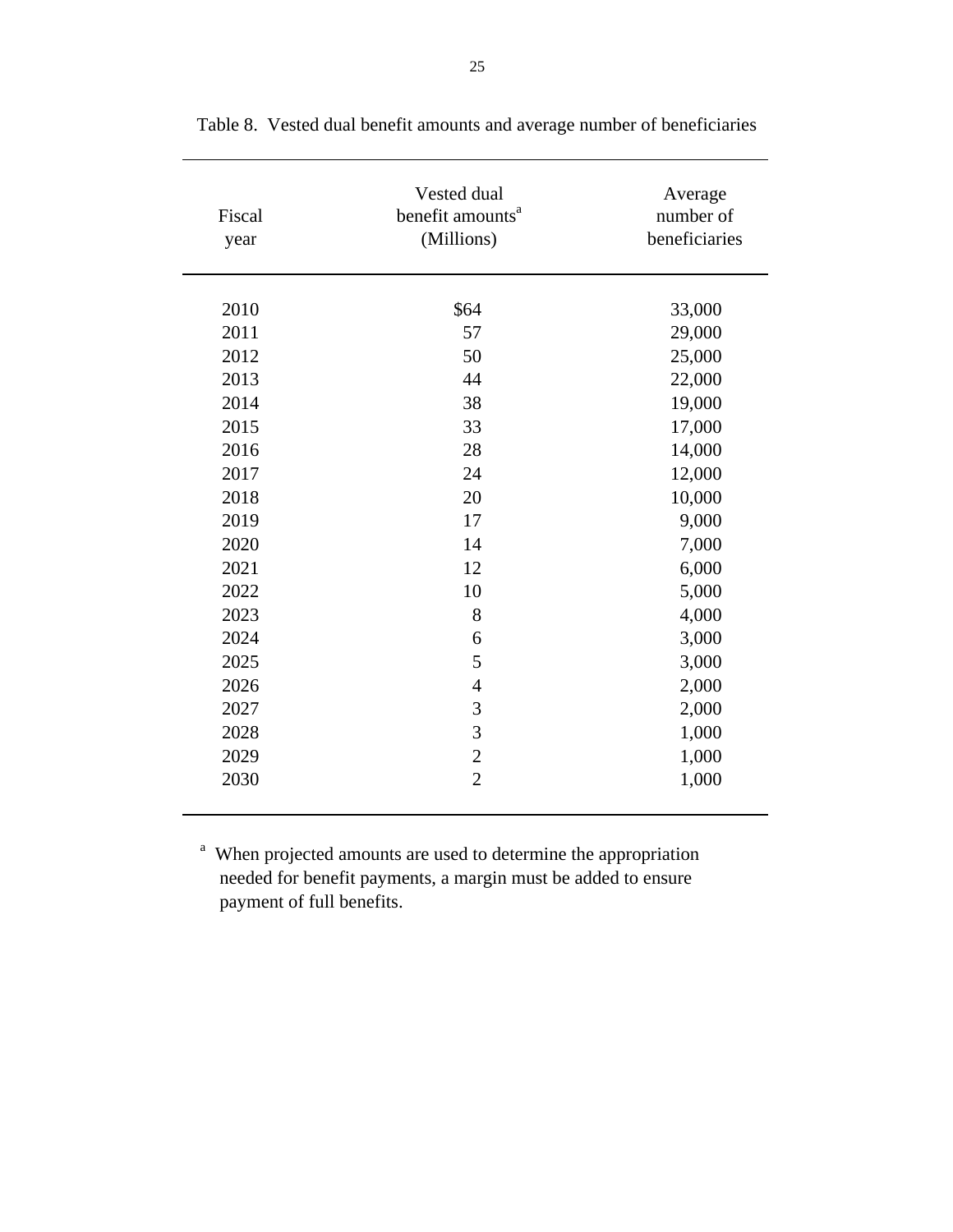Table 8. Vested dual benefit amounts and average number of beneficiaries

| Fiscal year | Vested dual benefit amounts[a] (Millions) | Average number of beneficiaries |
|---|---|---|
| 2010 | $64 | 33,000 |
| 2011 | 57 | 29,000 |
| 2012 | 50 | 25,000 |
| 2013 | 44 | 22,000 |
| 2014 | 38 | 19,000 |
| 2015 | 33 | 17,000 |
| 2016 | 28 | 14,000 |
| 2017 | 24 | 12,000 |
| 2018 | 20 | 10,000 |
| 2019 | 17 | 9,000 |
| 2020 | 14 | 7,000 |
| 2021 | 12 | 6,000 |
| 2022 | 10 | 5,000 |
| 2023 | 8 | 4,000 |
| 2024 | 6 | 3,000 |
| 2025 | 5 | 3,000 |
| 2026 | 4 | 2,000 |
| 2027 | 3 | 2,000 |
| 2028 | 3 | 1,000 |
| 2029 | 2 | 1,000 |
| 2030 | 2 | 1,000 |

[a] When projected amounts are used to determine the appropriation needed for benefit payments, a margin must be added to ensure payment of full benefits.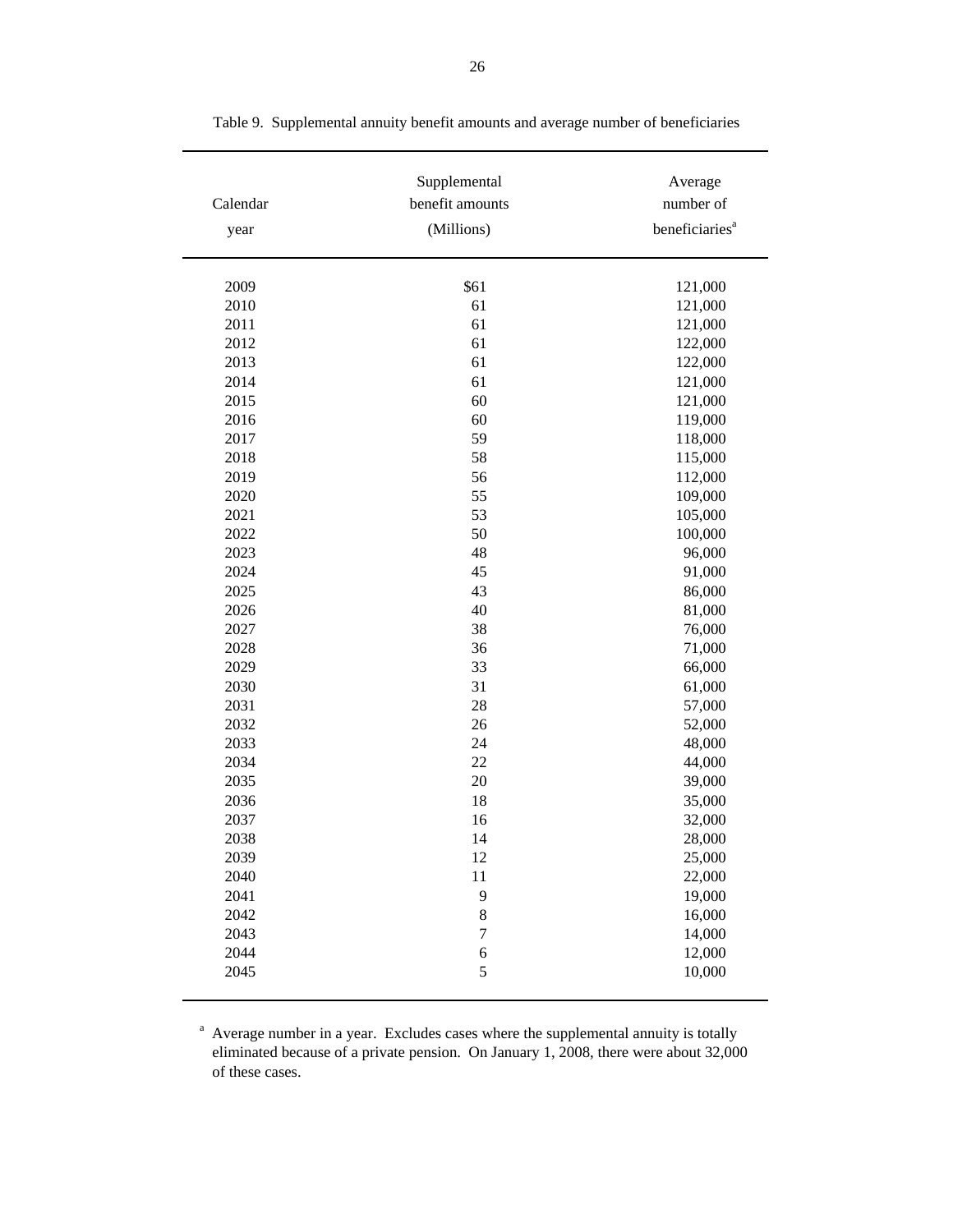Table 9. Supplemental annuity benefit amounts and average number of beneficiaries

| Calendar year | Supplemental benefit amounts (Millions) | Average number of beneficiaries[a] |
|---|---|---|
| 2009 | $61 | 121,000 |
| 2010 | 61 | 121,000 |
| 2011 | 61 | 121,000 |
| 2012 | 61 | 122,000 |
| 2013 | 61 | 122,000 |
| 2014 | 61 | 121,000 |
| 2015 | 60 | 121,000 |
| 2016 | 60 | 119,000 |
| 2017 | 59 | 118,000 |
| 2018 | 58 | 115,000 |
| 2019 | 56 | 112,000 |
| 2020 | 55 | 109,000 |
| 2021 | 53 | 105,000 |
| 2022 | 50 | 100,000 |
| 2023 | 48 | 96,000 |
| 2024 | 45 | 91,000 |
| 2025 | 43 | 86,000 |
| 2026 | 40 | 81,000 |
| 2027 | 38 | 76,000 |
| 2028 | 36 | 71,000 |
| 2029 | 33 | 66,000 |
| 2030 | 31 | 61,000 |
| 2031 | 28 | 57,000 |
| 2032 | 26 | 52,000 |
| 2033 | 24 | 48,000 |
| 2034 | 22 | 44,000 |
| 2035 | 20 | 39,000 |
| 2036 | 18 | 35,000 |
| 2037 | 16 | 32,000 |
| 2038 | 14 | 28,000 |
| 2039 | 12 | 25,000 |
| 2040 | 11 | 22,000 |
| 2041 | 9 | 19,000 |
| 2042 | 8 | 16,000 |
| 2043 | 7 | 14,000 |
| 2044 | 6 | 12,000 |
| 2045 | 5 | 10,000 |

[a] Average number in a year. Excludes cases where the supplemental annuity is totally eliminated because of a private pension. On January 1, 2008, there were about 32,000 of these cases.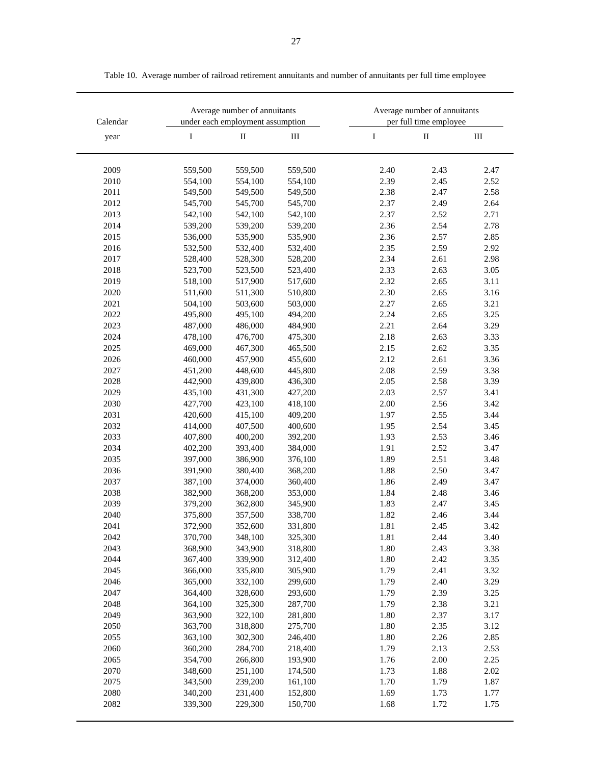Table 10. Average number of railroad retirement annuitants and number of annuitants per full time employee

| Calendar | Average number of annuitants under each employment assumption | | | Average number of annuitants per full time employee | | |
|---|---|---|---|---|---|---|
| year | I | II | III | I | II | III |
| 2009 | 559,500 | 559,500 | 559,500 | 2.40 | 2.43 | 2.47 |
| 2010 | 554,100 | 554,100 | 554,100 | 2.39 | 2.45 | 2.52 |
| 2011 | 549,500 | 549,500 | 549,500 | 2.38 | 2.47 | 2.58 |
| 2012 | 545,700 | 545,700 | 545,700 | 2.37 | 2.49 | 2.64 |
| 2013 | 542,100 | 542,100 | 542,100 | 2.37 | 2.52 | 2.71 |
| 2014 | 539,200 | 539,200 | 539,200 | 2.36 | 2.54 | 2.78 |
| 2015 | 536,000 | 535,900 | 535,900 | 2.36 | 2.57 | 2.85 |
| 2016 | 532,500 | 532,400 | 532,400 | 2.35 | 2.59 | 2.92 |
| 2017 | 528,400 | 528,300 | 528,200 | 2.34 | 2.61 | 2.98 |
| 2018 | 523,700 | 523,500 | 523,400 | 2.33 | 2.63 | 3.05 |
| 2019 | 518,100 | 517,900 | 517,600 | 2.32 | 2.65 | 3.11 |
| 2020 | 511,600 | 511,300 | 510,800 | 2.30 | 2.65 | 3.16 |
| 2021 | 504,100 | 503,600 | 503,000 | 2.27 | 2.65 | 3.21 |
| 2022 | 495,800 | 495,100 | 494,200 | 2.24 | 2.65 | 3.25 |
| 2023 | 487,000 | 486,000 | 484,900 | 2.21 | 2.64 | 3.29 |
| 2024 | 478,100 | 476,700 | 475,300 | 2.18 | 2.63 | 3.33 |
| 2025 | 469,000 | 467,300 | 465,500 | 2.15 | 2.62 | 3.35 |
| 2026 | 460,000 | 457,900 | 455,600 | 2.12 | 2.61 | 3.36 |
| 2027 | 451,200 | 448,600 | 445,800 | 2.08 | 2.59 | 3.38 |
| 2028 | 442,900 | 439,800 | 436,300 | 2.05 | 2.58 | 3.39 |
| 2029 | 435,100 | 431,300 | 427,200 | 2.03 | 2.57 | 3.41 |
| 2030 | 427,700 | 423,100 | 418,100 | 2.00 | 2.56 | 3.42 |
| 2031 | 420,600 | 415,100 | 409,200 | 1.97 | 2.55 | 3.44 |
| 2032 | 414,000 | 407,500 | 400,600 | 1.95 | 2.54 | 3.45 |
| 2033 | 407,800 | 400,200 | 392,200 | 1.93 | 2.53 | 3.46 |
| 2034 | 402,200 | 393,400 | 384,000 | 1.91 | 2.52 | 3.47 |
| 2035 | 397,000 | 386,900 | 376,100 | 1.89 | 2.51 | 3.48 |
| 2036 | 391,900 | 380,400 | 368,200 | 1.88 | 2.50 | 3.47 |
| 2037 | 387,100 | 374,000 | 360,400 | 1.86 | 2.49 | 3.47 |
| 2038 | 382,900 | 368,200 | 353,000 | 1.84 | 2.48 | 3.46 |
| 2039 | 379,200 | 362,800 | 345,900 | 1.83 | 2.47 | 3.45 |
| 2040 | 375,800 | 357,500 | 338,700 | 1.82 | 2.46 | 3.44 |
| 2041 | 372,900 | 352,600 | 331,800 | 1.81 | 2.45 | 3.42 |
| 2042 | 370,700 | 348,100 | 325,300 | 1.81 | 2.44 | 3.40 |
| 2043 | 368,900 | 343,900 | 318,800 | 1.80 | 2.43 | 3.38 |
| 2044 | 367,400 | 339,900 | 312,400 | 1.80 | 2.42 | 3.35 |
| 2045 | 366,000 | 335,800 | 305,900 | 1.79 | 2.41 | 3.32 |
| 2046 | 365,000 | 332,100 | 299,600 | 1.79 | 2.40 | 3.29 |
| 2047 | 364,400 | 328,600 | 293,600 | 1.79 | 2.39 | 3.25 |
| 2048 | 364,100 | 325,300 | 287,700 | 1.79 | 2.38 | 3.21 |
| 2049 | 363,900 | 322,100 | 281,800 | 1.80 | 2.37 | 3.17 |
| 2050 | 363,700 | 318,800 | 275,700 | 1.80 | 2.35 | 3.12 |
| 2055 | 363,100 | 302,300 | 246,400 | 1.80 | 2.26 | 2.85 |
| 2060 | 360,200 | 284,700 | 218,400 | 1.79 | 2.13 | 2.53 |
| 2065 | 354,700 | 266,800 | 193,900 | 1.76 | 2.00 | 2.25 |
| 2070 | 348,600 | 251,100 | 174,500 | 1.73 | 1.88 | 2.02 |
| 2075 | 343,500 | 239,200 | 161,100 | 1.70 | 1.79 | 1.87 |
| 2080 | 340,200 | 231,400 | 152,800 | 1.69 | 1.73 | 1.77 |
| 2082 | 339,300 | 229,300 | 150,700 | 1.68 | 1.72 | 1.75 |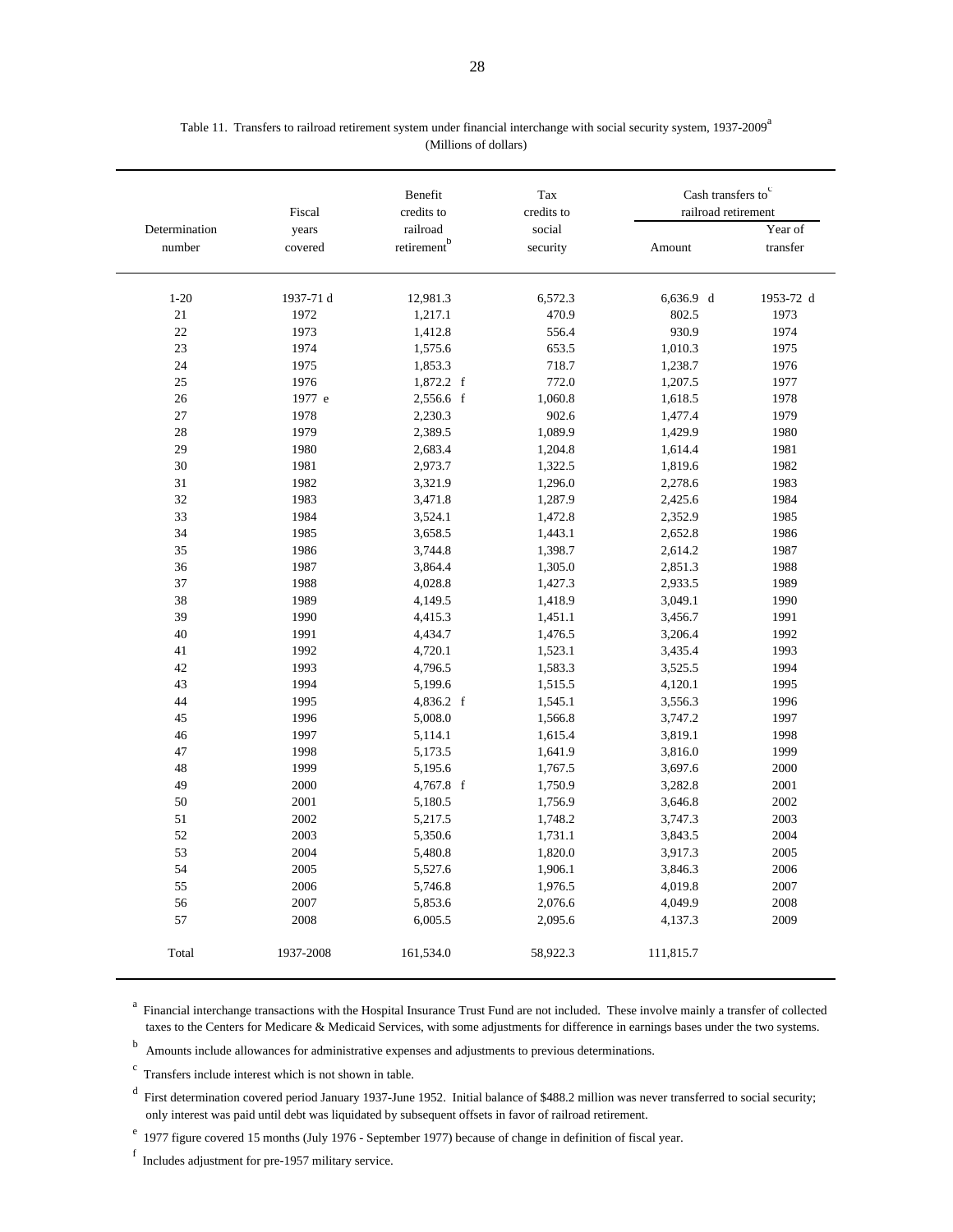Table 11. Transfers to railroad retirement system under financial interchange with social security system, 1937-2009[a]
(Millions of dollars)

| Determination number | Fiscal years covered | Benefit credits to railroad retirement[b] | Tax credits to social security | Cash transfers to[c] railroad retirement | |
|---|---|---|---|---|---|
| | | | | Amount | Year of transfer |
| 1-20 | 1937-71 d | 12,981.3 | 6,572.3 | 6,636.9 d | 1953-72 d |
| 21 | 1972 | 1,217.1 | 470.9 | 802.5 | 1973 |
| 22 | 1973 | 1,412.8 | 556.4 | 930.9 | 1974 |
| 23 | 1974 | 1,575.6 | 653.5 | 1,010.3 | 1975 |
| 24 | 1975 | 1,853.3 | 718.7 | 1,238.7 | 1976 |
| 25 | 1976 | 1,872.2 f | 772.0 | 1,207.5 | 1977 |
| 26 | 1977 e | 2,556.6 f | 1,060.8 | 1,618.5 | 1978 |
| 27 | 1978 | 2,230.3 | 902.6 | 1,477.4 | 1979 |
| 28 | 1979 | 2,389.5 | 1,089.9 | 1,429.9 | 1980 |
| 29 | 1980 | 2,683.4 | 1,204.8 | 1,614.4 | 1981 |
| 30 | 1981 | 2,973.7 | 1,322.5 | 1,819.6 | 1982 |
| 31 | 1982 | 3,321.9 | 1,296.0 | 2,278.6 | 1983 |
| 32 | 1983 | 3,471.8 | 1,287.9 | 2,425.6 | 1984 |
| 33 | 1984 | 3,524.1 | 1,472.8 | 2,352.9 | 1985 |
| 34 | 1985 | 3,658.5 | 1,443.1 | 2,652.8 | 1986 |
| 35 | 1986 | 3,744.8 | 1,398.7 | 2,614.2 | 1987 |
| 36 | 1987 | 3,864.4 | 1,305.0 | 2,851.3 | 1988 |
| 37 | 1988 | 4,028.8 | 1,427.3 | 2,933.5 | 1989 |
| 38 | 1989 | 4,149.5 | 1,418.9 | 3,049.1 | 1990 |
| 39 | 1990 | 4,415.3 | 1,451.1 | 3,456.7 | 1991 |
| 40 | 1991 | 4,434.7 | 1,476.5 | 3,206.4 | 1992 |
| 41 | 1992 | 4,720.1 | 1,523.1 | 3,435.4 | 1993 |
| 42 | 1993 | 4,796.5 | 1,583.3 | 3,525.5 | 1994 |
| 43 | 1994 | 5,199.6 | 1,515.5 | 4,120.1 | 1995 |
| 44 | 1995 | 4,836.2 f | 1,545.1 | 3,556.3 | 1996 |
| 45 | 1996 | 5,008.0 | 1,566.8 | 3,747.2 | 1997 |
| 46 | 1997 | 5,114.1 | 1,615.4 | 3,819.1 | 1998 |
| 47 | 1998 | 5,173.5 | 1,641.9 | 3,816.0 | 1999 |
| 48 | 1999 | 5,195.6 | 1,767.5 | 3,697.6 | 2000 |
| 49 | 2000 | 4,767.8 f | 1,750.9 | 3,282.8 | 2001 |
| 50 | 2001 | 5,180.5 | 1,756.9 | 3,646.8 | 2002 |
| 51 | 2002 | 5,217.5 | 1,748.2 | 3,747.3 | 2003 |
| 52 | 2003 | 5,350.6 | 1,731.1 | 3,843.5 | 2004 |
| 53 | 2004 | 5,480.8 | 1,820.0 | 3,917.3 | 2005 |
| 54 | 2005 | 5,527.6 | 1,906.1 | 3,846.3 | 2006 |
| 55 | 2006 | 5,746.8 | 1,976.5 | 4,019.8 | 2007 |
| 56 | 2007 | 5,853.6 | 2,076.6 | 4,049.9 | 2008 |
| 57 | 2008 | 6,005.5 | 2,095.6 | 4,137.3 | 2009 |
| Total | 1937-2008 | 161,534.0 | 58,922.3 | 111,815.7 | |

[a] Financial interchange transactions with the Hospital Insurance Trust Fund are not included. These involve mainly a transfer of collected taxes to the Centers for Medicare & Medicaid Services, with some adjustments for difference in earnings bases under the two systems.

[b] Amounts include allowances for administrative expenses and adjustments to previous determinations.

[c] Transfers include interest which is not shown in table.

[d] First determination covered period January 1937-June 1952. Initial balance of $488.2 million was never transferred to social security; only interest was paid until debt was liquidated by subsequent offsets in favor of railroad retirement.

[e] 1977 figure covered 15 months (July 1976 - September 1977) because of change in definition of fiscal year.

[f] Includes adjustment for pre-1957 military service.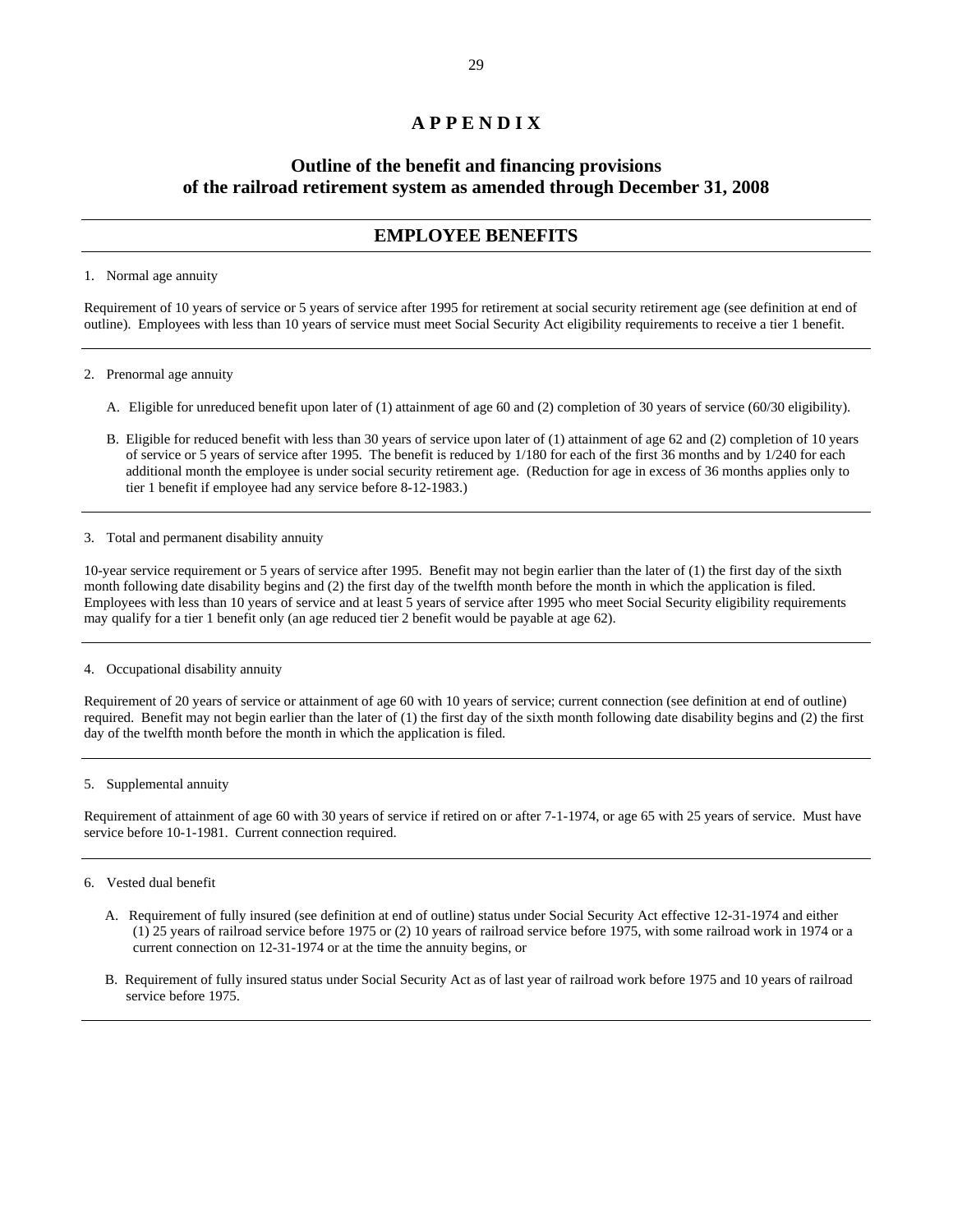# A P P E N D I X

## Outline of the benefit and financing provisions of the railroad retirement system as amended through December 31, 2008

## EMPLOYEE BENEFITS

1. Normal age annuity

Requirement of 10 years of service or 5 years of service after 1995 for retirement at social security retirement age (see definition at end of outline). Employees with less than 10 years of service must meet Social Security Act eligibility requirements to receive a tier 1 benefit.

2. Prenormal age annuity

   A. Eligible for unreduced benefit upon later of (1) attainment of age 60 and (2) completion of 30 years of service (60/30 eligibility).

   B. Eligible for reduced benefit with less than 30 years of service upon later of (1) attainment of age 62 and (2) completion of 10 years of service or 5 years of service after 1995. The benefit is reduced by 1/180 for each of the first 36 months and by 1/240 for each additional month the employee is under social security retirement age. (Reduction for age in excess of 36 months applies only to tier 1 benefit if employee had any service before 8-12-1983.)

3. Total and permanent disability annuity

10-year service requirement or 5 years of service after 1995. Benefit may not begin earlier than the later of (1) the first day of the sixth month following date disability begins and (2) the first day of the twelfth month before the month in which the application is filed. Employees with less than 10 years of service and at least 5 years of service after 1995 who meet Social Security eligibility requirements may qualify for a tier 1 benefit only (an age reduced tier 2 benefit would be payable at age 62).

4. Occupational disability annuity

Requirement of 20 years of service or attainment of age 60 with 10 years of service; current connection (see definition at end of outline) required. Benefit may not begin earlier than the later of (1) the first day of the sixth month following date disability begins and (2) the first day of the twelfth month before the month in which the application is filed.

5. Supplemental annuity

Requirement of attainment of age 60 with 30 years of service if retired on or after 7-1-1974, or age 65 with 25 years of service. Must have service before 10-1-1981. Current connection required.

6. Vested dual benefit

   A. Requirement of fully insured (see definition at end of outline) status under Social Security Act effective 12-31-1974 and either (1) 25 years of railroad service before 1975 or (2) 10 years of railroad service before 1975, with some railroad work in 1974 or a current connection on 12-31-1974 or at the time the annuity begins, or

   B. Requirement of fully insured status under Social Security Act as of last year of railroad work before 1975 and 10 years of railroad service before 1975.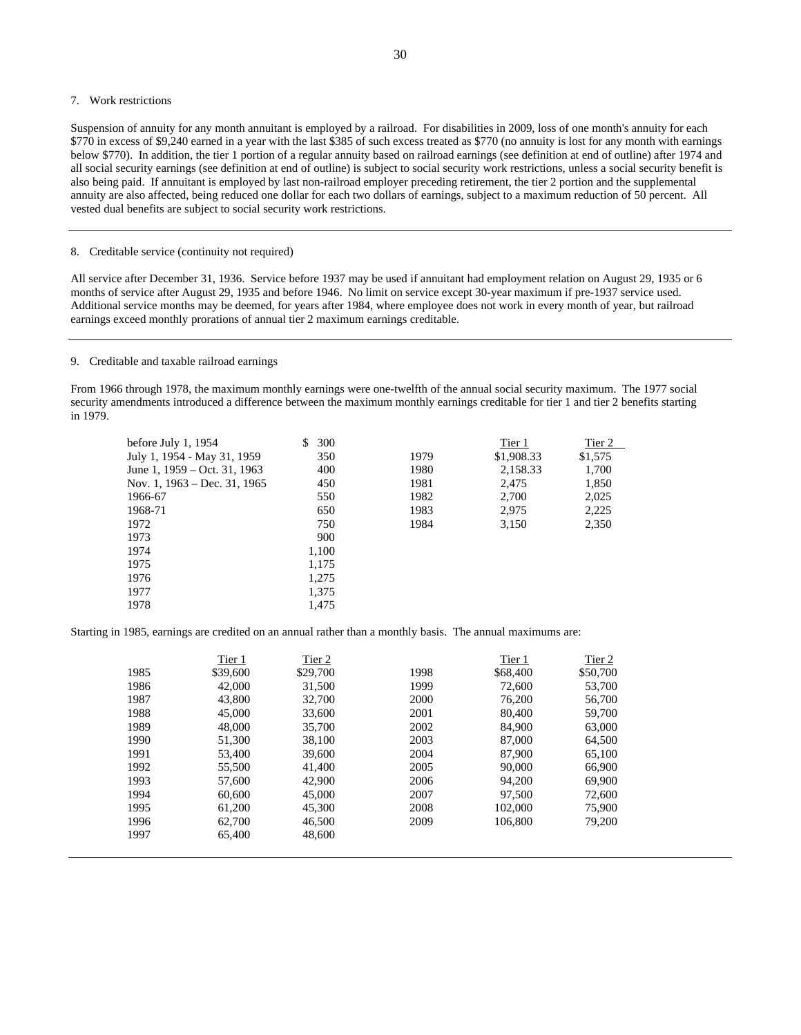7. Work restrictions

Suspension of annuity for any month annuitant is employed by a railroad. For disabilities in 2009, loss of one month's annuity for each $770 in excess of $9,240 earned in a year with the last $385 of such excess treated as $770 (no annuity is lost for any month with earnings below $770). In addition, the tier 1 portion of a regular annuity based on railroad earnings (see definition at end of outline) after 1974 and all social security earnings (see definition at end of outline) is subject to social security work restrictions, unless a social security benefit is also being paid. If annuitant is employed by last non-railroad employer preceding retirement, the tier 2 portion and the supplemental annuity are also affected, being reduced one dollar for each two dollars of earnings, subject to a maximum reduction of 50 percent. All vested dual benefits are subject to social security work restrictions.

---

8. Creditable service (continuity not required)

All service after December 31, 1936. Service before 1937 may be used if annuitant had employment relation on August 29, 1935 or 6 months of service after August 29, 1935 and before 1946. No limit on service except 30-year maximum if pre-1937 service used. Additional service months may be deemed, for years after 1984, where employee does not work in every month of year, but railroad earnings exceed monthly prorations of annual tier 2 maximum earnings creditable.

---

9. Creditable and taxable railroad earnings

From 1966 through 1978, the maximum monthly earnings were one-twelfth of the annual social security maximum. The 1977 social security amendments introduced a difference between the maximum monthly earnings creditable for tier 1 and tier 2 benefits starting in 1979.

| Period | Maximum |
|---|---|
| before July 1, 1954 | $ 300 |
| July 1, 1954 - May 31, 1959 | 350 |
| June 1, 1959 – Oct. 31, 1963 | 400 |
| Nov. 1, 1963 – Dec. 31, 1965 | 450 |
| 1966-67 | 550 |
| 1968-71 | 650 |
| 1972 | 750 |
| 1973 | 900 |
| 1974 | 1,100 |
| 1975 | 1,175 |
| 1976 | 1,275 |
| 1977 | 1,375 |
| 1978 | 1,475 |

| | Tier 1 | Tier 2 |
|---|---|---|
| 1979 | $1,908.33 | $1,575 |
| 1980 | 2,158.33 | 1,700 |
| 1981 | 2,475 | 1,850 |
| 1982 | 2,700 | 2,025 |
| 1983 | 2,975 | 2,225 |
| 1984 | 3,150 | 2,350 |

Starting in 1985, earnings are credited on an annual rather than a monthly basis. The annual maximums are:

| | Tier 1 | Tier 2 |
|---|---|---|
| 1985 | $39,600 | $29,700 |
| 1986 | 42,000 | 31,500 |
| 1987 | 43,800 | 32,700 |
| 1988 | 45,000 | 33,600 |
| 1989 | 48,000 | 35,700 |
| 1990 | 51,300 | 38,100 |
| 1991 | 53,400 | 39,600 |
| 1992 | 55,500 | 41,400 |
| 1993 | 57,600 | 42,900 |
| 1994 | 60,600 | 45,000 |
| 1995 | 61,200 | 45,300 |
| 1996 | 62,700 | 46,500 |
| 1997 | 65,400 | 48,600 |
| 1998 | $68,400 | $50,700 |
| 1999 | 72,600 | 53,700 |
| 2000 | 76,200 | 56,700 |
| 2001 | 80,400 | 59,700 |
| 2002 | 84,900 | 63,000 |
| 2003 | 87,000 | 64,500 |
| 2004 | 87,900 | 65,100 |
| 2005 | 90,000 | 66,900 |
| 2006 | 94,200 | 69,900 |
| 2007 | 97,500 | 72,600 |
| 2008 | 102,000 | 75,900 |
| 2009 | 106,800 | 79,200 |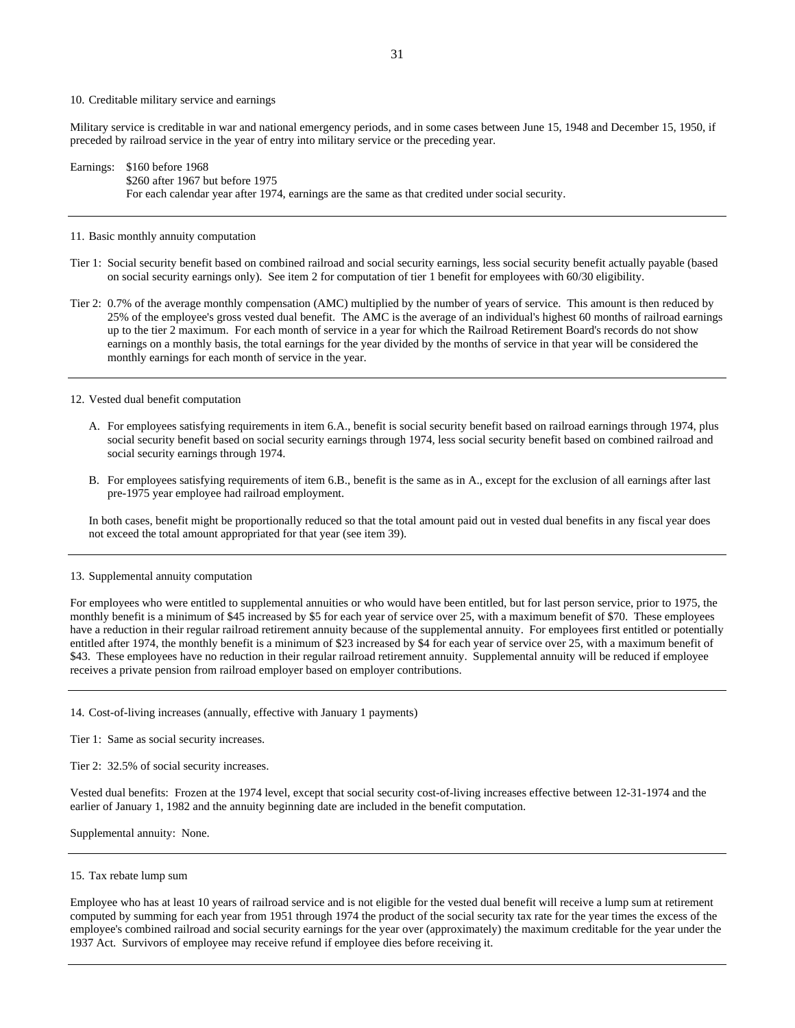10. Creditable military service and earnings

Military service is creditable in war and national emergency periods, and in some cases between June 15, 1948 and December 15, 1950, if preceded by railroad service in the year of entry into military service or the preceding year.

Earnings: $160 before 1968
$260 after 1967 but before 1975
For each calendar year after 1974, earnings are the same as that credited under social security.

---

11. Basic monthly annuity computation

Tier 1: Social security benefit based on combined railroad and social security earnings, less social security benefit actually payable (based on social security earnings only). See item 2 for computation of tier 1 benefit for employees with 60/30 eligibility.

Tier 2: 0.7% of the average monthly compensation (AMC) multiplied by the number of years of service. This amount is then reduced by 25% of the employee's gross vested dual benefit. The AMC is the average of an individual's highest 60 months of railroad earnings up to the tier 2 maximum. For each month of service in a year for which the Railroad Retirement Board's records do not show earnings on a monthly basis, the total earnings for the year divided by the months of service in that year will be considered the monthly earnings for each month of service in the year.

---

12. Vested dual benefit computation

A. For employees satisfying requirements in item 6.A., benefit is social security benefit based on railroad earnings through 1974, plus social security benefit based on social security earnings through 1974, less social security benefit based on combined railroad and social security earnings through 1974.

B. For employees satisfying requirements of item 6.B., benefit is the same as in A., except for the exclusion of all earnings after last pre-1975 year employee had railroad employment.

In both cases, benefit might be proportionally reduced so that the total amount paid out in vested dual benefits in any fiscal year does not exceed the total amount appropriated for that year (see item 39).

---

13. Supplemental annuity computation

For employees who were entitled to supplemental annuities or who would have been entitled, but for last person service, prior to 1975, the monthly benefit is a minimum of $45 increased by $5 for each year of service over 25, with a maximum benefit of $70. These employees have a reduction in their regular railroad retirement annuity because of the supplemental annuity. For employees first entitled or potentially entitled after 1974, the monthly benefit is a minimum of $23 increased by $4 for each year of service over 25, with a maximum benefit of $43. These employees have no reduction in their regular railroad retirement annuity. Supplemental annuity will be reduced if employee receives a private pension from railroad employer based on employer contributions.

---

14. Cost-of-living increases (annually, effective with January 1 payments)

Tier 1: Same as social security increases.

Tier 2: 32.5% of social security increases.

Vested dual benefits: Frozen at the 1974 level, except that social security cost-of-living increases effective between 12-31-1974 and the earlier of January 1, 1982 and the annuity beginning date are included in the benefit computation.

Supplemental annuity: None.

---

15. Tax rebate lump sum

Employee who has at least 10 years of railroad service and is not eligible for the vested dual benefit will receive a lump sum at retirement computed by summing for each year from 1951 through 1974 the product of the social security tax rate for the year times the excess of the employee's combined railroad and social security earnings for the year over (approximately) the maximum creditable for the year under the 1937 Act. Survivors of employee may receive refund if employee dies before receiving it.

---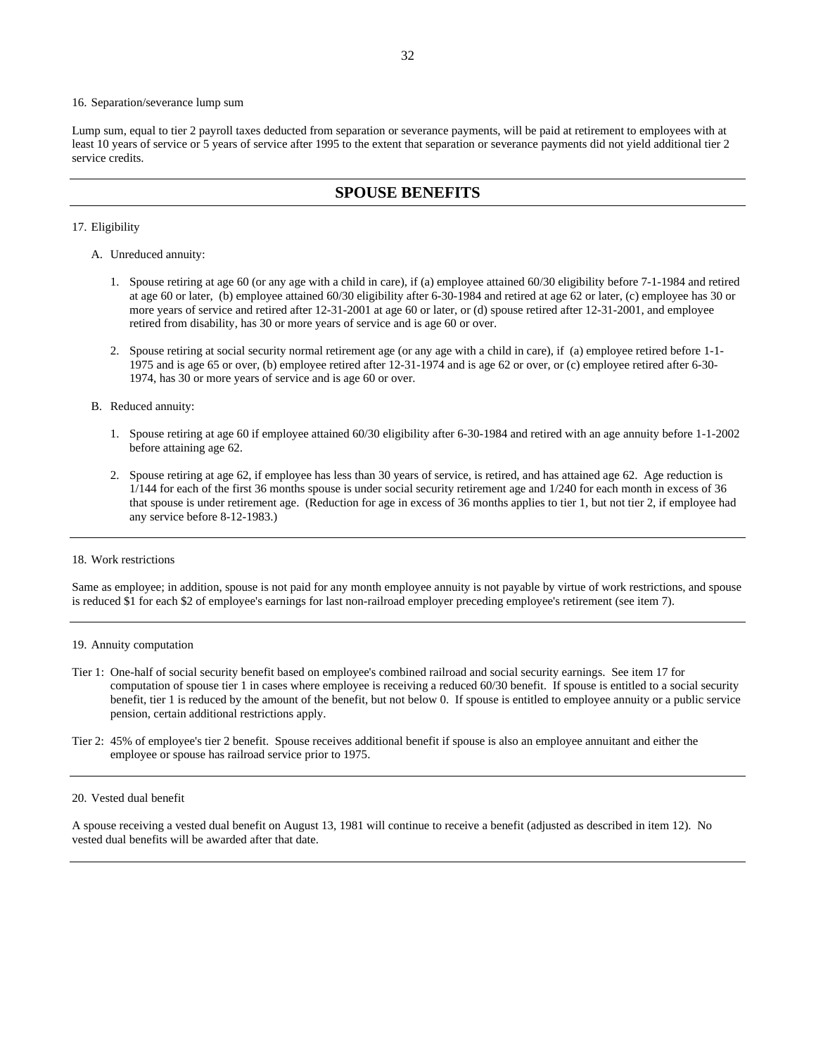16. Separation/severance lump sum

Lump sum, equal to tier 2 payroll taxes deducted from separation or severance payments, will be paid at retirement to employees with at least 10 years of service or 5 years of service after 1995 to the extent that separation or severance payments did not yield additional tier 2 service credits.

## SPOUSE BENEFITS

17. Eligibility

A. Unreduced annuity:

1. Spouse retiring at age 60 (or any age with a child in care), if (a) employee attained 60/30 eligibility before 7-1-1984 and retired at age 60 or later, (b) employee attained 60/30 eligibility after 6-30-1984 and retired at age 62 or later, (c) employee has 30 or more years of service and retired after 12-31-2001 at age 60 or later, or (d) spouse retired after 12-31-2001, and employee retired from disability, has 30 or more years of service and is age 60 or over.

2. Spouse retiring at social security normal retirement age (or any age with a child in care), if (a) employee retired before 1-1-1975 and is age 65 or over, (b) employee retired after 12-31-1974 and is age 62 or over, or (c) employee retired after 6-30-1974, has 30 or more years of service and is age 60 or over.

B. Reduced annuity:

1. Spouse retiring at age 60 if employee attained 60/30 eligibility after 6-30-1984 and retired with an age annuity before 1-1-2002 before attaining age 62.

2. Spouse retiring at age 62, if employee has less than 30 years of service, is retired, and has attained age 62. Age reduction is 1/144 for each of the first 36 months spouse is under social security retirement age and 1/240 for each month in excess of 36 that spouse is under retirement age. (Reduction for age in excess of 36 months applies to tier 1, but not tier 2, if employee had any service before 8-12-1983.)

18. Work restrictions

Same as employee; in addition, spouse is not paid for any month employee annuity is not payable by virtue of work restrictions, and spouse is reduced $1 for each $2 of employee's earnings for last non-railroad employer preceding employee's retirement (see item 7).

19. Annuity computation

Tier 1: One-half of social security benefit based on employee's combined railroad and social security earnings. See item 17 for computation of spouse tier 1 in cases where employee is receiving a reduced 60/30 benefit. If spouse is entitled to a social security benefit, tier 1 is reduced by the amount of the benefit, but not below 0. If spouse is entitled to employee annuity or a public service pension, certain additional restrictions apply.

Tier 2: 45% of employee's tier 2 benefit. Spouse receives additional benefit if spouse is also an employee annuitant and either the employee or spouse has railroad service prior to 1975.

20. Vested dual benefit

A spouse receiving a vested dual benefit on August 13, 1981 will continue to receive a benefit (adjusted as described in item 12). No vested dual benefits will be awarded after that date.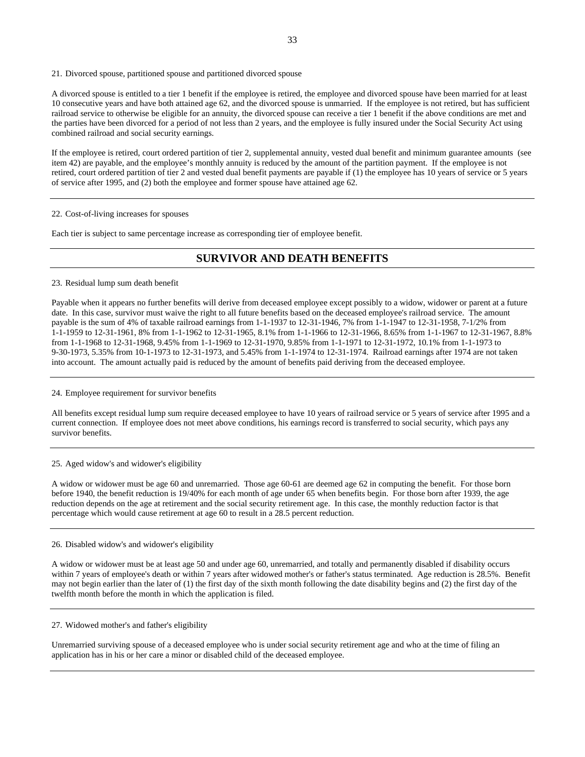21. Divorced spouse, partitioned spouse and partitioned divorced spouse

A divorced spouse is entitled to a tier 1 benefit if the employee is retired, the employee and divorced spouse have been married for at least 10 consecutive years and have both attained age 62, and the divorced spouse is unmarried. If the employee is not retired, but has sufficient railroad service to otherwise be eligible for an annuity, the divorced spouse can receive a tier 1 benefit if the above conditions are met and the parties have been divorced for a period of not less than 2 years, and the employee is fully insured under the Social Security Act using combined railroad and social security earnings.

If the employee is retired, court ordered partition of tier 2, supplemental annuity, vested dual benefit and minimum guarantee amounts (see item 42) are payable, and the employee's monthly annuity is reduced by the amount of the partition payment. If the employee is not retired, court ordered partition of tier 2 and vested dual benefit payments are payable if (1) the employee has 10 years of service or 5 years of service after 1995, and (2) both the employee and former spouse have attained age 62.

---

22. Cost-of-living increases for spouses

Each tier is subject to same percentage increase as corresponding tier of employee benefit.

---

## SURVIVOR AND DEATH BENEFITS

23. Residual lump sum death benefit

Payable when it appears no further benefits will derive from deceased employee except possibly to a widow, widower or parent at a future date. In this case, survivor must waive the right to all future benefits based on the deceased employee's railroad service. The amount payable is the sum of 4% of taxable railroad earnings from 1-1-1937 to 12-31-1946, 7% from 1-1-1947 to 12-31-1958, 7-1/2% from 1-1-1959 to 12-31-1961, 8% from 1-1-1962 to 12-31-1965, 8.1% from 1-1-1966 to 12-31-1966, 8.65% from 1-1-1967 to 12-31-1967, 8.8% from 1-1-1968 to 12-31-1968, 9.45% from 1-1-1969 to 12-31-1970, 9.85% from 1-1-1971 to 12-31-1972, 10.1% from 1-1-1973 to 9-30-1973, 5.35% from 10-1-1973 to 12-31-1973, and 5.45% from 1-1-1974 to 12-31-1974. Railroad earnings after 1974 are not taken into account. The amount actually paid is reduced by the amount of benefits paid deriving from the deceased employee.

---

24. Employee requirement for survivor benefits

All benefits except residual lump sum require deceased employee to have 10 years of railroad service or 5 years of service after 1995 and a current connection. If employee does not meet above conditions, his earnings record is transferred to social security, which pays any survivor benefits.

---

25. Aged widow's and widower's eligibility

A widow or widower must be age 60 and unremarried. Those age 60-61 are deemed age 62 in computing the benefit. For those born before 1940, the benefit reduction is 19/40% for each month of age under 65 when benefits begin. For those born after 1939, the age reduction depends on the age at retirement and the social security retirement age. In this case, the monthly reduction factor is that percentage which would cause retirement at age 60 to result in a 28.5 percent reduction.

---

26. Disabled widow's and widower's eligibility

A widow or widower must be at least age 50 and under age 60, unremarried, and totally and permanently disabled if disability occurs within 7 years of employee's death or within 7 years after widowed mother's or father's status terminated. Age reduction is 28.5%. Benefit may not begin earlier than the later of (1) the first day of the sixth month following the date disability begins and (2) the first day of the twelfth month before the month in which the application is filed.

---

27. Widowed mother's and father's eligibility

Unremarried surviving spouse of a deceased employee who is under social security retirement age and who at the time of filing an application has in his or her care a minor or disabled child of the deceased employee.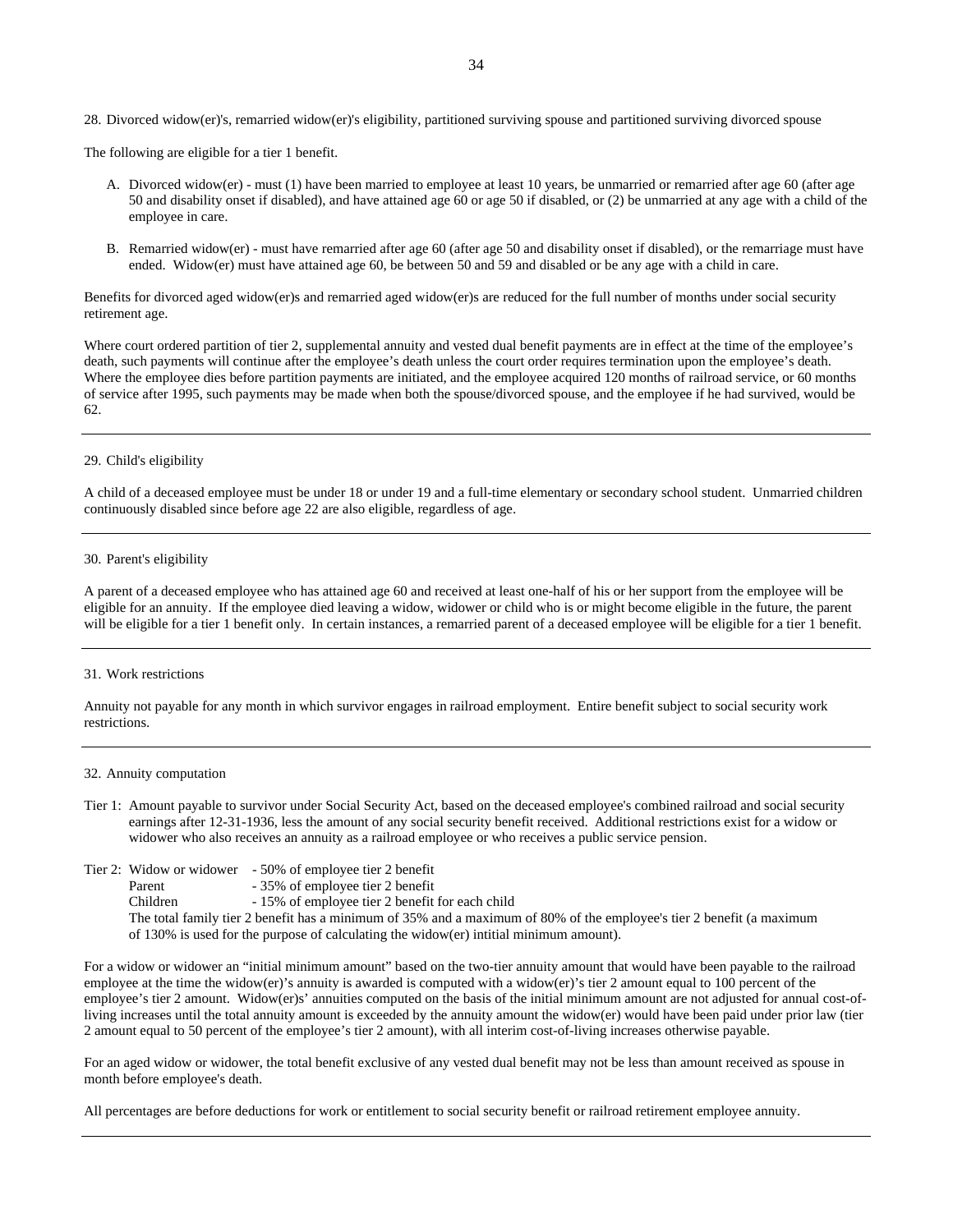28. Divorced widow(er)'s, remarried widow(er)'s eligibility, partitioned surviving spouse and partitioned surviving divorced spouse

The following are eligible for a tier 1 benefit.

A. Divorced widow(er) - must (1) have been married to employee at least 10 years, be unmarried or remarried after age 60 (after age 50 and disability onset if disabled), and have attained age 60 or age 50 if disabled, or (2) be unmarried at any age with a child of the employee in care.

B. Remarried widow(er) - must have remarried after age 60 (after age 50 and disability onset if disabled), or the remarriage must have ended. Widow(er) must have attained age 60, be between 50 and 59 and disabled or be any age with a child in care.

Benefits for divorced aged widow(er)s and remarried aged widow(er)s are reduced for the full number of months under social security retirement age.

Where court ordered partition of tier 2, supplemental annuity and vested dual benefit payments are in effect at the time of the employee's death, such payments will continue after the employee's death unless the court order requires termination upon the employee's death. Where the employee dies before partition payments are initiated, and the employee acquired 120 months of railroad service, or 60 months of service after 1995, such payments may be made when both the spouse/divorced spouse, and the employee if he had survived, would be 62.

---

29. Child's eligibility

A child of a deceased employee must be under 18 or under 19 and a full-time elementary or secondary school student. Unmarried children continuously disabled since before age 22 are also eligible, regardless of age.

---

30. Parent's eligibility

A parent of a deceased employee who has attained age 60 and received at least one-half of his or her support from the employee will be eligible for an annuity. If the employee died leaving a widow, widower or child who is or might become eligible in the future, the parent will be eligible for a tier 1 benefit only. In certain instances, a remarried parent of a deceased employee will be eligible for a tier 1 benefit.

---

31. Work restrictions

Annuity not payable for any month in which survivor engages in railroad employment. Entire benefit subject to social security work restrictions.

---

32. Annuity computation

Tier 1: Amount payable to survivor under Social Security Act, based on the deceased employee's combined railroad and social security earnings after 12-31-1936, less the amount of any social security benefit received. Additional restrictions exist for a widow or widower who also receives an annuity as a railroad employee or who receives a public service pension.

Tier 2:
- Widow or widower - 50% of employee tier 2 benefit
- Parent - 35% of employee tier 2 benefit
- Children - 15% of employee tier 2 benefit for each child

The total family tier 2 benefit has a minimum of 35% and a maximum of 80% of the employee's tier 2 benefit (a maximum of 130% is used for the purpose of calculating the widow(er) intitial minimum amount).

For a widow or widower an "initial minimum amount" based on the two-tier annuity amount that would have been payable to the railroad employee at the time the widow(er)'s annuity is awarded is computed with a widow(er)'s tier 2 amount equal to 100 percent of the employee's tier 2 amount. Widow(er)s' annuities computed on the basis of the initial minimum amount are not adjusted for annual cost-of-living increases until the total annuity amount is exceeded by the annuity amount the widow(er) would have been paid under prior law (tier 2 amount equal to 50 percent of the employee's tier 2 amount), with all interim cost-of-living increases otherwise payable.

For an aged widow or widower, the total benefit exclusive of any vested dual benefit may not be less than amount received as spouse in month before employee's death.

All percentages are before deductions for work or entitlement to social security benefit or railroad retirement employee annuity.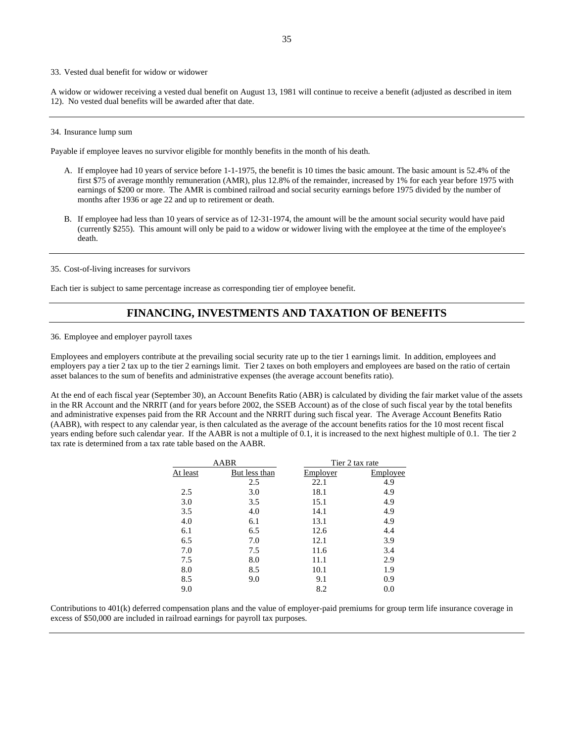33. Vested dual benefit for widow or widower

A widow or widower receiving a vested dual benefit on August 13, 1981 will continue to receive a benefit (adjusted as described in item 12). No vested dual benefits will be awarded after that date.

---

34. Insurance lump sum

Payable if employee leaves no survivor eligible for monthly benefits in the month of his death.

A. If employee had 10 years of service before 1-1-1975, the benefit is 10 times the basic amount. The basic amount is 52.4% of the first $75 of average monthly remuneration (AMR), plus 12.8% of the remainder, increased by 1% for each year before 1975 with earnings of $200 or more. The AMR is combined railroad and social security earnings before 1975 divided by the number of months after 1936 or age 22 and up to retirement or death.

B. If employee had less than 10 years of service as of 12-31-1974, the amount will be the amount social security would have paid (currently $255). This amount will only be paid to a widow or widower living with the employee at the time of the employee's death.

---

35. Cost-of-living increases for survivors

Each tier is subject to same percentage increase as corresponding tier of employee benefit.

---

## FINANCING, INVESTMENTS AND TAXATION OF BENEFITS

36. Employee and employer payroll taxes

Employees and employers contribute at the prevailing social security rate up to the tier 1 earnings limit. In addition, employees and employers pay a tier 2 tax up to the tier 2 earnings limit. Tier 2 taxes on both employers and employees are based on the ratio of certain asset balances to the sum of benefits and administrative expenses (the average account benefits ratio).

At the end of each fiscal year (September 30), an Account Benefits Ratio (ABR) is calculated by dividing the fair market value of the assets in the RR Account and the NRRIT (and for years before 2002, the SSEB Account) as of the close of such fiscal year by the total benefits and administrative expenses paid from the RR Account and the NRRIT during such fiscal year. The Average Account Benefits Ratio (AABR), with respect to any calendar year, is then calculated as the average of the account benefits ratios for the 10 most recent fiscal years ending before such calendar year. If the AABR is not a multiple of 0.1, it is increased to the next highest multiple of 0.1. The tier 2 tax rate is determined from a tax rate table based on the AABR.

| AABR | | Tier 2 tax rate | |
|---|---|---|---|
| At least | But less than | Employer | Employee |
| | 2.5 | 22.1 | 4.9 |
| 2.5 | 3.0 | 18.1 | 4.9 |
| 3.0 | 3.5 | 15.1 | 4.9 |
| 3.5 | 4.0 | 14.1 | 4.9 |
| 4.0 | 6.1 | 13.1 | 4.9 |
| 6.1 | 6.5 | 12.6 | 4.4 |
| 6.5 | 7.0 | 12.1 | 3.9 |
| 7.0 | 7.5 | 11.6 | 3.4 |
| 7.5 | 8.0 | 11.1 | 2.9 |
| 8.0 | 8.5 | 10.1 | 1.9 |
| 8.5 | 9.0 | 9.1 | 0.9 |
| 9.0 | | 8.2 | 0.0 |

Contributions to 401(k) deferred compensation plans and the value of employer-paid premiums for group term life insurance coverage in excess of $50,000 are included in railroad earnings for payroll tax purposes.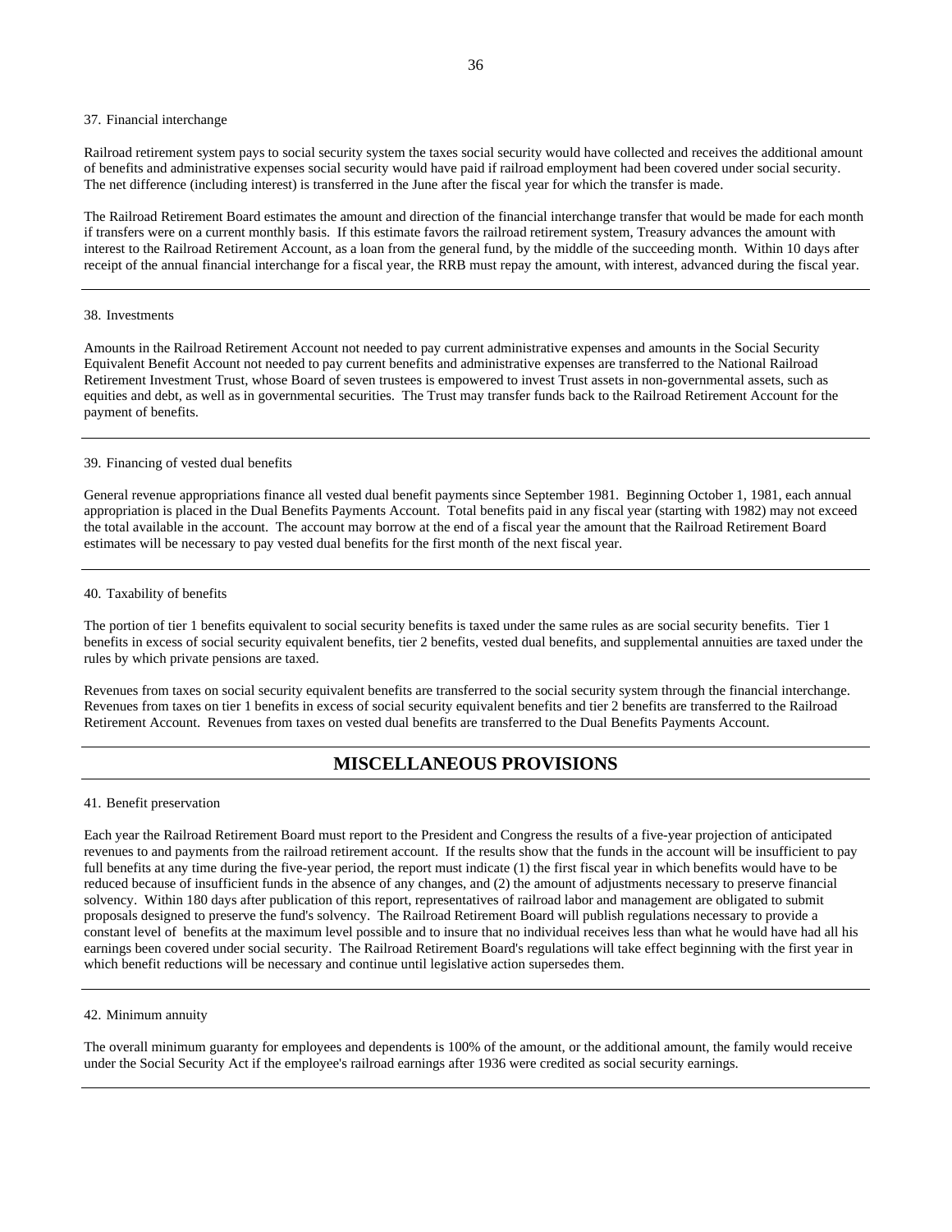37. Financial interchange

Railroad retirement system pays to social security system the taxes social security would have collected and receives the additional amount of benefits and administrative expenses social security would have paid if railroad employment had been covered under social security. The net difference (including interest) is transferred in the June after the fiscal year for which the transfer is made.

The Railroad Retirement Board estimates the amount and direction of the financial interchange transfer that would be made for each month if transfers were on a current monthly basis. If this estimate favors the railroad retirement system, Treasury advances the amount with interest to the Railroad Retirement Account, as a loan from the general fund, by the middle of the succeeding month. Within 10 days after receipt of the annual financial interchange for a fiscal year, the RRB must repay the amount, with interest, advanced during the fiscal year.

---

38. Investments

Amounts in the Railroad Retirement Account not needed to pay current administrative expenses and amounts in the Social Security Equivalent Benefit Account not needed to pay current benefits and administrative expenses are transferred to the National Railroad Retirement Investment Trust, whose Board of seven trustees is empowered to invest Trust assets in non-governmental assets, such as equities and debt, as well as in governmental securities. The Trust may transfer funds back to the Railroad Retirement Account for the payment of benefits.

---

39. Financing of vested dual benefits

General revenue appropriations finance all vested dual benefit payments since September 1981. Beginning October 1, 1981, each annual appropriation is placed in the Dual Benefits Payments Account. Total benefits paid in any fiscal year (starting with 1982) may not exceed the total available in the account. The account may borrow at the end of a fiscal year the amount that the Railroad Retirement Board estimates will be necessary to pay vested dual benefits for the first month of the next fiscal year.

---

40. Taxability of benefits

The portion of tier 1 benefits equivalent to social security benefits is taxed under the same rules as are social security benefits. Tier 1 benefits in excess of social security equivalent benefits, tier 2 benefits, vested dual benefits, and supplemental annuities are taxed under the rules by which private pensions are taxed.

Revenues from taxes on social security equivalent benefits are transferred to the social security system through the financial interchange. Revenues from taxes on tier 1 benefits in excess of social security equivalent benefits and tier 2 benefits are transferred to the Railroad Retirement Account. Revenues from taxes on vested dual benefits are transferred to the Dual Benefits Payments Account.

## MISCELLANEOUS PROVISIONS

41. Benefit preservation

Each year the Railroad Retirement Board must report to the President and Congress the results of a five-year projection of anticipated revenues to and payments from the railroad retirement account. If the results show that the funds in the account will be insufficient to pay full benefits at any time during the five-year period, the report must indicate (1) the first fiscal year in which benefits would have to be reduced because of insufficient funds in the absence of any changes, and (2) the amount of adjustments necessary to preserve financial solvency. Within 180 days after publication of this report, representatives of railroad labor and management are obligated to submit proposals designed to preserve the fund's solvency. The Railroad Retirement Board will publish regulations necessary to provide a constant level of benefits at the maximum level possible and to insure that no individual receives less than what he would have had all his earnings been covered under social security. The Railroad Retirement Board's regulations will take effect beginning with the first year in which benefit reductions will be necessary and continue until legislative action supersedes them.

---

42. Minimum annuity

The overall minimum guaranty for employees and dependents is 100% of the amount, or the additional amount, the family would receive under the Social Security Act if the employee's railroad earnings after 1936 were credited as social security earnings.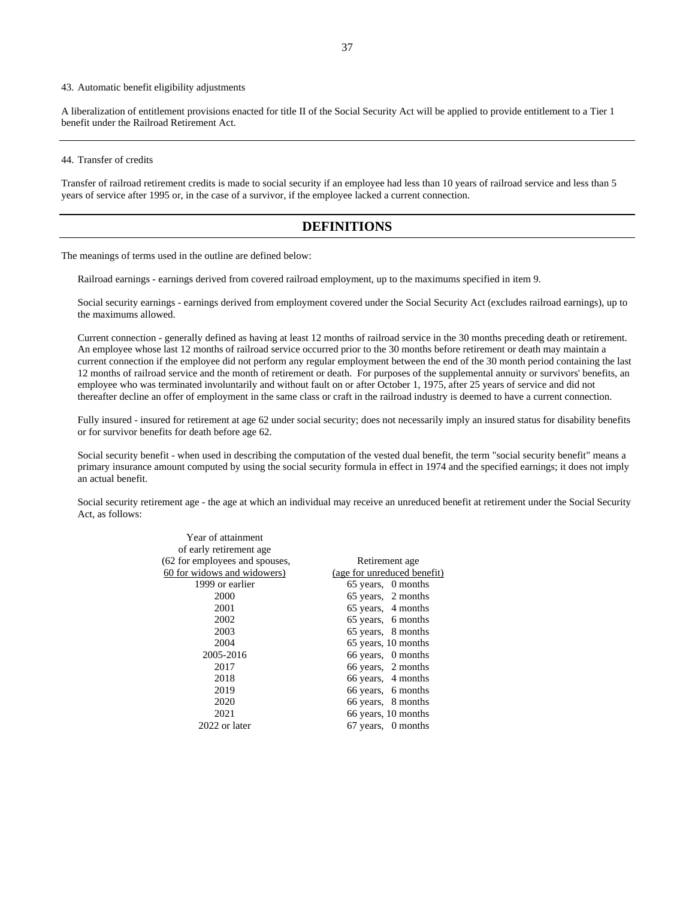43. Automatic benefit eligibility adjustments

A liberalization of entitlement provisions enacted for title II of the Social Security Act will be applied to provide entitlement to a Tier 1 benefit under the Railroad Retirement Act.

---

44. Transfer of credits

Transfer of railroad retirement credits is made to social security if an employee had less than 10 years of railroad service and less than 5 years of service after 1995 or, in the case of a survivor, if the employee lacked a current connection.

---

# DEFINITIONS

The meanings of terms used in the outline are defined below:

Railroad earnings - earnings derived from covered railroad employment, up to the maximums specified in item 9.

Social security earnings - earnings derived from employment covered under the Social Security Act (excludes railroad earnings), up to the maximums allowed.

Current connection - generally defined as having at least 12 months of railroad service in the 30 months preceding death or retirement. An employee whose last 12 months of railroad service occurred prior to the 30 months before retirement or death may maintain a current connection if the employee did not perform any regular employment between the end of the 30 month period containing the last 12 months of railroad service and the month of retirement or death. For purposes of the supplemental annuity or survivors' benefits, an employee who was terminated involuntarily and without fault on or after October 1, 1975, after 25 years of service and did not thereafter decline an offer of employment in the same class or craft in the railroad industry is deemed to have a current connection.

Fully insured - insured for retirement at age 62 under social security; does not necessarily imply an insured status for disability benefits or for survivor benefits for death before age 62.

Social security benefit - when used in describing the computation of the vested dual benefit, the term "social security benefit" means a primary insurance amount computed by using the social security formula in effect in 1974 and the specified earnings; it does not imply an actual benefit.

Social security retirement age - the age at which an individual may receive an unreduced benefit at retirement under the Social Security Act, as follows:

| Year of attainment of early retirement age (62 for employees and spouses, 60 for widows and widowers) | Retirement age (age for unreduced benefit) |
|---|---|
| 1999 or earlier | 65 years, 0 months |
| 2000 | 65 years, 2 months |
| 2001 | 65 years, 4 months |
| 2002 | 65 years, 6 months |
| 2003 | 65 years, 8 months |
| 2004 | 65 years, 10 months |
| 2005-2016 | 66 years, 0 months |
| 2017 | 66 years, 2 months |
| 2018 | 66 years, 4 months |
| 2019 | 66 years, 6 months |
| 2020 | 66 years, 8 months |
| 2021 | 66 years, 10 months |
| 2022 or later | 67 years, 0 months |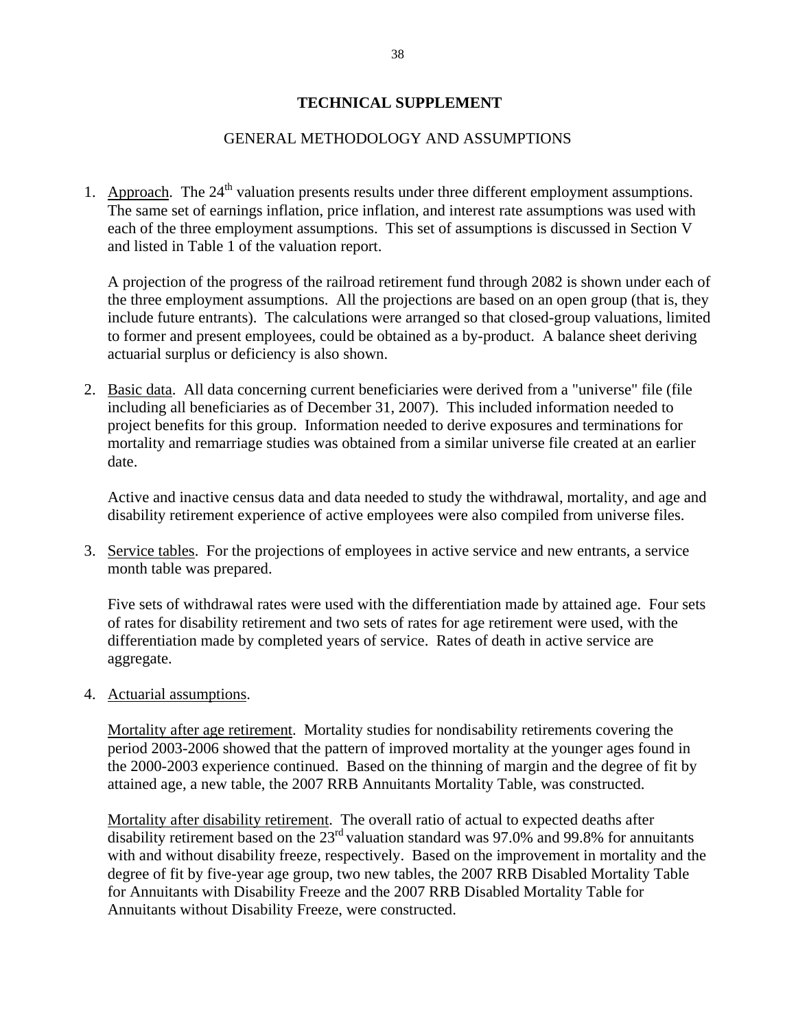# TECHNICAL SUPPLEMENT

## GENERAL METHODOLOGY AND ASSUMPTIONS

1. Approach. The 24th valuation presents results under three different employment assumptions. The same set of earnings inflation, price inflation, and interest rate assumptions was used with each of the three employment assumptions. This set of assumptions is discussed in Section V and listed in Table 1 of the valuation report.

   A projection of the progress of the railroad retirement fund through 2082 is shown under each of the three employment assumptions. All the projections are based on an open group (that is, they include future entrants). The calculations were arranged so that closed-group valuations, limited to former and present employees, could be obtained as a by-product. A balance sheet deriving actuarial surplus or deficiency is also shown.

2. Basic data. All data concerning current beneficiaries were derived from a "universe" file (file including all beneficiaries as of December 31, 2007). This included information needed to project benefits for this group. Information needed to derive exposures and terminations for mortality and remarriage studies was obtained from a similar universe file created at an earlier date.

   Active and inactive census data and data needed to study the withdrawal, mortality, and age and disability retirement experience of active employees were also compiled from universe files.

3. Service tables. For the projections of employees in active service and new entrants, a service month table was prepared.

   Five sets of withdrawal rates were used with the differentiation made by attained age. Four sets of rates for disability retirement and two sets of rates for age retirement were used, with the differentiation made by completed years of service. Rates of death in active service are aggregate.

4. Actuarial assumptions.

   Mortality after age retirement. Mortality studies for nondisability retirements covering the period 2003-2006 showed that the pattern of improved mortality at the younger ages found in the 2000-2003 experience continued. Based on the thinning of margin and the degree of fit by attained age, a new table, the 2007 RRB Annuitants Mortality Table, was constructed.

   Mortality after disability retirement. The overall ratio of actual to expected deaths after disability retirement based on the 23rd valuation standard was 97.0% and 99.8% for annuitants with and without disability freeze, respectively. Based on the improvement in mortality and the degree of fit by five-year age group, two new tables, the 2007 RRB Disabled Mortality Table for Annuitants with Disability Freeze and the 2007 RRB Disabled Mortality Table for Annuitants without Disability Freeze, were constructed.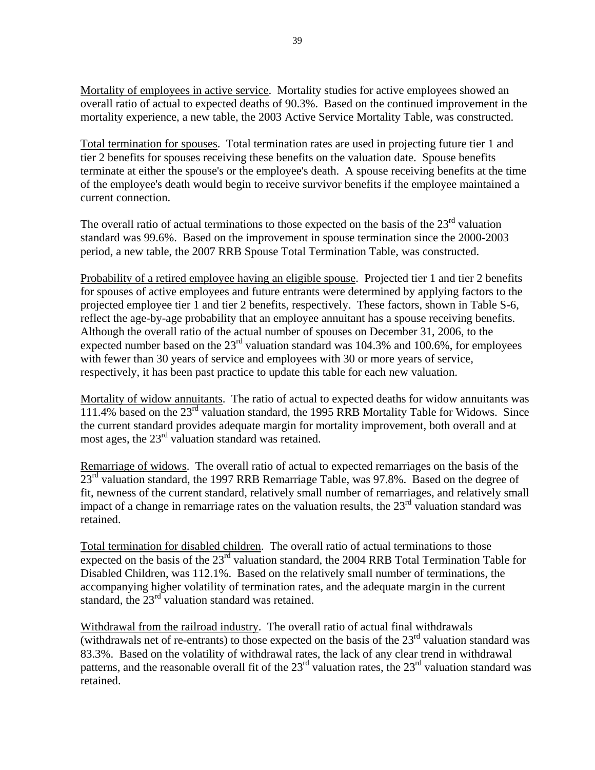Mortality of employees in active service. Mortality studies for active employees showed an overall ratio of actual to expected deaths of 90.3%. Based on the continued improvement in the mortality experience, a new table, the 2003 Active Service Mortality Table, was constructed.

Total termination for spouses. Total termination rates are used in projecting future tier 1 and tier 2 benefits for spouses receiving these benefits on the valuation date. Spouse benefits terminate at either the spouse's or the employee's death. A spouse receiving benefits at the time of the employee's death would begin to receive survivor benefits if the employee maintained a current connection.

The overall ratio of actual terminations to those expected on the basis of the 23rd valuation standard was 99.6%. Based on the improvement in spouse termination since the 2000-2003 period, a new table, the 2007 RRB Spouse Total Termination Table, was constructed.

Probability of a retired employee having an eligible spouse. Projected tier 1 and tier 2 benefits for spouses of active employees and future entrants were determined by applying factors to the projected employee tier 1 and tier 2 benefits, respectively. These factors, shown in Table S-6, reflect the age-by-age probability that an employee annuitant has a spouse receiving benefits. Although the overall ratio of the actual number of spouses on December 31, 2006, to the expected number based on the 23rd valuation standard was 104.3% and 100.6%, for employees with fewer than 30 years of service and employees with 30 or more years of service, respectively, it has been past practice to update this table for each new valuation.

Mortality of widow annuitants. The ratio of actual to expected deaths for widow annuitants was 111.4% based on the 23rd valuation standard, the 1995 RRB Mortality Table for Widows. Since the current standard provides adequate margin for mortality improvement, both overall and at most ages, the 23rd valuation standard was retained.

Remarriage of widows. The overall ratio of actual to expected remarriages on the basis of the 23rd valuation standard, the 1997 RRB Remarriage Table, was 97.8%. Based on the degree of fit, newness of the current standard, relatively small number of remarriages, and relatively small impact of a change in remarriage rates on the valuation results, the 23rd valuation standard was retained.

Total termination for disabled children. The overall ratio of actual terminations to those expected on the basis of the 23rd valuation standard, the 2004 RRB Total Termination Table for Disabled Children, was 112.1%. Based on the relatively small number of terminations, the accompanying higher volatility of termination rates, and the adequate margin in the current standard, the 23rd valuation standard was retained.

Withdrawal from the railroad industry. The overall ratio of actual final withdrawals (withdrawals net of re-entrants) to those expected on the basis of the 23rd valuation standard was 83.3%. Based on the volatility of withdrawal rates, the lack of any clear trend in withdrawal patterns, and the reasonable overall fit of the 23rd valuation rates, the 23rd valuation standard was retained.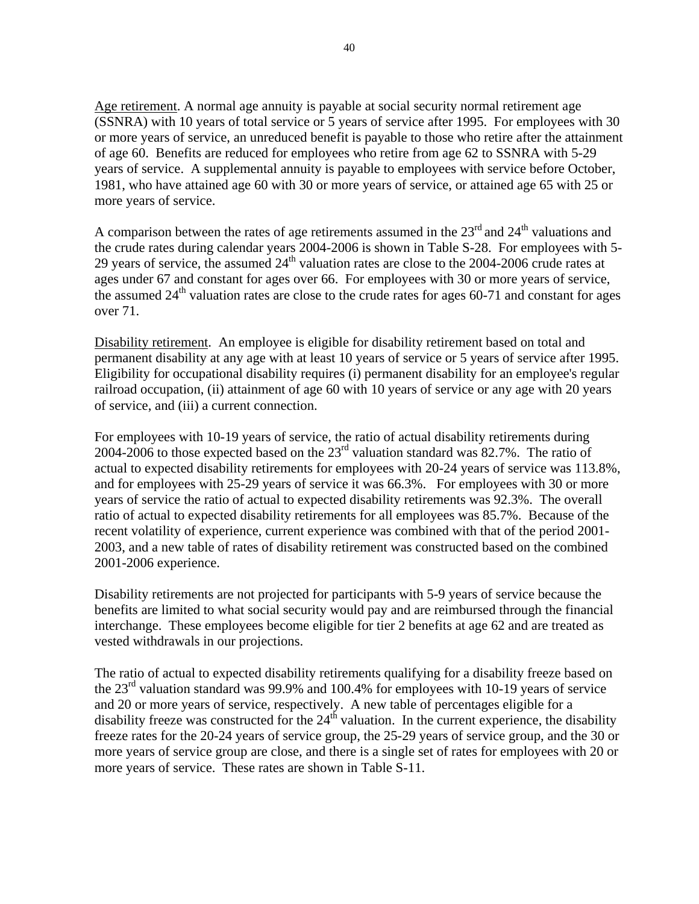Age retirement. A normal age annuity is payable at social security normal retirement age (SSNRA) with 10 years of total service or 5 years of service after 1995. For employees with 30 or more years of service, an unreduced benefit is payable to those who retire after the attainment of age 60. Benefits are reduced for employees who retire from age 62 to SSNRA with 5-29 years of service. A supplemental annuity is payable to employees with service before October, 1981, who have attained age 60 with 30 or more years of service, or attained age 65 with 25 or more years of service.

A comparison between the rates of age retirements assumed in the 23rd and 24th valuations and the crude rates during calendar years 2004-2006 is shown in Table S-28. For employees with 5-29 years of service, the assumed 24th valuation rates are close to the 2004-2006 crude rates at ages under 67 and constant for ages over 66. For employees with 30 or more years of service, the assumed 24th valuation rates are close to the crude rates for ages 60-71 and constant for ages over 71.

Disability retirement. An employee is eligible for disability retirement based on total and permanent disability at any age with at least 10 years of service or 5 years of service after 1995. Eligibility for occupational disability requires (i) permanent disability for an employee's regular railroad occupation, (ii) attainment of age 60 with 10 years of service or any age with 20 years of service, and (iii) a current connection.

For employees with 10-19 years of service, the ratio of actual disability retirements during 2004-2006 to those expected based on the 23rd valuation standard was 82.7%. The ratio of actual to expected disability retirements for employees with 20-24 years of service was 113.8%, and for employees with 25-29 years of service it was 66.3%. For employees with 30 or more years of service the ratio of actual to expected disability retirements was 92.3%. The overall ratio of actual to expected disability retirements for all employees was 85.7%. Because of the recent volatility of experience, current experience was combined with that of the period 2001-2003, and a new table of rates of disability retirement was constructed based on the combined 2001-2006 experience.

Disability retirements are not projected for participants with 5-9 years of service because the benefits are limited to what social security would pay and are reimbursed through the financial interchange. These employees become eligible for tier 2 benefits at age 62 and are treated as vested withdrawals in our projections.

The ratio of actual to expected disability retirements qualifying for a disability freeze based on the 23rd valuation standard was 99.9% and 100.4% for employees with 10-19 years of service and 20 or more years of service, respectively. A new table of percentages eligible for a disability freeze was constructed for the 24th valuation. In the current experience, the disability freeze rates for the 20-24 years of service group, the 25-29 years of service group, and the 30 or more years of service group are close, and there is a single set of rates for employees with 20 or more years of service. These rates are shown in Table S-11.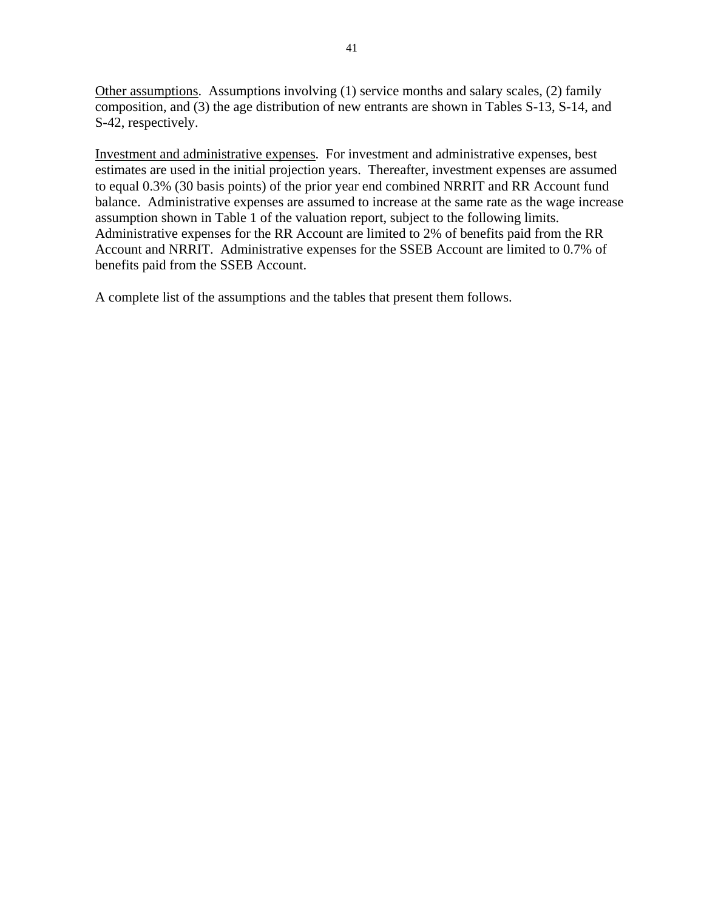Other assumptions. Assumptions involving (1) service months and salary scales, (2) family composition, and (3) the age distribution of new entrants are shown in Tables S-13, S-14, and S-42, respectively.

Investment and administrative expenses. For investment and administrative expenses, best estimates are used in the initial projection years. Thereafter, investment expenses are assumed to equal 0.3% (30 basis points) of the prior year end combined NRRIT and RR Account fund balance. Administrative expenses are assumed to increase at the same rate as the wage increase assumption shown in Table 1 of the valuation report, subject to the following limits. Administrative expenses for the RR Account are limited to 2% of benefits paid from the RR Account and NRRIT. Administrative expenses for the SSEB Account are limited to 0.7% of benefits paid from the SSEB Account.

A complete list of the assumptions and the tables that present them follows.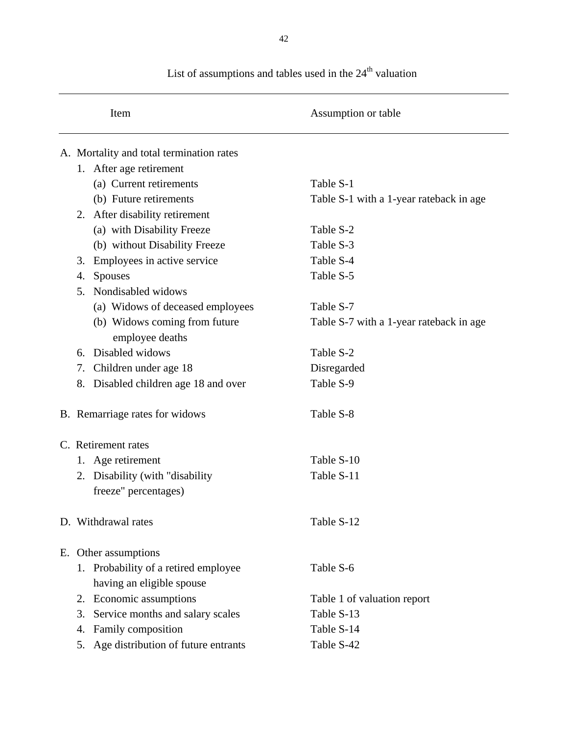List of assumptions and tables used in the 24th valuation

| Item | Assumption or table |
|---|---|
| A. Mortality and total termination rates | |
| 1. After age retirement | |
| (a) Current retirements | Table S-1 |
| (b) Future retirements | Table S-1 with a 1-year rateback in age |
| 2. After disability retirement | |
| (a) with Disability Freeze | Table S-2 |
| (b) without Disability Freeze | Table S-3 |
| 3. Employees in active service | Table S-4 |
| 4. Spouses | Table S-5 |
| 5. Nondisabled widows | |
| (a) Widows of deceased employees | Table S-7 |
| (b) Widows coming from future employee deaths | Table S-7 with a 1-year rateback in age |
| 6. Disabled widows | Table S-2 |
| 7. Children under age 18 | Disregarded |
| 8. Disabled children age 18 and over | Table S-9 |
| B. Remarriage rates for widows | Table S-8 |
| C. Retirement rates | |
| 1. Age retirement | Table S-10 |
| 2. Disability (with "disability freeze" percentages) | Table S-11 |
| D. Withdrawal rates | Table S-12 |
| E. Other assumptions | |
| 1. Probability of a retired employee having an eligible spouse | Table S-6 |
| 2. Economic assumptions | Table 1 of valuation report |
| 3. Service months and salary scales | Table S-13 |
| 4. Family composition | Table S-14 |
| 5. Age distribution of future entrants | Table S-42 |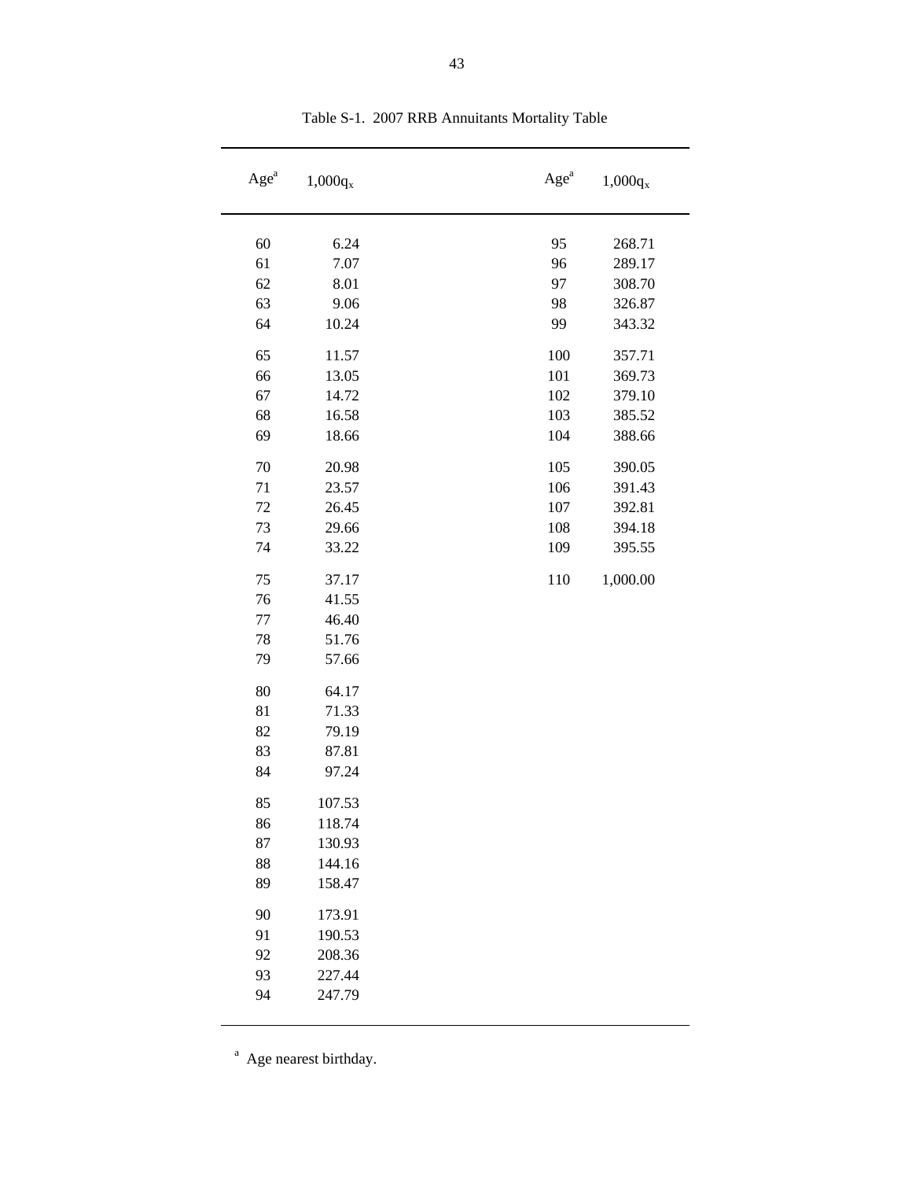Table S-1. 2007 RRB Annuitants Mortality Table

| Age[a] | $1{,}000q_x$ | Age[a] | $1{,}000q_x$ |
|---|---|---|---|
| 60 | 6.24 | 95 | 268.71 |
| 61 | 7.07 | 96 | 289.17 |
| 62 | 8.01 | 97 | 308.70 |
| 63 | 9.06 | 98 | 326.87 |
| 64 | 10.24 | 99 | 343.32 |
| 65 | 11.57 | 100 | 357.71 |
| 66 | 13.05 | 101 | 369.73 |
| 67 | 14.72 | 102 | 379.10 |
| 68 | 16.58 | 103 | 385.52 |
| 69 | 18.66 | 104 | 388.66 |
| 70 | 20.98 | 105 | 390.05 |
| 71 | 23.57 | 106 | 391.43 |
| 72 | 26.45 | 107 | 392.81 |
| 73 | 29.66 | 108 | 394.18 |
| 74 | 33.22 | 109 | 395.55 |
| 75 | 37.17 | 110 | 1,000.00 |
| 76 | 41.55 | | |
| 77 | 46.40 | | |
| 78 | 51.76 | | |
| 79 | 57.66 | | |
| 80 | 64.17 | | |
| 81 | 71.33 | | |
| 82 | 79.19 | | |
| 83 | 87.81 | | |
| 84 | 97.24 | | |
| 85 | 107.53 | | |
| 86 | 118.74 | | |
| 87 | 130.93 | | |
| 88 | 144.16 | | |
| 89 | 158.47 | | |
| 90 | 173.91 | | |
| 91 | 190.53 | | |
| 92 | 208.36 | | |
| 93 | 227.44 | | |
| 94 | 247.79 | | |

[a] Age nearest birthday.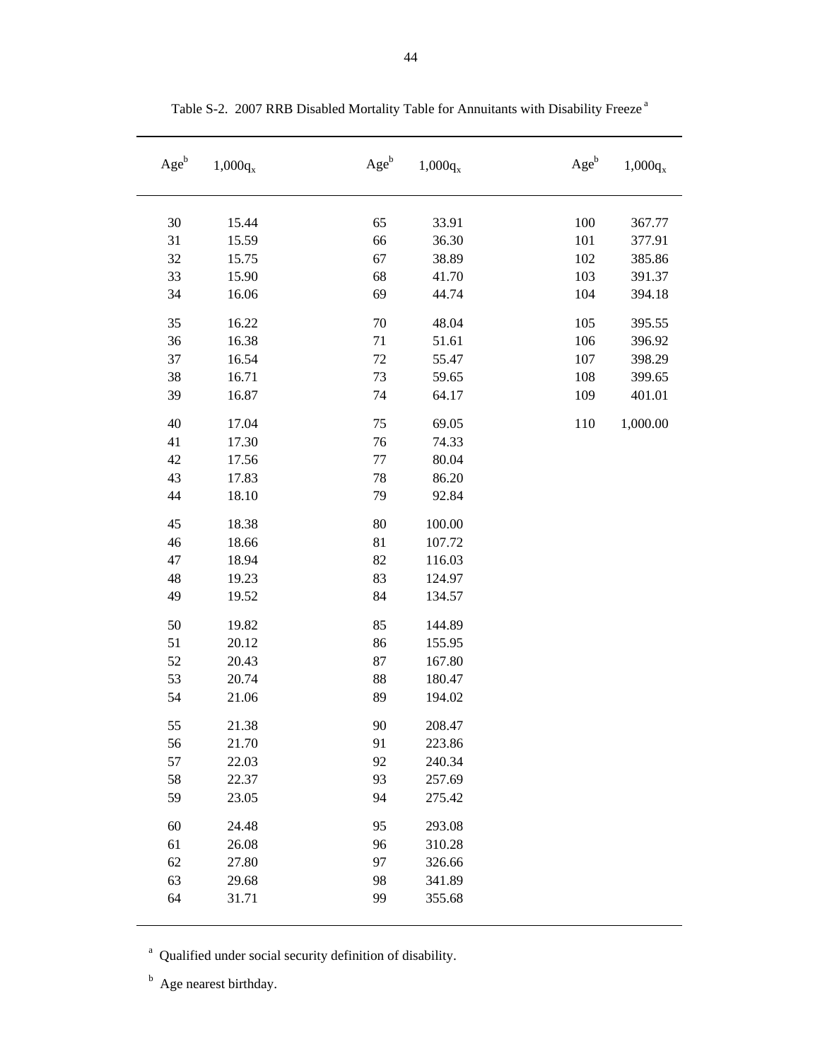Table S-2. 2007 RRB Disabled Mortality Table for Annuitants with Disability Freeze [a]

| Age[b] | $1{,}000q_x$ | Age[b] | $1{,}000q_x$ | Age[b] | $1{,}000q_x$ |
|---|---|---|---|---|---|
| 30 | 15.44 | 65 | 33.91 | 100 | 367.77 |
| 31 | 15.59 | 66 | 36.30 | 101 | 377.91 |
| 32 | 15.75 | 67 | 38.89 | 102 | 385.86 |
| 33 | 15.90 | 68 | 41.70 | 103 | 391.37 |
| 34 | 16.06 | 69 | 44.74 | 104 | 394.18 |
| 35 | 16.22 | 70 | 48.04 | 105 | 395.55 |
| 36 | 16.38 | 71 | 51.61 | 106 | 396.92 |
| 37 | 16.54 | 72 | 55.47 | 107 | 398.29 |
| 38 | 16.71 | 73 | 59.65 | 108 | 399.65 |
| 39 | 16.87 | 74 | 64.17 | 109 | 401.01 |
| 40 | 17.04 | 75 | 69.05 | 110 | 1,000.00 |
| 41 | 17.30 | 76 | 74.33 | | |
| 42 | 17.56 | 77 | 80.04 | | |
| 43 | 17.83 | 78 | 86.20 | | |
| 44 | 18.10 | 79 | 92.84 | | |
| 45 | 18.38 | 80 | 100.00 | | |
| 46 | 18.66 | 81 | 107.72 | | |
| 47 | 18.94 | 82 | 116.03 | | |
| 48 | 19.23 | 83 | 124.97 | | |
| 49 | 19.52 | 84 | 134.57 | | |
| 50 | 19.82 | 85 | 144.89 | | |
| 51 | 20.12 | 86 | 155.95 | | |
| 52 | 20.43 | 87 | 167.80 | | |
| 53 | 20.74 | 88 | 180.47 | | |
| 54 | 21.06 | 89 | 194.02 | | |
| 55 | 21.38 | 90 | 208.47 | | |
| 56 | 21.70 | 91 | 223.86 | | |
| 57 | 22.03 | 92 | 240.34 | | |
| 58 | 22.37 | 93 | 257.69 | | |
| 59 | 23.05 | 94 | 275.42 | | |
| 60 | 24.48 | 95 | 293.08 | | |
| 61 | 26.08 | 96 | 310.28 | | |
| 62 | 27.80 | 97 | 326.66 | | |
| 63 | 29.68 | 98 | 341.89 | | |
| 64 | 31.71 | 99 | 355.68 | | |

[a] Qualified under social security definition of disability.

[b] Age nearest birthday.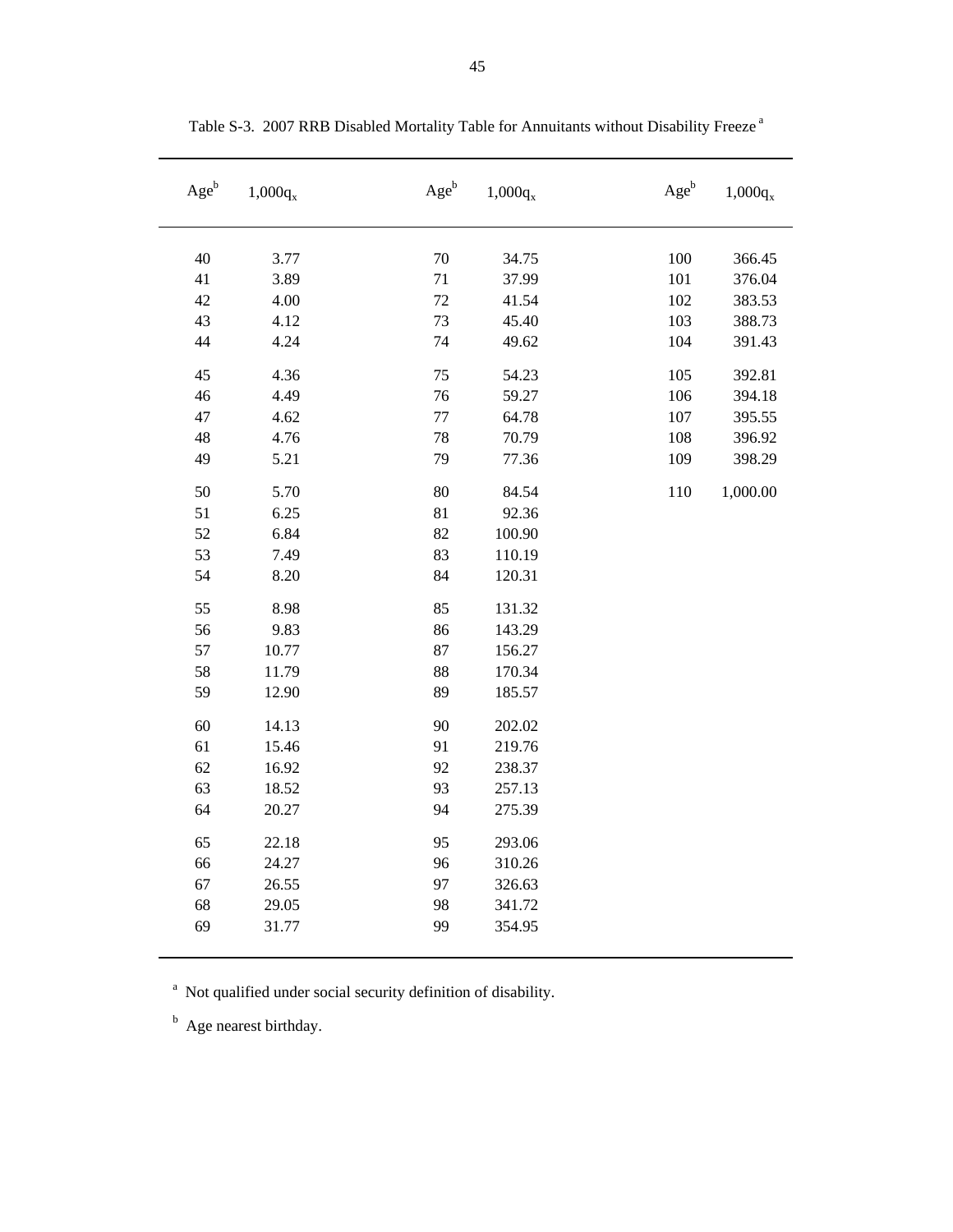Table S-3. 2007 RRB Disabled Mortality Table for Annuitants without Disability Freeze [a]

| Age[b] | $1{,}000q_x$ | Age[b] | $1{,}000q_x$ | Age[b] | $1{,}000q_x$ |
|---|---|---|---|---|---|
| 40 | 3.77 | 70 | 34.75 | 100 | 366.45 |
| 41 | 3.89 | 71 | 37.99 | 101 | 376.04 |
| 42 | 4.00 | 72 | 41.54 | 102 | 383.53 |
| 43 | 4.12 | 73 | 45.40 | 103 | 388.73 |
| 44 | 4.24 | 74 | 49.62 | 104 | 391.43 |
| 45 | 4.36 | 75 | 54.23 | 105 | 392.81 |
| 46 | 4.49 | 76 | 59.27 | 106 | 394.18 |
| 47 | 4.62 | 77 | 64.78 | 107 | 395.55 |
| 48 | 4.76 | 78 | 70.79 | 108 | 396.92 |
| 49 | 5.21 | 79 | 77.36 | 109 | 398.29 |
| 50 | 5.70 | 80 | 84.54 | 110 | 1,000.00 |
| 51 | 6.25 | 81 | 92.36 | | |
| 52 | 6.84 | 82 | 100.90 | | |
| 53 | 7.49 | 83 | 110.19 | | |
| 54 | 8.20 | 84 | 120.31 | | |
| 55 | 8.98 | 85 | 131.32 | | |
| 56 | 9.83 | 86 | 143.29 | | |
| 57 | 10.77 | 87 | 156.27 | | |
| 58 | 11.79 | 88 | 170.34 | | |
| 59 | 12.90 | 89 | 185.57 | | |
| 60 | 14.13 | 90 | 202.02 | | |
| 61 | 15.46 | 91 | 219.76 | | |
| 62 | 16.92 | 92 | 238.37 | | |
| 63 | 18.52 | 93 | 257.13 | | |
| 64 | 20.27 | 94 | 275.39 | | |
| 65 | 22.18 | 95 | 293.06 | | |
| 66 | 24.27 | 96 | 310.26 | | |
| 67 | 26.55 | 97 | 326.63 | | |
| 68 | 29.05 | 98 | 341.72 | | |
| 69 | 31.77 | 99 | 354.95 | | |

[a] Not qualified under social security definition of disability.

[b] Age nearest birthday.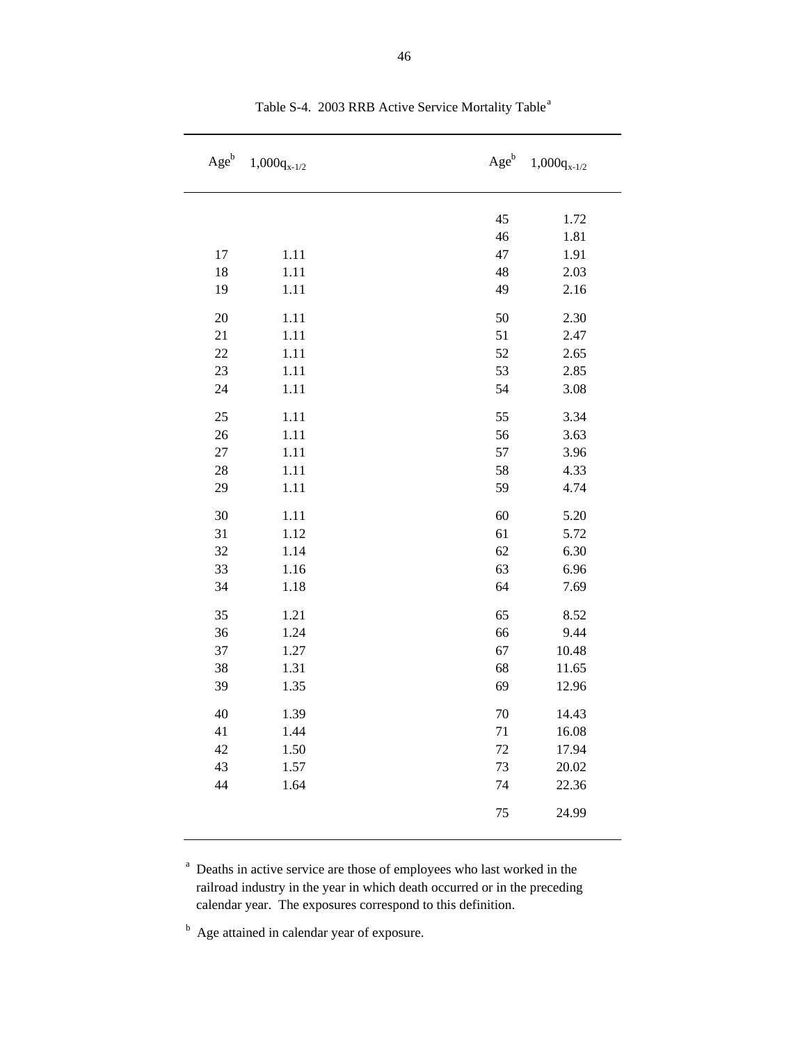Table S-4. 2003 RRB Active Service Mortality Table[a]

| Age[b] | $1{,}000q_{x-1/2}$ | Age[b] | $1{,}000q_{x-1/2}$ |
|---|---|---|---|
| | | 45 | 1.72 |
| | | 46 | 1.81 |
| 17 | 1.11 | 47 | 1.91 |
| 18 | 1.11 | 48 | 2.03 |
| 19 | 1.11 | 49 | 2.16 |
| 20 | 1.11 | 50 | 2.30 |
| 21 | 1.11 | 51 | 2.47 |
| 22 | 1.11 | 52 | 2.65 |
| 23 | 1.11 | 53 | 2.85 |
| 24 | 1.11 | 54 | 3.08 |
| 25 | 1.11 | 55 | 3.34 |
| 26 | 1.11 | 56 | 3.63 |
| 27 | 1.11 | 57 | 3.96 |
| 28 | 1.11 | 58 | 4.33 |
| 29 | 1.11 | 59 | 4.74 |
| 30 | 1.11 | 60 | 5.20 |
| 31 | 1.12 | 61 | 5.72 |
| 32 | 1.14 | 62 | 6.30 |
| 33 | 1.16 | 63 | 6.96 |
| 34 | 1.18 | 64 | 7.69 |
| 35 | 1.21 | 65 | 8.52 |
| 36 | 1.24 | 66 | 9.44 |
| 37 | 1.27 | 67 | 10.48 |
| 38 | 1.31 | 68 | 11.65 |
| 39 | 1.35 | 69 | 12.96 |
| 40 | 1.39 | 70 | 14.43 |
| 41 | 1.44 | 71 | 16.08 |
| 42 | 1.50 | 72 | 17.94 |
| 43 | 1.57 | 73 | 20.02 |
| 44 | 1.64 | 74 | 22.36 |
| | | 75 | 24.99 |

[a] Deaths in active service are those of employees who last worked in the railroad industry in the year in which death occurred or in the preceding calendar year. The exposures correspond to this definition.

[b] Age attained in calendar year of exposure.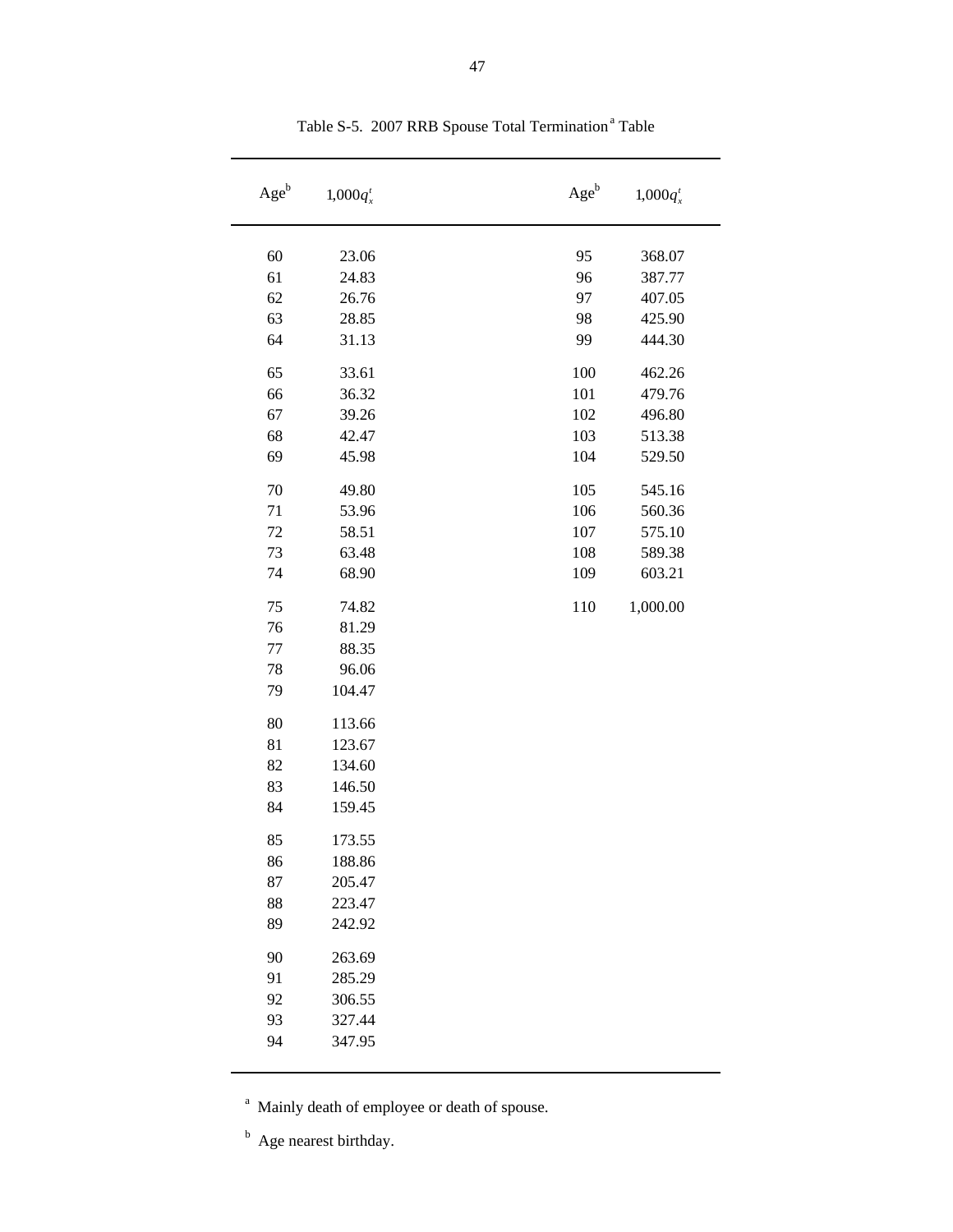Table S-5. 2007 RRB Spouse Total Termination[a] Table

| Age[b] | $1{,}000q_x^t$ | Age[b] | $1{,}000q_x^t$ |
|---|---|---|---|
| 60 | 23.06 | 95 | 368.07 |
| 61 | 24.83 | 96 | 387.77 |
| 62 | 26.76 | 97 | 407.05 |
| 63 | 28.85 | 98 | 425.90 |
| 64 | 31.13 | 99 | 444.30 |
| 65 | 33.61 | 100 | 462.26 |
| 66 | 36.32 | 101 | 479.76 |
| 67 | 39.26 | 102 | 496.80 |
| 68 | 42.47 | 103 | 513.38 |
| 69 | 45.98 | 104 | 529.50 |
| 70 | 49.80 | 105 | 545.16 |
| 71 | 53.96 | 106 | 560.36 |
| 72 | 58.51 | 107 | 575.10 |
| 73 | 63.48 | 108 | 589.38 |
| 74 | 68.90 | 109 | 603.21 |
| 75 | 74.82 | 110 | 1,000.00 |
| 76 | 81.29 | | |
| 77 | 88.35 | | |
| 78 | 96.06 | | |
| 79 | 104.47 | | |
| 80 | 113.66 | | |
| 81 | 123.67 | | |
| 82 | 134.60 | | |
| 83 | 146.50 | | |
| 84 | 159.45 | | |
| 85 | 173.55 | | |
| 86 | 188.86 | | |
| 87 | 205.47 | | |
| 88 | 223.47 | | |
| 89 | 242.92 | | |
| 90 | 263.69 | | |
| 91 | 285.29 | | |
| 92 | 306.55 | | |
| 93 | 327.44 | | |
| 94 | 347.95 | | |

[a] Mainly death of employee or death of spouse.

[b] Age nearest birthday.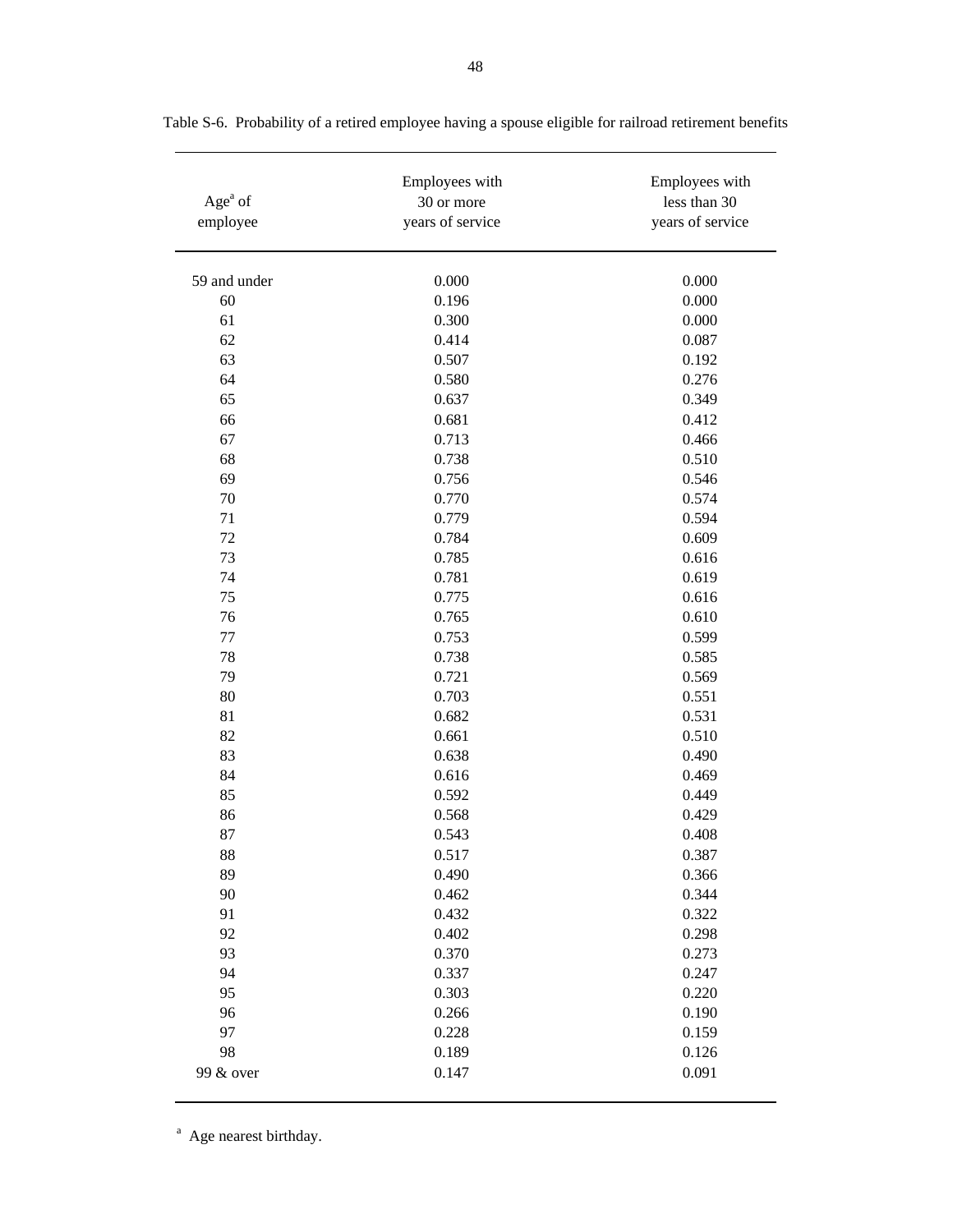Table S-6. Probability of a retired employee having a spouse eligible for railroad retirement benefits

| Age[a] of employee | Employees with 30 or more years of service | Employees with less than 30 years of service |
|---|---|---|
| 59 and under | 0.000 | 0.000 |
| 60 | 0.196 | 0.000 |
| 61 | 0.300 | 0.000 |
| 62 | 0.414 | 0.087 |
| 63 | 0.507 | 0.192 |
| 64 | 0.580 | 0.276 |
| 65 | 0.637 | 0.349 |
| 66 | 0.681 | 0.412 |
| 67 | 0.713 | 0.466 |
| 68 | 0.738 | 0.510 |
| 69 | 0.756 | 0.546 |
| 70 | 0.770 | 0.574 |
| 71 | 0.779 | 0.594 |
| 72 | 0.784 | 0.609 |
| 73 | 0.785 | 0.616 |
| 74 | 0.781 | 0.619 |
| 75 | 0.775 | 0.616 |
| 76 | 0.765 | 0.610 |
| 77 | 0.753 | 0.599 |
| 78 | 0.738 | 0.585 |
| 79 | 0.721 | 0.569 |
| 80 | 0.703 | 0.551 |
| 81 | 0.682 | 0.531 |
| 82 | 0.661 | 0.510 |
| 83 | 0.638 | 0.490 |
| 84 | 0.616 | 0.469 |
| 85 | 0.592 | 0.449 |
| 86 | 0.568 | 0.429 |
| 87 | 0.543 | 0.408 |
| 88 | 0.517 | 0.387 |
| 89 | 0.490 | 0.366 |
| 90 | 0.462 | 0.344 |
| 91 | 0.432 | 0.322 |
| 92 | 0.402 | 0.298 |
| 93 | 0.370 | 0.273 |
| 94 | 0.337 | 0.247 |
| 95 | 0.303 | 0.220 |
| 96 | 0.266 | 0.190 |
| 97 | 0.228 | 0.159 |
| 98 | 0.189 | 0.126 |
| 99 & over | 0.147 | 0.091 |

[a] Age nearest birthday.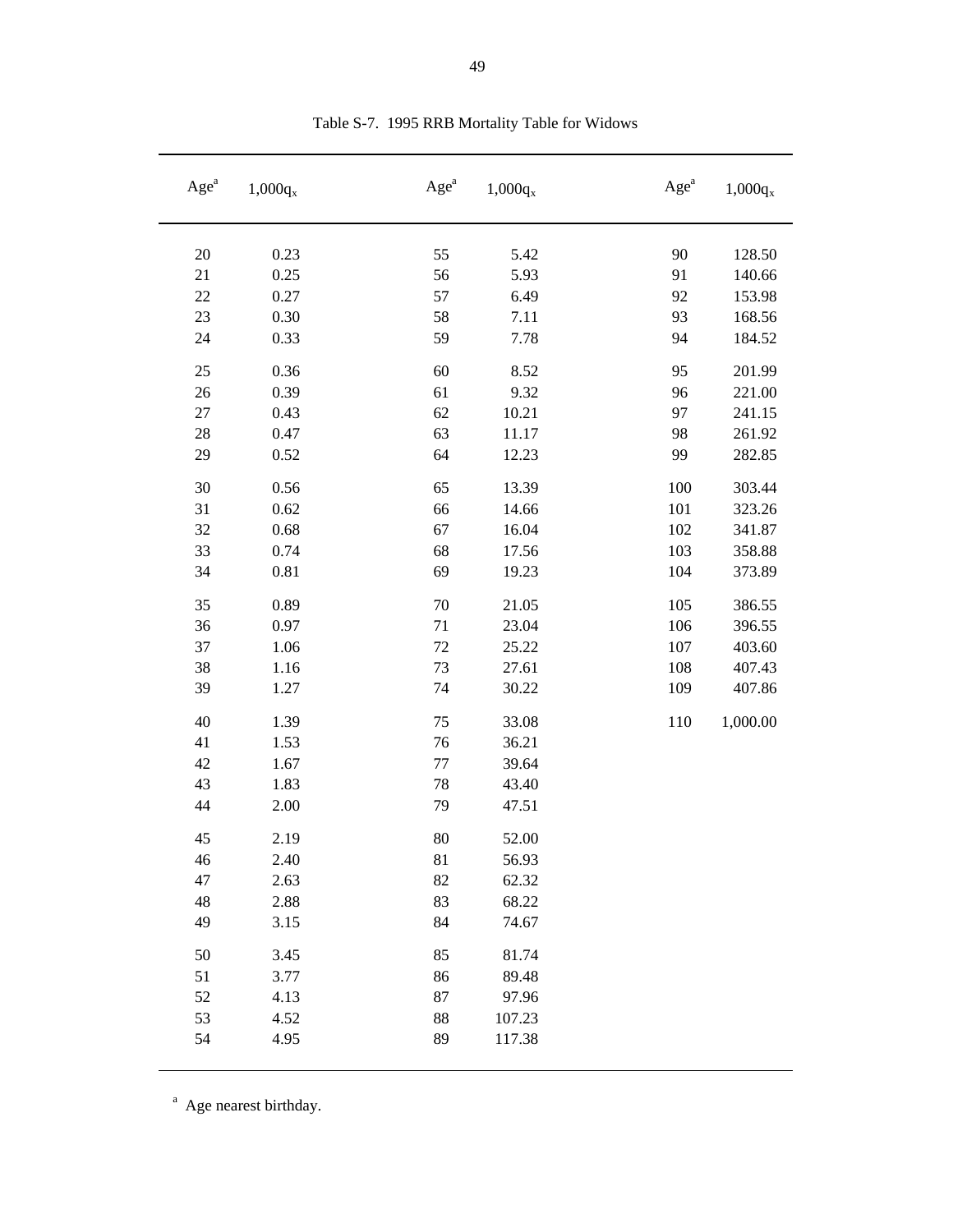Table S-7. 1995 RRB Mortality Table for Widows

| Age[a] | $1{,}000q_x$ | Age[a] | $1{,}000q_x$ | Age[a] | $1{,}000q_x$ |
|---|---|---|---|---|---|
| 20 | 0.23 | 55 | 5.42 | 90 | 128.50 |
| 21 | 0.25 | 56 | 5.93 | 91 | 140.66 |
| 22 | 0.27 | 57 | 6.49 | 92 | 153.98 |
| 23 | 0.30 | 58 | 7.11 | 93 | 168.56 |
| 24 | 0.33 | 59 | 7.78 | 94 | 184.52 |
| 25 | 0.36 | 60 | 8.52 | 95 | 201.99 |
| 26 | 0.39 | 61 | 9.32 | 96 | 221.00 |
| 27 | 0.43 | 62 | 10.21 | 97 | 241.15 |
| 28 | 0.47 | 63 | 11.17 | 98 | 261.92 |
| 29 | 0.52 | 64 | 12.23 | 99 | 282.85 |
| 30 | 0.56 | 65 | 13.39 | 100 | 303.44 |
| 31 | 0.62 | 66 | 14.66 | 101 | 323.26 |
| 32 | 0.68 | 67 | 16.04 | 102 | 341.87 |
| 33 | 0.74 | 68 | 17.56 | 103 | 358.88 |
| 34 | 0.81 | 69 | 19.23 | 104 | 373.89 |
| 35 | 0.89 | 70 | 21.05 | 105 | 386.55 |
| 36 | 0.97 | 71 | 23.04 | 106 | 396.55 |
| 37 | 1.06 | 72 | 25.22 | 107 | 403.60 |
| 38 | 1.16 | 73 | 27.61 | 108 | 407.43 |
| 39 | 1.27 | 74 | 30.22 | 109 | 407.86 |
| 40 | 1.39 | 75 | 33.08 | 110 | 1,000.00 |
| 41 | 1.53 | 76 | 36.21 | | |
| 42 | 1.67 | 77 | 39.64 | | |
| 43 | 1.83 | 78 | 43.40 | | |
| 44 | 2.00 | 79 | 47.51 | | |
| 45 | 2.19 | 80 | 52.00 | | |
| 46 | 2.40 | 81 | 56.93 | | |
| 47 | 2.63 | 82 | 62.32 | | |
| 48 | 2.88 | 83 | 68.22 | | |
| 49 | 3.15 | 84 | 74.67 | | |
| 50 | 3.45 | 85 | 81.74 | | |
| 51 | 3.77 | 86 | 89.48 | | |
| 52 | 4.13 | 87 | 97.96 | | |
| 53 | 4.52 | 88 | 107.23 | | |
| 54 | 4.95 | 89 | 117.38 | | |

[a] Age nearest birthday.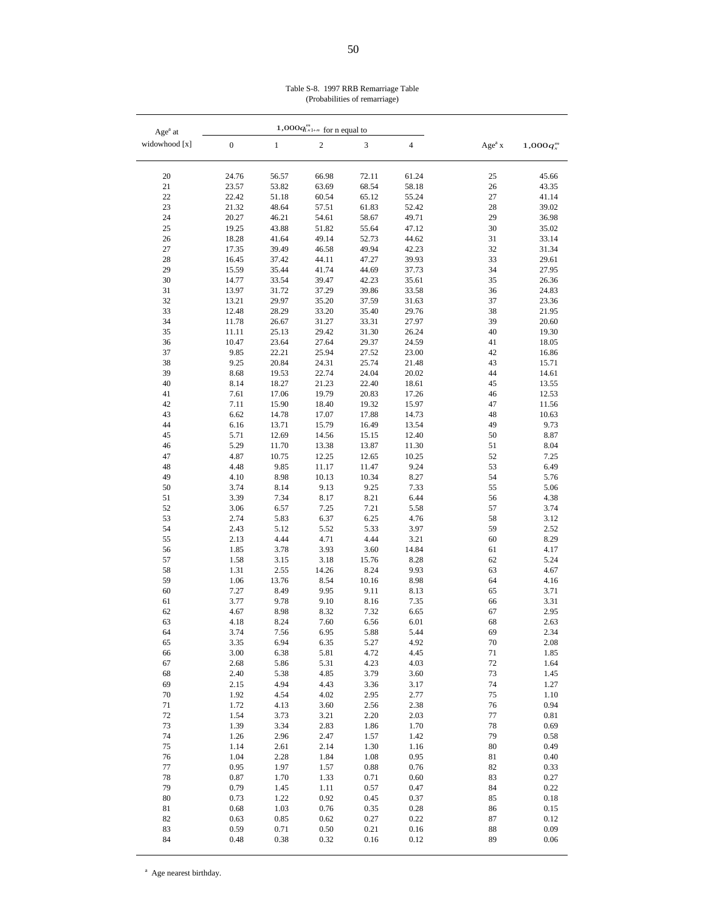Table S-8. 1997 RRB Remarriage Table
(Probabilities of remarriage)

| Age[a] at widowhood [x] | $1{,}000q^{m}_{[x]+n}$ for n equal to | | | | | Age[a] x | $1{,}000q^{m}_{x}$ |
|---|---|---|---|---|---|---|---|
| | 0 | 1 | 2 | 3 | 4 | | |
| 20 | 24.76 | 56.57 | 66.98 | 72.11 | 61.24 | 25 | 45.66 |
| 21 | 23.57 | 53.82 | 63.69 | 68.54 | 58.18 | 26 | 43.35 |
| 22 | 22.42 | 51.18 | 60.54 | 65.12 | 55.24 | 27 | 41.14 |
| 23 | 21.32 | 48.64 | 57.51 | 61.83 | 52.42 | 28 | 39.02 |
| 24 | 20.27 | 46.21 | 54.61 | 58.67 | 49.71 | 29 | 36.98 |
| 25 | 19.25 | 43.88 | 51.82 | 55.64 | 47.12 | 30 | 35.02 |
| 26 | 18.28 | 41.64 | 49.14 | 52.73 | 44.62 | 31 | 33.14 |
| 27 | 17.35 | 39.49 | 46.58 | 49.94 | 42.23 | 32 | 31.34 |
| 28 | 16.45 | 37.42 | 44.11 | 47.27 | 39.93 | 33 | 29.61 |
| 29 | 15.59 | 35.44 | 41.74 | 44.69 | 37.73 | 34 | 27.95 |
| 30 | 14.77 | 33.54 | 39.47 | 42.23 | 35.61 | 35 | 26.36 |
| 31 | 13.97 | 31.72 | 37.29 | 39.86 | 33.58 | 36 | 24.83 |
| 32 | 13.21 | 29.97 | 35.20 | 37.59 | 31.63 | 37 | 23.36 |
| 33 | 12.48 | 28.29 | 33.20 | 35.40 | 29.76 | 38 | 21.95 |
| 34 | 11.78 | 26.67 | 31.27 | 33.31 | 27.97 | 39 | 20.60 |
| 35 | 11.11 | 25.13 | 29.42 | 31.30 | 26.24 | 40 | 19.30 |
| 36 | 10.47 | 23.64 | 27.64 | 29.37 | 24.59 | 41 | 18.05 |
| 37 | 9.85 | 22.21 | 25.94 | 27.52 | 23.00 | 42 | 16.86 |
| 38 | 9.25 | 20.84 | 24.31 | 25.74 | 21.48 | 43 | 15.71 |
| 39 | 8.68 | 19.53 | 22.74 | 24.04 | 20.02 | 44 | 14.61 |
| 40 | 8.14 | 18.27 | 21.23 | 22.40 | 18.61 | 45 | 13.55 |
| 41 | 7.61 | 17.06 | 19.79 | 20.83 | 17.26 | 46 | 12.53 |
| 42 | 7.11 | 15.90 | 18.40 | 19.32 | 15.97 | 47 | 11.56 |
| 43 | 6.62 | 14.78 | 17.07 | 17.88 | 14.73 | 48 | 10.63 |
| 44 | 6.16 | 13.71 | 15.79 | 16.49 | 13.54 | 49 | 9.73 |
| 45 | 5.71 | 12.69 | 14.56 | 15.15 | 12.40 | 50 | 8.87 |
| 46 | 5.29 | 11.70 | 13.38 | 13.87 | 11.30 | 51 | 8.04 |
| 47 | 4.87 | 10.75 | 12.25 | 12.65 | 10.25 | 52 | 7.25 |
| 48 | 4.48 | 9.85 | 11.17 | 11.47 | 9.24 | 53 | 6.49 |
| 49 | 4.10 | 8.98 | 10.13 | 10.34 | 8.27 | 54 | 5.76 |
| 50 | 3.74 | 8.14 | 9.13 | 9.25 | 7.33 | 55 | 5.06 |
| 51 | 3.39 | 7.34 | 8.17 | 8.21 | 6.44 | 56 | 4.38 |
| 52 | 3.06 | 6.57 | 7.25 | 7.21 | 5.58 | 57 | 3.74 |
| 53 | 2.74 | 5.83 | 6.37 | 6.25 | 4.76 | 58 | 3.12 |
| 54 | 2.43 | 5.12 | 5.52 | 5.33 | 3.97 | 59 | 2.52 |
| 55 | 2.13 | 4.44 | 4.71 | 4.44 | 3.21 | 60 | 8.29 |
| 56 | 1.85 | 3.78 | 3.93 | 3.60 | 14.84 | 61 | 4.17 |
| 57 | 1.58 | 3.15 | 3.18 | 15.76 | 8.28 | 62 | 5.24 |
| 58 | 1.31 | 2.55 | 14.26 | 8.24 | 9.93 | 63 | 4.67 |
| 59 | 1.06 | 13.76 | 8.54 | 10.16 | 8.98 | 64 | 4.16 |
| 60 | 7.27 | 8.49 | 9.95 | 9.11 | 8.13 | 65 | 3.71 |
| 61 | 3.77 | 9.78 | 9.10 | 8.16 | 7.35 | 66 | 3.31 |
| 62 | 4.67 | 8.98 | 8.32 | 7.32 | 6.65 | 67 | 2.95 |
| 63 | 4.18 | 8.24 | 7.60 | 6.56 | 6.01 | 68 | 2.63 |
| 64 | 3.74 | 7.56 | 6.95 | 5.88 | 5.44 | 69 | 2.34 |
| 65 | 3.35 | 6.94 | 6.35 | 5.27 | 4.92 | 70 | 2.08 |
| 66 | 3.00 | 6.38 | 5.81 | 4.72 | 4.45 | 71 | 1.85 |
| 67 | 2.68 | 5.86 | 5.31 | 4.23 | 4.03 | 72 | 1.64 |
| 68 | 2.40 | 5.38 | 4.85 | 3.79 | 3.60 | 73 | 1.45 |
| 69 | 2.15 | 4.94 | 4.43 | 3.36 | 3.17 | 74 | 1.27 |
| 70 | 1.92 | 4.54 | 4.02 | 2.95 | 2.77 | 75 | 1.10 |
| 71 | 1.72 | 4.13 | 3.60 | 2.56 | 2.38 | 76 | 0.94 |
| 72 | 1.54 | 3.73 | 3.21 | 2.20 | 2.03 | 77 | 0.81 |
| 73 | 1.39 | 3.34 | 2.83 | 1.86 | 1.70 | 78 | 0.69 |
| 74 | 1.26 | 2.96 | 2.47 | 1.57 | 1.42 | 79 | 0.58 |
| 75 | 1.14 | 2.61 | 2.14 | 1.30 | 1.16 | 80 | 0.49 |
| 76 | 1.04 | 2.28 | 1.84 | 1.08 | 0.95 | 81 | 0.40 |
| 77 | 0.95 | 1.97 | 1.57 | 0.88 | 0.76 | 82 | 0.33 |
| 78 | 0.87 | 1.70 | 1.33 | 0.71 | 0.60 | 83 | 0.27 |
| 79 | 0.79 | 1.45 | 1.11 | 0.57 | 0.47 | 84 | 0.22 |
| 80 | 0.73 | 1.22 | 0.92 | 0.45 | 0.37 | 85 | 0.18 |
| 81 | 0.68 | 1.03 | 0.76 | 0.35 | 0.28 | 86 | 0.15 |
| 82 | 0.63 | 0.85 | 0.62 | 0.27 | 0.22 | 87 | 0.12 |
| 83 | 0.59 | 0.71 | 0.50 | 0.21 | 0.16 | 88 | 0.09 |
| 84 | 0.48 | 0.38 | 0.32 | 0.16 | 0.12 | 89 | 0.06 |

[a] Age nearest birthday.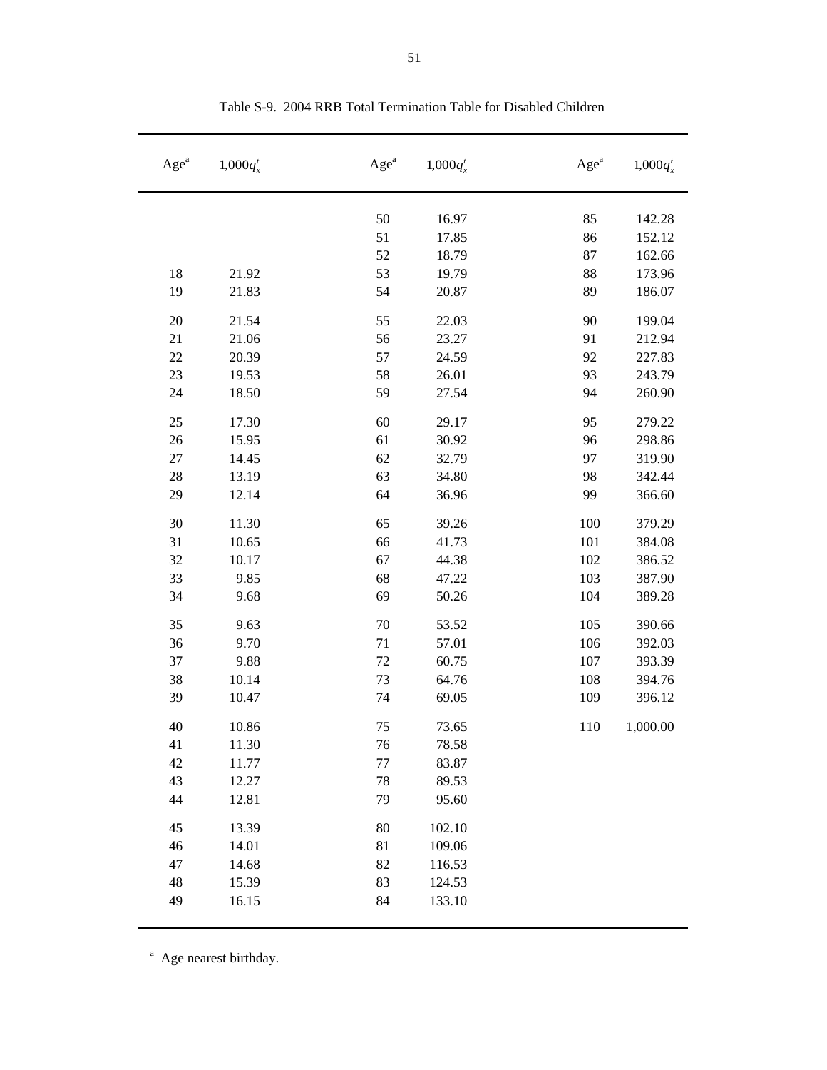Table S-9. 2004 RRB Total Termination Table for Disabled Children

| Age[a] | $1{,}000q_x^t$ | Age[a] | $1{,}000q_x^t$ | Age[a] | $1{,}000q_x^t$ |
|---|---|---|---|---|---|
| | | 50 | 16.97 | 85 | 142.28 |
| | | 51 | 17.85 | 86 | 152.12 |
| | | 52 | 18.79 | 87 | 162.66 |
| 18 | 21.92 | 53 | 19.79 | 88 | 173.96 |
| 19 | 21.83 | 54 | 20.87 | 89 | 186.07 |
| 20 | 21.54 | 55 | 22.03 | 90 | 199.04 |
| 21 | 21.06 | 56 | 23.27 | 91 | 212.94 |
| 22 | 20.39 | 57 | 24.59 | 92 | 227.83 |
| 23 | 19.53 | 58 | 26.01 | 93 | 243.79 |
| 24 | 18.50 | 59 | 27.54 | 94 | 260.90 |
| 25 | 17.30 | 60 | 29.17 | 95 | 279.22 |
| 26 | 15.95 | 61 | 30.92 | 96 | 298.86 |
| 27 | 14.45 | 62 | 32.79 | 97 | 319.90 |
| 28 | 13.19 | 63 | 34.80 | 98 | 342.44 |
| 29 | 12.14 | 64 | 36.96 | 99 | 366.60 |
| 30 | 11.30 | 65 | 39.26 | 100 | 379.29 |
| 31 | 10.65 | 66 | 41.73 | 101 | 384.08 |
| 32 | 10.17 | 67 | 44.38 | 102 | 386.52 |
| 33 | 9.85 | 68 | 47.22 | 103 | 387.90 |
| 34 | 9.68 | 69 | 50.26 | 104 | 389.28 |
| 35 | 9.63 | 70 | 53.52 | 105 | 390.66 |
| 36 | 9.70 | 71 | 57.01 | 106 | 392.03 |
| 37 | 9.88 | 72 | 60.75 | 107 | 393.39 |
| 38 | 10.14 | 73 | 64.76 | 108 | 394.76 |
| 39 | 10.47 | 74 | 69.05 | 109 | 396.12 |
| 40 | 10.86 | 75 | 73.65 | 110 | 1,000.00 |
| 41 | 11.30 | 76 | 78.58 | | |
| 42 | 11.77 | 77 | 83.87 | | |
| 43 | 12.27 | 78 | 89.53 | | |
| 44 | 12.81 | 79 | 95.60 | | |
| 45 | 13.39 | 80 | 102.10 | | |
| 46 | 14.01 | 81 | 109.06 | | |
| 47 | 14.68 | 82 | 116.53 | | |
| 48 | 15.39 | 83 | 124.53 | | |
| 49 | 16.15 | 84 | 133.10 | | |

[a] Age nearest birthday.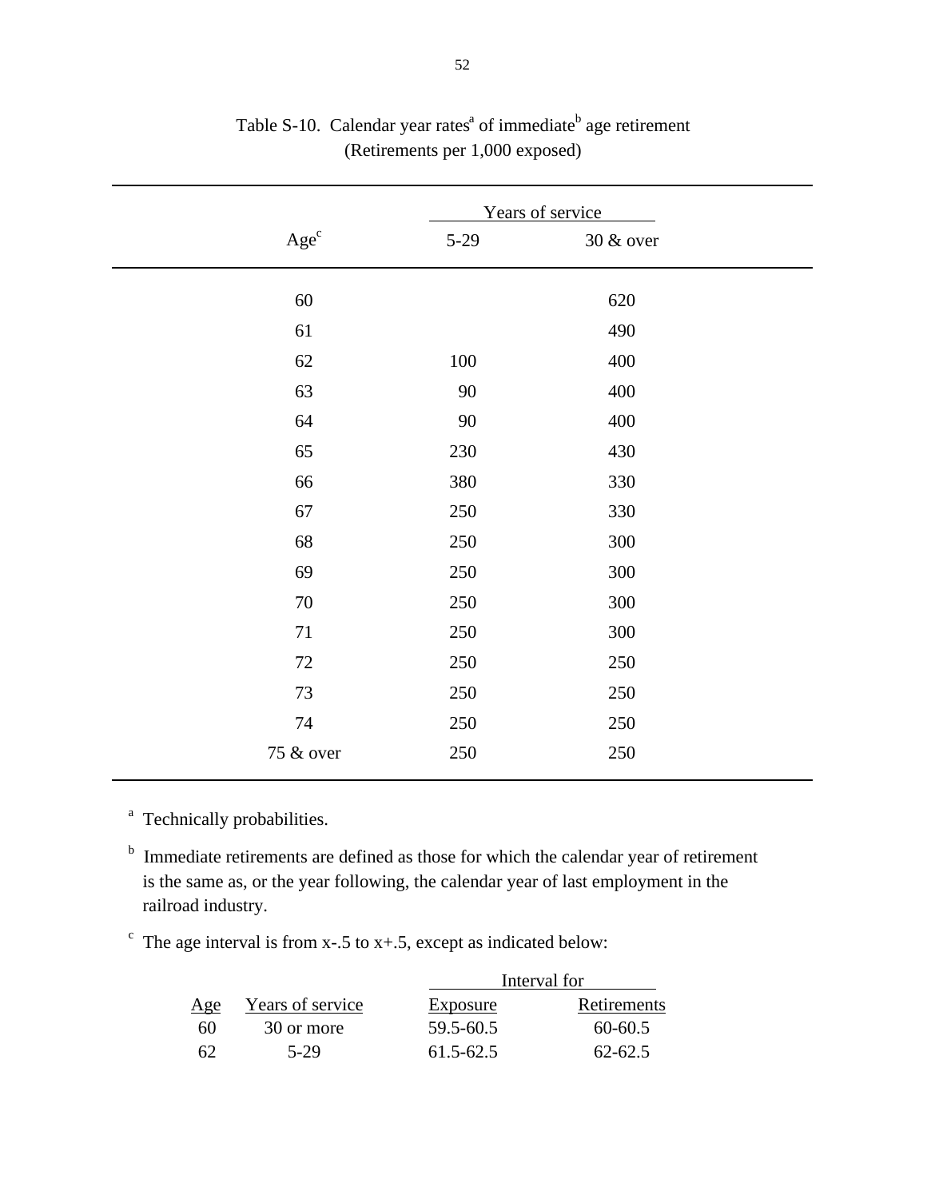Table S-10. Calendar year rates[a] of immediate[b] age retirement
(Retirements per 1,000 exposed)

| Age[c] | Years of service | |
|---|---|---|
| | 5-29 | 30 & over |
| 60 | | 620 |
| 61 | | 490 |
| 62 | 100 | 400 |
| 63 | 90 | 400 |
| 64 | 90 | 400 |
| 65 | 230 | 430 |
| 66 | 380 | 330 |
| 67 | 250 | 330 |
| 68 | 250 | 300 |
| 69 | 250 | 300 |
| 70 | 250 | 300 |
| 71 | 250 | 300 |
| 72 | 250 | 250 |
| 73 | 250 | 250 |
| 74 | 250 | 250 |
| 75 & over | 250 | 250 |

[a] Technically probabilities.

[b] Immediate retirements are defined as those for which the calendar year of retirement is the same as, or the year following, the calendar year of last employment in the railroad industry.

[c] The age interval is from x-.5 to x+.5, except as indicated below:

| Age | Years of service | Interval for | |
|---|---|---|---|
| | | Exposure | Retirements |
| 60 | 30 or more | 59.5-60.5 | 60-60.5 |
| 62 | 5-29 | 61.5-62.5 | 62-62.5 |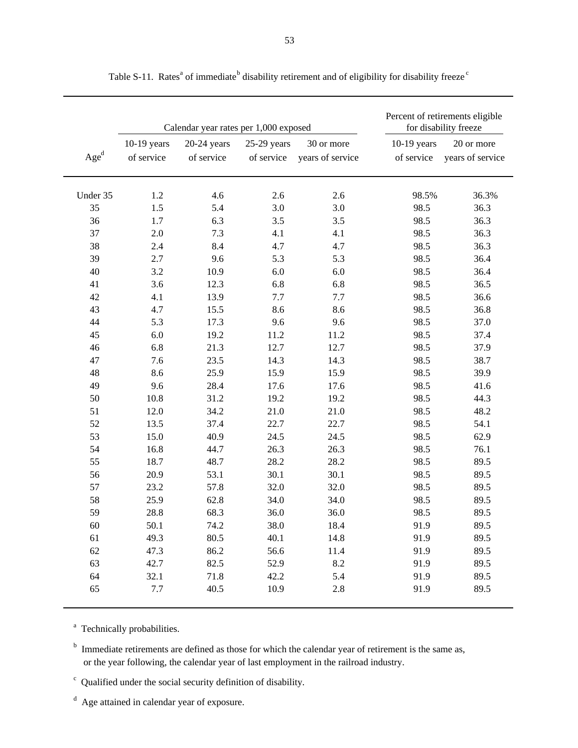Table S-11. Rates[a] of immediate[b] disability retirement and of eligibility for disability freeze[c]

| Age[d] | Calendar year rates per 1,000 exposed | | | | Percent of retirements eligible for disability freeze | |
|---|---|---|---|---|---|---|
| | 10-19 years of service | 20-24 years of service | 25-29 years of service | 30 or more years of service | 10-19 years of service | 20 or more years of service |
| Under 35 | 1.2 | 4.6 | 2.6 | 2.6 | 98.5% | 36.3% |
| 35 | 1.5 | 5.4 | 3.0 | 3.0 | 98.5 | 36.3 |
| 36 | 1.7 | 6.3 | 3.5 | 3.5 | 98.5 | 36.3 |
| 37 | 2.0 | 7.3 | 4.1 | 4.1 | 98.5 | 36.3 |
| 38 | 2.4 | 8.4 | 4.7 | 4.7 | 98.5 | 36.3 |
| 39 | 2.7 | 9.6 | 5.3 | 5.3 | 98.5 | 36.4 |
| 40 | 3.2 | 10.9 | 6.0 | 6.0 | 98.5 | 36.4 |
| 41 | 3.6 | 12.3 | 6.8 | 6.8 | 98.5 | 36.5 |
| 42 | 4.1 | 13.9 | 7.7 | 7.7 | 98.5 | 36.6 |
| 43 | 4.7 | 15.5 | 8.6 | 8.6 | 98.5 | 36.8 |
| 44 | 5.3 | 17.3 | 9.6 | 9.6 | 98.5 | 37.0 |
| 45 | 6.0 | 19.2 | 11.2 | 11.2 | 98.5 | 37.4 |
| 46 | 6.8 | 21.3 | 12.7 | 12.7 | 98.5 | 37.9 |
| 47 | 7.6 | 23.5 | 14.3 | 14.3 | 98.5 | 38.7 |
| 48 | 8.6 | 25.9 | 15.9 | 15.9 | 98.5 | 39.9 |
| 49 | 9.6 | 28.4 | 17.6 | 17.6 | 98.5 | 41.6 |
| 50 | 10.8 | 31.2 | 19.2 | 19.2 | 98.5 | 44.3 |
| 51 | 12.0 | 34.2 | 21.0 | 21.0 | 98.5 | 48.2 |
| 52 | 13.5 | 37.4 | 22.7 | 22.7 | 98.5 | 54.1 |
| 53 | 15.0 | 40.9 | 24.5 | 24.5 | 98.5 | 62.9 |
| 54 | 16.8 | 44.7 | 26.3 | 26.3 | 98.5 | 76.1 |
| 55 | 18.7 | 48.7 | 28.2 | 28.2 | 98.5 | 89.5 |
| 56 | 20.9 | 53.1 | 30.1 | 30.1 | 98.5 | 89.5 |
| 57 | 23.2 | 57.8 | 32.0 | 32.0 | 98.5 | 89.5 |
| 58 | 25.9 | 62.8 | 34.0 | 34.0 | 98.5 | 89.5 |
| 59 | 28.8 | 68.3 | 36.0 | 36.0 | 98.5 | 89.5 |
| 60 | 50.1 | 74.2 | 38.0 | 18.4 | 91.9 | 89.5 |
| 61 | 49.3 | 80.5 | 40.1 | 14.8 | 91.9 | 89.5 |
| 62 | 47.3 | 86.2 | 56.6 | 11.4 | 91.9 | 89.5 |
| 63 | 42.7 | 82.5 | 52.9 | 8.2 | 91.9 | 89.5 |
| 64 | 32.1 | 71.8 | 42.2 | 5.4 | 91.9 | 89.5 |
| 65 | 7.7 | 40.5 | 10.9 | 2.8 | 91.9 | 89.5 |

[a] Technically probabilities.

[b] Immediate retirements are defined as those for which the calendar year of retirement is the same as, or the year following, the calendar year of last employment in the railroad industry.

[c] Qualified under the social security definition of disability.

[d] Age attained in calendar year of exposure.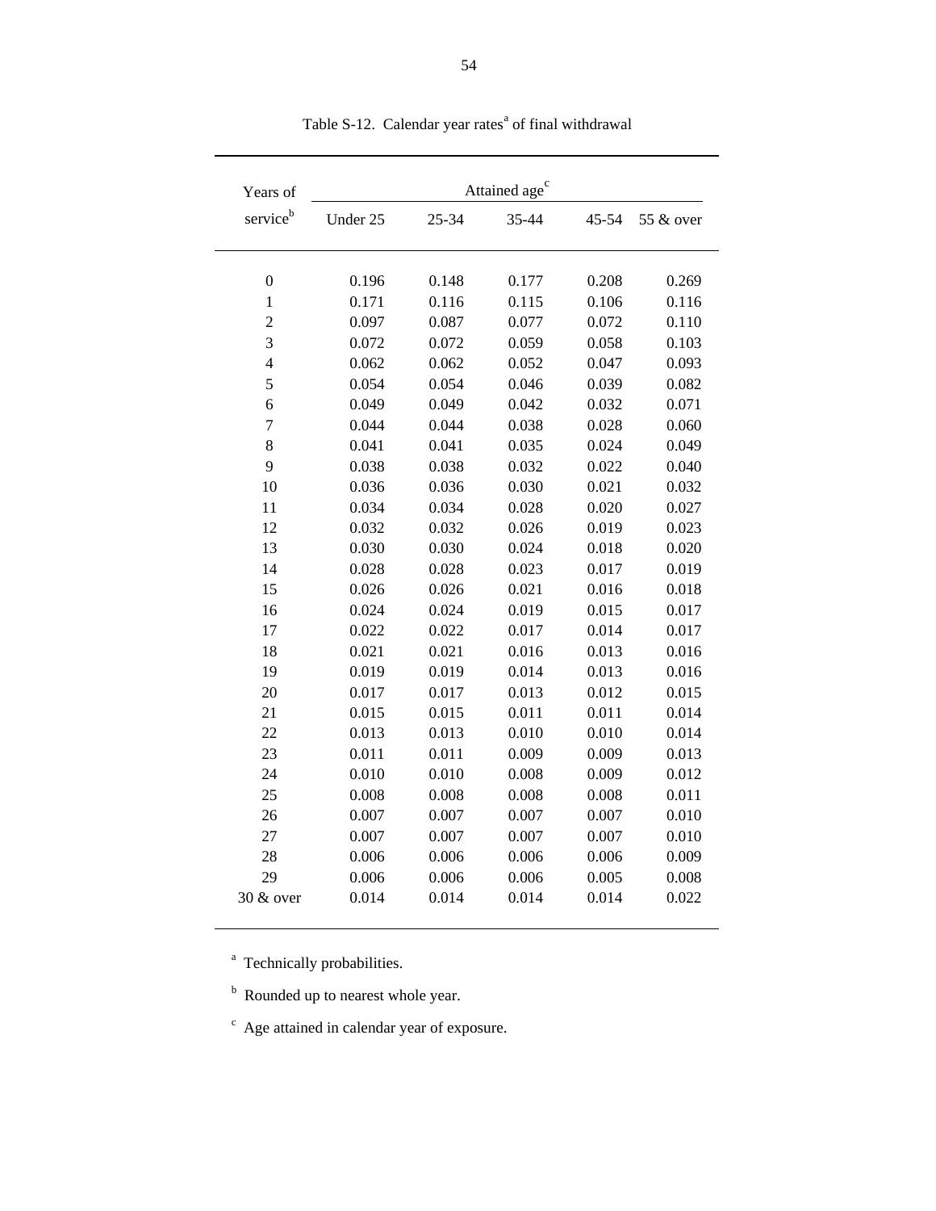Table S-12. Calendar year rates[a] of final withdrawal

| Years of service[b] | Attained age[c] | | | | |
|---|---|---|---|---|---|
| | Under 25 | 25-34 | 35-44 | 45-54 | 55 & over |
| 0 | 0.196 | 0.148 | 0.177 | 0.208 | 0.269 |
| 1 | 0.171 | 0.116 | 0.115 | 0.106 | 0.116 |
| 2 | 0.097 | 0.087 | 0.077 | 0.072 | 0.110 |
| 3 | 0.072 | 0.072 | 0.059 | 0.058 | 0.103 |
| 4 | 0.062 | 0.062 | 0.052 | 0.047 | 0.093 |
| 5 | 0.054 | 0.054 | 0.046 | 0.039 | 0.082 |
| 6 | 0.049 | 0.049 | 0.042 | 0.032 | 0.071 |
| 7 | 0.044 | 0.044 | 0.038 | 0.028 | 0.060 |
| 8 | 0.041 | 0.041 | 0.035 | 0.024 | 0.049 |
| 9 | 0.038 | 0.038 | 0.032 | 0.022 | 0.040 |
| 10 | 0.036 | 0.036 | 0.030 | 0.021 | 0.032 |
| 11 | 0.034 | 0.034 | 0.028 | 0.020 | 0.027 |
| 12 | 0.032 | 0.032 | 0.026 | 0.019 | 0.023 |
| 13 | 0.030 | 0.030 | 0.024 | 0.018 | 0.020 |
| 14 | 0.028 | 0.028 | 0.023 | 0.017 | 0.019 |
| 15 | 0.026 | 0.026 | 0.021 | 0.016 | 0.018 |
| 16 | 0.024 | 0.024 | 0.019 | 0.015 | 0.017 |
| 17 | 0.022 | 0.022 | 0.017 | 0.014 | 0.017 |
| 18 | 0.021 | 0.021 | 0.016 | 0.013 | 0.016 |
| 19 | 0.019 | 0.019 | 0.014 | 0.013 | 0.016 |
| 20 | 0.017 | 0.017 | 0.013 | 0.012 | 0.015 |
| 21 | 0.015 | 0.015 | 0.011 | 0.011 | 0.014 |
| 22 | 0.013 | 0.013 | 0.010 | 0.010 | 0.014 |
| 23 | 0.011 | 0.011 | 0.009 | 0.009 | 0.013 |
| 24 | 0.010 | 0.010 | 0.008 | 0.009 | 0.012 |
| 25 | 0.008 | 0.008 | 0.008 | 0.008 | 0.011 |
| 26 | 0.007 | 0.007 | 0.007 | 0.007 | 0.010 |
| 27 | 0.007 | 0.007 | 0.007 | 0.007 | 0.010 |
| 28 | 0.006 | 0.006 | 0.006 | 0.006 | 0.009 |
| 29 | 0.006 | 0.006 | 0.006 | 0.005 | 0.008 |
| 30 & over | 0.014 | 0.014 | 0.014 | 0.014 | 0.022 |

[a] Technically probabilities.

[b] Rounded up to nearest whole year.

[c] Age attained in calendar year of exposure.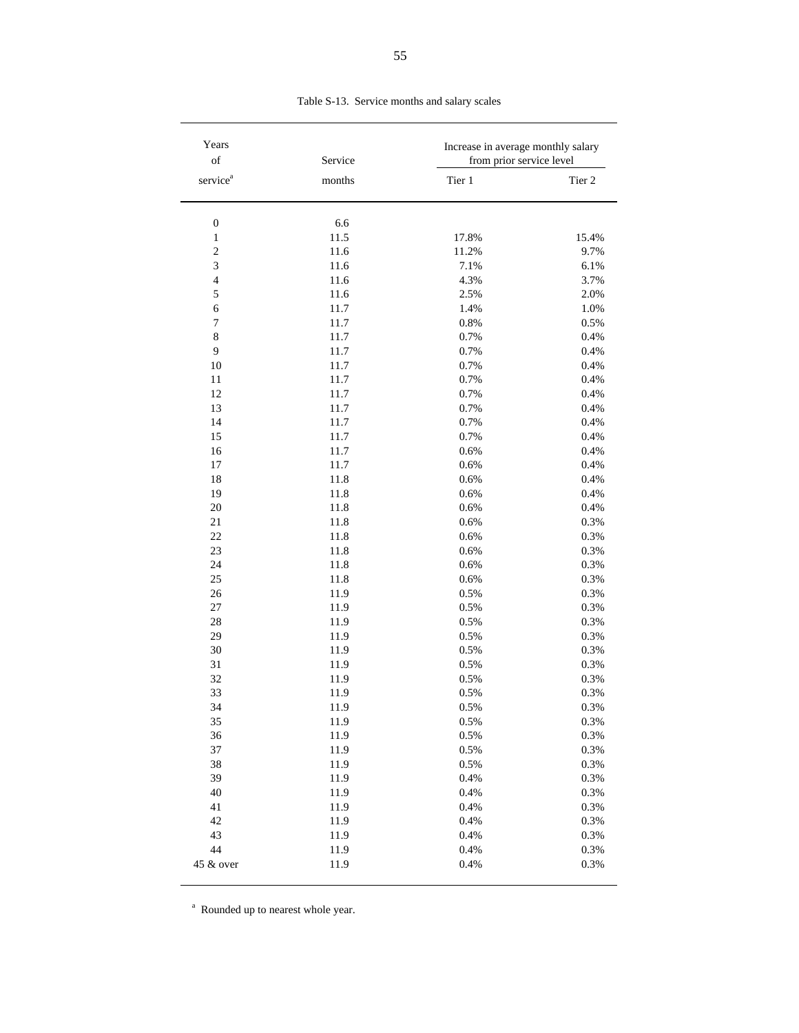Table S-13. Service months and salary scales

| Years of service[a] | Service months | Increase in average monthly salary from prior service level | |
|---|---|---|---|
| | | Tier 1 | Tier 2 |
| 0 | 6.6 | | |
| 1 | 11.5 | 17.8% | 15.4% |
| 2 | 11.6 | 11.2% | 9.7% |
| 3 | 11.6 | 7.1% | 6.1% |
| 4 | 11.6 | 4.3% | 3.7% |
| 5 | 11.6 | 2.5% | 2.0% |
| 6 | 11.7 | 1.4% | 1.0% |
| 7 | 11.7 | 0.8% | 0.5% |
| 8 | 11.7 | 0.7% | 0.4% |
| 9 | 11.7 | 0.7% | 0.4% |
| 10 | 11.7 | 0.7% | 0.4% |
| 11 | 11.7 | 0.7% | 0.4% |
| 12 | 11.7 | 0.7% | 0.4% |
| 13 | 11.7 | 0.7% | 0.4% |
| 14 | 11.7 | 0.7% | 0.4% |
| 15 | 11.7 | 0.7% | 0.4% |
| 16 | 11.7 | 0.6% | 0.4% |
| 17 | 11.7 | 0.6% | 0.4% |
| 18 | 11.8 | 0.6% | 0.4% |
| 19 | 11.8 | 0.6% | 0.4% |
| 20 | 11.8 | 0.6% | 0.4% |
| 21 | 11.8 | 0.6% | 0.3% |
| 22 | 11.8 | 0.6% | 0.3% |
| 23 | 11.8 | 0.6% | 0.3% |
| 24 | 11.8 | 0.6% | 0.3% |
| 25 | 11.8 | 0.6% | 0.3% |
| 26 | 11.9 | 0.5% | 0.3% |
| 27 | 11.9 | 0.5% | 0.3% |
| 28 | 11.9 | 0.5% | 0.3% |
| 29 | 11.9 | 0.5% | 0.3% |
| 30 | 11.9 | 0.5% | 0.3% |
| 31 | 11.9 | 0.5% | 0.3% |
| 32 | 11.9 | 0.5% | 0.3% |
| 33 | 11.9 | 0.5% | 0.3% |
| 34 | 11.9 | 0.5% | 0.3% |
| 35 | 11.9 | 0.5% | 0.3% |
| 36 | 11.9 | 0.5% | 0.3% |
| 37 | 11.9 | 0.5% | 0.3% |
| 38 | 11.9 | 0.5% | 0.3% |
| 39 | 11.9 | 0.4% | 0.3% |
| 40 | 11.9 | 0.4% | 0.3% |
| 41 | 11.9 | 0.4% | 0.3% |
| 42 | 11.9 | 0.4% | 0.3% |
| 43 | 11.9 | 0.4% | 0.3% |
| 44 | 11.9 | 0.4% | 0.3% |
| 45 & over | 11.9 | 0.4% | 0.3% |

[a] Rounded up to nearest whole year.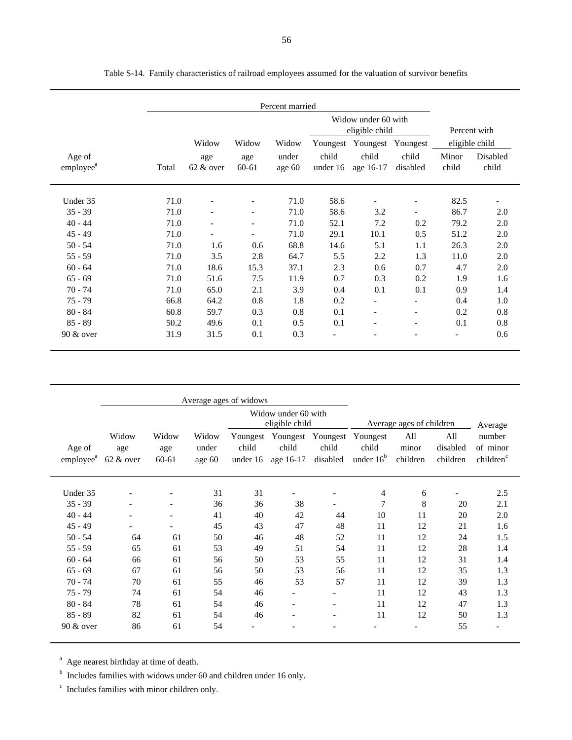Table S-14. Family characteristics of railroad employees assumed for the valuation of survivor benefits

| Age of employee[a] | Percent married | | | | | | | Percent with eligible child | |
|---|---|---|---|---|---|---|---|---|---|
| | | | | | Widow under 60 with eligible child | | | | |
| | Total | Widow age 62 & over | Widow age 60-61 | Widow under age 60 | Youngest child under 16 | Youngest child age 16-17 | Youngest child disabled | Minor child | Disabled child |
| Under 35 | 71.0 | - | - | 71.0 | 58.6 | - | - | 82.5 | - |
| 35 - 39 | 71.0 | - | - | 71.0 | 58.6 | 3.2 | - | 86.7 | 2.0 |
| 40 - 44 | 71.0 | - | - | 71.0 | 52.1 | 7.2 | 0.2 | 79.2 | 2.0 |
| 45 - 49 | 71.0 | - | - | 71.0 | 29.1 | 10.1 | 0.5 | 51.2 | 2.0 |
| 50 - 54 | 71.0 | 1.6 | 0.6 | 68.8 | 14.6 | 5.1 | 1.1 | 26.3 | 2.0 |
| 55 - 59 | 71.0 | 3.5 | 2.8 | 64.7 | 5.5 | 2.2 | 1.3 | 11.0 | 2.0 |
| 60 - 64 | 71.0 | 18.6 | 15.3 | 37.1 | 2.3 | 0.6 | 0.7 | 4.7 | 2.0 |
| 65 - 69 | 71.0 | 51.6 | 7.5 | 11.9 | 0.7 | 0.3 | 0.2 | 1.9 | 1.6 |
| 70 - 74 | 71.0 | 65.0 | 2.1 | 3.9 | 0.4 | 0.1 | 0.1 | 0.9 | 1.4 |
| 75 - 79 | 66.8 | 64.2 | 0.8 | 1.8 | 0.2 | - | - | 0.4 | 1.0 |
| 80 - 84 | 60.8 | 59.7 | 0.3 | 0.8 | 0.1 | - | - | 0.2 | 0.8 |
| 85 - 89 | 50.2 | 49.6 | 0.1 | 0.5 | 0.1 | - | - | 0.1 | 0.8 |
| 90 & over | 31.9 | 31.5 | 0.1 | 0.3 | - | - | - | - | 0.6 |

| Age of employee[a] | Average ages of widows | | | | | | Average ages of children | | | Average number of minor children[c] |
|---|---|---|---|---|---|---|---|---|---|---|
| | | | | Widow under 60 with eligible child | | | | | | |
| | Widow age 62 & over | Widow age 60-61 | Widow under age 60 | Youngest child under 16 | Youngest child age 16-17 | Youngest child disabled | Youngest child under 16[b] | All minor children | All disabled children | |
| Under 35 | - | - | 31 | 31 | - | - | 4 | 6 | - | 2.5 |
| 35 - 39 | - | - | 36 | 36 | 38 | - | 7 | 8 | 20 | 2.1 |
| 40 - 44 | - | - | 41 | 40 | 42 | 44 | 10 | 11 | 20 | 2.0 |
| 45 - 49 | - | - | 45 | 43 | 47 | 48 | 11 | 12 | 21 | 1.6 |
| 50 - 54 | 64 | 61 | 50 | 46 | 48 | 52 | 11 | 12 | 24 | 1.5 |
| 55 - 59 | 65 | 61 | 53 | 49 | 51 | 54 | 11 | 12 | 28 | 1.4 |
| 60 - 64 | 66 | 61 | 56 | 50 | 53 | 55 | 11 | 12 | 31 | 1.4 |
| 65 - 69 | 67 | 61 | 56 | 50 | 53 | 56 | 11 | 12 | 35 | 1.3 |
| 70 - 74 | 70 | 61 | 55 | 46 | 53 | 57 | 11 | 12 | 39 | 1.3 |
| 75 - 79 | 74 | 61 | 54 | 46 | - | - | 11 | 12 | 43 | 1.3 |
| 80 - 84 | 78 | 61 | 54 | 46 | - | - | 11 | 12 | 47 | 1.3 |
| 85 - 89 | 82 | 61 | 54 | 46 | - | - | 11 | 12 | 50 | 1.3 |
| 90 & over | 86 | 61 | 54 | - | - | - | - | - | 55 | - |

[a] Age nearest birthday at time of death.

[b] Includes families with widows under 60 and children under 16 only.

[c] Includes families with minor children only.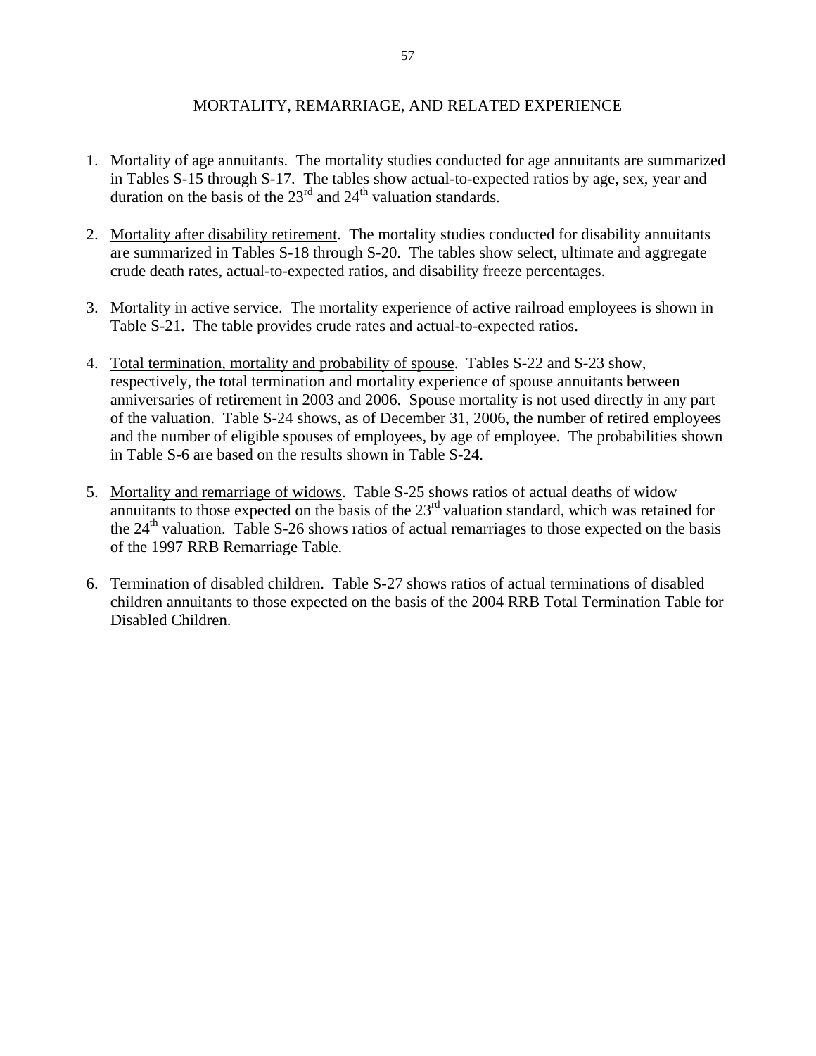# MORTALITY, REMARRIAGE, AND RELATED EXPERIENCE

1. Mortality of age annuitants. The mortality studies conducted for age annuitants are summarized in Tables S-15 through S-17. The tables show actual-to-expected ratios by age, sex, year and duration on the basis of the 23rd and 24th valuation standards.

2. Mortality after disability retirement. The mortality studies conducted for disability annuitants are summarized in Tables S-18 through S-20. The tables show select, ultimate and aggregate crude death rates, actual-to-expected ratios, and disability freeze percentages.

3. Mortality in active service. The mortality experience of active railroad employees is shown in Table S-21. The table provides crude rates and actual-to-expected ratios.

4. Total termination, mortality and probability of spouse. Tables S-22 and S-23 show, respectively, the total termination and mortality experience of spouse annuitants between anniversaries of retirement in 2003 and 2006. Spouse mortality is not used directly in any part of the valuation. Table S-24 shows, as of December 31, 2006, the number of retired employees and the number of eligible spouses of employees, by age of employee. The probabilities shown in Table S-6 are based on the results shown in Table S-24.

5. Mortality and remarriage of widows. Table S-25 shows ratios of actual deaths of widow annuitants to those expected on the basis of the 23rd valuation standard, which was retained for the 24th valuation. Table S-26 shows ratios of actual remarriages to those expected on the basis of the 1997 RRB Remarriage Table.

6. Termination of disabled children. Table S-27 shows ratios of actual terminations of disabled children annuitants to those expected on the basis of the 2004 RRB Total Termination Table for Disabled Children.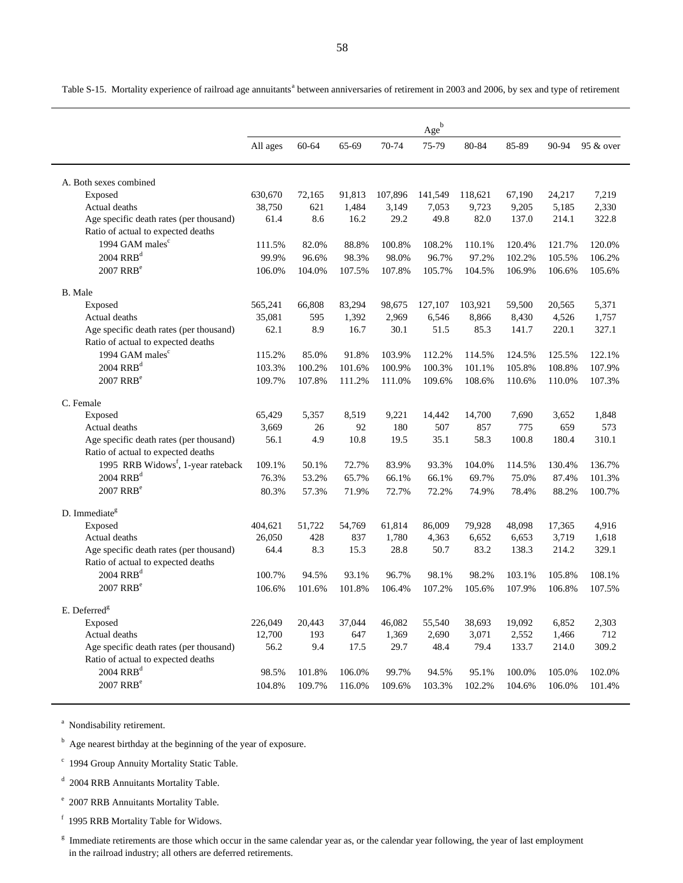Table S-15. Mortality experience of railroad age annuitants[a] between anniversaries of retirement in 2003 and 2006, by sex and type of retirement

| | Age[b] | | | | | | | | |
|---|---|---|---|---|---|---|---|---|---|
| | All ages | 60-64 | 65-69 | 70-74 | 75-79 | 80-84 | 85-89 | 90-94 | 95 & over |
| A. Both sexes combined | | | | | | | | | |
| Exposed | 630,670 | 72,165 | 91,813 | 107,896 | 141,549 | 118,621 | 67,190 | 24,217 | 7,219 |
| Actual deaths | 38,750 | 621 | 1,484 | 3,149 | 7,053 | 9,723 | 9,205 | 5,185 | 2,330 |
| Age specific death rates (per thousand) | 61.4 | 8.6 | 16.2 | 29.2 | 49.8 | 82.0 | 137.0 | 214.1 | 322.8 |
| Ratio of actual to expected deaths | | | | | | | | | |
| 1994 GAM males[c] | 111.5% | 82.0% | 88.8% | 100.8% | 108.2% | 110.1% | 120.4% | 121.7% | 120.0% |
| 2004 RRB[d] | 99.9% | 96.6% | 98.3% | 98.0% | 96.7% | 97.2% | 102.2% | 105.5% | 106.2% |
| 2007 RRB[e] | 106.0% | 104.0% | 107.5% | 107.8% | 105.7% | 104.5% | 106.9% | 106.6% | 105.6% |
| B. Male | | | | | | | | | |
| Exposed | 565,241 | 66,808 | 83,294 | 98,675 | 127,107 | 103,921 | 59,500 | 20,565 | 5,371 |
| Actual deaths | 35,081 | 595 | 1,392 | 2,969 | 6,546 | 8,866 | 8,430 | 4,526 | 1,757 |
| Age specific death rates (per thousand) | 62.1 | 8.9 | 16.7 | 30.1 | 51.5 | 85.3 | 141.7 | 220.1 | 327.1 |
| Ratio of actual to expected deaths | | | | | | | | | |
| 1994 GAM males[c] | 115.2% | 85.0% | 91.8% | 103.9% | 112.2% | 114.5% | 124.5% | 125.5% | 122.1% |
| 2004 RRB[d] | 103.3% | 100.2% | 101.6% | 100.9% | 100.3% | 101.1% | 105.8% | 108.8% | 107.9% |
| 2007 RRB[e] | 109.7% | 107.8% | 111.2% | 111.0% | 109.6% | 108.6% | 110.6% | 110.0% | 107.3% |
| C. Female | | | | | | | | | |
| Exposed | 65,429 | 5,357 | 8,519 | 9,221 | 14,442 | 14,700 | 7,690 | 3,652 | 1,848 |
| Actual deaths | 3,669 | 26 | 92 | 180 | 507 | 857 | 775 | 659 | 573 |
| Age specific death rates (per thousand) | 56.1 | 4.9 | 10.8 | 19.5 | 35.1 | 58.3 | 100.8 | 180.4 | 310.1 |
| Ratio of actual to expected deaths | | | | | | | | | |
| 1995 RRB Widows[f], 1-year rateback | 109.1% | 50.1% | 72.7% | 83.9% | 93.3% | 104.0% | 114.5% | 130.4% | 136.7% |
| 2004 RRB[d] | 76.3% | 53.2% | 65.7% | 66.1% | 66.1% | 69.7% | 75.0% | 87.4% | 101.3% |
| 2007 RRB[e] | 80.3% | 57.3% | 71.9% | 72.7% | 72.2% | 74.9% | 78.4% | 88.2% | 100.7% |
| D. Immediate[g] | | | | | | | | | |
| Exposed | 404,621 | 51,722 | 54,769 | 61,814 | 86,009 | 79,928 | 48,098 | 17,365 | 4,916 |
| Actual deaths | 26,050 | 428 | 837 | 1,780 | 4,363 | 6,652 | 6,653 | 3,719 | 1,618 |
| Age specific death rates (per thousand) | 64.4 | 8.3 | 15.3 | 28.8 | 50.7 | 83.2 | 138.3 | 214.2 | 329.1 |
| Ratio of actual to expected deaths | | | | | | | | | |
| 2004 RRB[d] | 100.7% | 94.5% | 93.1% | 96.7% | 98.1% | 98.2% | 103.1% | 105.8% | 108.1% |
| 2007 RRB[e] | 106.6% | 101.6% | 101.8% | 106.4% | 107.2% | 105.6% | 107.9% | 106.8% | 107.5% |
| E. Deferred[g] | | | | | | | | | |
| Exposed | 226,049 | 20,443 | 37,044 | 46,082 | 55,540 | 38,693 | 19,092 | 6,852 | 2,303 |
| Actual deaths | 12,700 | 193 | 647 | 1,369 | 2,690 | 3,071 | 2,552 | 1,466 | 712 |
| Age specific death rates (per thousand) | 56.2 | 9.4 | 17.5 | 29.7 | 48.4 | 79.4 | 133.7 | 214.0 | 309.2 |
| Ratio of actual to expected deaths | | | | | | | | | |
| 2004 RRB[d] | 98.5% | 101.8% | 106.0% | 99.7% | 94.5% | 95.1% | 100.0% | 105.0% | 102.0% |
| 2007 RRB[e] | 104.8% | 109.7% | 116.0% | 109.6% | 103.3% | 102.2% | 104.6% | 106.0% | 101.4% |

[a] Nondisability retirement.

[b] Age nearest birthday at the beginning of the year of exposure.

[c] 1994 Group Annuity Mortality Static Table.

[d] 2004 RRB Annuitants Mortality Table.

[e] 2007 RRB Annuitants Mortality Table.

[f] 1995 RRB Mortality Table for Widows.

[g] Immediate retirements are those which occur in the same calendar year as, or the calendar year following, the year of last employment in the railroad industry; all others are deferred retirements.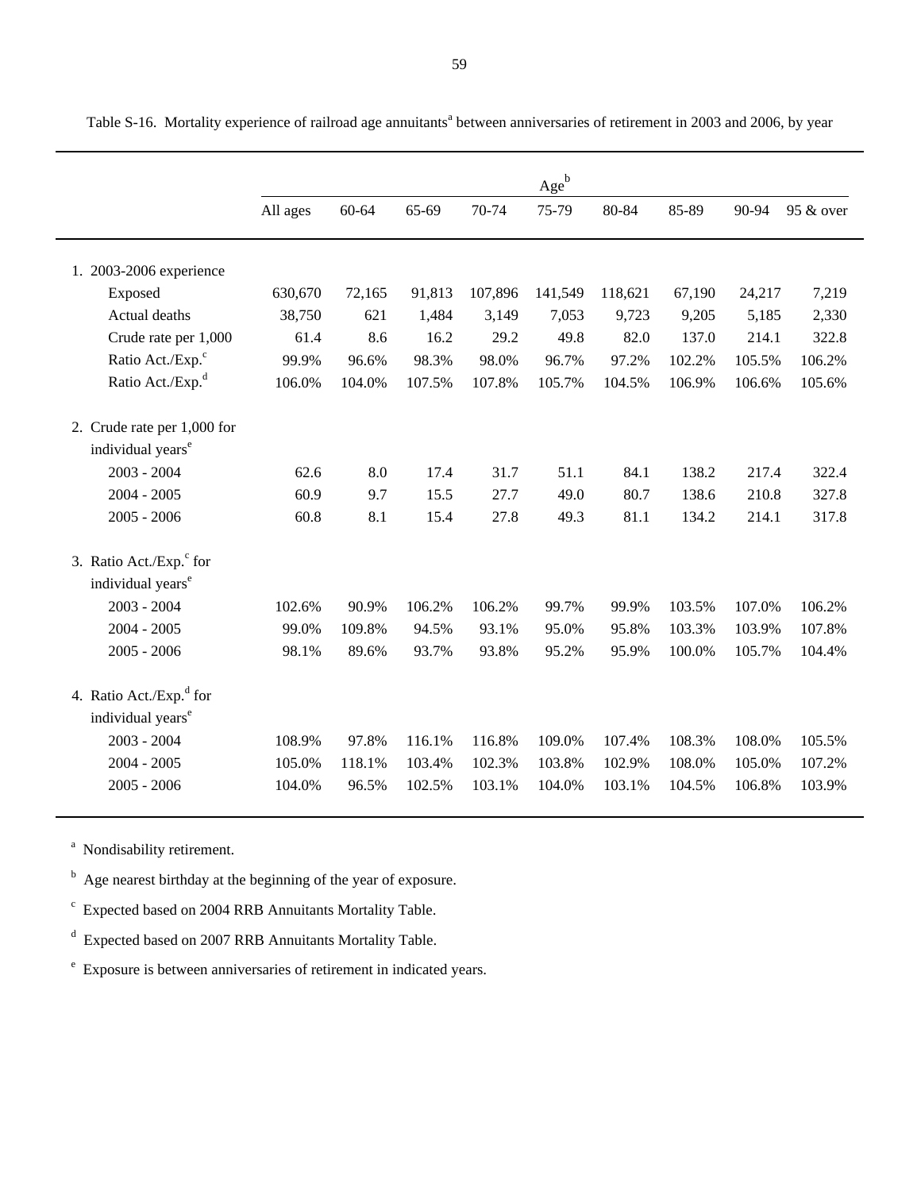Table S-16. Mortality experience of railroad age annuitants[a] between anniversaries of retirement in 2003 and 2006, by year

| | Age[b] | | | | | | | | |
|---|---|---|---|---|---|---|---|---|---|
| | All ages | 60-64 | 65-69 | 70-74 | 75-79 | 80-84 | 85-89 | 90-94 | 95 & over |
| 1. 2003-2006 experience | | | | | | | | | |
| Exposed | 630,670 | 72,165 | 91,813 | 107,896 | 141,549 | 118,621 | 67,190 | 24,217 | 7,219 |
| Actual deaths | 38,750 | 621 | 1,484 | 3,149 | 7,053 | 9,723 | 9,205 | 5,185 | 2,330 |
| Crude rate per 1,000 | 61.4 | 8.6 | 16.2 | 29.2 | 49.8 | 82.0 | 137.0 | 214.1 | 322.8 |
| Ratio Act./Exp.[c] | 99.9% | 96.6% | 98.3% | 98.0% | 96.7% | 97.2% | 102.2% | 105.5% | 106.2% |
| Ratio Act./Exp.[d] | 106.0% | 104.0% | 107.5% | 107.8% | 105.7% | 104.5% | 106.9% | 106.6% | 105.6% |
| 2. Crude rate per 1,000 for individual years[e] | | | | | | | | | |
| 2003 - 2004 | 62.6 | 8.0 | 17.4 | 31.7 | 51.1 | 84.1 | 138.2 | 217.4 | 322.4 |
| 2004 - 2005 | 60.9 | 9.7 | 15.5 | 27.7 | 49.0 | 80.7 | 138.6 | 210.8 | 327.8 |
| 2005 - 2006 | 60.8 | 8.1 | 15.4 | 27.8 | 49.3 | 81.1 | 134.2 | 214.1 | 317.8 |
| 3. Ratio Act./Exp.[c] for individual years[e] | | | | | | | | | |
| 2003 - 2004 | 102.6% | 90.9% | 106.2% | 106.2% | 99.7% | 99.9% | 103.5% | 107.0% | 106.2% |
| 2004 - 2005 | 99.0% | 109.8% | 94.5% | 93.1% | 95.0% | 95.8% | 103.3% | 103.9% | 107.8% |
| 2005 - 2006 | 98.1% | 89.6% | 93.7% | 93.8% | 95.2% | 95.9% | 100.0% | 105.7% | 104.4% |
| 4. Ratio Act./Exp.[d] for individual years[e] | | | | | | | | | |
| 2003 - 2004 | 108.9% | 97.8% | 116.1% | 116.8% | 109.0% | 107.4% | 108.3% | 108.0% | 105.5% |
| 2004 - 2005 | 105.0% | 118.1% | 103.4% | 102.3% | 103.8% | 102.9% | 108.0% | 105.0% | 107.2% |
| 2005 - 2006 | 104.0% | 96.5% | 102.5% | 103.1% | 104.0% | 103.1% | 104.5% | 106.8% | 103.9% |

[a] Nondisability retirement.

[b] Age nearest birthday at the beginning of the year of exposure.

[c] Expected based on 2004 RRB Annuitants Mortality Table.

[d] Expected based on 2007 RRB Annuitants Mortality Table.

[e] Exposure is between anniversaries of retirement in indicated years.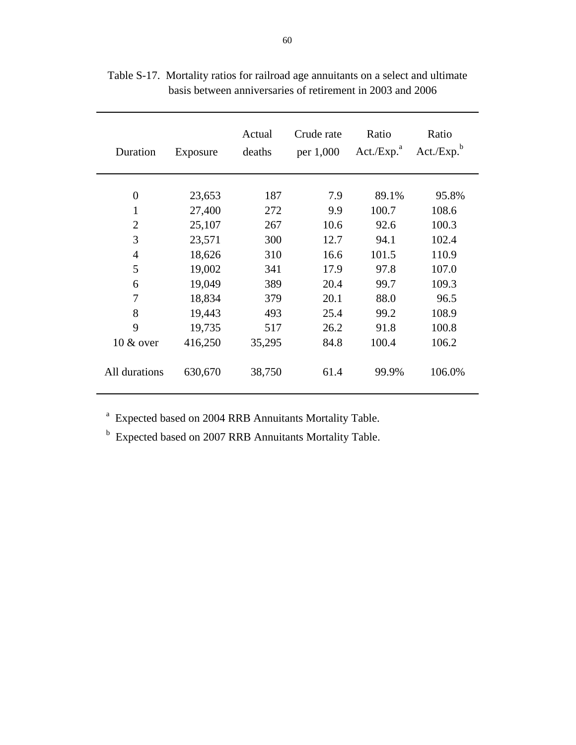Table S-17. Mortality ratios for railroad age annuitants on a select and ultimate basis between anniversaries of retirement in 2003 and 2006

| Duration | Exposure | Actual deaths | Crude rate per 1,000 | Ratio Act./Exp.[a] | Ratio Act./Exp.[b] |
|---|---|---|---|---|---|
| 0 | 23,653 | 187 | 7.9 | 89.1% | 95.8% |
| 1 | 27,400 | 272 | 9.9 | 100.7 | 108.6 |
| 2 | 25,107 | 267 | 10.6 | 92.6 | 100.3 |
| 3 | 23,571 | 300 | 12.7 | 94.1 | 102.4 |
| 4 | 18,626 | 310 | 16.6 | 101.5 | 110.9 |
| 5 | 19,002 | 341 | 17.9 | 97.8 | 107.0 |
| 6 | 19,049 | 389 | 20.4 | 99.7 | 109.3 |
| 7 | 18,834 | 379 | 20.1 | 88.0 | 96.5 |
| 8 | 19,443 | 493 | 25.4 | 99.2 | 108.9 |
| 9 | 19,735 | 517 | 26.2 | 91.8 | 100.8 |
| 10 & over | 416,250 | 35,295 | 84.8 | 100.4 | 106.2 |
| All durations | 630,670 | 38,750 | 61.4 | 99.9% | 106.0% |

[a] Expected based on 2004 RRB Annuitants Mortality Table.

[b] Expected based on 2007 RRB Annuitants Mortality Table.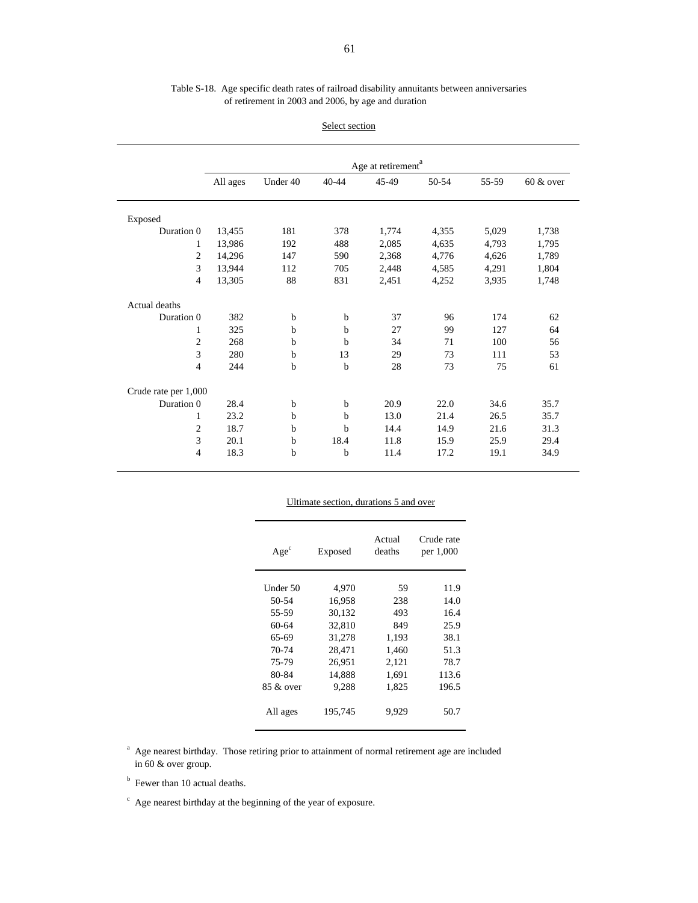Table S-18. Age specific death rates of railroad disability annuitants between anniversaries of retirement in 2003 and 2006, by age and duration

Select section

| | Age at retirement[a] | | | | | | |
|---|---|---|---|---|---|---|---|
| | All ages | Under 40 | 40-44 | 45-49 | 50-54 | 55-59 | 60 & over |
| **Exposed** | | | | | | | |
| Duration 0 | 13,455 | 181 | 378 | 1,774 | 4,355 | 5,029 | 1,738 |
| 1 | 13,986 | 192 | 488 | 2,085 | 4,635 | 4,793 | 1,795 |
| 2 | 14,296 | 147 | 590 | 2,368 | 4,776 | 4,626 | 1,789 |
| 3 | 13,944 | 112 | 705 | 2,448 | 4,585 | 4,291 | 1,804 |
| 4 | 13,305 | 88 | 831 | 2,451 | 4,252 | 3,935 | 1,748 |
| **Actual deaths** | | | | | | | |
| Duration 0 | 382 | b | b | 37 | 96 | 174 | 62 |
| 1 | 325 | b | b | 27 | 99 | 127 | 64 |
| 2 | 268 | b | b | 34 | 71 | 100 | 56 |
| 3 | 280 | b | 13 | 29 | 73 | 111 | 53 |
| 4 | 244 | b | b | 28 | 73 | 75 | 61 |
| **Crude rate per 1,000** | | | | | | | |
| Duration 0 | 28.4 | b | b | 20.9 | 22.0 | 34.6 | 35.7 |
| 1 | 23.2 | b | b | 13.0 | 21.4 | 26.5 | 35.7 |
| 2 | 18.7 | b | b | 14.4 | 14.9 | 21.6 | 31.3 |
| 3 | 20.1 | b | 18.4 | 11.8 | 15.9 | 25.9 | 29.4 |
| 4 | 18.3 | b | b | 11.4 | 17.2 | 19.1 | 34.9 |

Ultimate section, durations 5 and over

| Age[c] | Exposed | Actual deaths | Crude rate per 1,000 |
|---|---|---|---|
| Under 50 | 4,970 | 59 | 11.9 |
| 50-54 | 16,958 | 238 | 14.0 |
| 55-59 | 30,132 | 493 | 16.4 |
| 60-64 | 32,810 | 849 | 25.9 |
| 65-69 | 31,278 | 1,193 | 38.1 |
| 70-74 | 28,471 | 1,460 | 51.3 |
| 75-79 | 26,951 | 2,121 | 78.7 |
| 80-84 | 14,888 | 1,691 | 113.6 |
| 85 & over | 9,288 | 1,825 | 196.5 |
| All ages | 195,745 | 9,929 | 50.7 |

[a] Age nearest birthday. Those retiring prior to attainment of normal retirement age are included in 60 & over group.

[b] Fewer than 10 actual deaths.

[c] Age nearest birthday at the beginning of the year of exposure.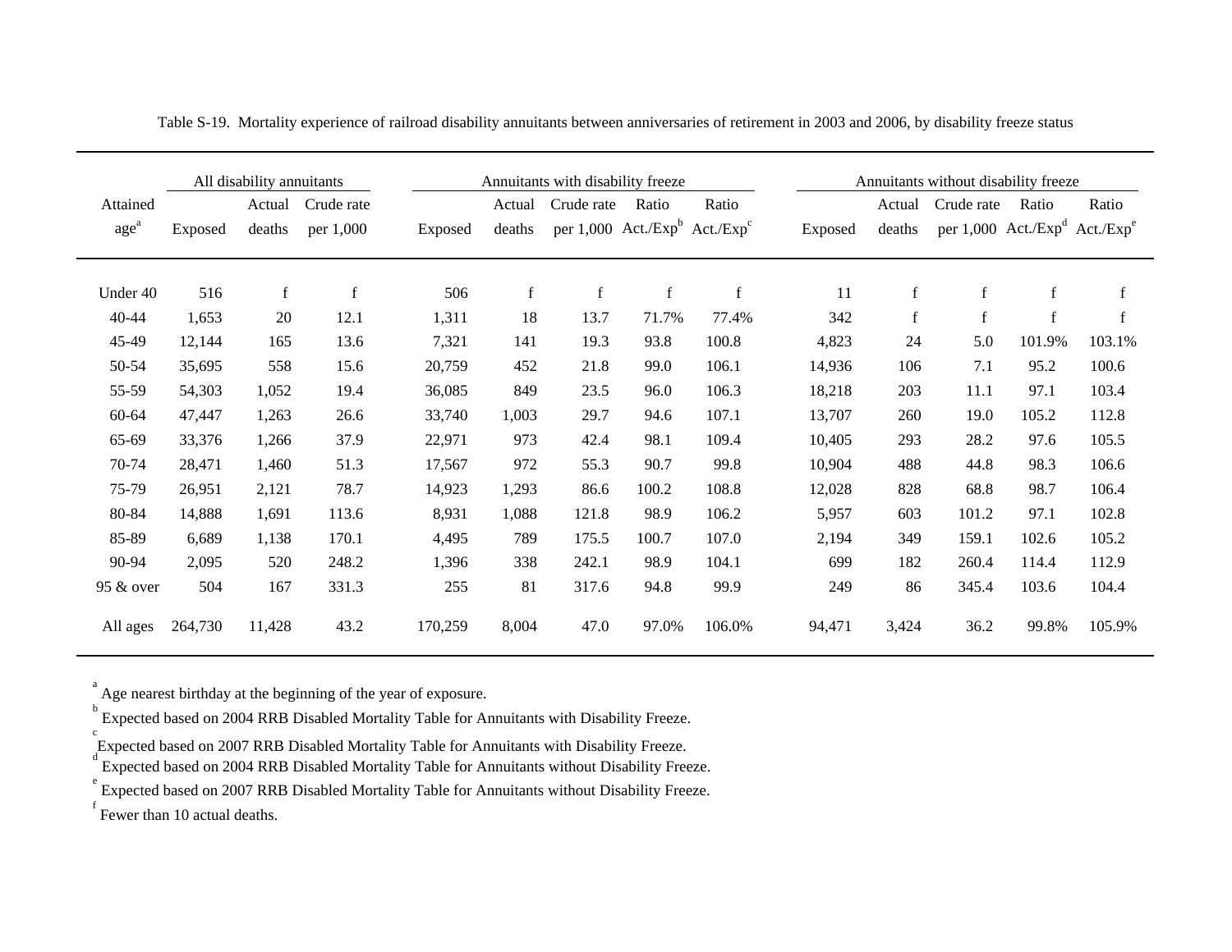Table S-19. Mortality experience of railroad disability annuitants between anniversaries of retirement in 2003 and 2006, by disability freeze status

| Attained age[a] | All disability annuitants | | | Annuitants with disability freeze | | | | | Annuitants without disability freeze | | | | |
|---|---|---|---|---|---|---|---|---|---|---|---|---|---|
| | Exposed | Actual deaths | Crude rate per 1,000 | Exposed | Actual deaths | Crude rate per 1,000 | Ratio Act./Exp[b] | Ratio Act./Exp[c] | Exposed | Actual deaths | Crude rate per 1,000 | Ratio Act./Exp[d] | Ratio Act./Exp[e] |
| Under 40 | 516 | f | f | 506 | f | f | f | f | 11 | f | f | f | f |
| 40-44 | 1,653 | 20 | 12.1 | 1,311 | 18 | 13.7 | 71.7% | 77.4% | 342 | f | f | f | f |
| 45-49 | 12,144 | 165 | 13.6 | 7,321 | 141 | 19.3 | 93.8 | 100.8 | 4,823 | 24 | 5.0 | 101.9% | 103.1% |
| 50-54 | 35,695 | 558 | 15.6 | 20,759 | 452 | 21.8 | 99.0 | 106.1 | 14,936 | 106 | 7.1 | 95.2 | 100.6 |
| 55-59 | 54,303 | 1,052 | 19.4 | 36,085 | 849 | 23.5 | 96.0 | 106.3 | 18,218 | 203 | 11.1 | 97.1 | 103.4 |
| 60-64 | 47,447 | 1,263 | 26.6 | 33,740 | 1,003 | 29.7 | 94.6 | 107.1 | 13,707 | 260 | 19.0 | 105.2 | 112.8 |
| 65-69 | 33,376 | 1,266 | 37.9 | 22,971 | 973 | 42.4 | 98.1 | 109.4 | 10,405 | 293 | 28.2 | 97.6 | 105.5 |
| 70-74 | 28,471 | 1,460 | 51.3 | 17,567 | 972 | 55.3 | 90.7 | 99.8 | 10,904 | 488 | 44.8 | 98.3 | 106.6 |
| 75-79 | 26,951 | 2,121 | 78.7 | 14,923 | 1,293 | 86.6 | 100.2 | 108.8 | 12,028 | 828 | 68.8 | 98.7 | 106.4 |
| 80-84 | 14,888 | 1,691 | 113.6 | 8,931 | 1,088 | 121.8 | 98.9 | 106.2 | 5,957 | 603 | 101.2 | 97.1 | 102.8 |
| 85-89 | 6,689 | 1,138 | 170.1 | 4,495 | 789 | 175.5 | 100.7 | 107.0 | 2,194 | 349 | 159.1 | 102.6 | 105.2 |
| 90-94 | 2,095 | 520 | 248.2 | 1,396 | 338 | 242.1 | 98.9 | 104.1 | 699 | 182 | 260.4 | 114.4 | 112.9 |
| 95 & over | 504 | 167 | 331.3 | 255 | 81 | 317.6 | 94.8 | 99.9 | 249 | 86 | 345.4 | 103.6 | 104.4 |
| All ages | 264,730 | 11,428 | 43.2 | 170,259 | 8,004 | 47.0 | 97.0% | 106.0% | 94,471 | 3,424 | 36.2 | 99.8% | 105.9% |

[a] Age nearest birthday at the beginning of the year of exposure.

[b] Expected based on 2004 RRB Disabled Mortality Table for Annuitants with Disability Freeze.

[c] Expected based on 2007 RRB Disabled Mortality Table for Annuitants with Disability Freeze.

[d] Expected based on 2004 RRB Disabled Mortality Table for Annuitants without Disability Freeze.

[e] Expected based on 2007 RRB Disabled Mortality Table for Annuitants without Disability Freeze.

[f] Fewer than 10 actual deaths.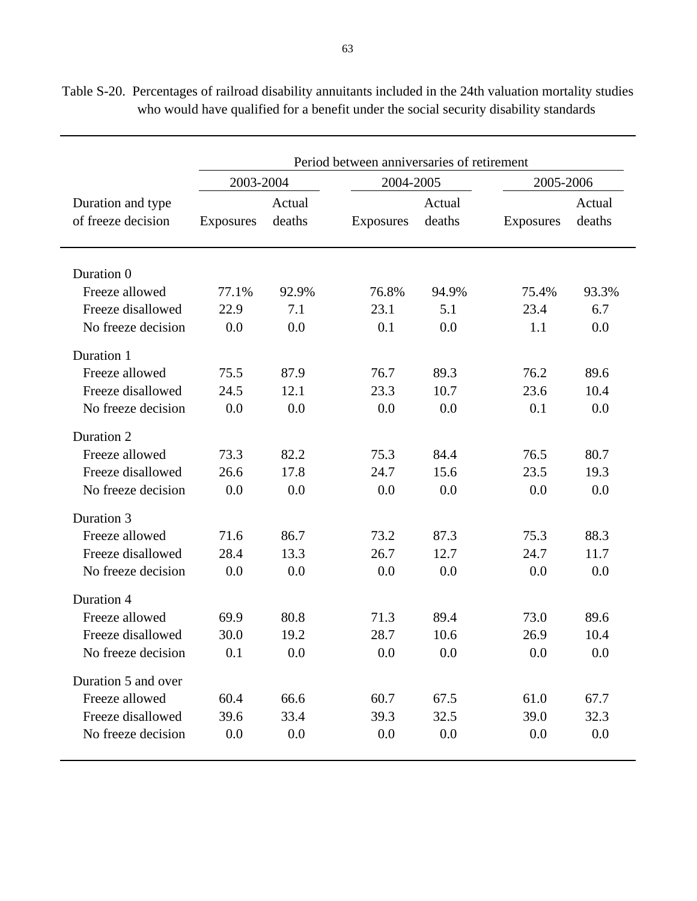Table S-20. Percentages of railroad disability annuitants included in the 24th valuation mortality studies who would have qualified for a benefit under the social security disability standards

| Duration and type of freeze decision | Period between anniversaries of retirement | | | | | |
|---|---|---|---|---|---|---|
| | 2003-2004 | | 2004-2005 | | 2005-2006 | |
| | Exposures | Actual deaths | Exposures | Actual deaths | Exposures | Actual deaths |
| Duration 0 | | | | | | |
| Freeze allowed | 77.1% | 92.9% | 76.8% | 94.9% | 75.4% | 93.3% |
| Freeze disallowed | 22.9 | 7.1 | 23.1 | 5.1 | 23.4 | 6.7 |
| No freeze decision | 0.0 | 0.0 | 0.1 | 0.0 | 1.1 | 0.0 |
| Duration 1 | | | | | | |
| Freeze allowed | 75.5 | 87.9 | 76.7 | 89.3 | 76.2 | 89.6 |
| Freeze disallowed | 24.5 | 12.1 | 23.3 | 10.7 | 23.6 | 10.4 |
| No freeze decision | 0.0 | 0.0 | 0.0 | 0.0 | 0.1 | 0.0 |
| Duration 2 | | | | | | |
| Freeze allowed | 73.3 | 82.2 | 75.3 | 84.4 | 76.5 | 80.7 |
| Freeze disallowed | 26.6 | 17.8 | 24.7 | 15.6 | 23.5 | 19.3 |
| No freeze decision | 0.0 | 0.0 | 0.0 | 0.0 | 0.0 | 0.0 |
| Duration 3 | | | | | | |
| Freeze allowed | 71.6 | 86.7 | 73.2 | 87.3 | 75.3 | 88.3 |
| Freeze disallowed | 28.4 | 13.3 | 26.7 | 12.7 | 24.7 | 11.7 |
| No freeze decision | 0.0 | 0.0 | 0.0 | 0.0 | 0.0 | 0.0 |
| Duration 4 | | | | | | |
| Freeze allowed | 69.9 | 80.8 | 71.3 | 89.4 | 73.0 | 89.6 |
| Freeze disallowed | 30.0 | 19.2 | 28.7 | 10.6 | 26.9 | 10.4 |
| No freeze decision | 0.1 | 0.0 | 0.0 | 0.0 | 0.0 | 0.0 |
| Duration 5 and over | | | | | | |
| Freeze allowed | 60.4 | 66.6 | 60.7 | 67.5 | 61.0 | 67.7 |
| Freeze disallowed | 39.6 | 33.4 | 39.3 | 32.5 | 39.0 | 32.3 |
| No freeze decision | 0.0 | 0.0 | 0.0 | 0.0 | 0.0 | 0.0 |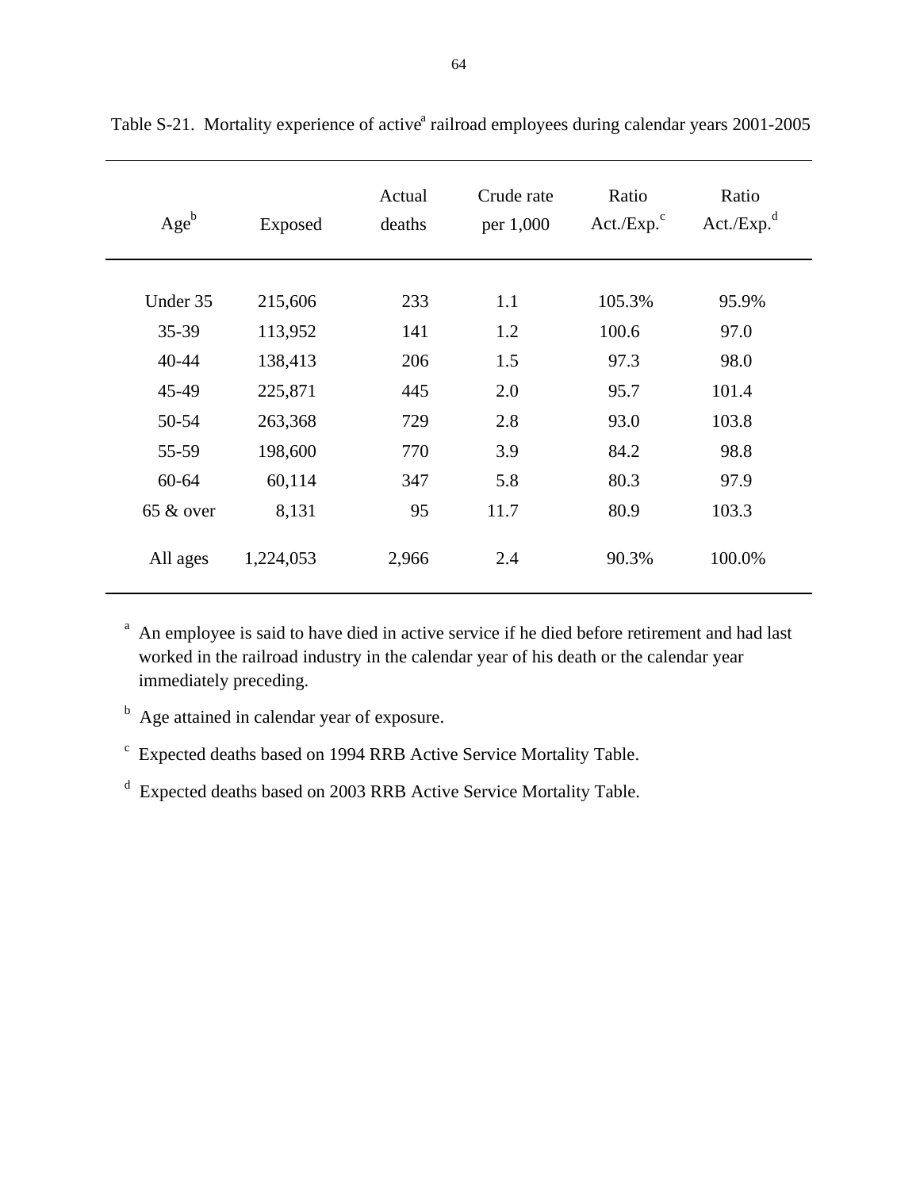Table S-21. Mortality experience of active[a] railroad employees during calendar years 2001-2005

| Age[b] | Exposed | Actual deaths | Crude rate per 1,000 | Ratio Act./Exp.[c] | Ratio Act./Exp.[d] |
|---|---|---|---|---|---|
| Under 35 | 215,606 | 233 | 1.1 | 105.3% | 95.9% |
| 35-39 | 113,952 | 141 | 1.2 | 100.6 | 97.0 |
| 40-44 | 138,413 | 206 | 1.5 | 97.3 | 98.0 |
| 45-49 | 225,871 | 445 | 2.0 | 95.7 | 101.4 |
| 50-54 | 263,368 | 729 | 2.8 | 93.0 | 103.8 |
| 55-59 | 198,600 | 770 | 3.9 | 84.2 | 98.8 |
| 60-64 | 60,114 | 347 | 5.8 | 80.3 | 97.9 |
| 65 & over | 8,131 | 95 | 11.7 | 80.9 | 103.3 |
| All ages | 1,224,053 | 2,966 | 2.4 | 90.3% | 100.0% |

[a] An employee is said to have died in active service if he died before retirement and had last worked in the railroad industry in the calendar year of his death or the calendar year immediately preceding.

[b] Age attained in calendar year of exposure.

[c] Expected deaths based on 1994 RRB Active Service Mortality Table.

[d] Expected deaths based on 2003 RRB Active Service Mortality Table.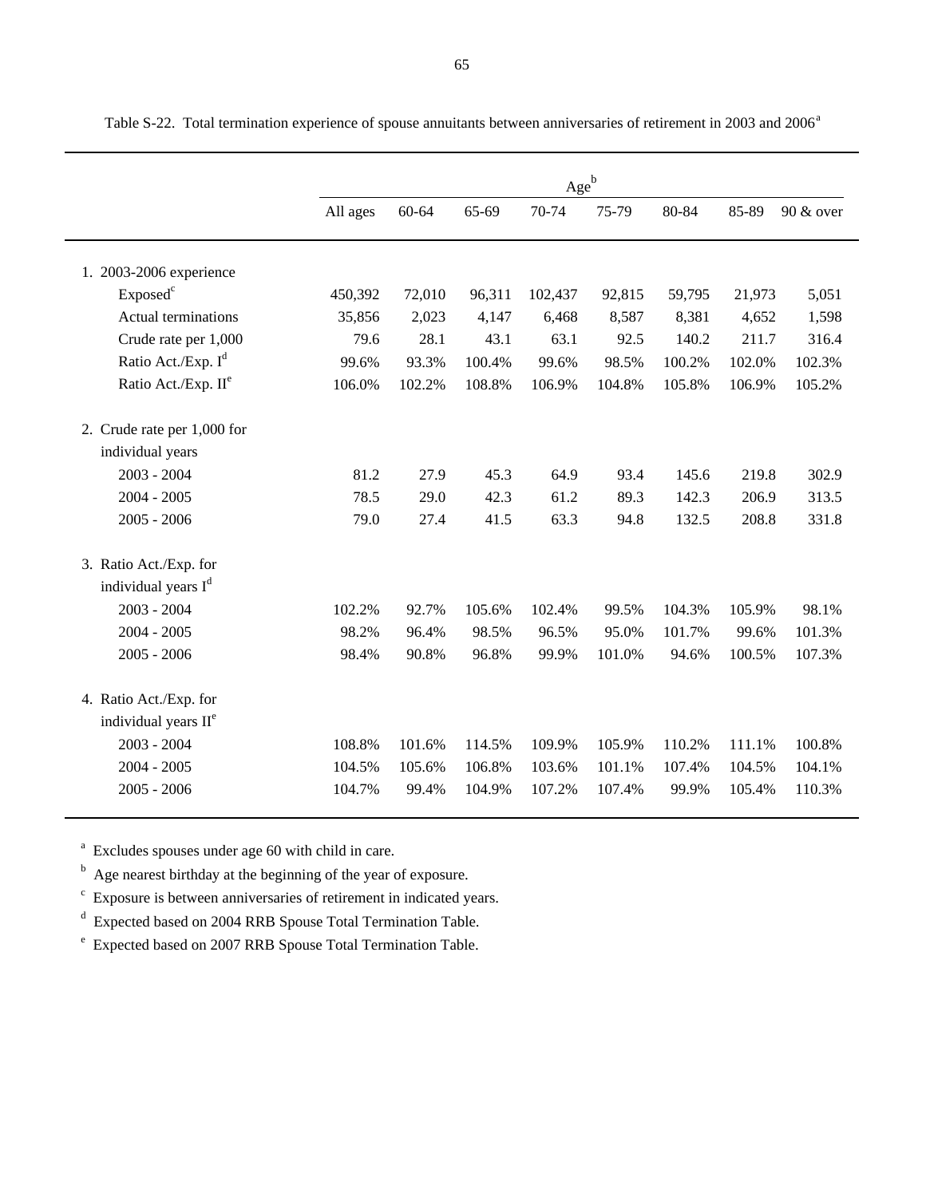Table S-22. Total termination experience of spouse annuitants between anniversaries of retirement in 2003 and 2006[a]

| | Age[b] | | | | | | | |
|---|---|---|---|---|---|---|---|---|
| | All ages | 60-64 | 65-69 | 70-74 | 75-79 | 80-84 | 85-89 | 90 & over |
| 1. 2003-2006 experience | | | | | | | | |
| Exposed[c] | 450,392 | 72,010 | 96,311 | 102,437 | 92,815 | 59,795 | 21,973 | 5,051 |
| Actual terminations | 35,856 | 2,023 | 4,147 | 6,468 | 8,587 | 8,381 | 4,652 | 1,598 |
| Crude rate per 1,000 | 79.6 | 28.1 | 43.1 | 63.1 | 92.5 | 140.2 | 211.7 | 316.4 |
| Ratio Act./Exp. I[d] | 99.6% | 93.3% | 100.4% | 99.6% | 98.5% | 100.2% | 102.0% | 102.3% |
| Ratio Act./Exp. II[e] | 106.0% | 102.2% | 108.8% | 106.9% | 104.8% | 105.8% | 106.9% | 105.2% |
| 2. Crude rate per 1,000 for individual years | | | | | | | | |
| 2003 - 2004 | 81.2 | 27.9 | 45.3 | 64.9 | 93.4 | 145.6 | 219.8 | 302.9 |
| 2004 - 2005 | 78.5 | 29.0 | 42.3 | 61.2 | 89.3 | 142.3 | 206.9 | 313.5 |
| 2005 - 2006 | 79.0 | 27.4 | 41.5 | 63.3 | 94.8 | 132.5 | 208.8 | 331.8 |
| 3. Ratio Act./Exp. for individual years I[d] | | | | | | | | |
| 2003 - 2004 | 102.2% | 92.7% | 105.6% | 102.4% | 99.5% | 104.3% | 105.9% | 98.1% |
| 2004 - 2005 | 98.2% | 96.4% | 98.5% | 96.5% | 95.0% | 101.7% | 99.6% | 101.3% |
| 2005 - 2006 | 98.4% | 90.8% | 96.8% | 99.9% | 101.0% | 94.6% | 100.5% | 107.3% |
| 4. Ratio Act./Exp. for individual years II[e] | | | | | | | | |
| 2003 - 2004 | 108.8% | 101.6% | 114.5% | 109.9% | 105.9% | 110.2% | 111.1% | 100.8% |
| 2004 - 2005 | 104.5% | 105.6% | 106.8% | 103.6% | 101.1% | 107.4% | 104.5% | 104.1% |
| 2005 - 2006 | 104.7% | 99.4% | 104.9% | 107.2% | 107.4% | 99.9% | 105.4% | 110.3% |

[a] Excludes spouses under age 60 with child in care.

[b] Age nearest birthday at the beginning of the year of exposure.

[c] Exposure is between anniversaries of retirement in indicated years.

[d] Expected based on 2004 RRB Spouse Total Termination Table.

[e] Expected based on 2007 RRB Spouse Total Termination Table.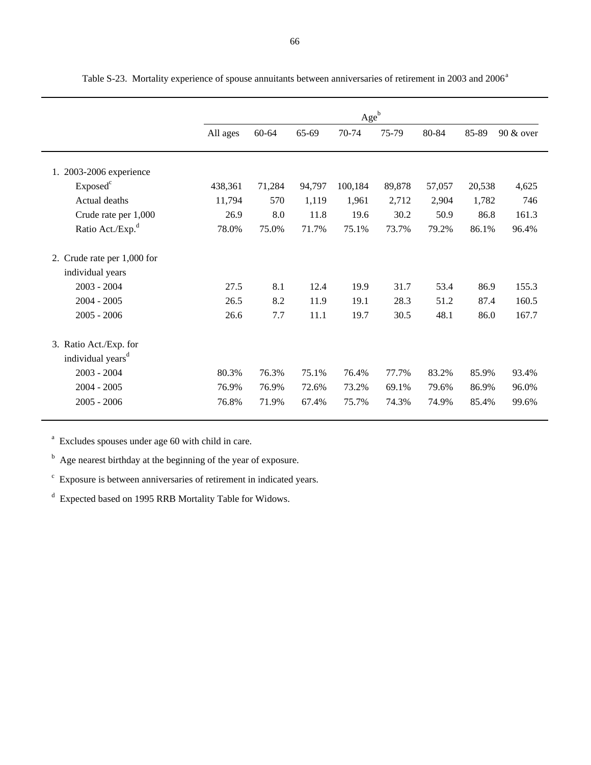Table S-23. Mortality experience of spouse annuitants between anniversaries of retirement in 2003 and 2006[a]

| | Age[b] | | | | | | | |
|---|---|---|---|---|---|---|---|---|
| | All ages | 60-64 | 65-69 | 70-74 | 75-79 | 80-84 | 85-89 | 90 & over |
| 1. 2003-2006 experience | | | | | | | | |
| Exposed[c] | 438,361 | 71,284 | 94,797 | 100,184 | 89,878 | 57,057 | 20,538 | 4,625 |
| Actual deaths | 11,794 | 570 | 1,119 | 1,961 | 2,712 | 2,904 | 1,782 | 746 |
| Crude rate per 1,000 | 26.9 | 8.0 | 11.8 | 19.6 | 30.2 | 50.9 | 86.8 | 161.3 |
| Ratio Act./Exp.[d] | 78.0% | 75.0% | 71.7% | 75.1% | 73.7% | 79.2% | 86.1% | 96.4% |
| 2. Crude rate per 1,000 for individual years | | | | | | | | |
| 2003 - 2004 | 27.5 | 8.1 | 12.4 | 19.9 | 31.7 | 53.4 | 86.9 | 155.3 |
| 2004 - 2005 | 26.5 | 8.2 | 11.9 | 19.1 | 28.3 | 51.2 | 87.4 | 160.5 |
| 2005 - 2006 | 26.6 | 7.7 | 11.1 | 19.7 | 30.5 | 48.1 | 86.0 | 167.7 |
| 3. Ratio Act./Exp. for individual years[d] | | | | | | | | |
| 2003 - 2004 | 80.3% | 76.3% | 75.1% | 76.4% | 77.7% | 83.2% | 85.9% | 93.4% |
| 2004 - 2005 | 76.9% | 76.9% | 72.6% | 73.2% | 69.1% | 79.6% | 86.9% | 96.0% |
| 2005 - 2006 | 76.8% | 71.9% | 67.4% | 75.7% | 74.3% | 74.9% | 85.4% | 99.6% |

[a] Excludes spouses under age 60 with child in care.

[b] Age nearest birthday at the beginning of the year of exposure.

[c] Exposure is between anniversaries of retirement in indicated years.

[d] Expected based on 1995 RRB Mortality Table for Widows.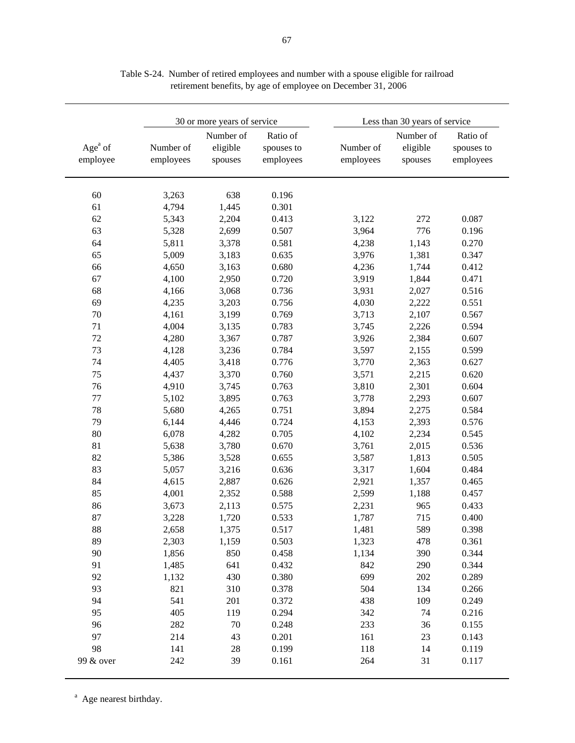Table S-24. Number of retired employees and number with a spouse eligible for railroad retirement benefits, by age of employee on December 31, 2006

| Age[a] of employee | 30 or more years of service | | | Less than 30 years of service | | |
|---|---|---|---|---|---|---|
| | Number of employees | Number of eligible spouses | Ratio of spouses to employees | Number of employees | Number of eligible spouses | Ratio of spouses to employees |
| 60 | 3,263 | 638 | 0.196 | | | |
| 61 | 4,794 | 1,445 | 0.301 | | | |
| 62 | 5,343 | 2,204 | 0.413 | 3,122 | 272 | 0.087 |
| 63 | 5,328 | 2,699 | 0.507 | 3,964 | 776 | 0.196 |
| 64 | 5,811 | 3,378 | 0.581 | 4,238 | 1,143 | 0.270 |
| 65 | 5,009 | 3,183 | 0.635 | 3,976 | 1,381 | 0.347 |
| 66 | 4,650 | 3,163 | 0.680 | 4,236 | 1,744 | 0.412 |
| 67 | 4,100 | 2,950 | 0.720 | 3,919 | 1,844 | 0.471 |
| 68 | 4,166 | 3,068 | 0.736 | 3,931 | 2,027 | 0.516 |
| 69 | 4,235 | 3,203 | 0.756 | 4,030 | 2,222 | 0.551 |
| 70 | 4,161 | 3,199 | 0.769 | 3,713 | 2,107 | 0.567 |
| 71 | 4,004 | 3,135 | 0.783 | 3,745 | 2,226 | 0.594 |
| 72 | 4,280 | 3,367 | 0.787 | 3,926 | 2,384 | 0.607 |
| 73 | 4,128 | 3,236 | 0.784 | 3,597 | 2,155 | 0.599 |
| 74 | 4,405 | 3,418 | 0.776 | 3,770 | 2,363 | 0.627 |
| 75 | 4,437 | 3,370 | 0.760 | 3,571 | 2,215 | 0.620 |
| 76 | 4,910 | 3,745 | 0.763 | 3,810 | 2,301 | 0.604 |
| 77 | 5,102 | 3,895 | 0.763 | 3,778 | 2,293 | 0.607 |
| 78 | 5,680 | 4,265 | 0.751 | 3,894 | 2,275 | 0.584 |
| 79 | 6,144 | 4,446 | 0.724 | 4,153 | 2,393 | 0.576 |
| 80 | 6,078 | 4,282 | 0.705 | 4,102 | 2,234 | 0.545 |
| 81 | 5,638 | 3,780 | 0.670 | 3,761 | 2,015 | 0.536 |
| 82 | 5,386 | 3,528 | 0.655 | 3,587 | 1,813 | 0.505 |
| 83 | 5,057 | 3,216 | 0.636 | 3,317 | 1,604 | 0.484 |
| 84 | 4,615 | 2,887 | 0.626 | 2,921 | 1,357 | 0.465 |
| 85 | 4,001 | 2,352 | 0.588 | 2,599 | 1,188 | 0.457 |
| 86 | 3,673 | 2,113 | 0.575 | 2,231 | 965 | 0.433 |
| 87 | 3,228 | 1,720 | 0.533 | 1,787 | 715 | 0.400 |
| 88 | 2,658 | 1,375 | 0.517 | 1,481 | 589 | 0.398 |
| 89 | 2,303 | 1,159 | 0.503 | 1,323 | 478 | 0.361 |
| 90 | 1,856 | 850 | 0.458 | 1,134 | 390 | 0.344 |
| 91 | 1,485 | 641 | 0.432 | 842 | 290 | 0.344 |
| 92 | 1,132 | 430 | 0.380 | 699 | 202 | 0.289 |
| 93 | 821 | 310 | 0.378 | 504 | 134 | 0.266 |
| 94 | 541 | 201 | 0.372 | 438 | 109 | 0.249 |
| 95 | 405 | 119 | 0.294 | 342 | 74 | 0.216 |
| 96 | 282 | 70 | 0.248 | 233 | 36 | 0.155 |
| 97 | 214 | 43 | 0.201 | 161 | 23 | 0.143 |
| 98 | 141 | 28 | 0.199 | 118 | 14 | 0.119 |
| 99 & over | 242 | 39 | 0.161 | 264 | 31 | 0.117 |

[a] Age nearest birthday.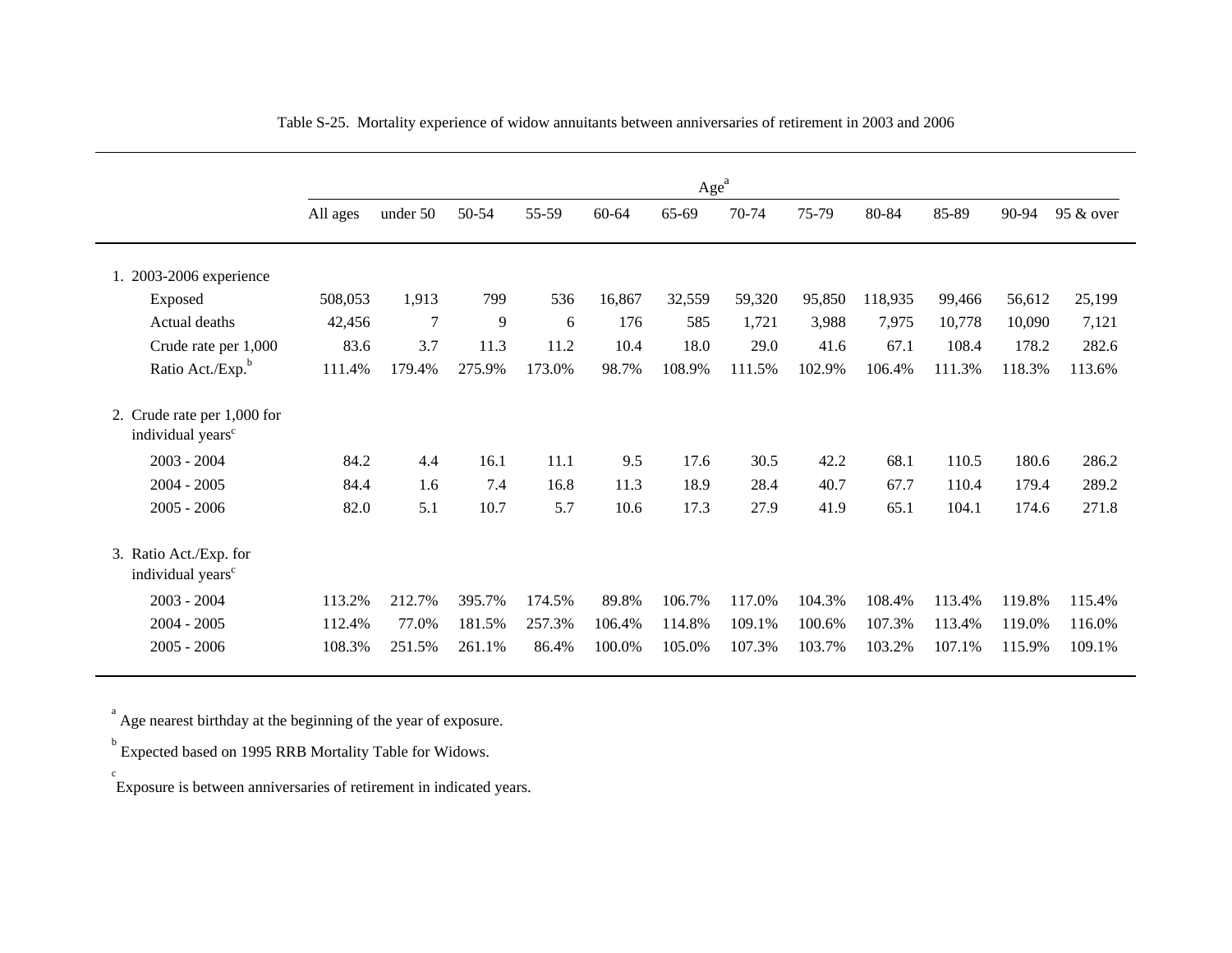Table S-25. Mortality experience of widow annuitants between anniversaries of retirement in 2003 and 2006

| | Age[a] | | | | | | | | | | | |
|---|---|---|---|---|---|---|---|---|---|---|---|---|
| | All ages | under 50 | 50-54 | 55-59 | 60-64 | 65-69 | 70-74 | 75-79 | 80-84 | 85-89 | 90-94 | 95 & over |
| 1. 2003-2006 experience | | | | | | | | | | | | |
| Exposed | 508,053 | 1,913 | 799 | 536 | 16,867 | 32,559 | 59,320 | 95,850 | 118,935 | 99,466 | 56,612 | 25,199 |
| Actual deaths | 42,456 | 7 | 9 | 6 | 176 | 585 | 1,721 | 3,988 | 7,975 | 10,778 | 10,090 | 7,121 |
| Crude rate per 1,000 | 83.6 | 3.7 | 11.3 | 11.2 | 10.4 | 18.0 | 29.0 | 41.6 | 67.1 | 108.4 | 178.2 | 282.6 |
| Ratio Act./Exp.[b] | 111.4% | 179.4% | 275.9% | 173.0% | 98.7% | 108.9% | 111.5% | 102.9% | 106.4% | 111.3% | 118.3% | 113.6% |
| 2. Crude rate per 1,000 for individual years[c] | | | | | | | | | | | | |
| 2003 - 2004 | 84.2 | 4.4 | 16.1 | 11.1 | 9.5 | 17.6 | 30.5 | 42.2 | 68.1 | 110.5 | 180.6 | 286.2 |
| 2004 - 2005 | 84.4 | 1.6 | 7.4 | 16.8 | 11.3 | 18.9 | 28.4 | 40.7 | 67.7 | 110.4 | 179.4 | 289.2 |
| 2005 - 2006 | 82.0 | 5.1 | 10.7 | 5.7 | 10.6 | 17.3 | 27.9 | 41.9 | 65.1 | 104.1 | 174.6 | 271.8 |
| 3. Ratio Act./Exp. for individual years[c] | | | | | | | | | | | | |
| 2003 - 2004 | 113.2% | 212.7% | 395.7% | 174.5% | 89.8% | 106.7% | 117.0% | 104.3% | 108.4% | 113.4% | 119.8% | 115.4% |
| 2004 - 2005 | 112.4% | 77.0% | 181.5% | 257.3% | 106.4% | 114.8% | 109.1% | 100.6% | 107.3% | 113.4% | 119.0% | 116.0% |
| 2005 - 2006 | 108.3% | 251.5% | 261.1% | 86.4% | 100.0% | 105.0% | 107.3% | 103.7% | 103.2% | 107.1% | 115.9% | 109.1% |

[a] Age nearest birthday at the beginning of the year of exposure.

[b] Expected based on 1995 RRB Mortality Table for Widows.

[c] Exposure is between anniversaries of retirement in indicated years.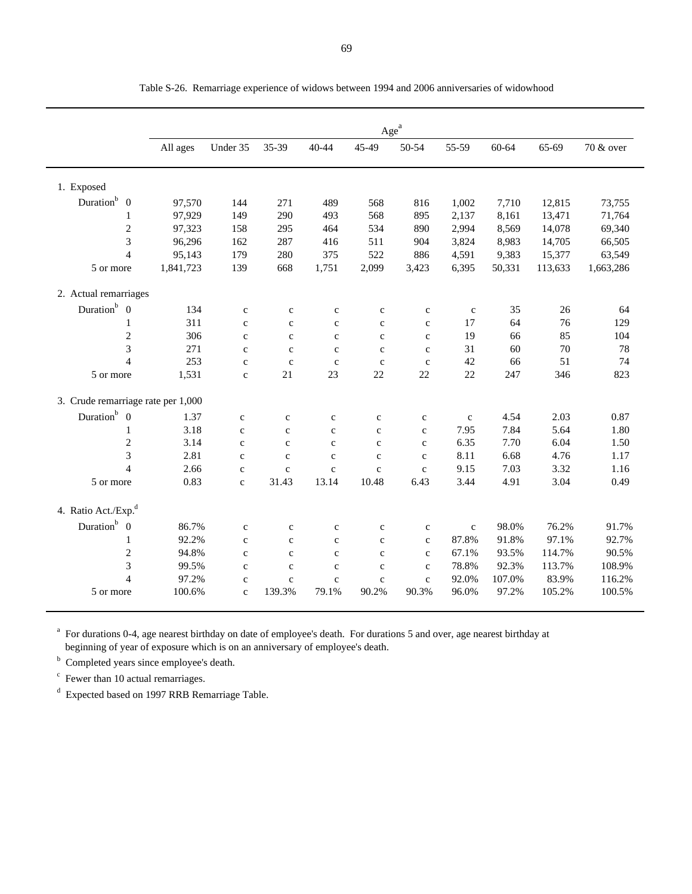Table S-26. Remarriage experience of widows between 1994 and 2006 anniversaries of widowhood

| | Age[a] | | | | | | | | | |
|---|---|---|---|---|---|---|---|---|---|---|
| | All ages | Under 35 | 35-39 | 40-44 | 45-49 | 50-54 | 55-59 | 60-64 | 65-69 | 70 & over |
| 1. Exposed | | | | | | | | | | |
| Duration[b] 0 | 97,570 | 144 | 271 | 489 | 568 | 816 | 1,002 | 7,710 | 12,815 | 73,755 |
| 1 | 97,929 | 149 | 290 | 493 | 568 | 895 | 2,137 | 8,161 | 13,471 | 71,764 |
| 2 | 97,323 | 158 | 295 | 464 | 534 | 890 | 2,994 | 8,569 | 14,078 | 69,340 |
| 3 | 96,296 | 162 | 287 | 416 | 511 | 904 | 3,824 | 8,983 | 14,705 | 66,505 |
| 4 | 95,143 | 179 | 280 | 375 | 522 | 886 | 4,591 | 9,383 | 15,377 | 63,549 |
| 5 or more | 1,841,723 | 139 | 668 | 1,751 | 2,099 | 3,423 | 6,395 | 50,331 | 113,633 | 1,663,286 |
| 2. Actual remarriages | | | | | | | | | | |
| Duration[b] 0 | 134 | c | c | c | c | c | c | 35 | 26 | 64 |
| 1 | 311 | c | c | c | c | c | 17 | 64 | 76 | 129 |
| 2 | 306 | c | c | c | c | c | 19 | 66 | 85 | 104 |
| 3 | 271 | c | c | c | c | c | 31 | 60 | 70 | 78 |
| 4 | 253 | c | c | c | c | c | 42 | 66 | 51 | 74 |
| 5 or more | 1,531 | c | 21 | 23 | 22 | 22 | 22 | 247 | 346 | 823 |
| 3. Crude remarriage rate per 1,000 | | | | | | | | | | |
| Duration[b] 0 | 1.37 | c | c | c | c | c | c | 4.54 | 2.03 | 0.87 |
| 1 | 3.18 | c | c | c | c | c | 7.95 | 7.84 | 5.64 | 1.80 |
| 2 | 3.14 | c | c | c | c | c | 6.35 | 7.70 | 6.04 | 1.50 |
| 3 | 2.81 | c | c | c | c | c | 8.11 | 6.68 | 4.76 | 1.17 |
| 4 | 2.66 | c | c | c | c | c | 9.15 | 7.03 | 3.32 | 1.16 |
| 5 or more | 0.83 | c | 31.43 | 13.14 | 10.48 | 6.43 | 3.44 | 4.91 | 3.04 | 0.49 |
| 4. Ratio Act./Exp.[d] | | | | | | | | | | |
| Duration[b] 0 | 86.7% | c | c | c | c | c | c | 98.0% | 76.2% | 91.7% |
| 1 | 92.2% | c | c | c | c | c | 87.8% | 91.8% | 97.1% | 92.7% |
| 2 | 94.8% | c | c | c | c | c | 67.1% | 93.5% | 114.7% | 90.5% |
| 3 | 99.5% | c | c | c | c | c | 78.8% | 92.3% | 113.7% | 108.9% |
| 4 | 97.2% | c | c | c | c | c | 92.0% | 107.0% | 83.9% | 116.2% |
| 5 or more | 100.6% | c | 139.3% | 79.1% | 90.2% | 90.3% | 96.0% | 97.2% | 105.2% | 100.5% |

[a] For durations 0-4, age nearest birthday on date of employee's death. For durations 5 and over, age nearest birthday at beginning of year of exposure which is on an anniversary of employee's death.

[b] Completed years since employee's death.

[c] Fewer than 10 actual remarriages.

[d] Expected based on 1997 RRB Remarriage Table.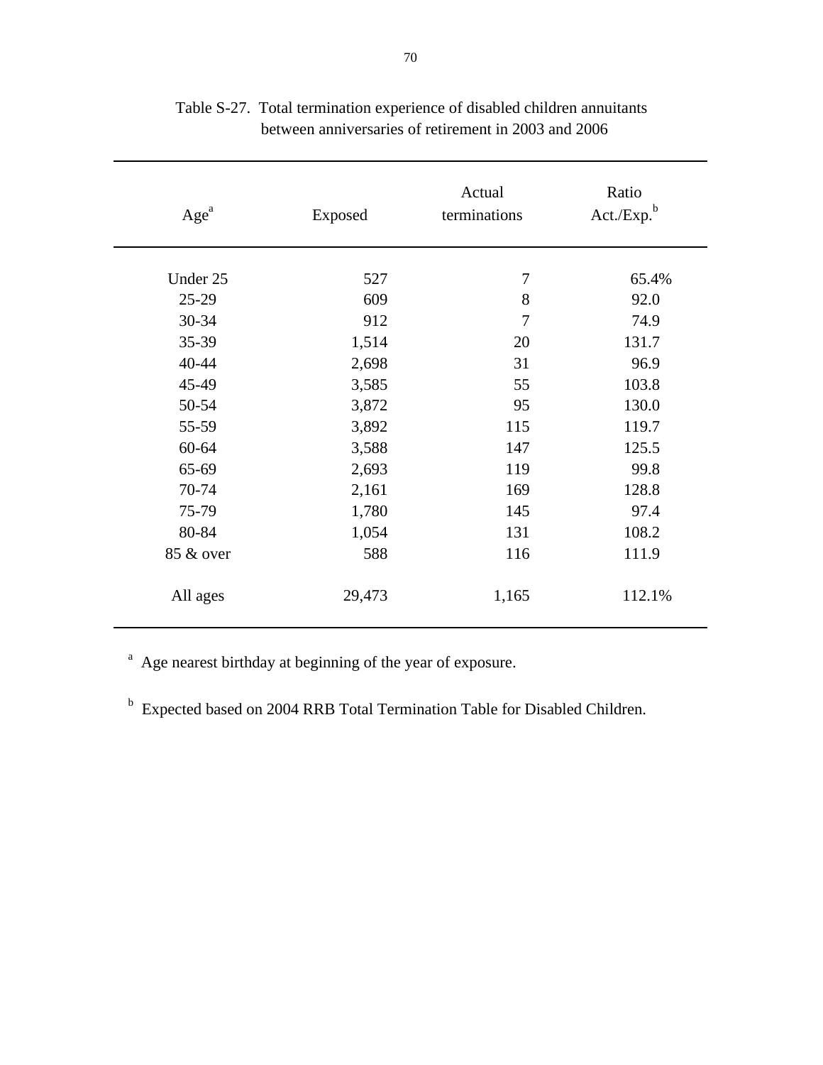Table S-27. Total termination experience of disabled children annuitants between anniversaries of retirement in 2003 and 2006

| Age[a] | Exposed | Actual terminations | Ratio Act./Exp.[b] |
|---|---|---|---|
| Under 25 | 527 | 7 | 65.4% |
| 25-29 | 609 | 8 | 92.0 |
| 30-34 | 912 | 7 | 74.9 |
| 35-39 | 1,514 | 20 | 131.7 |
| 40-44 | 2,698 | 31 | 96.9 |
| 45-49 | 3,585 | 55 | 103.8 |
| 50-54 | 3,872 | 95 | 130.0 |
| 55-59 | 3,892 | 115 | 119.7 |
| 60-64 | 3,588 | 147 | 125.5 |
| 65-69 | 2,693 | 119 | 99.8 |
| 70-74 | 2,161 | 169 | 128.8 |
| 75-79 | 1,780 | 145 | 97.4 |
| 80-84 | 1,054 | 131 | 108.2 |
| 85 & over | 588 | 116 | 111.9 |
| All ages | 29,473 | 1,165 | 112.1% |

[a] Age nearest birthday at beginning of the year of exposure.

[b] Expected based on 2004 RRB Total Termination Table for Disabled Children.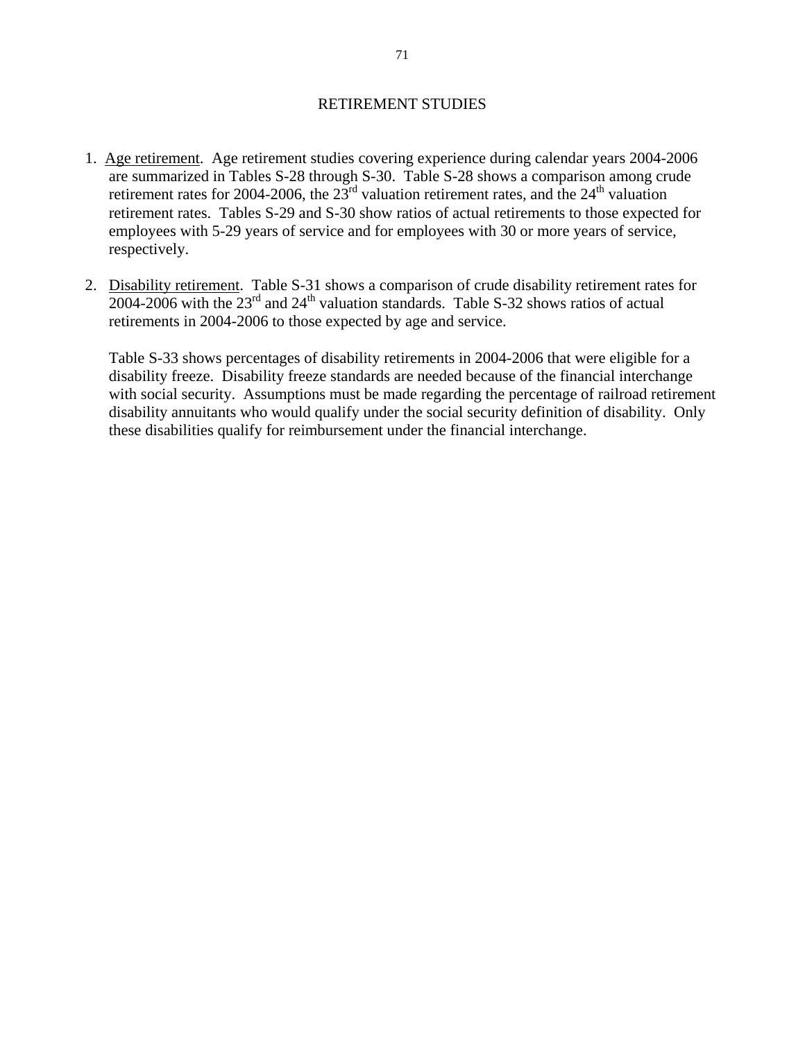# RETIREMENT STUDIES

1. Age retirement. Age retirement studies covering experience during calendar years 2004-2006 are summarized in Tables S-28 through S-30. Table S-28 shows a comparison among crude retirement rates for 2004-2006, the 23rd valuation retirement rates, and the 24th valuation retirement rates. Tables S-29 and S-30 show ratios of actual retirements to those expected for employees with 5-29 years of service and for employees with 30 or more years of service, respectively.

2. Disability retirement. Table S-31 shows a comparison of crude disability retirement rates for 2004-2006 with the 23rd and 24th valuation standards. Table S-32 shows ratios of actual retirements in 2004-2006 to those expected by age and service.

   Table S-33 shows percentages of disability retirements in 2004-2006 that were eligible for a disability freeze. Disability freeze standards are needed because of the financial interchange with social security. Assumptions must be made regarding the percentage of railroad retirement disability annuitants who would qualify under the social security definition of disability. Only these disabilities qualify for reimbursement under the financial interchange.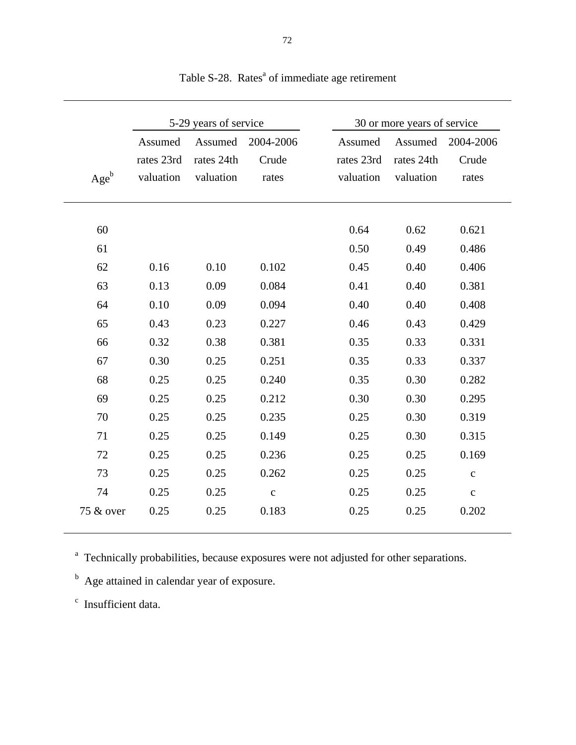Table S-28. Rates[a] of immediate age retirement

| Age[b] | 5-29 years of service | | | 30 or more years of service | | |
|---|---|---|---|---|---|---|
| | Assumed rates 23rd valuation | Assumed rates 24th valuation | 2004-2006 Crude rates | Assumed rates 23rd valuation | Assumed rates 24th valuation | 2004-2006 Crude rates |
| 60 | | | | 0.64 | 0.62 | 0.621 |
| 61 | | | | 0.50 | 0.49 | 0.486 |
| 62 | 0.16 | 0.10 | 0.102 | 0.45 | 0.40 | 0.406 |
| 63 | 0.13 | 0.09 | 0.084 | 0.41 | 0.40 | 0.381 |
| 64 | 0.10 | 0.09 | 0.094 | 0.40 | 0.40 | 0.408 |
| 65 | 0.43 | 0.23 | 0.227 | 0.46 | 0.43 | 0.429 |
| 66 | 0.32 | 0.38 | 0.381 | 0.35 | 0.33 | 0.331 |
| 67 | 0.30 | 0.25 | 0.251 | 0.35 | 0.33 | 0.337 |
| 68 | 0.25 | 0.25 | 0.240 | 0.35 | 0.30 | 0.282 |
| 69 | 0.25 | 0.25 | 0.212 | 0.30 | 0.30 | 0.295 |
| 70 | 0.25 | 0.25 | 0.235 | 0.25 | 0.30 | 0.319 |
| 71 | 0.25 | 0.25 | 0.149 | 0.25 | 0.30 | 0.315 |
| 72 | 0.25 | 0.25 | 0.236 | 0.25 | 0.25 | 0.169 |
| 73 | 0.25 | 0.25 | 0.262 | 0.25 | 0.25 | c |
| 74 | 0.25 | 0.25 | c | 0.25 | 0.25 | c |
| 75 & over | 0.25 | 0.25 | 0.183 | 0.25 | 0.25 | 0.202 |

[a] Technically probabilities, because exposures were not adjusted for other separations.

[b] Age attained in calendar year of exposure.

[c] Insufficient data.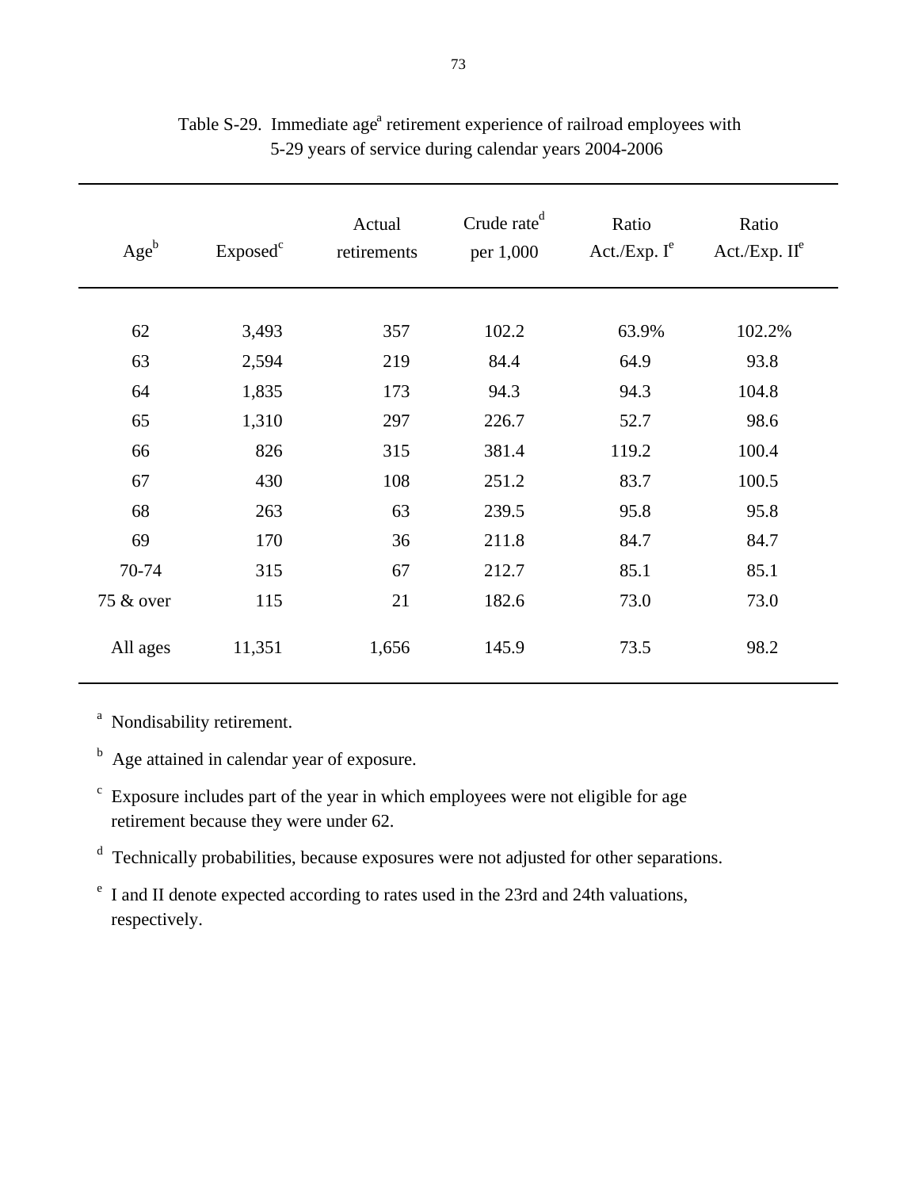Table S-29. Immediate age[a] retirement experience of railroad employees with 5-29 years of service during calendar years 2004-2006

| Age[b] | Exposed[c] | Actual retirements | Crude rate[d] per 1,000 | Ratio Act./Exp. I[e] | Ratio Act./Exp. II[e] |
|---|---|---|---|---|---|
| 62 | 3,493 | 357 | 102.2 | 63.9% | 102.2% |
| 63 | 2,594 | 219 | 84.4 | 64.9 | 93.8 |
| 64 | 1,835 | 173 | 94.3 | 94.3 | 104.8 |
| 65 | 1,310 | 297 | 226.7 | 52.7 | 98.6 |
| 66 | 826 | 315 | 381.4 | 119.2 | 100.4 |
| 67 | 430 | 108 | 251.2 | 83.7 | 100.5 |
| 68 | 263 | 63 | 239.5 | 95.8 | 95.8 |
| 69 | 170 | 36 | 211.8 | 84.7 | 84.7 |
| 70-74 | 315 | 67 | 212.7 | 85.1 | 85.1 |
| 75 & over | 115 | 21 | 182.6 | 73.0 | 73.0 |
| All ages | 11,351 | 1,656 | 145.9 | 73.5 | 98.2 |

[a] Nondisability retirement.

[b] Age attained in calendar year of exposure.

[c] Exposure includes part of the year in which employees were not eligible for age retirement because they were under 62.

[d] Technically probabilities, because exposures were not adjusted for other separations.

[e] I and II denote expected according to rates used in the 23rd and 24th valuations, respectively.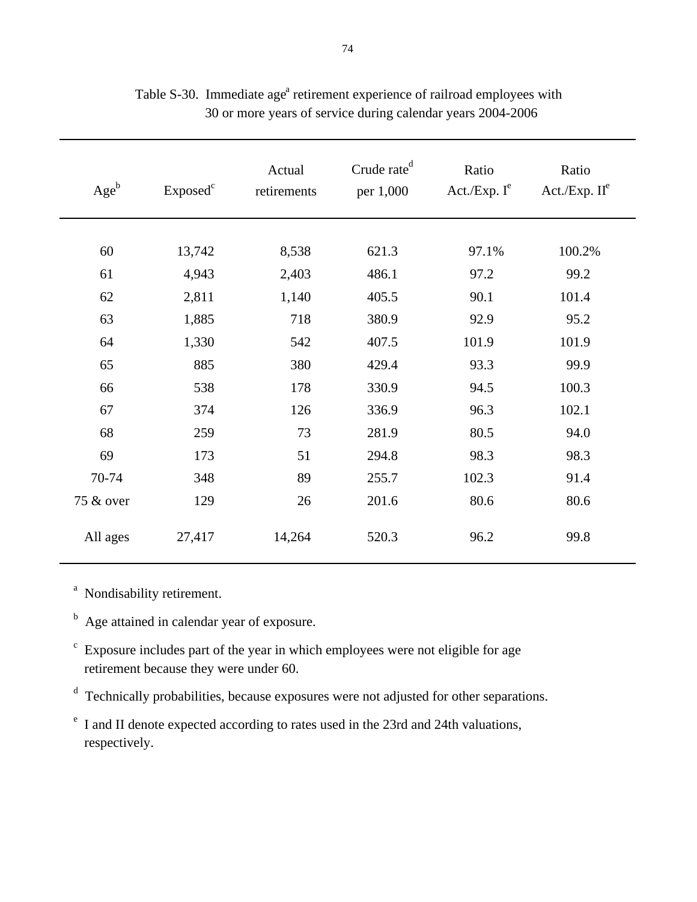Table S-30. Immediate age[a] retirement experience of railroad employees with 30 or more years of service during calendar years 2004-2006

| Age[b] | Exposed[c] | Actual retirements | Crude rate[d] per 1,000 | Ratio Act./Exp. I[e] | Ratio Act./Exp. II[e] |
|---|---|---|---|---|---|
| 60 | 13,742 | 8,538 | 621.3 | 97.1% | 100.2% |
| 61 | 4,943 | 2,403 | 486.1 | 97.2 | 99.2 |
| 62 | 2,811 | 1,140 | 405.5 | 90.1 | 101.4 |
| 63 | 1,885 | 718 | 380.9 | 92.9 | 95.2 |
| 64 | 1,330 | 542 | 407.5 | 101.9 | 101.9 |
| 65 | 885 | 380 | 429.4 | 93.3 | 99.9 |
| 66 | 538 | 178 | 330.9 | 94.5 | 100.3 |
| 67 | 374 | 126 | 336.9 | 96.3 | 102.1 |
| 68 | 259 | 73 | 281.9 | 80.5 | 94.0 |
| 69 | 173 | 51 | 294.8 | 98.3 | 98.3 |
| 70-74 | 348 | 89 | 255.7 | 102.3 | 91.4 |
| 75 & over | 129 | 26 | 201.6 | 80.6 | 80.6 |
| All ages | 27,417 | 14,264 | 520.3 | 96.2 | 99.8 |

[a] Nondisability retirement.

[b] Age attained in calendar year of exposure.

[c] Exposure includes part of the year in which employees were not eligible for age retirement because they were under 60.

[d] Technically probabilities, because exposures were not adjusted for other separations.

[e] I and II denote expected according to rates used in the 23rd and 24th valuations, respectively.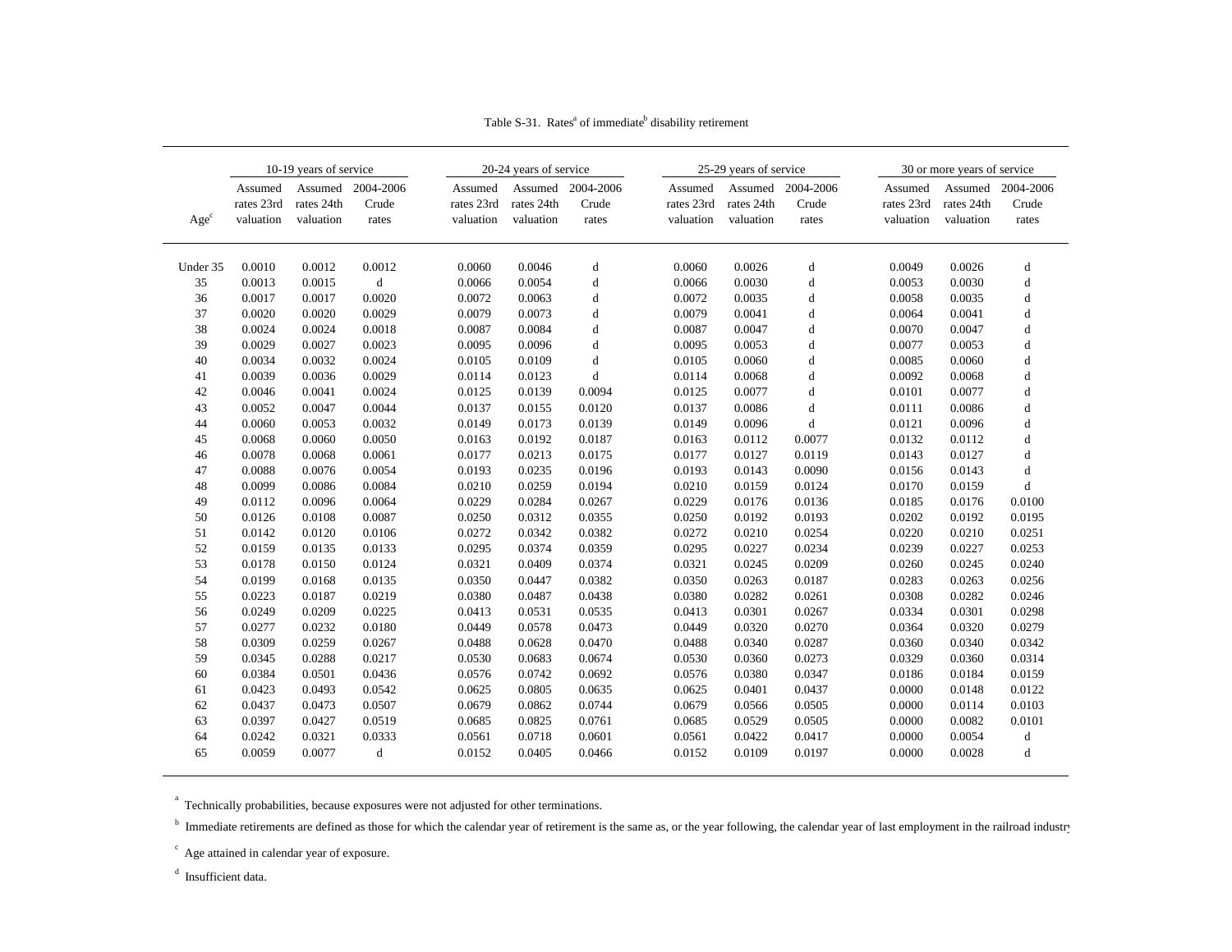Table S-31. Rates[a] of immediate[b] disability retirement

| Age[c] | 10-19 years of service | | | 20-24 years of service | | | 25-29 years of service | | | 30 or more years of service | | |
|---|---|---|---|---|---|---|---|---|---|---|---|---|
| | Assumed rates 23rd valuation | Assumed rates 24th valuation | 2004-2006 Crude rates | Assumed rates 23rd valuation | Assumed rates 24th valuation | 2004-2006 Crude rates | Assumed rates 23rd valuation | Assumed rates 24th valuation | 2004-2006 Crude rates | Assumed rates 23rd valuation | Assumed rates 24th valuation | 2004-2006 Crude rates |
| Under 35 | 0.0010 | 0.0012 | 0.0012 | 0.0060 | 0.0046 | d | 0.0060 | 0.0026 | d | 0.0049 | 0.0026 | d |
| 35 | 0.0013 | 0.0015 | d | 0.0066 | 0.0054 | d | 0.0066 | 0.0030 | d | 0.0053 | 0.0030 | d |
| 36 | 0.0017 | 0.0017 | 0.0020 | 0.0072 | 0.0063 | d | 0.0072 | 0.0035 | d | 0.0058 | 0.0035 | d |
| 37 | 0.0020 | 0.0020 | 0.0029 | 0.0079 | 0.0073 | d | 0.0079 | 0.0041 | d | 0.0064 | 0.0041 | d |
| 38 | 0.0024 | 0.0024 | 0.0018 | 0.0087 | 0.0084 | d | 0.0087 | 0.0047 | d | 0.0070 | 0.0047 | d |
| 39 | 0.0029 | 0.0027 | 0.0023 | 0.0095 | 0.0096 | d | 0.0095 | 0.0053 | d | 0.0077 | 0.0053 | d |
| 40 | 0.0034 | 0.0032 | 0.0024 | 0.0105 | 0.0109 | d | 0.0105 | 0.0060 | d | 0.0085 | 0.0060 | d |
| 41 | 0.0039 | 0.0036 | 0.0029 | 0.0114 | 0.0123 | d | 0.0114 | 0.0068 | d | 0.0092 | 0.0068 | d |
| 42 | 0.0046 | 0.0041 | 0.0024 | 0.0125 | 0.0139 | 0.0094 | 0.0125 | 0.0077 | d | 0.0101 | 0.0077 | d |
| 43 | 0.0052 | 0.0047 | 0.0044 | 0.0137 | 0.0155 | 0.0120 | 0.0137 | 0.0086 | d | 0.0111 | 0.0086 | d |
| 44 | 0.0060 | 0.0053 | 0.0032 | 0.0149 | 0.0173 | 0.0139 | 0.0149 | 0.0096 | d | 0.0121 | 0.0096 | d |
| 45 | 0.0068 | 0.0060 | 0.0050 | 0.0163 | 0.0192 | 0.0187 | 0.0163 | 0.0112 | 0.0077 | 0.0132 | 0.0112 | d |
| 46 | 0.0078 | 0.0068 | 0.0061 | 0.0177 | 0.0213 | 0.0175 | 0.0177 | 0.0127 | 0.0119 | 0.0143 | 0.0127 | d |
| 47 | 0.0088 | 0.0076 | 0.0054 | 0.0193 | 0.0235 | 0.0196 | 0.0193 | 0.0143 | 0.0090 | 0.0156 | 0.0143 | d |
| 48 | 0.0099 | 0.0086 | 0.0084 | 0.0210 | 0.0259 | 0.0194 | 0.0210 | 0.0159 | 0.0124 | 0.0170 | 0.0159 | d |
| 49 | 0.0112 | 0.0096 | 0.0064 | 0.0229 | 0.0284 | 0.0267 | 0.0229 | 0.0176 | 0.0136 | 0.0185 | 0.0176 | 0.0100 |
| 50 | 0.0126 | 0.0108 | 0.0087 | 0.0250 | 0.0312 | 0.0355 | 0.0250 | 0.0192 | 0.0193 | 0.0202 | 0.0192 | 0.0195 |
| 51 | 0.0142 | 0.0120 | 0.0106 | 0.0272 | 0.0342 | 0.0382 | 0.0272 | 0.0210 | 0.0254 | 0.0220 | 0.0210 | 0.0251 |
| 52 | 0.0159 | 0.0135 | 0.0133 | 0.0295 | 0.0374 | 0.0359 | 0.0295 | 0.0227 | 0.0234 | 0.0239 | 0.0227 | 0.0253 |
| 53 | 0.0178 | 0.0150 | 0.0124 | 0.0321 | 0.0409 | 0.0374 | 0.0321 | 0.0245 | 0.0209 | 0.0260 | 0.0245 | 0.0240 |
| 54 | 0.0199 | 0.0168 | 0.0135 | 0.0350 | 0.0447 | 0.0382 | 0.0350 | 0.0263 | 0.0187 | 0.0283 | 0.0263 | 0.0256 |
| 55 | 0.0223 | 0.0187 | 0.0219 | 0.0380 | 0.0487 | 0.0438 | 0.0380 | 0.0282 | 0.0261 | 0.0308 | 0.0282 | 0.0246 |
| 56 | 0.0249 | 0.0209 | 0.0225 | 0.0413 | 0.0531 | 0.0535 | 0.0413 | 0.0301 | 0.0267 | 0.0334 | 0.0301 | 0.0298 |
| 57 | 0.0277 | 0.0232 | 0.0180 | 0.0449 | 0.0578 | 0.0473 | 0.0449 | 0.0320 | 0.0270 | 0.0364 | 0.0320 | 0.0279 |
| 58 | 0.0309 | 0.0259 | 0.0267 | 0.0488 | 0.0628 | 0.0470 | 0.0488 | 0.0340 | 0.0287 | 0.0360 | 0.0340 | 0.0342 |
| 59 | 0.0345 | 0.0288 | 0.0217 | 0.0530 | 0.0683 | 0.0674 | 0.0530 | 0.0360 | 0.0273 | 0.0329 | 0.0360 | 0.0314 |
| 60 | 0.0384 | 0.0501 | 0.0436 | 0.0576 | 0.0742 | 0.0692 | 0.0576 | 0.0380 | 0.0347 | 0.0186 | 0.0184 | 0.0159 |
| 61 | 0.0423 | 0.0493 | 0.0542 | 0.0625 | 0.0805 | 0.0635 | 0.0625 | 0.0401 | 0.0437 | 0.0000 | 0.0148 | 0.0122 |
| 62 | 0.0437 | 0.0473 | 0.0507 | 0.0679 | 0.0862 | 0.0744 | 0.0679 | 0.0566 | 0.0505 | 0.0000 | 0.0114 | 0.0103 |
| 63 | 0.0397 | 0.0427 | 0.0519 | 0.0685 | 0.0825 | 0.0761 | 0.0685 | 0.0529 | 0.0505 | 0.0000 | 0.0082 | 0.0101 |
| 64 | 0.0242 | 0.0321 | 0.0333 | 0.0561 | 0.0718 | 0.0601 | 0.0561 | 0.0422 | 0.0417 | 0.0000 | 0.0054 | d |
| 65 | 0.0059 | 0.0077 | d | 0.0152 | 0.0405 | 0.0466 | 0.0152 | 0.0109 | 0.0197 | 0.0000 | 0.0028 | d |

[a] Technically probabilities, because exposures were not adjusted for other terminations.

[b] Immediate retirements are defined as those for which the calendar year of retirement is the same as, or the year following, the calendar year of last employment in the railroad industry

[c] Age attained in calendar year of exposure.

[d] Insufficient data.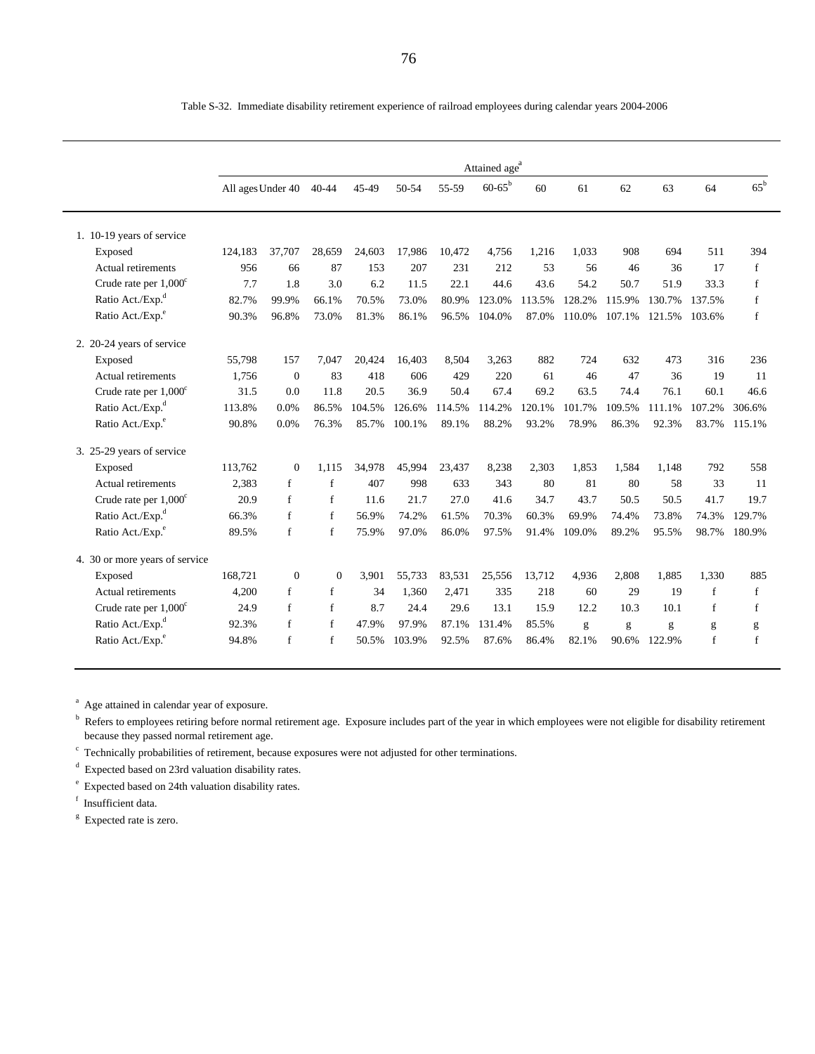Table S-32. Immediate disability retirement experience of railroad employees during calendar years 2004-2006

| | Attained age[a] | | | | | | | | | | | | |
|---|---|---|---|---|---|---|---|---|---|---|---|---|---|
| | All ages | Under 40 | 40-44 | 45-49 | 50-54 | 55-59 | 60-65[b] | 60 | 61 | 62 | 63 | 64 | 65[b] |
| 1. 10-19 years of service | | | | | | | | | | | | | |
| Exposed | 124,183 | 37,707 | 28,659 | 24,603 | 17,986 | 10,472 | 4,756 | 1,216 | 1,033 | 908 | 694 | 511 | 394 |
| Actual retirements | 956 | 66 | 87 | 153 | 207 | 231 | 212 | 53 | 56 | 46 | 36 | 17 | f |
| Crude rate per 1,000[c] | 7.7 | 1.8 | 3.0 | 6.2 | 11.5 | 22.1 | 44.6 | 43.6 | 54.2 | 50.7 | 51.9 | 33.3 | f |
| Ratio Act./Exp.[d] | 82.7% | 99.9% | 66.1% | 70.5% | 73.0% | 80.9% | 123.0% | 113.5% | 128.2% | 115.9% | 130.7% | 137.5% | f |
| Ratio Act./Exp.[e] | 90.3% | 96.8% | 73.0% | 81.3% | 86.1% | 96.5% | 104.0% | 87.0% | 110.0% | 107.1% | 121.5% | 103.6% | f |
| 2. 20-24 years of service | | | | | | | | | | | | | |
| Exposed | 55,798 | 157 | 7,047 | 20,424 | 16,403 | 8,504 | 3,263 | 882 | 724 | 632 | 473 | 316 | 236 |
| Actual retirements | 1,756 | 0 | 83 | 418 | 606 | 429 | 220 | 61 | 46 | 47 | 36 | 19 | 11 |
| Crude rate per 1,000[c] | 31.5 | 0.0 | 11.8 | 20.5 | 36.9 | 50.4 | 67.4 | 69.2 | 63.5 | 74.4 | 76.1 | 60.1 | 46.6 |
| Ratio Act./Exp.[d] | 113.8% | 0.0% | 86.5% | 104.5% | 126.6% | 114.5% | 114.2% | 120.1% | 101.7% | 109.5% | 111.1% | 107.2% | 306.6% |
| Ratio Act./Exp.[e] | 90.8% | 0.0% | 76.3% | 85.7% | 100.1% | 89.1% | 88.2% | 93.2% | 78.9% | 86.3% | 92.3% | 83.7% | 115.1% |
| 3. 25-29 years of service | | | | | | | | | | | | | |
| Exposed | 113,762 | 0 | 1,115 | 34,978 | 45,994 | 23,437 | 8,238 | 2,303 | 1,853 | 1,584 | 1,148 | 792 | 558 |
| Actual retirements | 2,383 | f | f | 407 | 998 | 633 | 343 | 80 | 81 | 80 | 58 | 33 | 11 |
| Crude rate per 1,000[c] | 20.9 | f | f | 11.6 | 21.7 | 27.0 | 41.6 | 34.7 | 43.7 | 50.5 | 50.5 | 41.7 | 19.7 |
| Ratio Act./Exp.[d] | 66.3% | f | f | 56.9% | 74.2% | 61.5% | 70.3% | 60.3% | 69.9% | 74.4% | 73.8% | 74.3% | 129.7% |
| Ratio Act./Exp.[e] | 89.5% | f | f | 75.9% | 97.0% | 86.0% | 97.5% | 91.4% | 109.0% | 89.2% | 95.5% | 98.7% | 180.9% |
| 4. 30 or more years of service | | | | | | | | | | | | | |
| Exposed | 168,721 | 0 | 0 | 3,901 | 55,733 | 83,531 | 25,556 | 13,712 | 4,936 | 2,808 | 1,885 | 1,330 | 885 |
| Actual retirements | 4,200 | f | f | 34 | 1,360 | 2,471 | 335 | 218 | 60 | 29 | 19 | f | f |
| Crude rate per 1,000[c] | 24.9 | f | f | 8.7 | 24.4 | 29.6 | 13.1 | 15.9 | 12.2 | 10.3 | 10.1 | f | f |
| Ratio Act./Exp.[d] | 92.3% | f | f | 47.9% | 97.9% | 87.1% | 131.4% | 85.5% | g | g | g | g | g |
| Ratio Act./Exp.[e] | 94.8% | f | f | 50.5% | 103.9% | 92.5% | 87.6% | 86.4% | 82.1% | 90.6% | 122.9% | f | f |

[a] Age attained in calendar year of exposure.

[b] Refers to employees retiring before normal retirement age. Exposure includes part of the year in which employees were not eligible for disability retirement because they passed normal retirement age.

[c] Technically probabilities of retirement, because exposures were not adjusted for other terminations.

[d] Expected based on 23rd valuation disability rates.

[e] Expected based on 24th valuation disability rates.

[f] Insufficient data.

[g] Expected rate is zero.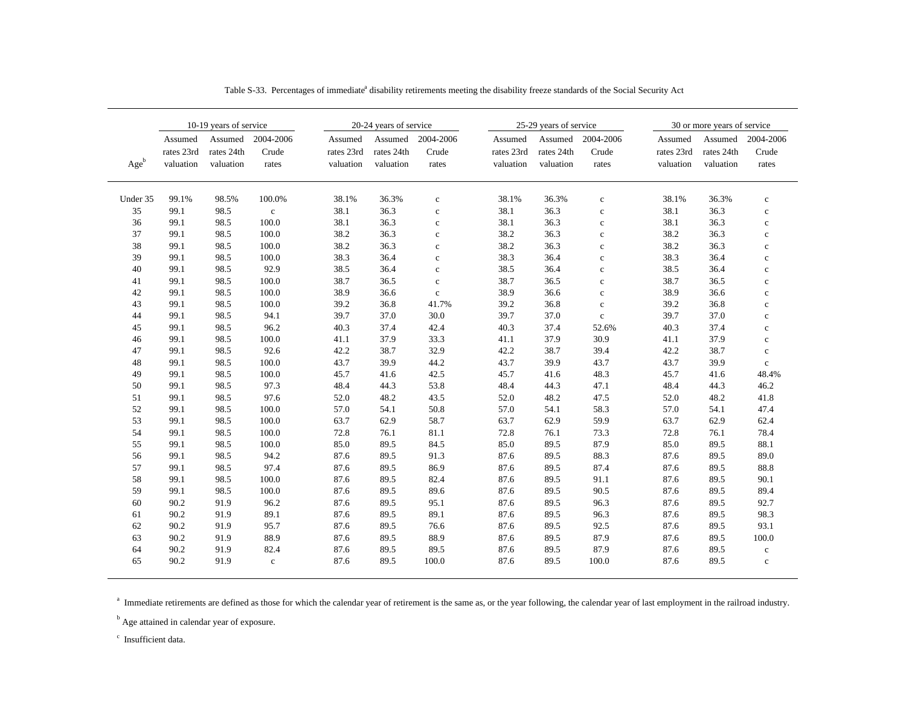Table S-33. Percentages of immediate[a] disability retirements meeting the disability freeze standards of the Social Security Act

| Age[b] | 10-19 years of service | | | 20-24 years of service | | | 25-29 years of service | | | 30 or more years of service | | |
|---|---|---|---|---|---|---|---|---|---|---|---|---|
| | Assumed rates 23rd valuation | Assumed rates 24th valuation | 2004-2006 Crude rates | Assumed rates 23rd valuation | Assumed rates 24th valuation | 2004-2006 Crude rates | Assumed rates 23rd valuation | Assumed rates 24th valuation | 2004-2006 Crude rates | Assumed rates 23rd valuation | Assumed rates 24th valuation | 2004-2006 Crude rates |
| Under 35 | 99.1% | 98.5% | 100.0% | 38.1% | 36.3% | c | 38.1% | 36.3% | c | 38.1% | 36.3% | c |
| 35 | 99.1 | 98.5 | c | 38.1 | 36.3 | c | 38.1 | 36.3 | c | 38.1 | 36.3 | c |
| 36 | 99.1 | 98.5 | 100.0 | 38.1 | 36.3 | c | 38.1 | 36.3 | c | 38.1 | 36.3 | c |
| 37 | 99.1 | 98.5 | 100.0 | 38.2 | 36.3 | c | 38.2 | 36.3 | c | 38.2 | 36.3 | c |
| 38 | 99.1 | 98.5 | 100.0 | 38.2 | 36.3 | c | 38.2 | 36.3 | c | 38.2 | 36.3 | c |
| 39 | 99.1 | 98.5 | 100.0 | 38.3 | 36.4 | c | 38.3 | 36.4 | c | 38.3 | 36.4 | c |
| 40 | 99.1 | 98.5 | 92.9 | 38.5 | 36.4 | c | 38.5 | 36.4 | c | 38.5 | 36.4 | c |
| 41 | 99.1 | 98.5 | 100.0 | 38.7 | 36.5 | c | 38.7 | 36.5 | c | 38.7 | 36.5 | c |
| 42 | 99.1 | 98.5 | 100.0 | 38.9 | 36.6 | c | 38.9 | 36.6 | c | 38.9 | 36.6 | c |
| 43 | 99.1 | 98.5 | 100.0 | 39.2 | 36.8 | 41.7% | 39.2 | 36.8 | c | 39.2 | 36.8 | c |
| 44 | 99.1 | 98.5 | 94.1 | 39.7 | 37.0 | 30.0 | 39.7 | 37.0 | c | 39.7 | 37.0 | c |
| 45 | 99.1 | 98.5 | 96.2 | 40.3 | 37.4 | 42.4 | 40.3 | 37.4 | 52.6% | 40.3 | 37.4 | c |
| 46 | 99.1 | 98.5 | 100.0 | 41.1 | 37.9 | 33.3 | 41.1 | 37.9 | 30.9 | 41.1 | 37.9 | c |
| 47 | 99.1 | 98.5 | 92.6 | 42.2 | 38.7 | 32.9 | 42.2 | 38.7 | 39.4 | 42.2 | 38.7 | c |
| 48 | 99.1 | 98.5 | 100.0 | 43.7 | 39.9 | 44.2 | 43.7 | 39.9 | 43.7 | 43.7 | 39.9 | c |
| 49 | 99.1 | 98.5 | 100.0 | 45.7 | 41.6 | 42.5 | 45.7 | 41.6 | 48.3 | 45.7 | 41.6 | 48.4% |
| 50 | 99.1 | 98.5 | 97.3 | 48.4 | 44.3 | 53.8 | 48.4 | 44.3 | 47.1 | 48.4 | 44.3 | 46.2 |
| 51 | 99.1 | 98.5 | 97.6 | 52.0 | 48.2 | 43.5 | 52.0 | 48.2 | 47.5 | 52.0 | 48.2 | 41.8 |
| 52 | 99.1 | 98.5 | 100.0 | 57.0 | 54.1 | 50.8 | 57.0 | 54.1 | 58.3 | 57.0 | 54.1 | 47.4 |
| 53 | 99.1 | 98.5 | 100.0 | 63.7 | 62.9 | 58.7 | 63.7 | 62.9 | 59.9 | 63.7 | 62.9 | 62.4 |
| 54 | 99.1 | 98.5 | 100.0 | 72.8 | 76.1 | 81.1 | 72.8 | 76.1 | 73.3 | 72.8 | 76.1 | 78.4 |
| 55 | 99.1 | 98.5 | 100.0 | 85.0 | 89.5 | 84.5 | 85.0 | 89.5 | 87.9 | 85.0 | 89.5 | 88.1 |
| 56 | 99.1 | 98.5 | 94.2 | 87.6 | 89.5 | 91.3 | 87.6 | 89.5 | 88.3 | 87.6 | 89.5 | 89.0 |
| 57 | 99.1 | 98.5 | 97.4 | 87.6 | 89.5 | 86.9 | 87.6 | 89.5 | 87.4 | 87.6 | 89.5 | 88.8 |
| 58 | 99.1 | 98.5 | 100.0 | 87.6 | 89.5 | 82.4 | 87.6 | 89.5 | 91.1 | 87.6 | 89.5 | 90.1 |
| 59 | 99.1 | 98.5 | 100.0 | 87.6 | 89.5 | 89.6 | 87.6 | 89.5 | 90.5 | 87.6 | 89.5 | 89.4 |
| 60 | 90.2 | 91.9 | 96.2 | 87.6 | 89.5 | 95.1 | 87.6 | 89.5 | 96.3 | 87.6 | 89.5 | 92.7 |
| 61 | 90.2 | 91.9 | 89.1 | 87.6 | 89.5 | 89.1 | 87.6 | 89.5 | 96.3 | 87.6 | 89.5 | 98.3 |
| 62 | 90.2 | 91.9 | 95.7 | 87.6 | 89.5 | 76.6 | 87.6 | 89.5 | 92.5 | 87.6 | 89.5 | 93.1 |
| 63 | 90.2 | 91.9 | 88.9 | 87.6 | 89.5 | 88.9 | 87.6 | 89.5 | 87.9 | 87.6 | 89.5 | 100.0 |
| 64 | 90.2 | 91.9 | 82.4 | 87.6 | 89.5 | 89.5 | 87.6 | 89.5 | 87.9 | 87.6 | 89.5 | c |
| 65 | 90.2 | 91.9 | c | 87.6 | 89.5 | 100.0 | 87.6 | 89.5 | 100.0 | 87.6 | 89.5 | c |

[a] Immediate retirements are defined as those for which the calendar year of retirement is the same as, or the year following, the calendar year of last employment in the railroad industry.

[b] Age attained in calendar year of exposure.

[c] Insufficient data.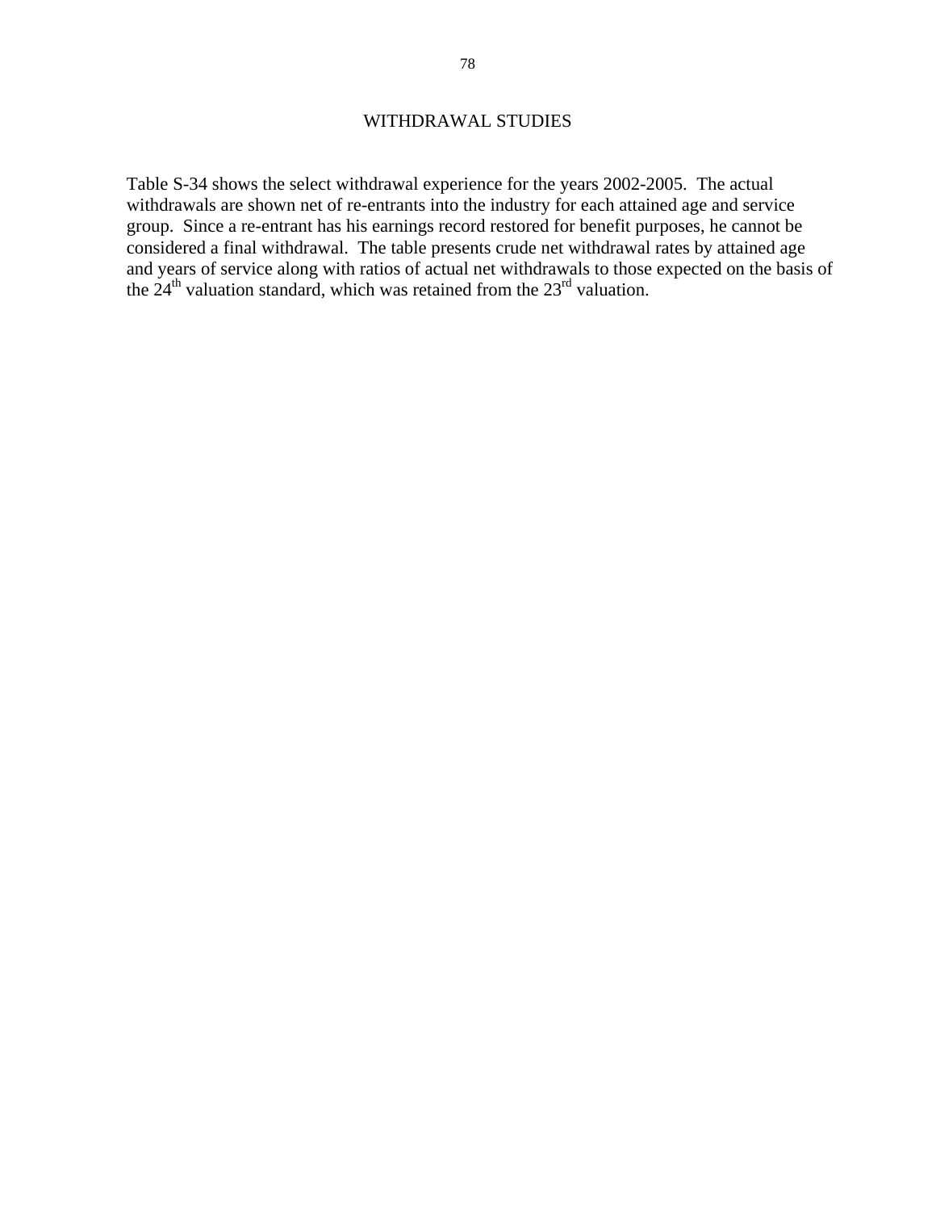# WITHDRAWAL STUDIES

Table S-34 shows the select withdrawal experience for the years 2002-2005. The actual withdrawals are shown net of re-entrants into the industry for each attained age and service group. Since a re-entrant has his earnings record restored for benefit purposes, he cannot be considered a final withdrawal. The table presents crude net withdrawal rates by attained age and years of service along with ratios of actual net withdrawals to those expected on the basis of the 24th valuation standard, which was retained from the 23rd valuation.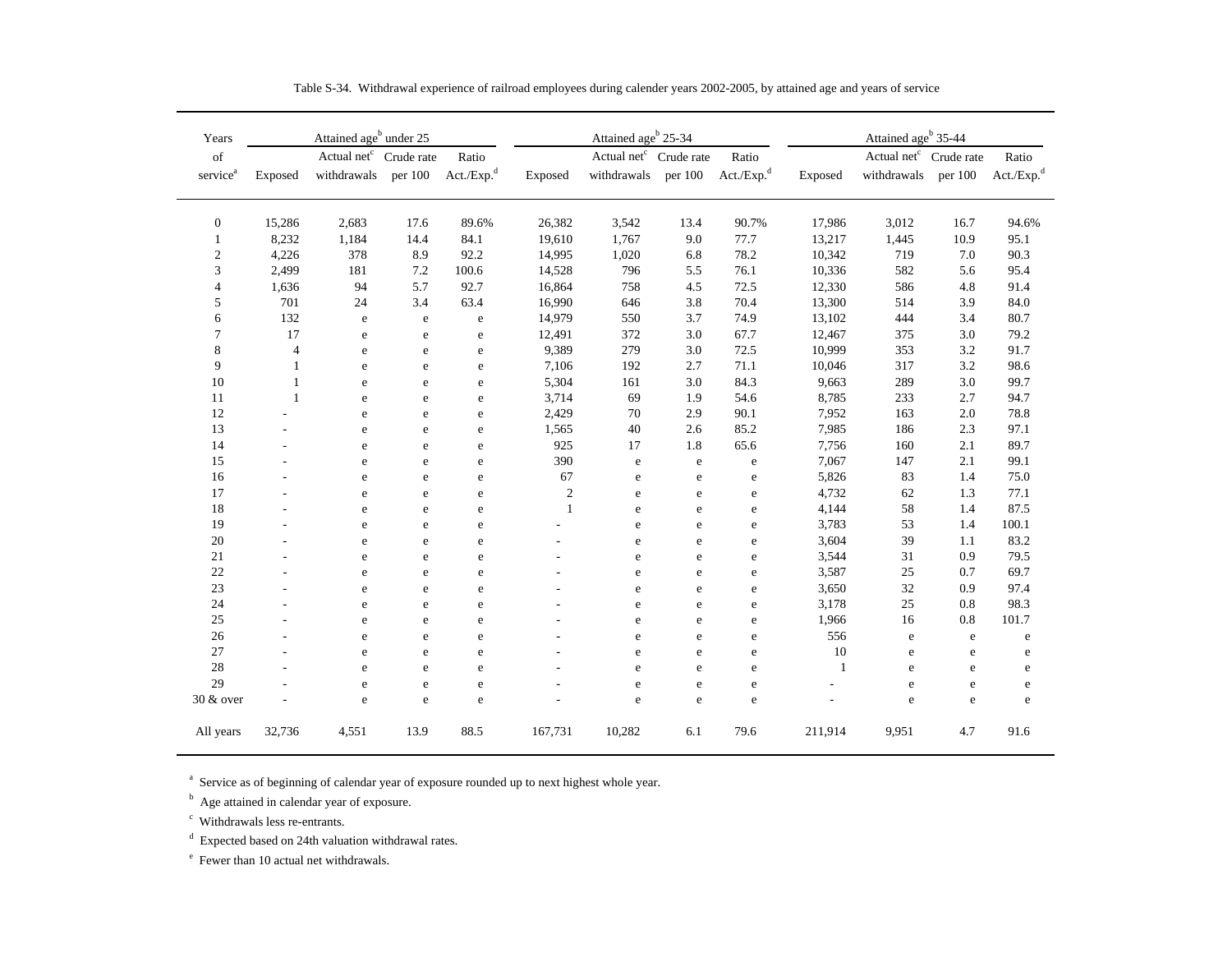Table S-34. Withdrawal experience of railroad employees during calender years 2002-2005, by attained age and years of service

| Years of service[a] | Attained age[b] under 25 | | | | Attained age[b] 25-34 | | | | Attained age[b] 35-44 | | | |
|---|---|---|---|---|---|---|---|---|---|---|---|---|
| | Exposed | Actual net[c] withdrawals | Crude rate per 100 | Ratio Act./Exp.[d] | Exposed | Actual net[c] withdrawals | Crude rate per 100 | Ratio Act./Exp.[d] | Exposed | Actual net[c] withdrawals | Crude rate per 100 | Ratio Act./Exp.[d] |
| 0 | 15,286 | 2,683 | 17.6 | 89.6% | 26,382 | 3,542 | 13.4 | 90.7% | 17,986 | 3,012 | 16.7 | 94.6% |
| 1 | 8,232 | 1,184 | 14.4 | 84.1 | 19,610 | 1,767 | 9.0 | 77.7 | 13,217 | 1,445 | 10.9 | 95.1 |
| 2 | 4,226 | 378 | 8.9 | 92.2 | 14,995 | 1,020 | 6.8 | 78.2 | 10,342 | 719 | 7.0 | 90.3 |
| 3 | 2,499 | 181 | 7.2 | 100.6 | 14,528 | 796 | 5.5 | 76.1 | 10,336 | 582 | 5.6 | 95.4 |
| 4 | 1,636 | 94 | 5.7 | 92.7 | 16,864 | 758 | 4.5 | 72.5 | 12,330 | 586 | 4.8 | 91.4 |
| 5 | 701 | 24 | 3.4 | 63.4 | 16,990 | 646 | 3.8 | 70.4 | 13,300 | 514 | 3.9 | 84.0 |
| 6 | 132 | e | e | e | 14,979 | 550 | 3.7 | 74.9 | 13,102 | 444 | 3.4 | 80.7 |
| 7 | 17 | e | e | e | 12,491 | 372 | 3.0 | 67.7 | 12,467 | 375 | 3.0 | 79.2 |
| 8 | 4 | e | e | e | 9,389 | 279 | 3.0 | 72.5 | 10,999 | 353 | 3.2 | 91.7 |
| 9 | 1 | e | e | e | 7,106 | 192 | 2.7 | 71.1 | 10,046 | 317 | 3.2 | 98.6 |
| 10 | 1 | e | e | e | 5,304 | 161 | 3.0 | 84.3 | 9,663 | 289 | 3.0 | 99.7 |
| 11 | 1 | e | e | e | 3,714 | 69 | 1.9 | 54.6 | 8,785 | 233 | 2.7 | 94.7 |
| 12 | - | e | e | e | 2,429 | 70 | 2.9 | 90.1 | 7,952 | 163 | 2.0 | 78.8 |
| 13 | - | e | e | e | 1,565 | 40 | 2.6 | 85.2 | 7,985 | 186 | 2.3 | 97.1 |
| 14 | - | e | e | e | 925 | 17 | 1.8 | 65.6 | 7,756 | 160 | 2.1 | 89.7 |
| 15 | - | e | e | e | 390 | e | e | e | 7,067 | 147 | 2.1 | 99.1 |
| 16 | - | e | e | e | 67 | e | e | e | 5,826 | 83 | 1.4 | 75.0 |
| 17 | - | e | e | e | 2 | e | e | e | 4,732 | 62 | 1.3 | 77.1 |
| 18 | - | e | e | e | 1 | e | e | e | 4,144 | 58 | 1.4 | 87.5 |
| 19 | - | e | e | e | - | e | e | e | 3,783 | 53 | 1.4 | 100.1 |
| 20 | - | e | e | e | - | e | e | e | 3,604 | 39 | 1.1 | 83.2 |
| 21 | - | e | e | e | - | e | e | e | 3,544 | 31 | 0.9 | 79.5 |
| 22 | - | e | e | e | - | e | e | e | 3,587 | 25 | 0.7 | 69.7 |
| 23 | - | e | e | e | - | e | e | e | 3,650 | 32 | 0.9 | 97.4 |
| 24 | - | e | e | e | - | e | e | e | 3,178 | 25 | 0.8 | 98.3 |
| 25 | - | e | e | e | - | e | e | e | 1,966 | 16 | 0.8 | 101.7 |
| 26 | - | e | e | e | - | e | e | e | 556 | e | e | e |
| 27 | - | e | e | e | - | e | e | e | 10 | e | e | e |
| 28 | - | e | e | e | - | e | e | e | 1 | e | e | e |
| 29 | - | e | e | e | - | e | e | e | - | e | e | e |
| 30 & over | - | e | e | e | - | e | e | e | - | e | e | e |
| All years | 32,736 | 4,551 | 13.9 | 88.5 | 167,731 | 10,282 | 6.1 | 79.6 | 211,914 | 9,951 | 4.7 | 91.6 |

[a] Service as of beginning of calendar year of exposure rounded up to next highest whole year.

[b] Age attained in calendar year of exposure.

[c] Withdrawals less re-entrants.

[d] Expected based on 24th valuation withdrawal rates.

[e] Fewer than 10 actual net withdrawals.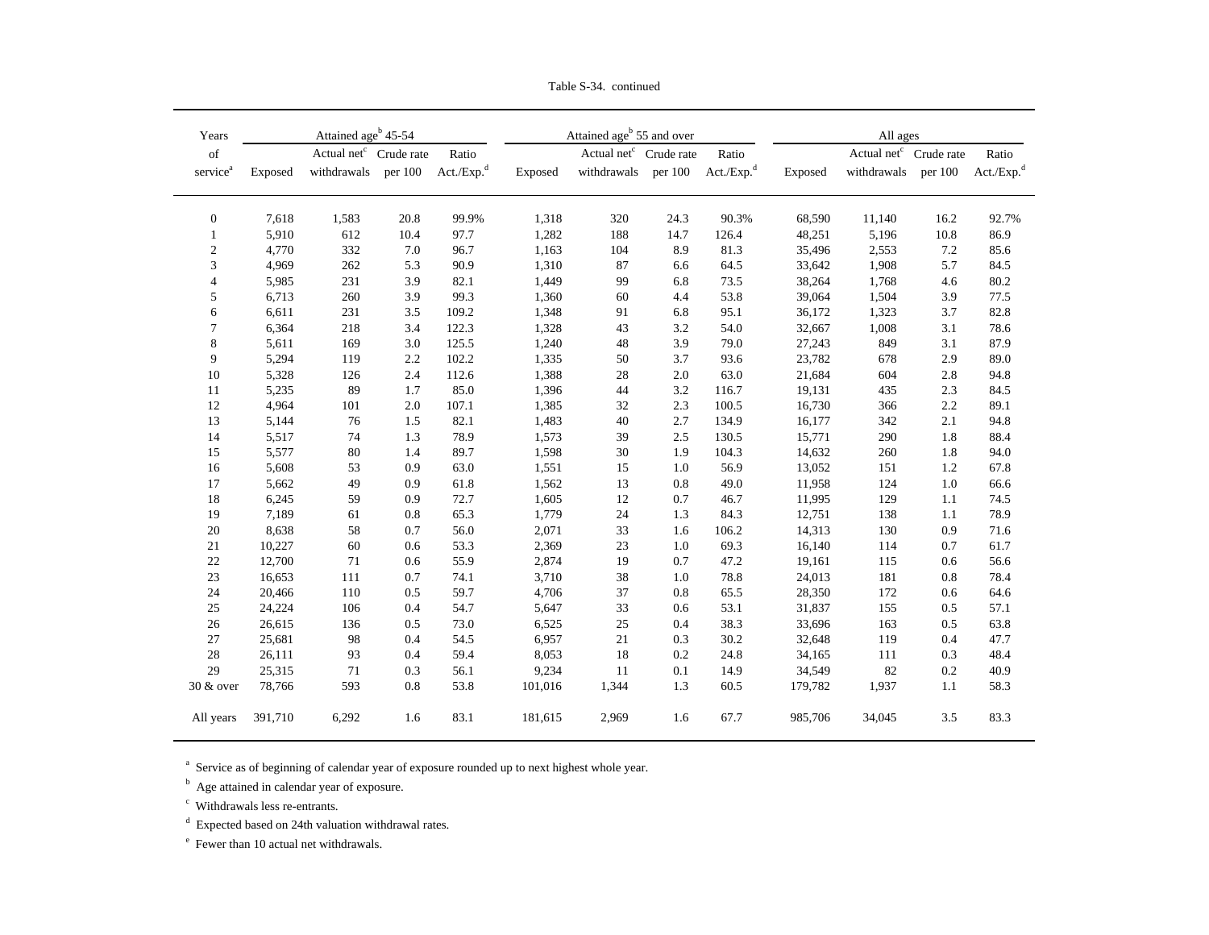Table S-34. continued

| Years of service[a] | Attained age[b] 45-54 | | | | Attained age[b] 55 and over | | | | All ages | | | |
|---|---|---|---|---|---|---|---|---|---|---|---|---|
| | Exposed | Actual net[c] withdrawals | Crude rate per 100 | Ratio Act./Exp.[d] | Exposed | Actual net[c] withdrawals | Crude rate per 100 | Ratio Act./Exp.[d] | Exposed | Actual net[c] withdrawals | Crude rate per 100 | Ratio Act./Exp.[d] |
| 0 | 7,618 | 1,583 | 20.8 | 99.9% | 1,318 | 320 | 24.3 | 90.3% | 68,590 | 11,140 | 16.2 | 92.7% |
| 1 | 5,910 | 612 | 10.4 | 97.7 | 1,282 | 188 | 14.7 | 126.4 | 48,251 | 5,196 | 10.8 | 86.9 |
| 2 | 4,770 | 332 | 7.0 | 96.7 | 1,163 | 104 | 8.9 | 81.3 | 35,496 | 2,553 | 7.2 | 85.6 |
| 3 | 4,969 | 262 | 5.3 | 90.9 | 1,310 | 87 | 6.6 | 64.5 | 33,642 | 1,908 | 5.7 | 84.5 |
| 4 | 5,985 | 231 | 3.9 | 82.1 | 1,449 | 99 | 6.8 | 73.5 | 38,264 | 1,768 | 4.6 | 80.2 |
| 5 | 6,713 | 260 | 3.9 | 99.3 | 1,360 | 60 | 4.4 | 53.8 | 39,064 | 1,504 | 3.9 | 77.5 |
| 6 | 6,611 | 231 | 3.5 | 109.2 | 1,348 | 91 | 6.8 | 95.1 | 36,172 | 1,323 | 3.7 | 82.8 |
| 7 | 6,364 | 218 | 3.4 | 122.3 | 1,328 | 43 | 3.2 | 54.0 | 32,667 | 1,008 | 3.1 | 78.6 |
| 8 | 5,611 | 169 | 3.0 | 125.5 | 1,240 | 48 | 3.9 | 79.0 | 27,243 | 849 | 3.1 | 87.9 |
| 9 | 5,294 | 119 | 2.2 | 102.2 | 1,335 | 50 | 3.7 | 93.6 | 23,782 | 678 | 2.9 | 89.0 |
| 10 | 5,328 | 126 | 2.4 | 112.6 | 1,388 | 28 | 2.0 | 63.0 | 21,684 | 604 | 2.8 | 94.8 |
| 11 | 5,235 | 89 | 1.7 | 85.0 | 1,396 | 44 | 3.2 | 116.7 | 19,131 | 435 | 2.3 | 84.5 |
| 12 | 4,964 | 101 | 2.0 | 107.1 | 1,385 | 32 | 2.3 | 100.5 | 16,730 | 366 | 2.2 | 89.1 |
| 13 | 5,144 | 76 | 1.5 | 82.1 | 1,483 | 40 | 2.7 | 134.9 | 16,177 | 342 | 2.1 | 94.8 |
| 14 | 5,517 | 74 | 1.3 | 78.9 | 1,573 | 39 | 2.5 | 130.5 | 15,771 | 290 | 1.8 | 88.4 |
| 15 | 5,577 | 80 | 1.4 | 89.7 | 1,598 | 30 | 1.9 | 104.3 | 14,632 | 260 | 1.8 | 94.0 |
| 16 | 5,608 | 53 | 0.9 | 63.0 | 1,551 | 15 | 1.0 | 56.9 | 13,052 | 151 | 1.2 | 67.8 |
| 17 | 5,662 | 49 | 0.9 | 61.8 | 1,562 | 13 | 0.8 | 49.0 | 11,958 | 124 | 1.0 | 66.6 |
| 18 | 6,245 | 59 | 0.9 | 72.7 | 1,605 | 12 | 0.7 | 46.7 | 11,995 | 129 | 1.1 | 74.5 |
| 19 | 7,189 | 61 | 0.8 | 65.3 | 1,779 | 24 | 1.3 | 84.3 | 12,751 | 138 | 1.1 | 78.9 |
| 20 | 8,638 | 58 | 0.7 | 56.0 | 2,071 | 33 | 1.6 | 106.2 | 14,313 | 130 | 0.9 | 71.6 |
| 21 | 10,227 | 60 | 0.6 | 53.3 | 2,369 | 23 | 1.0 | 69.3 | 16,140 | 114 | 0.7 | 61.7 |
| 22 | 12,700 | 71 | 0.6 | 55.9 | 2,874 | 19 | 0.7 | 47.2 | 19,161 | 115 | 0.6 | 56.6 |
| 23 | 16,653 | 111 | 0.7 | 74.1 | 3,710 | 38 | 1.0 | 78.8 | 24,013 | 181 | 0.8 | 78.4 |
| 24 | 20,466 | 110 | 0.5 | 59.7 | 4,706 | 37 | 0.8 | 65.5 | 28,350 | 172 | 0.6 | 64.6 |
| 25 | 24,224 | 106 | 0.4 | 54.7 | 5,647 | 33 | 0.6 | 53.1 | 31,837 | 155 | 0.5 | 57.1 |
| 26 | 26,615 | 136 | 0.5 | 73.0 | 6,525 | 25 | 0.4 | 38.3 | 33,696 | 163 | 0.5 | 63.8 |
| 27 | 25,681 | 98 | 0.4 | 54.5 | 6,957 | 21 | 0.3 | 30.2 | 32,648 | 119 | 0.4 | 47.7 |
| 28 | 26,111 | 93 | 0.4 | 59.4 | 8,053 | 18 | 0.2 | 24.8 | 34,165 | 111 | 0.3 | 48.4 |
| 29 | 25,315 | 71 | 0.3 | 56.1 | 9,234 | 11 | 0.1 | 14.9 | 34,549 | 82 | 0.2 | 40.9 |
| 30 & over | 78,766 | 593 | 0.8 | 53.8 | 101,016 | 1,344 | 1.3 | 60.5 | 179,782 | 1,937 | 1.1 | 58.3 |
| All years | 391,710 | 6,292 | 1.6 | 83.1 | 181,615 | 2,969 | 1.6 | 67.7 | 985,706 | 34,045 | 3.5 | 83.3 |

[a] Service as of beginning of calendar year of exposure rounded up to next highest whole year.

[b] Age attained in calendar year of exposure.

[c] Withdrawals less re-entrants.

[d] Expected based on 24th valuation withdrawal rates.

[e] Fewer than 10 actual net withdrawals.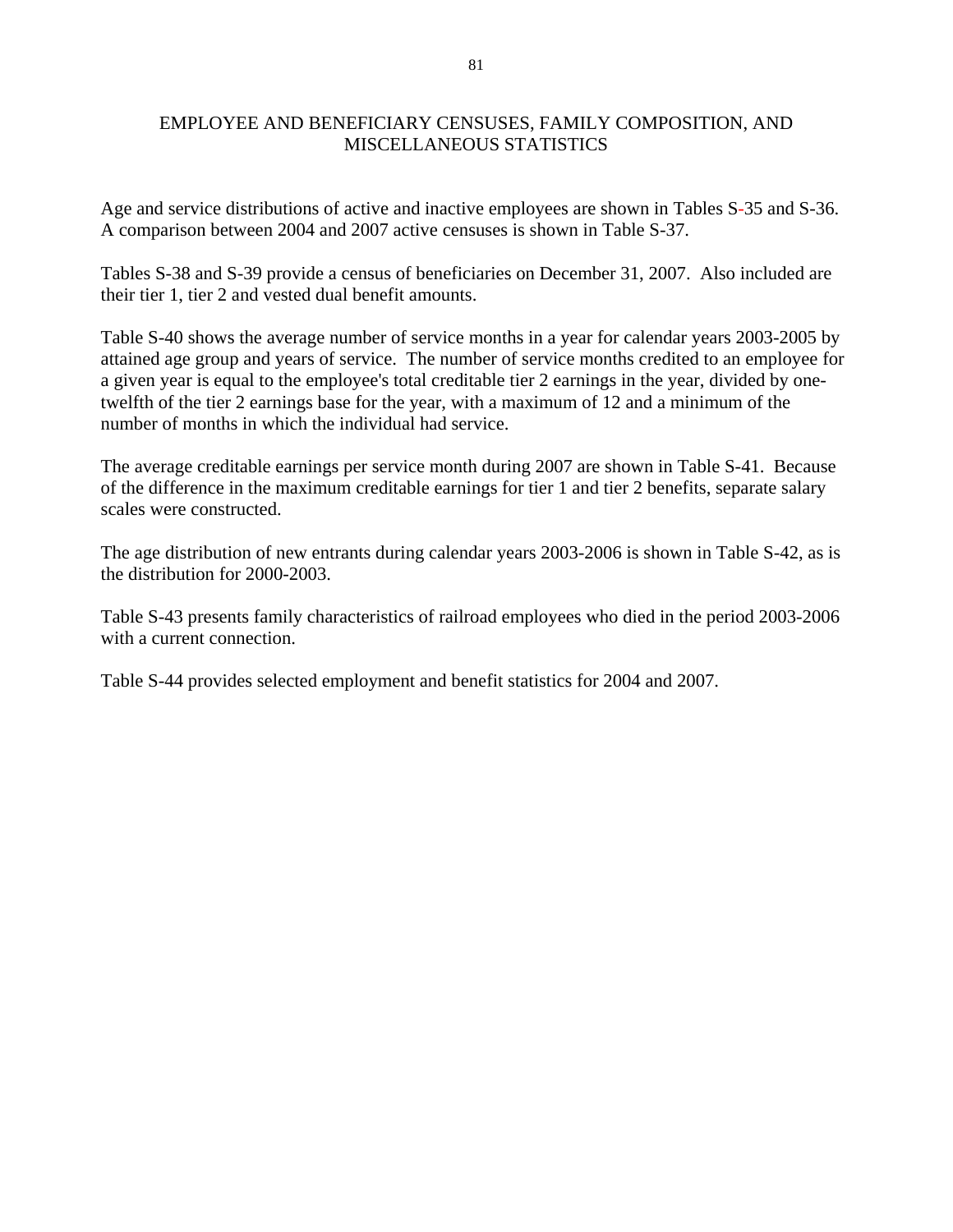# EMPLOYEE AND BENEFICIARY CENSUSES, FAMILY COMPOSITION, AND MISCELLANEOUS STATISTICS

Age and service distributions of active and inactive employees are shown in Tables S-35 and S-36. A comparison between 2004 and 2007 active censuses is shown in Table S-37.

Tables S-38 and S-39 provide a census of beneficiaries on December 31, 2007. Also included are their tier 1, tier 2 and vested dual benefit amounts.

Table S-40 shows the average number of service months in a year for calendar years 2003-2005 by attained age group and years of service. The number of service months credited to an employee for a given year is equal to the employee's total creditable tier 2 earnings in the year, divided by one-twelfth of the tier 2 earnings base for the year, with a maximum of 12 and a minimum of the number of months in which the individual had service.

The average creditable earnings per service month during 2007 are shown in Table S-41. Because of the difference in the maximum creditable earnings for tier 1 and tier 2 benefits, separate salary scales were constructed.

The age distribution of new entrants during calendar years 2003-2006 is shown in Table S-42, as is the distribution for 2000-2003.

Table S-43 presents family characteristics of railroad employees who died in the period 2003-2006 with a current connection.

Table S-44 provides selected employment and benefit statistics for 2004 and 2007.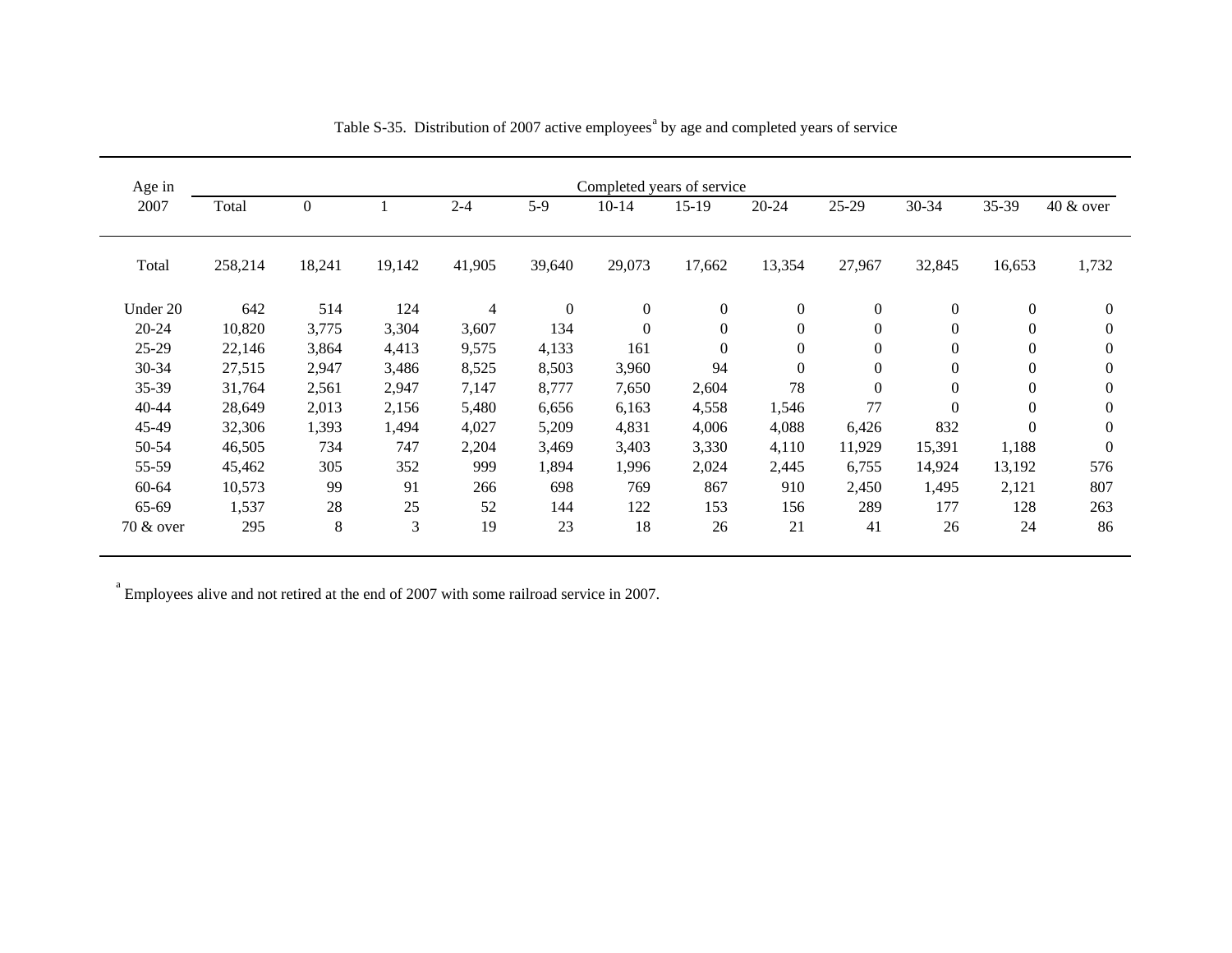Table S-35. Distribution of 2007 active employees[a] by age and completed years of service

| Age in 2007 | Completed years of service | | | | | | | | | | | |
|---|---|---|---|---|---|---|---|---|---|---|---|---|
| | Total | 0 | 1 | 2-4 | 5-9 | 10-14 | 15-19 | 20-24 | 25-29 | 30-34 | 35-39 | 40 & over |
| Total | 258,214 | 18,241 | 19,142 | 41,905 | 39,640 | 29,073 | 17,662 | 13,354 | 27,967 | 32,845 | 16,653 | 1,732 |
| Under 20 | 642 | 514 | 124 | 4 | 0 | 0 | 0 | 0 | 0 | 0 | 0 | 0 |
| 20-24 | 10,820 | 3,775 | 3,304 | 3,607 | 134 | 0 | 0 | 0 | 0 | 0 | 0 | 0 |
| 25-29 | 22,146 | 3,864 | 4,413 | 9,575 | 4,133 | 161 | 0 | 0 | 0 | 0 | 0 | 0 |
| 30-34 | 27,515 | 2,947 | 3,486 | 8,525 | 8,503 | 3,960 | 94 | 0 | 0 | 0 | 0 | 0 |
| 35-39 | 31,764 | 2,561 | 2,947 | 7,147 | 8,777 | 7,650 | 2,604 | 78 | 0 | 0 | 0 | 0 |
| 40-44 | 28,649 | 2,013 | 2,156 | 5,480 | 6,656 | 6,163 | 4,558 | 1,546 | 77 | 0 | 0 | 0 |
| 45-49 | 32,306 | 1,393 | 1,494 | 4,027 | 5,209 | 4,831 | 4,006 | 4,088 | 6,426 | 832 | 0 | 0 |
| 50-54 | 46,505 | 734 | 747 | 2,204 | 3,469 | 3,403 | 3,330 | 4,110 | 11,929 | 15,391 | 1,188 | 0 |
| 55-59 | 45,462 | 305 | 352 | 999 | 1,894 | 1,996 | 2,024 | 2,445 | 6,755 | 14,924 | 13,192 | 576 |
| 60-64 | 10,573 | 99 | 91 | 266 | 698 | 769 | 867 | 910 | 2,450 | 1,495 | 2,121 | 807 |
| 65-69 | 1,537 | 28 | 25 | 52 | 144 | 122 | 153 | 156 | 289 | 177 | 128 | 263 |
| 70 & over | 295 | 8 | 3 | 19 | 23 | 18 | 26 | 21 | 41 | 26 | 24 | 86 |

[a] Employees alive and not retired at the end of 2007 with some railroad service in 2007.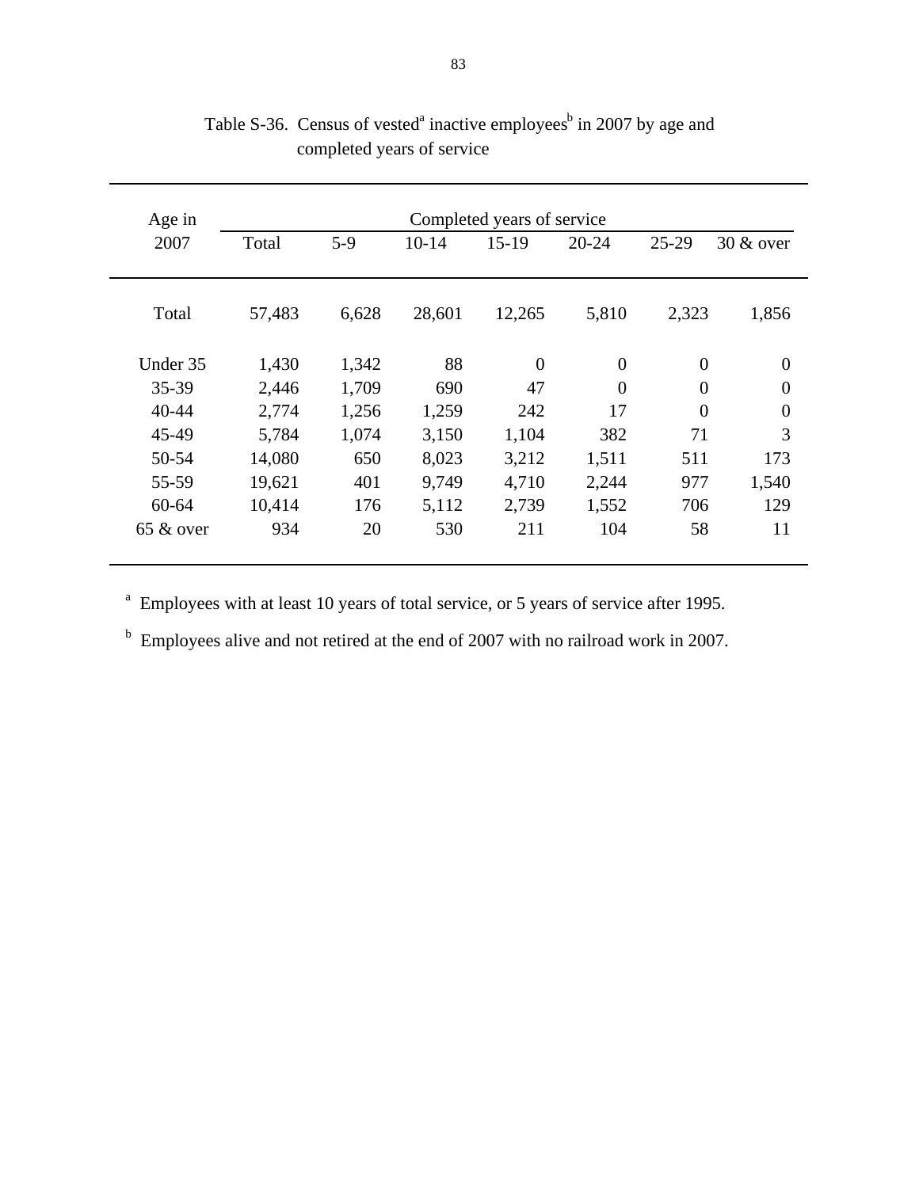Table S-36. Census of vested[a] inactive employees[b] in 2007 by age and completed years of service

| Age in 2007 | Total | Completed years of service | | | | | |
|---|---|---|---|---|---|---|---|
| | | 5-9 | 10-14 | 15-19 | 20-24 | 25-29 | 30 & over |
| Total | 57,483 | 6,628 | 28,601 | 12,265 | 5,810 | 2,323 | 1,856 |
| Under 35 | 1,430 | 1,342 | 88 | 0 | 0 | 0 | 0 |
| 35-39 | 2,446 | 1,709 | 690 | 47 | 0 | 0 | 0 |
| 40-44 | 2,774 | 1,256 | 1,259 | 242 | 17 | 0 | 0 |
| 45-49 | 5,784 | 1,074 | 3,150 | 1,104 | 382 | 71 | 3 |
| 50-54 | 14,080 | 650 | 8,023 | 3,212 | 1,511 | 511 | 173 |
| 55-59 | 19,621 | 401 | 9,749 | 4,710 | 2,244 | 977 | 1,540 |
| 60-64 | 10,414 | 176 | 5,112 | 2,739 | 1,552 | 706 | 129 |
| 65 & over | 934 | 20 | 530 | 211 | 104 | 58 | 11 |

[a] Employees with at least 10 years of total service, or 5 years of service after 1995.

[b] Employees alive and not retired at the end of 2007 with no railroad work in 2007.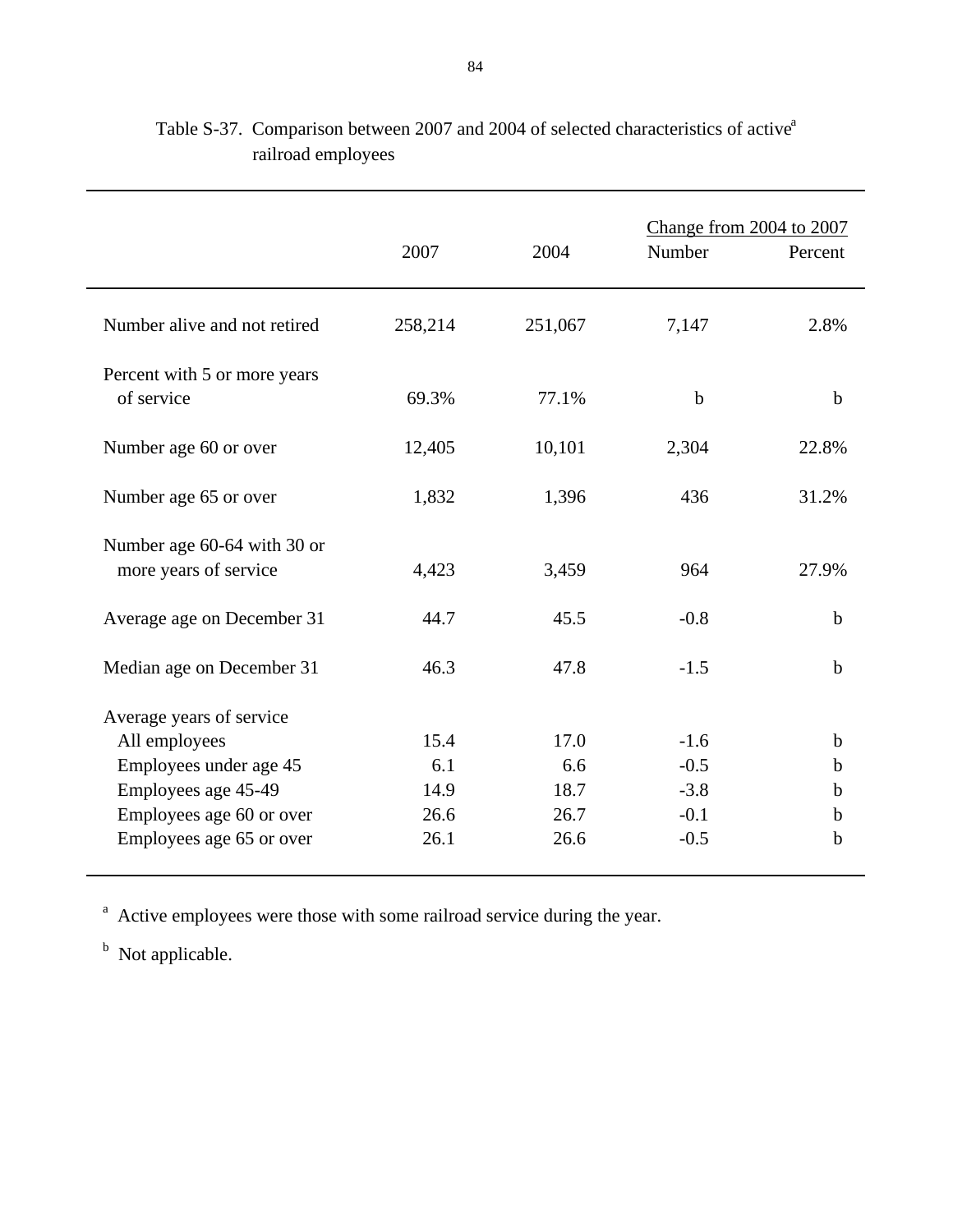Table S-37. Comparison between 2007 and 2004 of selected characteristics of active[a] railroad employees

| | 2007 | 2004 | Change from 2004 to 2007 | |
|---|---|---|---|---|
| | | | Number | Percent |
| Number alive and not retired | 258,214 | 251,067 | 7,147 | 2.8% |
| Percent with 5 or more years of service | 69.3% | 77.1% | b | b |
| Number age 60 or over | 12,405 | 10,101 | 2,304 | 22.8% |
| Number age 65 or over | 1,832 | 1,396 | 436 | 31.2% |
| Number age 60-64 with 30 or more years of service | 4,423 | 3,459 | 964 | 27.9% |
| Average age on December 31 | 44.7 | 45.5 | -0.8 | b |
| Median age on December 31 | 46.3 | 47.8 | -1.5 | b |
| Average years of service | | | | |
| All employees | 15.4 | 17.0 | -1.6 | b |
| Employees under age 45 | 6.1 | 6.6 | -0.5 | b |
| Employees age 45-49 | 14.9 | 18.7 | -3.8 | b |
| Employees age 60 or over | 26.6 | 26.7 | -0.1 | b |
| Employees age 65 or over | 26.1 | 26.6 | -0.5 | b |

[a] Active employees were those with some railroad service during the year.

[b] Not applicable.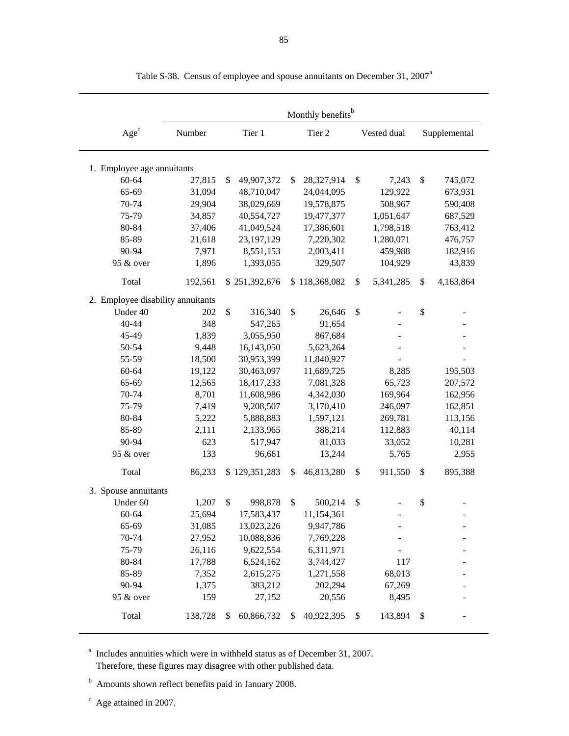Table S-38. Census of employee and spouse annuitants on December 31, 2007[a]

| Age[c] | Monthly benefits[b] | | | | |
|---|---|---|---|---|---|
| | Number | Tier 1 | Tier 2 | Vested dual | Supplemental |
| 1. Employee age annuitants | | | | | |
| 60-64 | 27,815 | $ 49,907,372 | $ 28,327,914 | $ 7,243 | $ 745,072 |
| 65-69 | 31,094 | 48,710,047 | 24,044,095 | 129,922 | 673,931 |
| 70-74 | 29,904 | 38,029,669 | 19,578,875 | 508,967 | 590,408 |
| 75-79 | 34,857 | 40,554,727 | 19,477,377 | 1,051,647 | 687,529 |
| 80-84 | 37,406 | 41,049,524 | 17,386,601 | 1,798,518 | 763,412 |
| 85-89 | 21,618 | 23,197,129 | 7,220,302 | 1,280,071 | 476,757 |
| 90-94 | 7,971 | 8,551,153 | 2,003,411 | 459,988 | 182,916 |
| 95 & over | 1,896 | 1,393,055 | 329,507 | 104,929 | 43,839 |
| Total | 192,561 | $ 251,392,676 | $ 118,368,082 | $ 5,341,285 | $ 4,163,864 |
| 2. Employee disability annuitants | | | | | |
| Under 40 | 202 | $ 316,340 | $ 26,646 | $ - | $ - |
| 40-44 | 348 | 547,265 | 91,654 | - | - |
| 45-49 | 1,839 | 3,055,950 | 867,684 | - | - |
| 50-54 | 9,448 | 16,143,050 | 5,623,264 | - | - |
| 55-59 | 18,500 | 30,953,399 | 11,840,927 | - | - |
| 60-64 | 19,122 | 30,463,097 | 11,689,725 | 8,285 | 195,503 |
| 65-69 | 12,565 | 18,417,233 | 7,081,328 | 65,723 | 207,572 |
| 70-74 | 8,701 | 11,608,986 | 4,342,030 | 169,964 | 162,956 |
| 75-79 | 7,419 | 9,208,507 | 3,170,410 | 246,097 | 162,851 |
| 80-84 | 5,222 | 5,888,883 | 1,597,121 | 269,781 | 113,156 |
| 85-89 | 2,111 | 2,133,965 | 388,214 | 112,883 | 40,114 |
| 90-94 | 623 | 517,947 | 81,033 | 33,052 | 10,281 |
| 95 & over | 133 | 96,661 | 13,244 | 5,765 | 2,955 |
| Total | 86,233 | $ 129,351,283 | $ 46,813,280 | $ 911,550 | $ 895,388 |
| 3. Spouse annuitants | | | | | |
| Under 60 | 1,207 | $ 998,878 | $ 500,214 | $ - | $ - |
| 60-64 | 25,694 | 17,583,437 | 11,154,361 | - | - |
| 65-69 | 31,085 | 13,023,226 | 9,947,786 | - | - |
| 70-74 | 27,952 | 10,088,836 | 7,769,228 | - | - |
| 75-79 | 26,116 | 9,622,554 | 6,311,971 | - | - |
| 80-84 | 17,788 | 6,524,162 | 3,744,427 | 117 | - |
| 85-89 | 7,352 | 2,615,275 | 1,271,558 | 68,013 | - |
| 90-94 | 1,375 | 383,212 | 202,294 | 67,269 | - |
| 95 & over | 159 | 27,152 | 20,556 | 8,495 | - |
| Total | 138,728 | $ 60,866,732 | $ 40,922,395 | $ 143,894 | $ - |

[a] Includes annuities which were in withheld status as of December 31, 2007. Therefore, these figures may disagree with other published data.

[b] Amounts shown reflect benefits paid in January 2008.

[c] Age attained in 2007.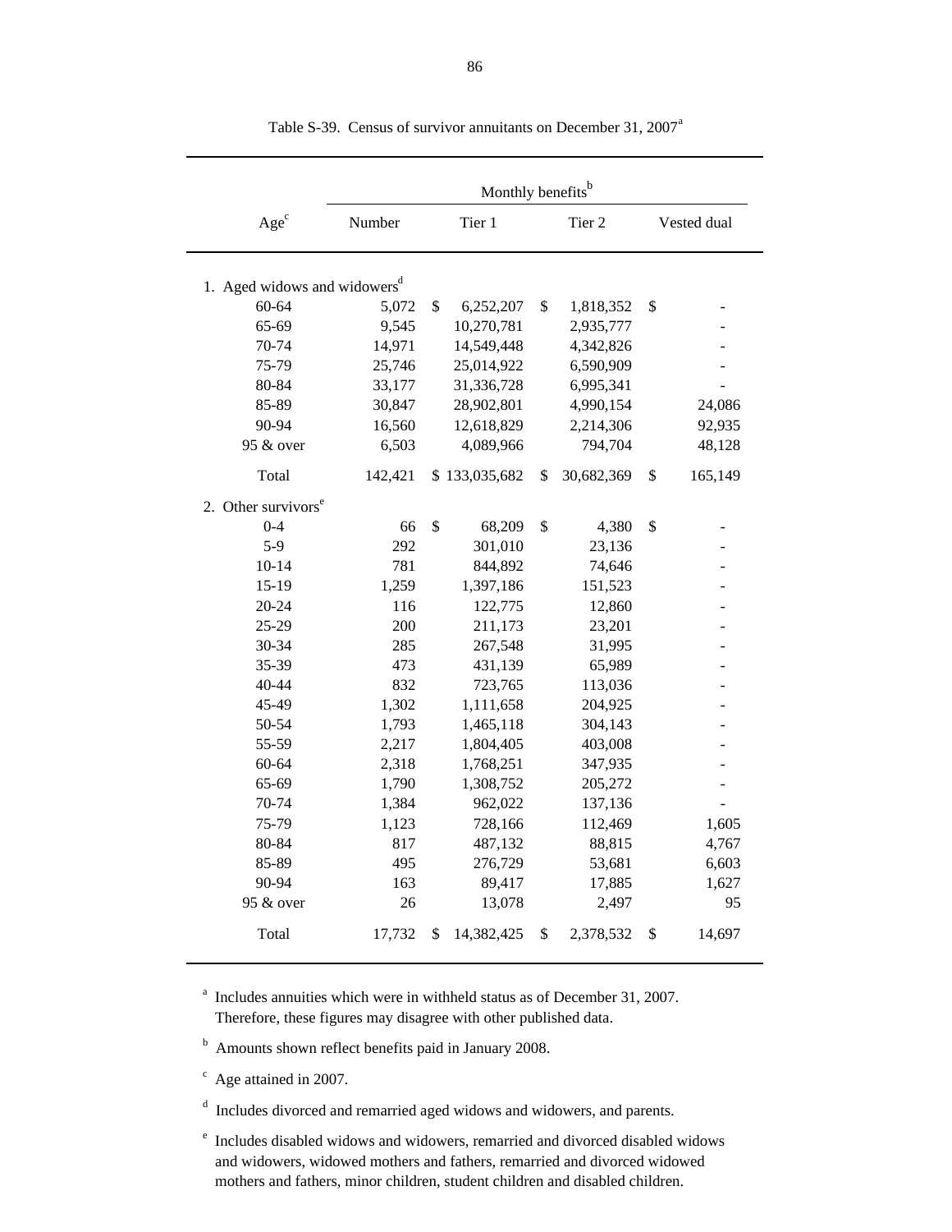Table S-39. Census of survivor annuitants on December 31, 2007[a]

| Age[c] | Monthly benefits[b] | | | |
|---|---|---|---|---|
| | Number | Tier 1 | Tier 2 | Vested dual |
| 1. Aged widows and widowers[d] | | | | |
| 60-64 | 5,072 | $ 6,252,207 | $ 1,818,352 | $ - |
| 65-69 | 9,545 | 10,270,781 | 2,935,777 | - |
| 70-74 | 14,971 | 14,549,448 | 4,342,826 | - |
| 75-79 | 25,746 | 25,014,922 | 6,590,909 | - |
| 80-84 | 33,177 | 31,336,728 | 6,995,341 | - |
| 85-89 | 30,847 | 28,902,801 | 4,990,154 | 24,086 |
| 90-94 | 16,560 | 12,618,829 | 2,214,306 | 92,935 |
| 95 & over | 6,503 | 4,089,966 | 794,704 | 48,128 |
| Total | 142,421 | $ 133,035,682 | $ 30,682,369 | $ 165,149 |
| 2. Other survivors[e] | | | | |
| 0-4 | 66 | $ 68,209 | $ 4,380 | $ - |
| 5-9 | 292 | 301,010 | 23,136 | - |
| 10-14 | 781 | 844,892 | 74,646 | - |
| 15-19 | 1,259 | 1,397,186 | 151,523 | - |
| 20-24 | 116 | 122,775 | 12,860 | - |
| 25-29 | 200 | 211,173 | 23,201 | - |
| 30-34 | 285 | 267,548 | 31,995 | - |
| 35-39 | 473 | 431,139 | 65,989 | - |
| 40-44 | 832 | 723,765 | 113,036 | - |
| 45-49 | 1,302 | 1,111,658 | 204,925 | - |
| 50-54 | 1,793 | 1,465,118 | 304,143 | - |
| 55-59 | 2,217 | 1,804,405 | 403,008 | - |
| 60-64 | 2,318 | 1,768,251 | 347,935 | - |
| 65-69 | 1,790 | 1,308,752 | 205,272 | - |
| 70-74 | 1,384 | 962,022 | 137,136 | - |
| 75-79 | 1,123 | 728,166 | 112,469 | 1,605 |
| 80-84 | 817 | 487,132 | 88,815 | 4,767 |
| 85-89 | 495 | 276,729 | 53,681 | 6,603 |
| 90-94 | 163 | 89,417 | 17,885 | 1,627 |
| 95 & over | 26 | 13,078 | 2,497 | 95 |
| Total | 17,732 | $ 14,382,425 | $ 2,378,532 | $ 14,697 |

[a] Includes annuities which were in withheld status as of December 31, 2007. Therefore, these figures may disagree with other published data.

[b] Amounts shown reflect benefits paid in January 2008.

[c] Age attained in 2007.

[d] Includes divorced and remarried aged widows and widowers, and parents.

[e] Includes disabled widows and widowers, remarried and divorced disabled widows and widowers, widowed mothers and fathers, remarried and divorced widowed mothers and fathers, minor children, student children and disabled children.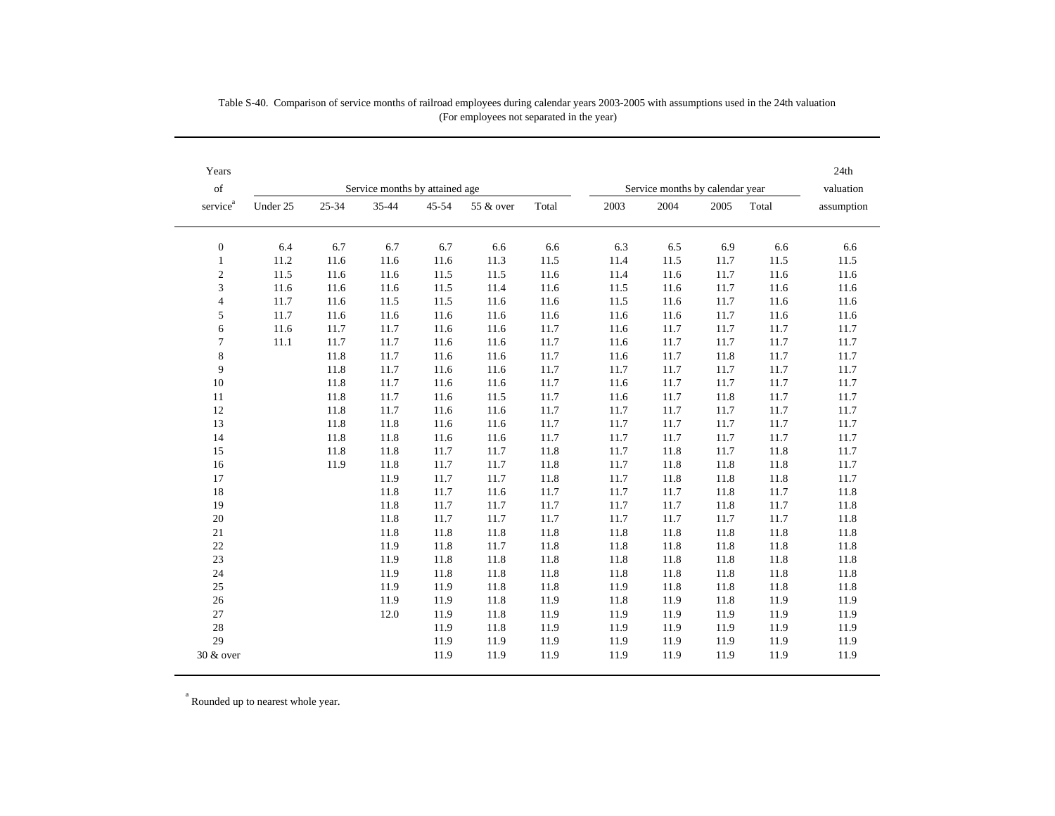Table S-40. Comparison of service months of railroad employees during calendar years 2003-2005 with assumptions used in the 24th valuation
(For employees not separated in the year)

| Years of service[a] | Service months by attained age | | | | | | Service months by calendar year | | | | 24th valuation assumption |
|---|---|---|---|---|---|---|---|---|---|---|---|
| | Under 25 | 25-34 | 35-44 | 45-54 | 55 & over | Total | 2003 | 2004 | 2005 | Total | |
| 0 | 6.4 | 6.7 | 6.7 | 6.7 | 6.6 | 6.6 | 6.3 | 6.5 | 6.9 | 6.6 | 6.6 |
| 1 | 11.2 | 11.6 | 11.6 | 11.6 | 11.3 | 11.5 | 11.4 | 11.5 | 11.7 | 11.5 | 11.5 |
| 2 | 11.5 | 11.6 | 11.6 | 11.5 | 11.5 | 11.6 | 11.4 | 11.6 | 11.7 | 11.6 | 11.6 |
| 3 | 11.6 | 11.6 | 11.6 | 11.5 | 11.4 | 11.6 | 11.5 | 11.6 | 11.7 | 11.6 | 11.6 |
| 4 | 11.7 | 11.6 | 11.5 | 11.5 | 11.6 | 11.6 | 11.5 | 11.6 | 11.7 | 11.6 | 11.6 |
| 5 | 11.7 | 11.6 | 11.6 | 11.6 | 11.6 | 11.6 | 11.6 | 11.6 | 11.7 | 11.6 | 11.6 |
| 6 | 11.6 | 11.7 | 11.7 | 11.6 | 11.6 | 11.7 | 11.6 | 11.7 | 11.7 | 11.7 | 11.7 |
| 7 | 11.1 | 11.7 | 11.7 | 11.6 | 11.6 | 11.7 | 11.6 | 11.7 | 11.7 | 11.7 | 11.7 |
| 8 | | 11.8 | 11.7 | 11.6 | 11.6 | 11.7 | 11.6 | 11.7 | 11.8 | 11.7 | 11.7 |
| 9 | | 11.8 | 11.7 | 11.6 | 11.6 | 11.7 | 11.7 | 11.7 | 11.7 | 11.7 | 11.7 |
| 10 | | 11.8 | 11.7 | 11.6 | 11.6 | 11.7 | 11.6 | 11.7 | 11.7 | 11.7 | 11.7 |
| 11 | | 11.8 | 11.7 | 11.6 | 11.5 | 11.7 | 11.6 | 11.7 | 11.8 | 11.7 | 11.7 |
| 12 | | 11.8 | 11.7 | 11.6 | 11.6 | 11.7 | 11.7 | 11.7 | 11.7 | 11.7 | 11.7 |
| 13 | | 11.8 | 11.8 | 11.6 | 11.6 | 11.7 | 11.7 | 11.7 | 11.7 | 11.7 | 11.7 |
| 14 | | 11.8 | 11.8 | 11.6 | 11.6 | 11.7 | 11.7 | 11.7 | 11.7 | 11.7 | 11.7 |
| 15 | | 11.8 | 11.8 | 11.7 | 11.7 | 11.8 | 11.7 | 11.8 | 11.7 | 11.8 | 11.7 |
| 16 | | 11.9 | 11.8 | 11.7 | 11.7 | 11.8 | 11.7 | 11.8 | 11.8 | 11.8 | 11.7 |
| 17 | | | 11.9 | 11.7 | 11.7 | 11.8 | 11.7 | 11.8 | 11.8 | 11.8 | 11.7 |
| 18 | | | 11.8 | 11.7 | 11.6 | 11.7 | 11.7 | 11.7 | 11.8 | 11.7 | 11.8 |
| 19 | | | 11.8 | 11.7 | 11.7 | 11.7 | 11.7 | 11.7 | 11.8 | 11.7 | 11.8 |
| 20 | | | 11.8 | 11.7 | 11.7 | 11.7 | 11.7 | 11.7 | 11.7 | 11.7 | 11.8 |
| 21 | | | 11.8 | 11.8 | 11.8 | 11.8 | 11.8 | 11.8 | 11.8 | 11.8 | 11.8 |
| 22 | | | 11.9 | 11.8 | 11.7 | 11.8 | 11.8 | 11.8 | 11.8 | 11.8 | 11.8 |
| 23 | | | 11.9 | 11.8 | 11.8 | 11.8 | 11.8 | 11.8 | 11.8 | 11.8 | 11.8 |
| 24 | | | 11.9 | 11.8 | 11.8 | 11.8 | 11.8 | 11.8 | 11.8 | 11.8 | 11.8 |
| 25 | | | 11.9 | 11.9 | 11.8 | 11.8 | 11.9 | 11.8 | 11.8 | 11.8 | 11.8 |
| 26 | | | 11.9 | 11.9 | 11.8 | 11.9 | 11.8 | 11.9 | 11.8 | 11.9 | 11.9 |
| 27 | | | 12.0 | 11.9 | 11.8 | 11.9 | 11.9 | 11.9 | 11.9 | 11.9 | 11.9 |
| 28 | | | | 11.9 | 11.8 | 11.9 | 11.9 | 11.9 | 11.9 | 11.9 | 11.9 |
| 29 | | | | 11.9 | 11.9 | 11.9 | 11.9 | 11.9 | 11.9 | 11.9 | 11.9 |
| 30 & over | | | | 11.9 | 11.9 | 11.9 | 11.9 | 11.9 | 11.9 | 11.9 | 11.9 |

[a] Rounded up to nearest whole year.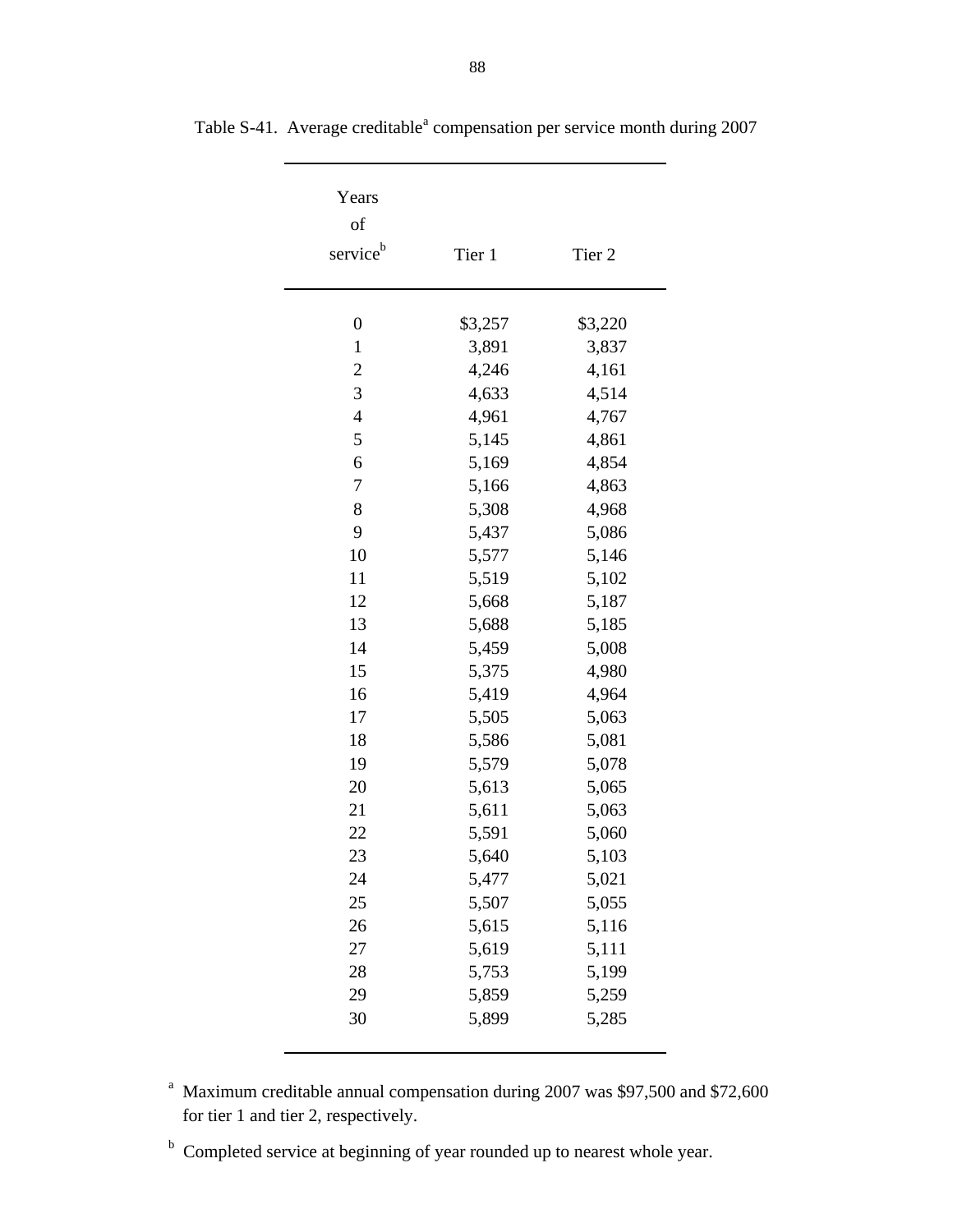Table S-41. Average creditable[a] compensation per service month during 2007

| Years of service[b] | Tier 1 | Tier 2 |
|---|---|---|
| 0 | $3,257 | $3,220 |
| 1 | 3,891 | 3,837 |
| 2 | 4,246 | 4,161 |
| 3 | 4,633 | 4,514 |
| 4 | 4,961 | 4,767 |
| 5 | 5,145 | 4,861 |
| 6 | 5,169 | 4,854 |
| 7 | 5,166 | 4,863 |
| 8 | 5,308 | 4,968 |
| 9 | 5,437 | 5,086 |
| 10 | 5,577 | 5,146 |
| 11 | 5,519 | 5,102 |
| 12 | 5,668 | 5,187 |
| 13 | 5,688 | 5,185 |
| 14 | 5,459 | 5,008 |
| 15 | 5,375 | 4,980 |
| 16 | 5,419 | 4,964 |
| 17 | 5,505 | 5,063 |
| 18 | 5,586 | 5,081 |
| 19 | 5,579 | 5,078 |
| 20 | 5,613 | 5,065 |
| 21 | 5,611 | 5,063 |
| 22 | 5,591 | 5,060 |
| 23 | 5,640 | 5,103 |
| 24 | 5,477 | 5,021 |
| 25 | 5,507 | 5,055 |
| 26 | 5,615 | 5,116 |
| 27 | 5,619 | 5,111 |
| 28 | 5,753 | 5,199 |
| 29 | 5,859 | 5,259 |
| 30 | 5,899 | 5,285 |

[a] Maximum creditable annual compensation during 2007 was $97,500 and $72,600 for tier 1 and tier 2, respectively.

[b] Completed service at beginning of year rounded up to nearest whole year.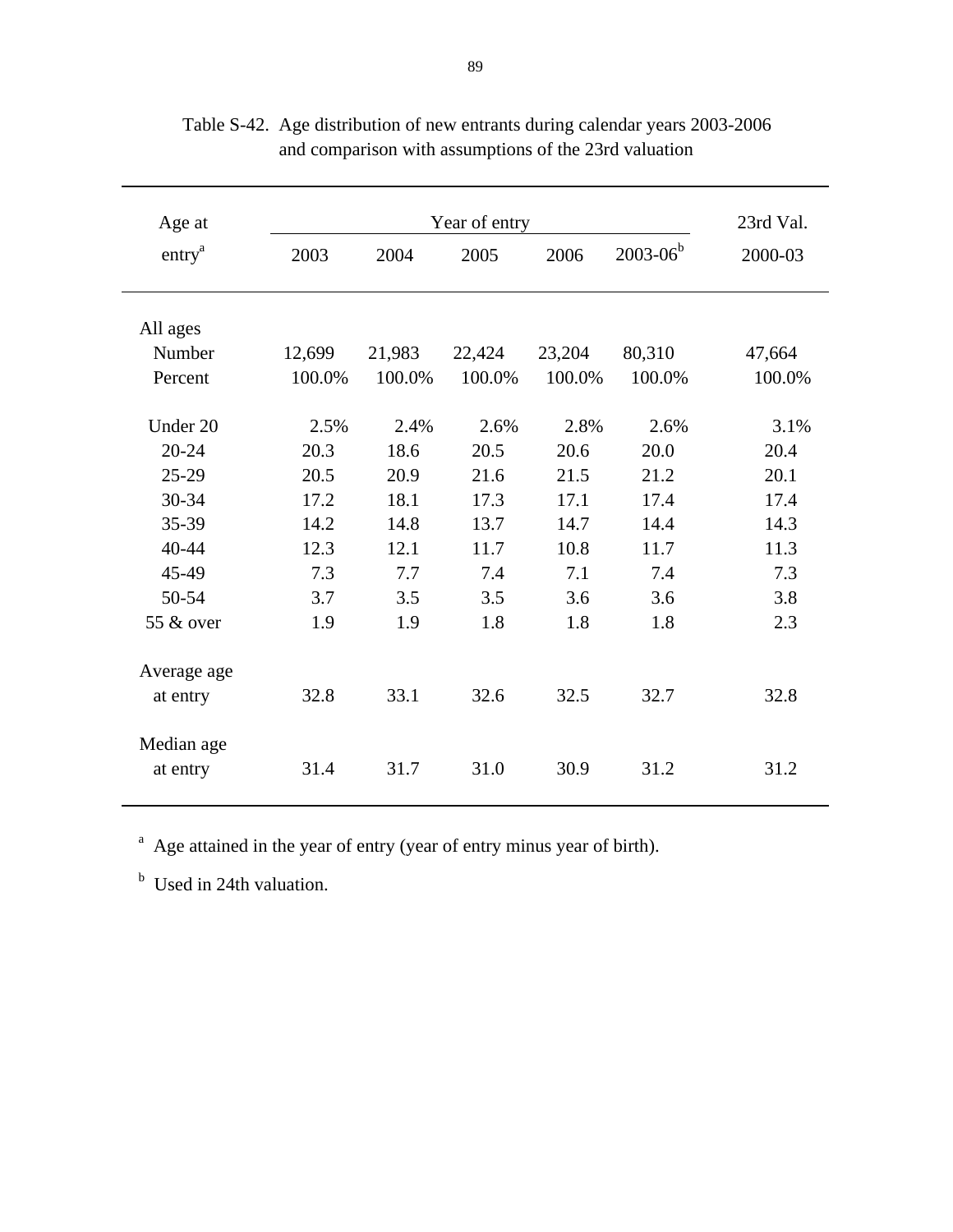Table S-42. Age distribution of new entrants during calendar years 2003-2006 and comparison with assumptions of the 23rd valuation

| Age at entry[a] | Year of entry | | | | | 23rd Val. |
|---|---|---|---|---|---|---|
| | 2003 | 2004 | 2005 | 2006 | 2003-06[b] | 2000-03 |
| All ages | | | | | | |
| Number | 12,699 | 21,983 | 22,424 | 23,204 | 80,310 | 47,664 |
| Percent | 100.0% | 100.0% | 100.0% | 100.0% | 100.0% | 100.0% |
| Under 20 | 2.5% | 2.4% | 2.6% | 2.8% | 2.6% | 3.1% |
| 20-24 | 20.3 | 18.6 | 20.5 | 20.6 | 20.0 | 20.4 |
| 25-29 | 20.5 | 20.9 | 21.6 | 21.5 | 21.2 | 20.1 |
| 30-34 | 17.2 | 18.1 | 17.3 | 17.1 | 17.4 | 17.4 |
| 35-39 | 14.2 | 14.8 | 13.7 | 14.7 | 14.4 | 14.3 |
| 40-44 | 12.3 | 12.1 | 11.7 | 10.8 | 11.7 | 11.3 |
| 45-49 | 7.3 | 7.7 | 7.4 | 7.1 | 7.4 | 7.3 |
| 50-54 | 3.7 | 3.5 | 3.5 | 3.6 | 3.6 | 3.8 |
| 55 & over | 1.9 | 1.9 | 1.8 | 1.8 | 1.8 | 2.3 |
| Average age at entry | 32.8 | 33.1 | 32.6 | 32.5 | 32.7 | 32.8 |
| Median age at entry | 31.4 | 31.7 | 31.0 | 30.9 | 31.2 | 31.2 |

[a] Age attained in the year of entry (year of entry minus year of birth).

[b] Used in 24th valuation.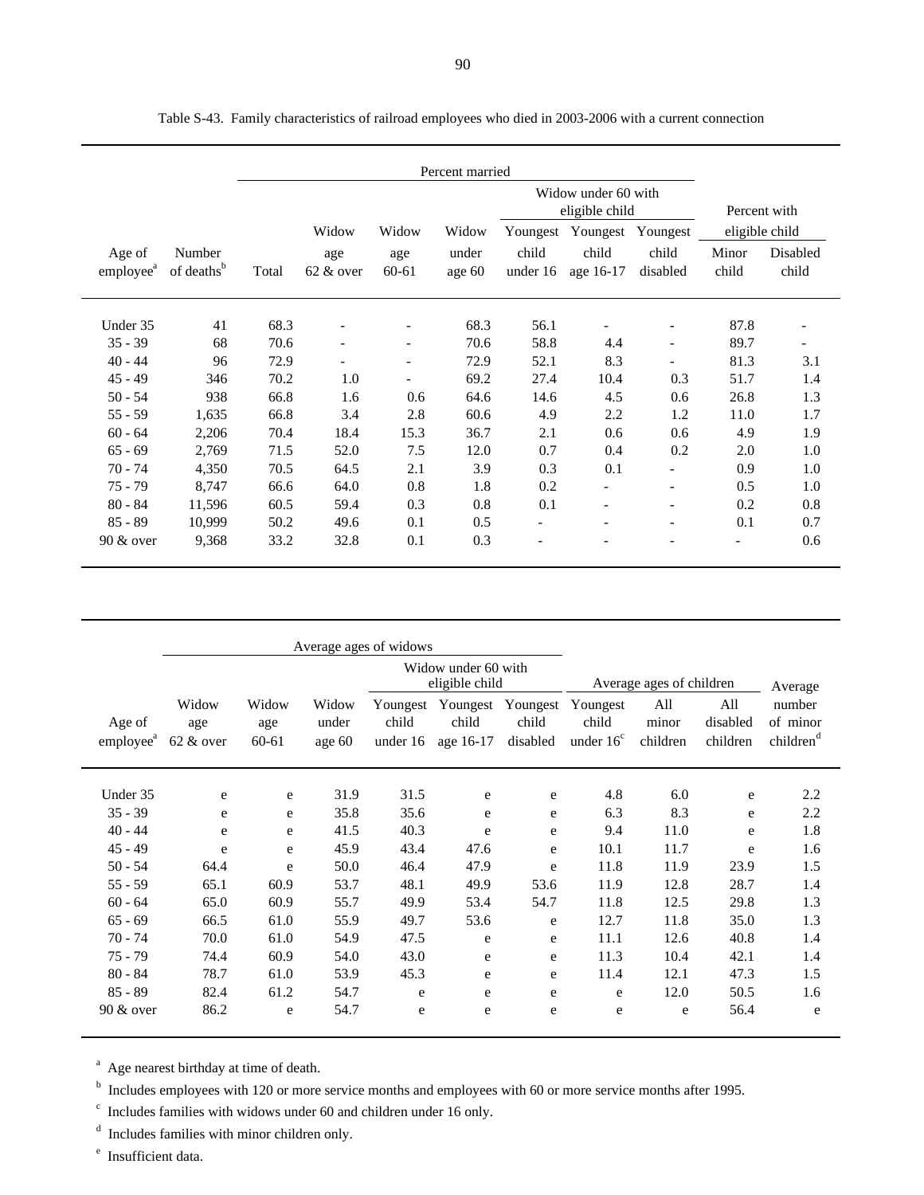Table S-43. Family characteristics of railroad employees who died in 2003-2006 with a current connection

| Age of employee[a] | Number of deaths[b] | Percent married | | | | | | | Percent with eligible child | |
|---|---|---|---|---|---|---|---|---|---|---|
| | | | | | | Widow under 60 with eligible child | | | | |
| | | Total | Widow age 62 & over | Widow age 60-61 | Widow under age 60 | Youngest child under 16 | Youngest child age 16-17 | Youngest child disabled | Minor child | Disabled child |
| Under 35 | 41 | 68.3 | - | - | 68.3 | 56.1 | - | - | 87.8 | - |
| 35 - 39 | 68 | 70.6 | - | - | 70.6 | 58.8 | 4.4 | - | 89.7 | - |
| 40 - 44 | 96 | 72.9 | - | - | 72.9 | 52.1 | 8.3 | - | 81.3 | 3.1 |
| 45 - 49 | 346 | 70.2 | 1.0 | - | 69.2 | 27.4 | 10.4 | 0.3 | 51.7 | 1.4 |
| 50 - 54 | 938 | 66.8 | 1.6 | 0.6 | 64.6 | 14.6 | 4.5 | 0.6 | 26.8 | 1.3 |
| 55 - 59 | 1,635 | 66.8 | 3.4 | 2.8 | 60.6 | 4.9 | 2.2 | 1.2 | 11.0 | 1.7 |
| 60 - 64 | 2,206 | 70.4 | 18.4 | 15.3 | 36.7 | 2.1 | 0.6 | 0.6 | 4.9 | 1.9 |
| 65 - 69 | 2,769 | 71.5 | 52.0 | 7.5 | 12.0 | 0.7 | 0.4 | 0.2 | 2.0 | 1.0 |
| 70 - 74 | 4,350 | 70.5 | 64.5 | 2.1 | 3.9 | 0.3 | 0.1 | - | 0.9 | 1.0 |
| 75 - 79 | 8,747 | 66.6 | 64.0 | 0.8 | 1.8 | 0.2 | - | - | 0.5 | 1.0 |
| 80 - 84 | 11,596 | 60.5 | 59.4 | 0.3 | 0.8 | 0.1 | - | - | 0.2 | 0.8 |
| 85 - 89 | 10,999 | 50.2 | 49.6 | 0.1 | 0.5 | - | - | - | 0.1 | 0.7 |
| 90 & over | 9,368 | 33.2 | 32.8 | 0.1 | 0.3 | - | - | - | - | 0.6 |

| Age of employee[a] | Average ages of widows | | | | | | Average ages of children | | | Average number of minor children[d] |
|---|---|---|---|---|---|---|---|---|---|---|
| | | | | Widow under 60 with eligible child | | | | | | |
| | Widow age 62 & over | Widow age 60-61 | Widow under age 60 | Youngest child under 16 | Youngest child age 16-17 | Youngest child disabled | Youngest child under 16[c] | All minor children | All disabled children | |
| Under 35 | e | e | 31.9 | 31.5 | e | e | 4.8 | 6.0 | e | 2.2 |
| 35 - 39 | e | e | 35.8 | 35.6 | e | e | 6.3 | 8.3 | e | 2.2 |
| 40 - 44 | e | e | 41.5 | 40.3 | e | e | 9.4 | 11.0 | e | 1.8 |
| 45 - 49 | e | e | 45.9 | 43.4 | 47.6 | e | 10.1 | 11.7 | e | 1.6 |
| 50 - 54 | 64.4 | e | 50.0 | 46.4 | 47.9 | e | 11.8 | 11.9 | 23.9 | 1.5 |
| 55 - 59 | 65.1 | 60.9 | 53.7 | 48.1 | 49.9 | 53.6 | 11.9 | 12.8 | 28.7 | 1.4 |
| 60 - 64 | 65.0 | 60.9 | 55.7 | 49.9 | 53.4 | 54.7 | 11.8 | 12.5 | 29.8 | 1.3 |
| 65 - 69 | 66.5 | 61.0 | 55.9 | 49.7 | 53.6 | e | 12.7 | 11.8 | 35.0 | 1.3 |
| 70 - 74 | 70.0 | 61.0 | 54.9 | 47.5 | e | e | 11.1 | 12.6 | 40.8 | 1.4 |
| 75 - 79 | 74.4 | 60.9 | 54.0 | 43.0 | e | e | 11.3 | 10.4 | 42.1 | 1.4 |
| 80 - 84 | 78.7 | 61.0 | 53.9 | 45.3 | e | e | 11.4 | 12.1 | 47.3 | 1.5 |
| 85 - 89 | 82.4 | 61.2 | 54.7 | e | e | e | e | 12.0 | 50.5 | 1.6 |
| 90 & over | 86.2 | e | 54.7 | e | e | e | e | e | 56.4 | e |

[a] Age nearest birthday at time of death.

[b] Includes employees with 120 or more service months and employees with 60 or more service months after 1995.

[c] Includes families with widows under 60 and children under 16 only.

[d] Includes families with minor children only.

[e] Insufficient data.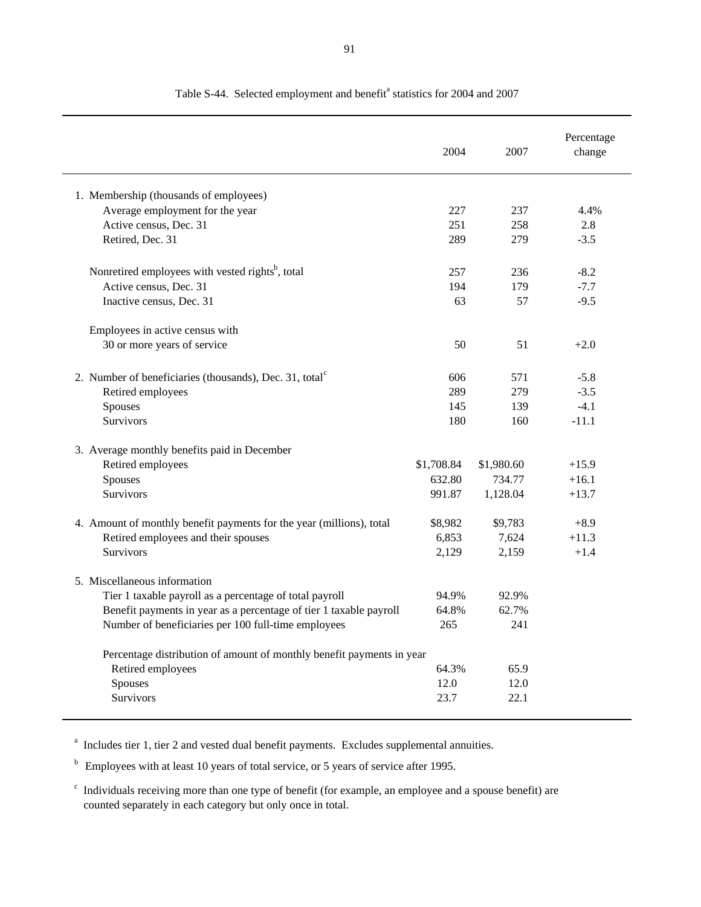Table S-44. Selected employment and benefit[a] statistics for 2004 and 2007

| | 2004 | 2007 | Percentage change |
|---|---|---|---|
| 1. Membership (thousands of employees) | | | |
| Average employment for the year | 227 | 237 | 4.4% |
| Active census, Dec. 31 | 251 | 258 | 2.8 |
| Retired, Dec. 31 | 289 | 279 | -3.5 |
| Nonretired employees with vested rights[b], total | 257 | 236 | -8.2 |
| Active census, Dec. 31 | 194 | 179 | -7.7 |
| Inactive census, Dec. 31 | 63 | 57 | -9.5 |
| Employees in active census with 30 or more years of service | 50 | 51 | +2.0 |
| 2. Number of beneficiaries (thousands), Dec. 31, total[c] | 606 | 571 | -5.8 |
| Retired employees | 289 | 279 | -3.5 |
| Spouses | 145 | 139 | -4.1 |
| Survivors | 180 | 160 | -11.1 |
| 3. Average monthly benefits paid in December | | | |
| Retired employees | $1,708.84 | $1,980.60 | +15.9 |
| Spouses | 632.80 | 734.77 | +16.1 |
| Survivors | 991.87 | 1,128.04 | +13.7 |
| 4. Amount of monthly benefit payments for the year (millions), total | $8,982 | $9,783 | +8.9 |
| Retired employees and their spouses | 6,853 | 7,624 | +11.3 |
| Survivors | 2,129 | 2,159 | +1.4 |
| 5. Miscellaneous information | | | |
| Tier 1 taxable payroll as a percentage of total payroll | 94.9% | 92.9% | |
| Benefit payments in year as a percentage of tier 1 taxable payroll | 64.8% | 62.7% | |
| Number of beneficiaries per 100 full-time employees | 265 | 241 | |
| Percentage distribution of amount of monthly benefit payments in year | | | |
| Retired employees | 64.3% | 65.9 | |
| Spouses | 12.0 | 12.0 | |
| Survivors | 23.7 | 22.1 | |

[a] Includes tier 1, tier 2 and vested dual benefit payments. Excludes supplemental annuities.

[b] Employees with at least 10 years of total service, or 5 years of service after 1995.

[c] Individuals receiving more than one type of benefit (for example, an employee and a spouse benefit) are counted separately in each category but only once in total.